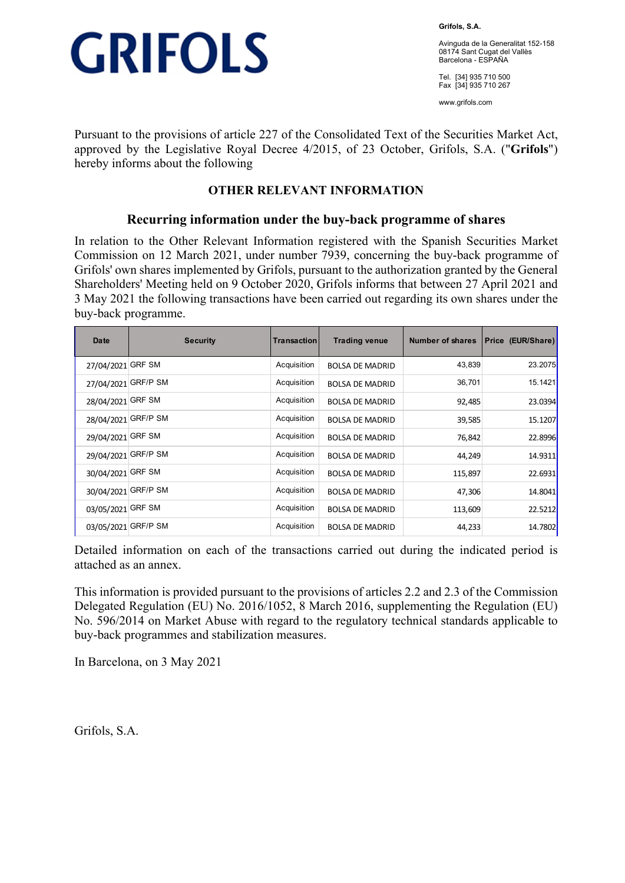# GRIFOLS

**Grifols, S.A.**

Avinguda de la Generalitat 152-158
08174 Sant Cugat del Vallès
Barcelona - ESPAÑA

Tel. [34] 935 710 500
Fax [34] 935 710 267

www.grifols.com

Pursuant to the provisions of article 227 of the Consolidated Text of the Securities Market Act, approved by the Legislative Royal Decree 4/2015, of 23 October, Grifols, S.A. ("**Grifols**") hereby informs about the following

## OTHER RELEVANT INFORMATION

### Recurring information under the buy-back programme of shares

In relation to the Other Relevant Information registered with the Spanish Securities Market Commission on 12 March 2021, under number 7939, concerning the buy-back programme of Grifols' own shares implemented by Grifols, pursuant to the authorization granted by the General Shareholders' Meeting held on 9 October 2020, Grifols informs that between 27 April 2021 and 3 May 2021 the following transactions have been carried out regarding its own shares under the buy-back programme.

| Date | Security | Transaction | Trading venue | Number of shares | Price (EUR/Share) |
|---|---|---|---|---|---|
| 27/04/2021 | GRF SM | Acquisition | BOLSA DE MADRID | 43,839 | 23.2075 |
| 27/04/2021 | GRF/P SM | Acquisition | BOLSA DE MADRID | 36,701 | 15.1421 |
| 28/04/2021 | GRF SM | Acquisition | BOLSA DE MADRID | 92,485 | 23.0394 |
| 28/04/2021 | GRF/P SM | Acquisition | BOLSA DE MADRID | 39,585 | 15.1207 |
| 29/04/2021 | GRF SM | Acquisition | BOLSA DE MADRID | 76,842 | 22.8996 |
| 29/04/2021 | GRF/P SM | Acquisition | BOLSA DE MADRID | 44,249 | 14.9311 |
| 30/04/2021 | GRF SM | Acquisition | BOLSA DE MADRID | 115,897 | 22.6931 |
| 30/04/2021 | GRF/P SM | Acquisition | BOLSA DE MADRID | 47,306 | 14.8041 |
| 03/05/2021 | GRF SM | Acquisition | BOLSA DE MADRID | 113,609 | 22.5212 |
| 03/05/2021 | GRF/P SM | Acquisition | BOLSA DE MADRID | 44,233 | 14.7802 |

Detailed information on each of the transactions carried out during the indicated period is attached as an annex.

This information is provided pursuant to the provisions of articles 2.2 and 2.3 of the Commission Delegated Regulation (EU) No. 2016/1052, 8 March 2016, supplementing the Regulation (EU) No. 596/2014 on Market Abuse with regard to the regulatory technical standards applicable to buy-back programmes and stabilization measures.

In Barcelona, on 3 May 2021

Grifols, S.A.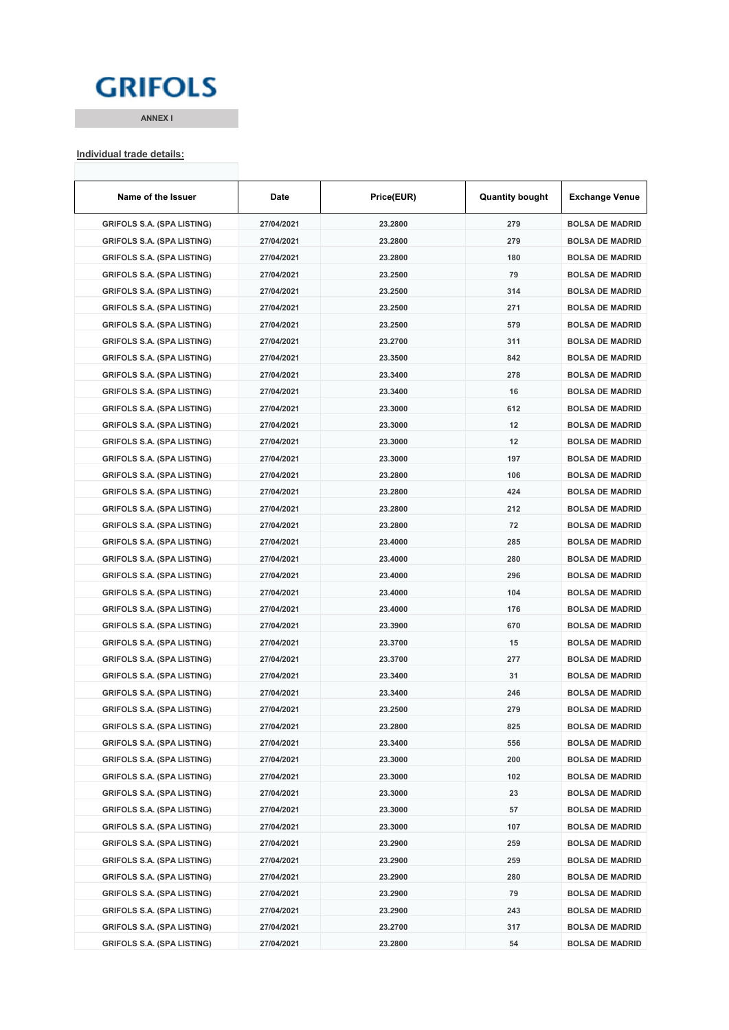GRIFOLS

ANNEX I

**Individual trade details:**

| Name of the Issuer | Date | Price(EUR) | Quantity bought | Exchange Venue |
|---|---|---|---|---|
| GRIFOLS S.A. (SPA LISTING) | 27/04/2021 | 23.2800 | 279 | BOLSA DE MADRID |
| GRIFOLS S.A. (SPA LISTING) | 27/04/2021 | 23.2800 | 279 | BOLSA DE MADRID |
| GRIFOLS S.A. (SPA LISTING) | 27/04/2021 | 23.2800 | 180 | BOLSA DE MADRID |
| GRIFOLS S.A. (SPA LISTING) | 27/04/2021 | 23.2500 | 79 | BOLSA DE MADRID |
| GRIFOLS S.A. (SPA LISTING) | 27/04/2021 | 23.2500 | 314 | BOLSA DE MADRID |
| GRIFOLS S.A. (SPA LISTING) | 27/04/2021 | 23.2500 | 271 | BOLSA DE MADRID |
| GRIFOLS S.A. (SPA LISTING) | 27/04/2021 | 23.2500 | 579 | BOLSA DE MADRID |
| GRIFOLS S.A. (SPA LISTING) | 27/04/2021 | 23.2700 | 311 | BOLSA DE MADRID |
| GRIFOLS S.A. (SPA LISTING) | 27/04/2021 | 23.3500 | 842 | BOLSA DE MADRID |
| GRIFOLS S.A. (SPA LISTING) | 27/04/2021 | 23.3400 | 278 | BOLSA DE MADRID |
| GRIFOLS S.A. (SPA LISTING) | 27/04/2021 | 23.3400 | 16 | BOLSA DE MADRID |
| GRIFOLS S.A. (SPA LISTING) | 27/04/2021 | 23.3000 | 612 | BOLSA DE MADRID |
| GRIFOLS S.A. (SPA LISTING) | 27/04/2021 | 23.3000 | 12 | BOLSA DE MADRID |
| GRIFOLS S.A. (SPA LISTING) | 27/04/2021 | 23.3000 | 12 | BOLSA DE MADRID |
| GRIFOLS S.A. (SPA LISTING) | 27/04/2021 | 23.3000 | 197 | BOLSA DE MADRID |
| GRIFOLS S.A. (SPA LISTING) | 27/04/2021 | 23.2800 | 106 | BOLSA DE MADRID |
| GRIFOLS S.A. (SPA LISTING) | 27/04/2021 | 23.2800 | 424 | BOLSA DE MADRID |
| GRIFOLS S.A. (SPA LISTING) | 27/04/2021 | 23.2800 | 212 | BOLSA DE MADRID |
| GRIFOLS S.A. (SPA LISTING) | 27/04/2021 | 23.2800 | 72 | BOLSA DE MADRID |
| GRIFOLS S.A. (SPA LISTING) | 27/04/2021 | 23.4000 | 285 | BOLSA DE MADRID |
| GRIFOLS S.A. (SPA LISTING) | 27/04/2021 | 23.4000 | 280 | BOLSA DE MADRID |
| GRIFOLS S.A. (SPA LISTING) | 27/04/2021 | 23.4000 | 296 | BOLSA DE MADRID |
| GRIFOLS S.A. (SPA LISTING) | 27/04/2021 | 23.4000 | 104 | BOLSA DE MADRID |
| GRIFOLS S.A. (SPA LISTING) | 27/04/2021 | 23.4000 | 176 | BOLSA DE MADRID |
| GRIFOLS S.A. (SPA LISTING) | 27/04/2021 | 23.3900 | 670 | BOLSA DE MADRID |
| GRIFOLS S.A. (SPA LISTING) | 27/04/2021 | 23.3700 | 15 | BOLSA DE MADRID |
| GRIFOLS S.A. (SPA LISTING) | 27/04/2021 | 23.3700 | 277 | BOLSA DE MADRID |
| GRIFOLS S.A. (SPA LISTING) | 27/04/2021 | 23.3400 | 31 | BOLSA DE MADRID |
| GRIFOLS S.A. (SPA LISTING) | 27/04/2021 | 23.3400 | 246 | BOLSA DE MADRID |
| GRIFOLS S.A. (SPA LISTING) | 27/04/2021 | 23.2500 | 279 | BOLSA DE MADRID |
| GRIFOLS S.A. (SPA LISTING) | 27/04/2021 | 23.2800 | 825 | BOLSA DE MADRID |
| GRIFOLS S.A. (SPA LISTING) | 27/04/2021 | 23.3400 | 556 | BOLSA DE MADRID |
| GRIFOLS S.A. (SPA LISTING) | 27/04/2021 | 23.3000 | 200 | BOLSA DE MADRID |
| GRIFOLS S.A. (SPA LISTING) | 27/04/2021 | 23.3000 | 102 | BOLSA DE MADRID |
| GRIFOLS S.A. (SPA LISTING) | 27/04/2021 | 23.3000 | 23 | BOLSA DE MADRID |
| GRIFOLS S.A. (SPA LISTING) | 27/04/2021 | 23.3000 | 57 | BOLSA DE MADRID |
| GRIFOLS S.A. (SPA LISTING) | 27/04/2021 | 23.3000 | 107 | BOLSA DE MADRID |
| GRIFOLS S.A. (SPA LISTING) | 27/04/2021 | 23.2900 | 259 | BOLSA DE MADRID |
| GRIFOLS S.A. (SPA LISTING) | 27/04/2021 | 23.2900 | 259 | BOLSA DE MADRID |
| GRIFOLS S.A. (SPA LISTING) | 27/04/2021 | 23.2900 | 280 | BOLSA DE MADRID |
| GRIFOLS S.A. (SPA LISTING) | 27/04/2021 | 23.2900 | 79 | BOLSA DE MADRID |
| GRIFOLS S.A. (SPA LISTING) | 27/04/2021 | 23.2900 | 243 | BOLSA DE MADRID |
| GRIFOLS S.A. (SPA LISTING) | 27/04/2021 | 23.2700 | 317 | BOLSA DE MADRID |
| GRIFOLS S.A. (SPA LISTING) | 27/04/2021 | 23.2800 | 54 | BOLSA DE MADRID |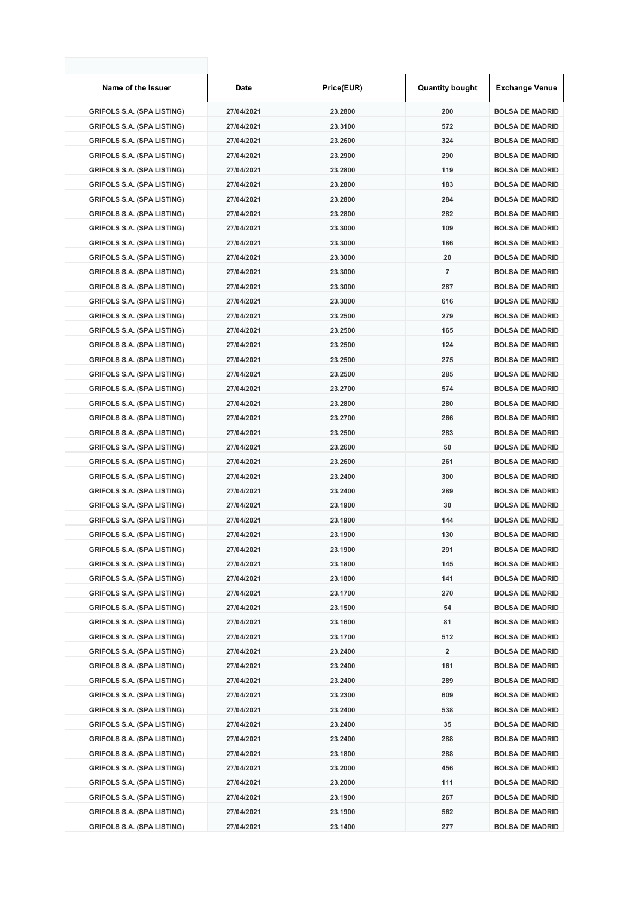| Name of the Issuer | Date | Price(EUR) | Quantity bought | Exchange Venue |
| --- | --- | --- | --- | --- |
| GRIFOLS S.A. (SPA LISTING) | 27/04/2021 | 23.2800 | 200 | BOLSA DE MADRID |
| GRIFOLS S.A. (SPA LISTING) | 27/04/2021 | 23.3100 | 572 | BOLSA DE MADRID |
| GRIFOLS S.A. (SPA LISTING) | 27/04/2021 | 23.2600 | 324 | BOLSA DE MADRID |
| GRIFOLS S.A. (SPA LISTING) | 27/04/2021 | 23.2900 | 290 | BOLSA DE MADRID |
| GRIFOLS S.A. (SPA LISTING) | 27/04/2021 | 23.2800 | 119 | BOLSA DE MADRID |
| GRIFOLS S.A. (SPA LISTING) | 27/04/2021 | 23.2800 | 183 | BOLSA DE MADRID |
| GRIFOLS S.A. (SPA LISTING) | 27/04/2021 | 23.2800 | 284 | BOLSA DE MADRID |
| GRIFOLS S.A. (SPA LISTING) | 27/04/2021 | 23.2800 | 282 | BOLSA DE MADRID |
| GRIFOLS S.A. (SPA LISTING) | 27/04/2021 | 23.3000 | 109 | BOLSA DE MADRID |
| GRIFOLS S.A. (SPA LISTING) | 27/04/2021 | 23.3000 | 186 | BOLSA DE MADRID |
| GRIFOLS S.A. (SPA LISTING) | 27/04/2021 | 23.3000 | 20 | BOLSA DE MADRID |
| GRIFOLS S.A. (SPA LISTING) | 27/04/2021 | 23.3000 | 7 | BOLSA DE MADRID |
| GRIFOLS S.A. (SPA LISTING) | 27/04/2021 | 23.3000 | 287 | BOLSA DE MADRID |
| GRIFOLS S.A. (SPA LISTING) | 27/04/2021 | 23.3000 | 616 | BOLSA DE MADRID |
| GRIFOLS S.A. (SPA LISTING) | 27/04/2021 | 23.2500 | 279 | BOLSA DE MADRID |
| GRIFOLS S.A. (SPA LISTING) | 27/04/2021 | 23.2500 | 165 | BOLSA DE MADRID |
| GRIFOLS S.A. (SPA LISTING) | 27/04/2021 | 23.2500 | 124 | BOLSA DE MADRID |
| GRIFOLS S.A. (SPA LISTING) | 27/04/2021 | 23.2500 | 275 | BOLSA DE MADRID |
| GRIFOLS S.A. (SPA LISTING) | 27/04/2021 | 23.2500 | 285 | BOLSA DE MADRID |
| GRIFOLS S.A. (SPA LISTING) | 27/04/2021 | 23.2700 | 574 | BOLSA DE MADRID |
| GRIFOLS S.A. (SPA LISTING) | 27/04/2021 | 23.2800 | 280 | BOLSA DE MADRID |
| GRIFOLS S.A. (SPA LISTING) | 27/04/2021 | 23.2700 | 266 | BOLSA DE MADRID |
| GRIFOLS S.A. (SPA LISTING) | 27/04/2021 | 23.2500 | 283 | BOLSA DE MADRID |
| GRIFOLS S.A. (SPA LISTING) | 27/04/2021 | 23.2600 | 50 | BOLSA DE MADRID |
| GRIFOLS S.A. (SPA LISTING) | 27/04/2021 | 23.2600 | 261 | BOLSA DE MADRID |
| GRIFOLS S.A. (SPA LISTING) | 27/04/2021 | 23.2400 | 300 | BOLSA DE MADRID |
| GRIFOLS S.A. (SPA LISTING) | 27/04/2021 | 23.2400 | 289 | BOLSA DE MADRID |
| GRIFOLS S.A. (SPA LISTING) | 27/04/2021 | 23.1900 | 30 | BOLSA DE MADRID |
| GRIFOLS S.A. (SPA LISTING) | 27/04/2021 | 23.1900 | 144 | BOLSA DE MADRID |
| GRIFOLS S.A. (SPA LISTING) | 27/04/2021 | 23.1900 | 130 | BOLSA DE MADRID |
| GRIFOLS S.A. (SPA LISTING) | 27/04/2021 | 23.1900 | 291 | BOLSA DE MADRID |
| GRIFOLS S.A. (SPA LISTING) | 27/04/2021 | 23.1800 | 145 | BOLSA DE MADRID |
| GRIFOLS S.A. (SPA LISTING) | 27/04/2021 | 23.1800 | 141 | BOLSA DE MADRID |
| GRIFOLS S.A. (SPA LISTING) | 27/04/2021 | 23.1700 | 270 | BOLSA DE MADRID |
| GRIFOLS S.A. (SPA LISTING) | 27/04/2021 | 23.1500 | 54 | BOLSA DE MADRID |
| GRIFOLS S.A. (SPA LISTING) | 27/04/2021 | 23.1600 | 81 | BOLSA DE MADRID |
| GRIFOLS S.A. (SPA LISTING) | 27/04/2021 | 23.1700 | 512 | BOLSA DE MADRID |
| GRIFOLS S.A. (SPA LISTING) | 27/04/2021 | 23.2400 | 2 | BOLSA DE MADRID |
| GRIFOLS S.A. (SPA LISTING) | 27/04/2021 | 23.2400 | 161 | BOLSA DE MADRID |
| GRIFOLS S.A. (SPA LISTING) | 27/04/2021 | 23.2400 | 289 | BOLSA DE MADRID |
| GRIFOLS S.A. (SPA LISTING) | 27/04/2021 | 23.2300 | 609 | BOLSA DE MADRID |
| GRIFOLS S.A. (SPA LISTING) | 27/04/2021 | 23.2400 | 538 | BOLSA DE MADRID |
| GRIFOLS S.A. (SPA LISTING) | 27/04/2021 | 23.2400 | 35 | BOLSA DE MADRID |
| GRIFOLS S.A. (SPA LISTING) | 27/04/2021 | 23.2400 | 288 | BOLSA DE MADRID |
| GRIFOLS S.A. (SPA LISTING) | 27/04/2021 | 23.1800 | 288 | BOLSA DE MADRID |
| GRIFOLS S.A. (SPA LISTING) | 27/04/2021 | 23.2000 | 456 | BOLSA DE MADRID |
| GRIFOLS S.A. (SPA LISTING) | 27/04/2021 | 23.2000 | 111 | BOLSA DE MADRID |
| GRIFOLS S.A. (SPA LISTING) | 27/04/2021 | 23.1900 | 267 | BOLSA DE MADRID |
| GRIFOLS S.A. (SPA LISTING) | 27/04/2021 | 23.1900 | 562 | BOLSA DE MADRID |
| GRIFOLS S.A. (SPA LISTING) | 27/04/2021 | 23.1400 | 277 | BOLSA DE MADRID |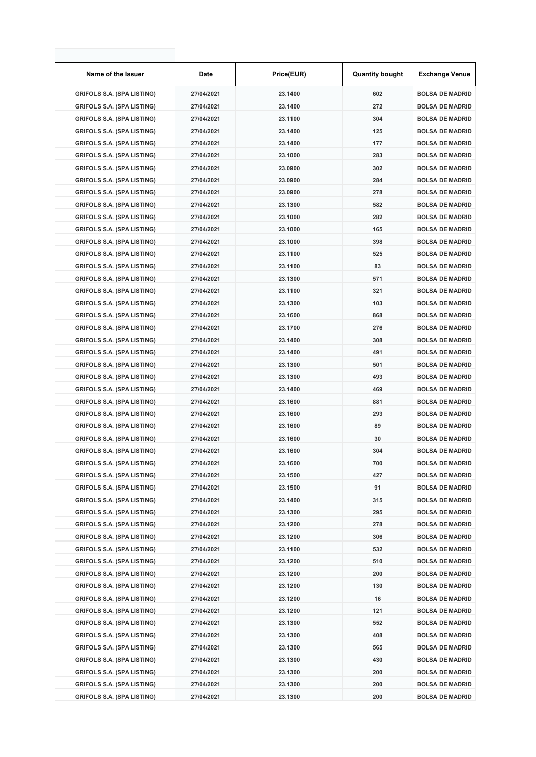| Name of the Issuer | Date | Price(EUR) | Quantity bought | Exchange Venue |
| --- | --- | --- | --- | --- |
| GRIFOLS S.A. (SPA LISTING) | 27/04/2021 | 23.1400 | 602 | BOLSA DE MADRID |
| GRIFOLS S.A. (SPA LISTING) | 27/04/2021 | 23.1400 | 272 | BOLSA DE MADRID |
| GRIFOLS S.A. (SPA LISTING) | 27/04/2021 | 23.1100 | 304 | BOLSA DE MADRID |
| GRIFOLS S.A. (SPA LISTING) | 27/04/2021 | 23.1400 | 125 | BOLSA DE MADRID |
| GRIFOLS S.A. (SPA LISTING) | 27/04/2021 | 23.1400 | 177 | BOLSA DE MADRID |
| GRIFOLS S.A. (SPA LISTING) | 27/04/2021 | 23.1000 | 283 | BOLSA DE MADRID |
| GRIFOLS S.A. (SPA LISTING) | 27/04/2021 | 23.0900 | 302 | BOLSA DE MADRID |
| GRIFOLS S.A. (SPA LISTING) | 27/04/2021 | 23.0900 | 284 | BOLSA DE MADRID |
| GRIFOLS S.A. (SPA LISTING) | 27/04/2021 | 23.0900 | 278 | BOLSA DE MADRID |
| GRIFOLS S.A. (SPA LISTING) | 27/04/2021 | 23.1300 | 582 | BOLSA DE MADRID |
| GRIFOLS S.A. (SPA LISTING) | 27/04/2021 | 23.1000 | 282 | BOLSA DE MADRID |
| GRIFOLS S.A. (SPA LISTING) | 27/04/2021 | 23.1000 | 165 | BOLSA DE MADRID |
| GRIFOLS S.A. (SPA LISTING) | 27/04/2021 | 23.1000 | 398 | BOLSA DE MADRID |
| GRIFOLS S.A. (SPA LISTING) | 27/04/2021 | 23.1100 | 525 | BOLSA DE MADRID |
| GRIFOLS S.A. (SPA LISTING) | 27/04/2021 | 23.1100 | 83 | BOLSA DE MADRID |
| GRIFOLS S.A. (SPA LISTING) | 27/04/2021 | 23.1300 | 571 | BOLSA DE MADRID |
| GRIFOLS S.A. (SPA LISTING) | 27/04/2021 | 23.1100 | 321 | BOLSA DE MADRID |
| GRIFOLS S.A. (SPA LISTING) | 27/04/2021 | 23.1300 | 103 | BOLSA DE MADRID |
| GRIFOLS S.A. (SPA LISTING) | 27/04/2021 | 23.1600 | 868 | BOLSA DE MADRID |
| GRIFOLS S.A. (SPA LISTING) | 27/04/2021 | 23.1700 | 276 | BOLSA DE MADRID |
| GRIFOLS S.A. (SPA LISTING) | 27/04/2021 | 23.1400 | 308 | BOLSA DE MADRID |
| GRIFOLS S.A. (SPA LISTING) | 27/04/2021 | 23.1400 | 491 | BOLSA DE MADRID |
| GRIFOLS S.A. (SPA LISTING) | 27/04/2021 | 23.1300 | 501 | BOLSA DE MADRID |
| GRIFOLS S.A. (SPA LISTING) | 27/04/2021 | 23.1300 | 493 | BOLSA DE MADRID |
| GRIFOLS S.A. (SPA LISTING) | 27/04/2021 | 23.1400 | 469 | BOLSA DE MADRID |
| GRIFOLS S.A. (SPA LISTING) | 27/04/2021 | 23.1600 | 881 | BOLSA DE MADRID |
| GRIFOLS S.A. (SPA LISTING) | 27/04/2021 | 23.1600 | 293 | BOLSA DE MADRID |
| GRIFOLS S.A. (SPA LISTING) | 27/04/2021 | 23.1600 | 89 | BOLSA DE MADRID |
| GRIFOLS S.A. (SPA LISTING) | 27/04/2021 | 23.1600 | 30 | BOLSA DE MADRID |
| GRIFOLS S.A. (SPA LISTING) | 27/04/2021 | 23.1600 | 304 | BOLSA DE MADRID |
| GRIFOLS S.A. (SPA LISTING) | 27/04/2021 | 23.1600 | 700 | BOLSA DE MADRID |
| GRIFOLS S.A. (SPA LISTING) | 27/04/2021 | 23.1500 | 427 | BOLSA DE MADRID |
| GRIFOLS S.A. (SPA LISTING) | 27/04/2021 | 23.1500 | 91 | BOLSA DE MADRID |
| GRIFOLS S.A. (SPA LISTING) | 27/04/2021 | 23.1400 | 315 | BOLSA DE MADRID |
| GRIFOLS S.A. (SPA LISTING) | 27/04/2021 | 23.1300 | 295 | BOLSA DE MADRID |
| GRIFOLS S.A. (SPA LISTING) | 27/04/2021 | 23.1200 | 278 | BOLSA DE MADRID |
| GRIFOLS S.A. (SPA LISTING) | 27/04/2021 | 23.1200 | 306 | BOLSA DE MADRID |
| GRIFOLS S.A. (SPA LISTING) | 27/04/2021 | 23.1100 | 532 | BOLSA DE MADRID |
| GRIFOLS S.A. (SPA LISTING) | 27/04/2021 | 23.1200 | 510 | BOLSA DE MADRID |
| GRIFOLS S.A. (SPA LISTING) | 27/04/2021 | 23.1200 | 200 | BOLSA DE MADRID |
| GRIFOLS S.A. (SPA LISTING) | 27/04/2021 | 23.1200 | 130 | BOLSA DE MADRID |
| GRIFOLS S.A. (SPA LISTING) | 27/04/2021 | 23.1200 | 16 | BOLSA DE MADRID |
| GRIFOLS S.A. (SPA LISTING) | 27/04/2021 | 23.1200 | 121 | BOLSA DE MADRID |
| GRIFOLS S.A. (SPA LISTING) | 27/04/2021 | 23.1300 | 552 | BOLSA DE MADRID |
| GRIFOLS S.A. (SPA LISTING) | 27/04/2021 | 23.1300 | 408 | BOLSA DE MADRID |
| GRIFOLS S.A. (SPA LISTING) | 27/04/2021 | 23.1300 | 565 | BOLSA DE MADRID |
| GRIFOLS S.A. (SPA LISTING) | 27/04/2021 | 23.1300 | 430 | BOLSA DE MADRID |
| GRIFOLS S.A. (SPA LISTING) | 27/04/2021 | 23.1300 | 200 | BOLSA DE MADRID |
| GRIFOLS S.A. (SPA LISTING) | 27/04/2021 | 23.1300 | 200 | BOLSA DE MADRID |
| GRIFOLS S.A. (SPA LISTING) | 27/04/2021 | 23.1300 | 200 | BOLSA DE MADRID |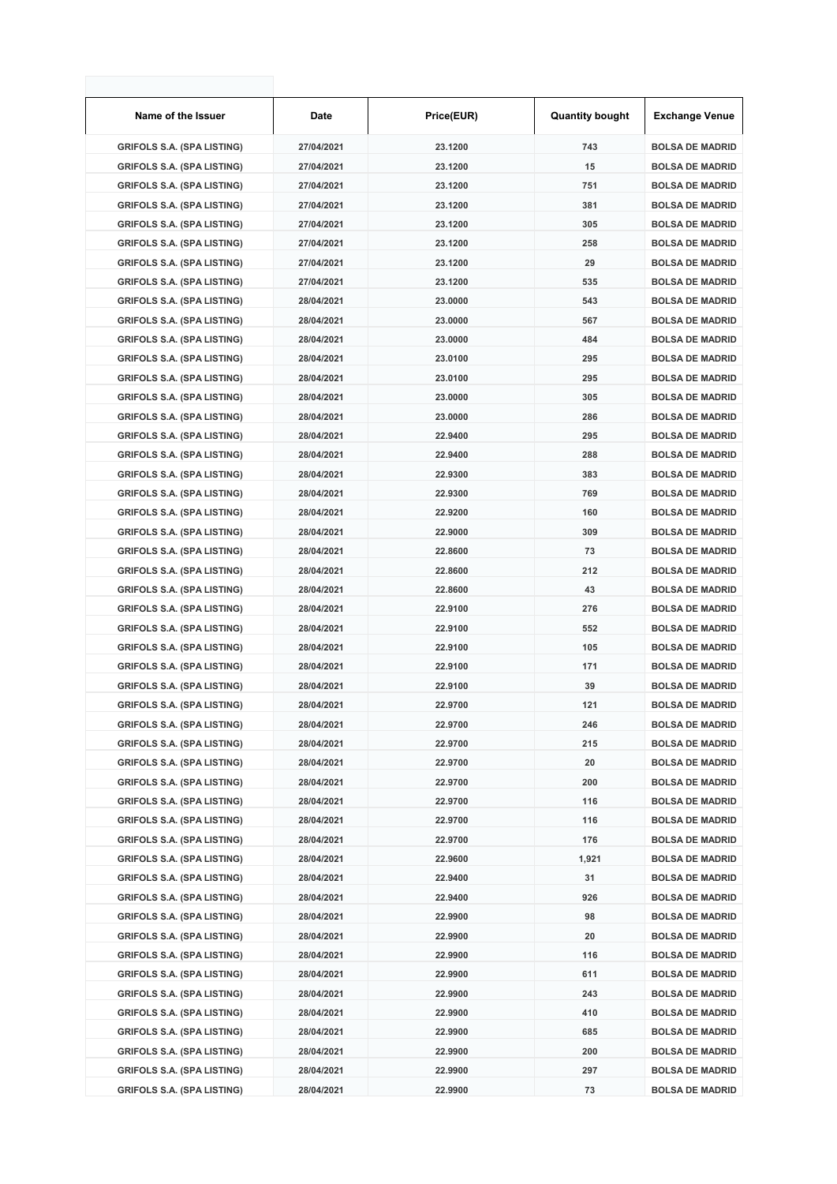| Name of the Issuer | Date | Price(EUR) | Quantity bought | Exchange Venue |
|---|---|---|---|---|
| GRIFOLS S.A. (SPA LISTING) | 27/04/2021 | 23.1200 | 743 | BOLSA DE MADRID |
| GRIFOLS S.A. (SPA LISTING) | 27/04/2021 | 23.1200 | 15 | BOLSA DE MADRID |
| GRIFOLS S.A. (SPA LISTING) | 27/04/2021 | 23.1200 | 751 | BOLSA DE MADRID |
| GRIFOLS S.A. (SPA LISTING) | 27/04/2021 | 23.1200 | 381 | BOLSA DE MADRID |
| GRIFOLS S.A. (SPA LISTING) | 27/04/2021 | 23.1200 | 305 | BOLSA DE MADRID |
| GRIFOLS S.A. (SPA LISTING) | 27/04/2021 | 23.1200 | 258 | BOLSA DE MADRID |
| GRIFOLS S.A. (SPA LISTING) | 27/04/2021 | 23.1200 | 29 | BOLSA DE MADRID |
| GRIFOLS S.A. (SPA LISTING) | 27/04/2021 | 23.1200 | 535 | BOLSA DE MADRID |
| GRIFOLS S.A. (SPA LISTING) | 28/04/2021 | 23.0000 | 543 | BOLSA DE MADRID |
| GRIFOLS S.A. (SPA LISTING) | 28/04/2021 | 23.0000 | 567 | BOLSA DE MADRID |
| GRIFOLS S.A. (SPA LISTING) | 28/04/2021 | 23.0000 | 484 | BOLSA DE MADRID |
| GRIFOLS S.A. (SPA LISTING) | 28/04/2021 | 23.0100 | 295 | BOLSA DE MADRID |
| GRIFOLS S.A. (SPA LISTING) | 28/04/2021 | 23.0100 | 295 | BOLSA DE MADRID |
| GRIFOLS S.A. (SPA LISTING) | 28/04/2021 | 23.0000 | 305 | BOLSA DE MADRID |
| GRIFOLS S.A. (SPA LISTING) | 28/04/2021 | 23.0000 | 286 | BOLSA DE MADRID |
| GRIFOLS S.A. (SPA LISTING) | 28/04/2021 | 22.9400 | 295 | BOLSA DE MADRID |
| GRIFOLS S.A. (SPA LISTING) | 28/04/2021 | 22.9400 | 288 | BOLSA DE MADRID |
| GRIFOLS S.A. (SPA LISTING) | 28/04/2021 | 22.9300 | 383 | BOLSA DE MADRID |
| GRIFOLS S.A. (SPA LISTING) | 28/04/2021 | 22.9300 | 769 | BOLSA DE MADRID |
| GRIFOLS S.A. (SPA LISTING) | 28/04/2021 | 22.9200 | 160 | BOLSA DE MADRID |
| GRIFOLS S.A. (SPA LISTING) | 28/04/2021 | 22.9000 | 309 | BOLSA DE MADRID |
| GRIFOLS S.A. (SPA LISTING) | 28/04/2021 | 22.8600 | 73 | BOLSA DE MADRID |
| GRIFOLS S.A. (SPA LISTING) | 28/04/2021 | 22.8600 | 212 | BOLSA DE MADRID |
| GRIFOLS S.A. (SPA LISTING) | 28/04/2021 | 22.8600 | 43 | BOLSA DE MADRID |
| GRIFOLS S.A. (SPA LISTING) | 28/04/2021 | 22.9100 | 276 | BOLSA DE MADRID |
| GRIFOLS S.A. (SPA LISTING) | 28/04/2021 | 22.9100 | 552 | BOLSA DE MADRID |
| GRIFOLS S.A. (SPA LISTING) | 28/04/2021 | 22.9100 | 105 | BOLSA DE MADRID |
| GRIFOLS S.A. (SPA LISTING) | 28/04/2021 | 22.9100 | 171 | BOLSA DE MADRID |
| GRIFOLS S.A. (SPA LISTING) | 28/04/2021 | 22.9100 | 39 | BOLSA DE MADRID |
| GRIFOLS S.A. (SPA LISTING) | 28/04/2021 | 22.9700 | 121 | BOLSA DE MADRID |
| GRIFOLS S.A. (SPA LISTING) | 28/04/2021 | 22.9700 | 246 | BOLSA DE MADRID |
| GRIFOLS S.A. (SPA LISTING) | 28/04/2021 | 22.9700 | 215 | BOLSA DE MADRID |
| GRIFOLS S.A. (SPA LISTING) | 28/04/2021 | 22.9700 | 20 | BOLSA DE MADRID |
| GRIFOLS S.A. (SPA LISTING) | 28/04/2021 | 22.9700 | 200 | BOLSA DE MADRID |
| GRIFOLS S.A. (SPA LISTING) | 28/04/2021 | 22.9700 | 116 | BOLSA DE MADRID |
| GRIFOLS S.A. (SPA LISTING) | 28/04/2021 | 22.9700 | 116 | BOLSA DE MADRID |
| GRIFOLS S.A. (SPA LISTING) | 28/04/2021 | 22.9700 | 176 | BOLSA DE MADRID |
| GRIFOLS S.A. (SPA LISTING) | 28/04/2021 | 22.9600 | 1,921 | BOLSA DE MADRID |
| GRIFOLS S.A. (SPA LISTING) | 28/04/2021 | 22.9400 | 31 | BOLSA DE MADRID |
| GRIFOLS S.A. (SPA LISTING) | 28/04/2021 | 22.9400 | 926 | BOLSA DE MADRID |
| GRIFOLS S.A. (SPA LISTING) | 28/04/2021 | 22.9900 | 98 | BOLSA DE MADRID |
| GRIFOLS S.A. (SPA LISTING) | 28/04/2021 | 22.9900 | 20 | BOLSA DE MADRID |
| GRIFOLS S.A. (SPA LISTING) | 28/04/2021 | 22.9900 | 116 | BOLSA DE MADRID |
| GRIFOLS S.A. (SPA LISTING) | 28/04/2021 | 22.9900 | 611 | BOLSA DE MADRID |
| GRIFOLS S.A. (SPA LISTING) | 28/04/2021 | 22.9900 | 243 | BOLSA DE MADRID |
| GRIFOLS S.A. (SPA LISTING) | 28/04/2021 | 22.9900 | 410 | BOLSA DE MADRID |
| GRIFOLS S.A. (SPA LISTING) | 28/04/2021 | 22.9900 | 685 | BOLSA DE MADRID |
| GRIFOLS S.A. (SPA LISTING) | 28/04/2021 | 22.9900 | 200 | BOLSA DE MADRID |
| GRIFOLS S.A. (SPA LISTING) | 28/04/2021 | 22.9900 | 297 | BOLSA DE MADRID |
| GRIFOLS S.A. (SPA LISTING) | 28/04/2021 | 22.9900 | 73 | BOLSA DE MADRID |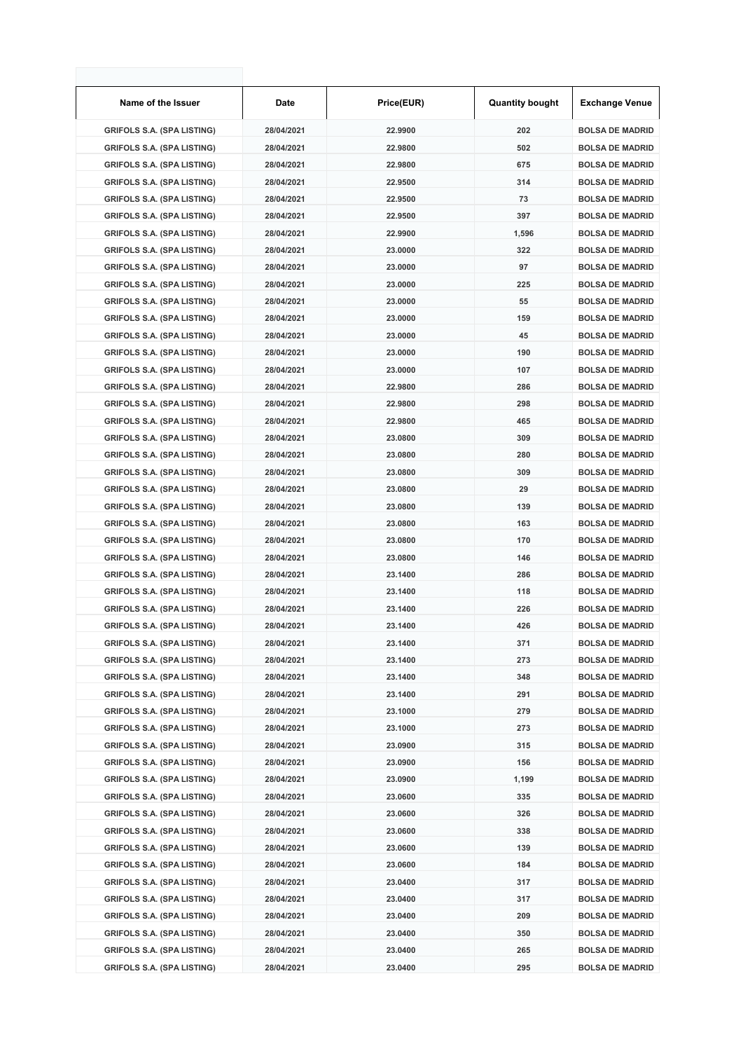| Name of the Issuer | Date | Price(EUR) | Quantity bought | Exchange Venue |
|---|---|---|---|---|
| GRIFOLS S.A. (SPA LISTING) | 28/04/2021 | 22.9900 | 202 | BOLSA DE MADRID |
| GRIFOLS S.A. (SPA LISTING) | 28/04/2021 | 22.9800 | 502 | BOLSA DE MADRID |
| GRIFOLS S.A. (SPA LISTING) | 28/04/2021 | 22.9800 | 675 | BOLSA DE MADRID |
| GRIFOLS S.A. (SPA LISTING) | 28/04/2021 | 22.9500 | 314 | BOLSA DE MADRID |
| GRIFOLS S.A. (SPA LISTING) | 28/04/2021 | 22.9500 | 73 | BOLSA DE MADRID |
| GRIFOLS S.A. (SPA LISTING) | 28/04/2021 | 22.9500 | 397 | BOLSA DE MADRID |
| GRIFOLS S.A. (SPA LISTING) | 28/04/2021 | 22.9900 | 1,596 | BOLSA DE MADRID |
| GRIFOLS S.A. (SPA LISTING) | 28/04/2021 | 23.0000 | 322 | BOLSA DE MADRID |
| GRIFOLS S.A. (SPA LISTING) | 28/04/2021 | 23.0000 | 97 | BOLSA DE MADRID |
| GRIFOLS S.A. (SPA LISTING) | 28/04/2021 | 23.0000 | 225 | BOLSA DE MADRID |
| GRIFOLS S.A. (SPA LISTING) | 28/04/2021 | 23.0000 | 55 | BOLSA DE MADRID |
| GRIFOLS S.A. (SPA LISTING) | 28/04/2021 | 23.0000 | 159 | BOLSA DE MADRID |
| GRIFOLS S.A. (SPA LISTING) | 28/04/2021 | 23.0000 | 45 | BOLSA DE MADRID |
| GRIFOLS S.A. (SPA LISTING) | 28/04/2021 | 23.0000 | 190 | BOLSA DE MADRID |
| GRIFOLS S.A. (SPA LISTING) | 28/04/2021 | 23.0000 | 107 | BOLSA DE MADRID |
| GRIFOLS S.A. (SPA LISTING) | 28/04/2021 | 22.9800 | 286 | BOLSA DE MADRID |
| GRIFOLS S.A. (SPA LISTING) | 28/04/2021 | 22.9800 | 298 | BOLSA DE MADRID |
| GRIFOLS S.A. (SPA LISTING) | 28/04/2021 | 22.9800 | 465 | BOLSA DE MADRID |
| GRIFOLS S.A. (SPA LISTING) | 28/04/2021 | 23.0800 | 309 | BOLSA DE MADRID |
| GRIFOLS S.A. (SPA LISTING) | 28/04/2021 | 23.0800 | 280 | BOLSA DE MADRID |
| GRIFOLS S.A. (SPA LISTING) | 28/04/2021 | 23.0800 | 309 | BOLSA DE MADRID |
| GRIFOLS S.A. (SPA LISTING) | 28/04/2021 | 23.0800 | 29 | BOLSA DE MADRID |
| GRIFOLS S.A. (SPA LISTING) | 28/04/2021 | 23.0800 | 139 | BOLSA DE MADRID |
| GRIFOLS S.A. (SPA LISTING) | 28/04/2021 | 23.0800 | 163 | BOLSA DE MADRID |
| GRIFOLS S.A. (SPA LISTING) | 28/04/2021 | 23.0800 | 170 | BOLSA DE MADRID |
| GRIFOLS S.A. (SPA LISTING) | 28/04/2021 | 23.0800 | 146 | BOLSA DE MADRID |
| GRIFOLS S.A. (SPA LISTING) | 28/04/2021 | 23.1400 | 286 | BOLSA DE MADRID |
| GRIFOLS S.A. (SPA LISTING) | 28/04/2021 | 23.1400 | 118 | BOLSA DE MADRID |
| GRIFOLS S.A. (SPA LISTING) | 28/04/2021 | 23.1400 | 226 | BOLSA DE MADRID |
| GRIFOLS S.A. (SPA LISTING) | 28/04/2021 | 23.1400 | 426 | BOLSA DE MADRID |
| GRIFOLS S.A. (SPA LISTING) | 28/04/2021 | 23.1400 | 371 | BOLSA DE MADRID |
| GRIFOLS S.A. (SPA LISTING) | 28/04/2021 | 23.1400 | 273 | BOLSA DE MADRID |
| GRIFOLS S.A. (SPA LISTING) | 28/04/2021 | 23.1400 | 348 | BOLSA DE MADRID |
| GRIFOLS S.A. (SPA LISTING) | 28/04/2021 | 23.1400 | 291 | BOLSA DE MADRID |
| GRIFOLS S.A. (SPA LISTING) | 28/04/2021 | 23.1000 | 279 | BOLSA DE MADRID |
| GRIFOLS S.A. (SPA LISTING) | 28/04/2021 | 23.1000 | 273 | BOLSA DE MADRID |
| GRIFOLS S.A. (SPA LISTING) | 28/04/2021 | 23.0900 | 315 | BOLSA DE MADRID |
| GRIFOLS S.A. (SPA LISTING) | 28/04/2021 | 23.0900 | 156 | BOLSA DE MADRID |
| GRIFOLS S.A. (SPA LISTING) | 28/04/2021 | 23.0900 | 1,199 | BOLSA DE MADRID |
| GRIFOLS S.A. (SPA LISTING) | 28/04/2021 | 23.0600 | 335 | BOLSA DE MADRID |
| GRIFOLS S.A. (SPA LISTING) | 28/04/2021 | 23.0600 | 326 | BOLSA DE MADRID |
| GRIFOLS S.A. (SPA LISTING) | 28/04/2021 | 23.0600 | 338 | BOLSA DE MADRID |
| GRIFOLS S.A. (SPA LISTING) | 28/04/2021 | 23.0600 | 139 | BOLSA DE MADRID |
| GRIFOLS S.A. (SPA LISTING) | 28/04/2021 | 23.0600 | 184 | BOLSA DE MADRID |
| GRIFOLS S.A. (SPA LISTING) | 28/04/2021 | 23.0400 | 317 | BOLSA DE MADRID |
| GRIFOLS S.A. (SPA LISTING) | 28/04/2021 | 23.0400 | 317 | BOLSA DE MADRID |
| GRIFOLS S.A. (SPA LISTING) | 28/04/2021 | 23.0400 | 209 | BOLSA DE MADRID |
| GRIFOLS S.A. (SPA LISTING) | 28/04/2021 | 23.0400 | 350 | BOLSA DE MADRID |
| GRIFOLS S.A. (SPA LISTING) | 28/04/2021 | 23.0400 | 265 | BOLSA DE MADRID |
| GRIFOLS S.A. (SPA LISTING) | 28/04/2021 | 23.0400 | 295 | BOLSA DE MADRID |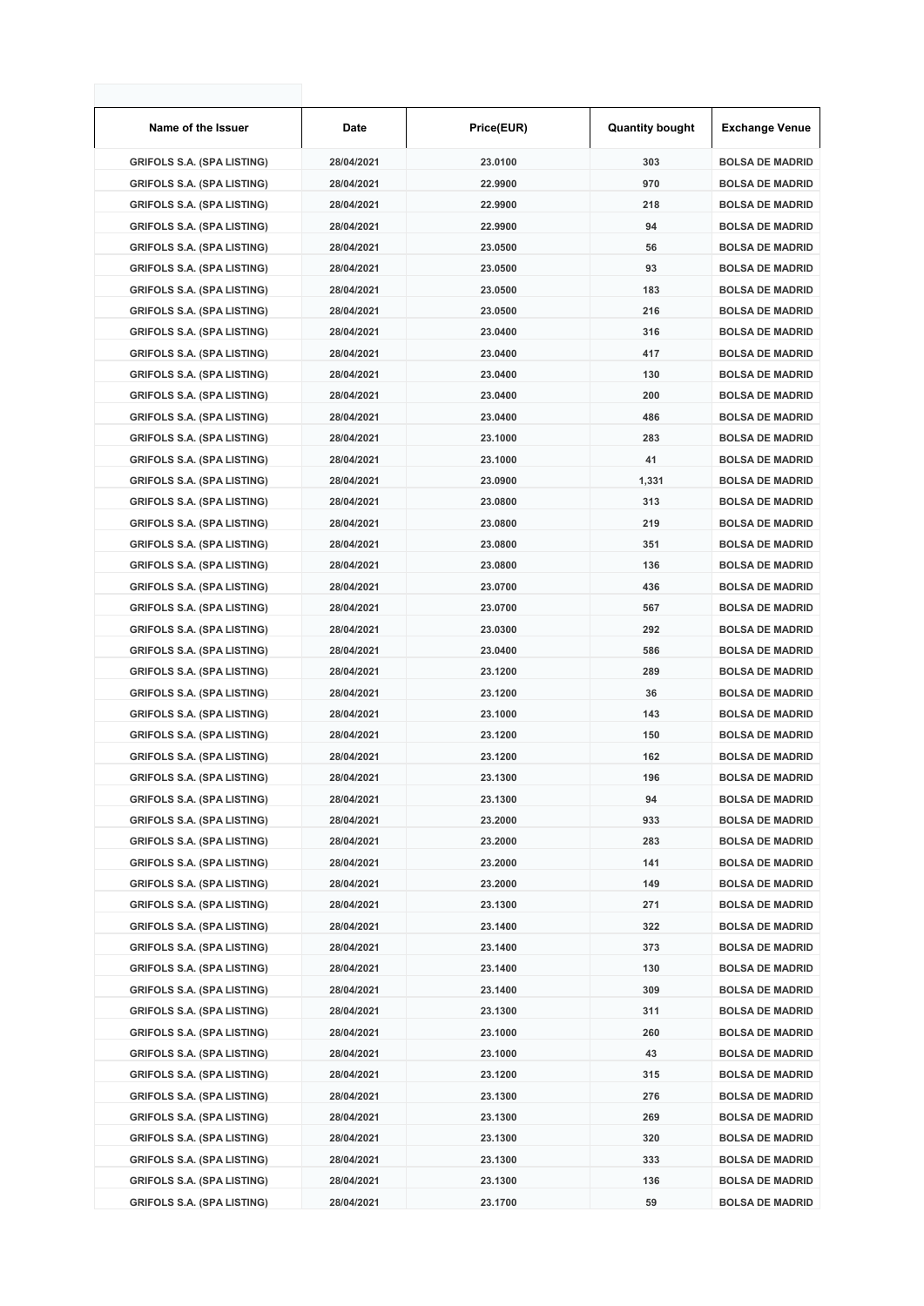| Name of the Issuer | Date | Price(EUR) | Quantity bought | Exchange Venue |
|---|---|---|---|---|
| GRIFOLS S.A. (SPA LISTING) | 28/04/2021 | 23.0100 | 303 | BOLSA DE MADRID |
| GRIFOLS S.A. (SPA LISTING) | 28/04/2021 | 22.9900 | 970 | BOLSA DE MADRID |
| GRIFOLS S.A. (SPA LISTING) | 28/04/2021 | 22.9900 | 218 | BOLSA DE MADRID |
| GRIFOLS S.A. (SPA LISTING) | 28/04/2021 | 22.9900 | 94 | BOLSA DE MADRID |
| GRIFOLS S.A. (SPA LISTING) | 28/04/2021 | 23.0500 | 56 | BOLSA DE MADRID |
| GRIFOLS S.A. (SPA LISTING) | 28/04/2021 | 23.0500 | 93 | BOLSA DE MADRID |
| GRIFOLS S.A. (SPA LISTING) | 28/04/2021 | 23.0500 | 183 | BOLSA DE MADRID |
| GRIFOLS S.A. (SPA LISTING) | 28/04/2021 | 23.0500 | 216 | BOLSA DE MADRID |
| GRIFOLS S.A. (SPA LISTING) | 28/04/2021 | 23.0400 | 316 | BOLSA DE MADRID |
| GRIFOLS S.A. (SPA LISTING) | 28/04/2021 | 23.0400 | 417 | BOLSA DE MADRID |
| GRIFOLS S.A. (SPA LISTING) | 28/04/2021 | 23.0400 | 130 | BOLSA DE MADRID |
| GRIFOLS S.A. (SPA LISTING) | 28/04/2021 | 23.0400 | 200 | BOLSA DE MADRID |
| GRIFOLS S.A. (SPA LISTING) | 28/04/2021 | 23.0400 | 486 | BOLSA DE MADRID |
| GRIFOLS S.A. (SPA LISTING) | 28/04/2021 | 23.1000 | 283 | BOLSA DE MADRID |
| GRIFOLS S.A. (SPA LISTING) | 28/04/2021 | 23.1000 | 41 | BOLSA DE MADRID |
| GRIFOLS S.A. (SPA LISTING) | 28/04/2021 | 23.0900 | 1,331 | BOLSA DE MADRID |
| GRIFOLS S.A. (SPA LISTING) | 28/04/2021 | 23.0800 | 313 | BOLSA DE MADRID |
| GRIFOLS S.A. (SPA LISTING) | 28/04/2021 | 23.0800 | 219 | BOLSA DE MADRID |
| GRIFOLS S.A. (SPA LISTING) | 28/04/2021 | 23.0800 | 351 | BOLSA DE MADRID |
| GRIFOLS S.A. (SPA LISTING) | 28/04/2021 | 23.0800 | 136 | BOLSA DE MADRID |
| GRIFOLS S.A. (SPA LISTING) | 28/04/2021 | 23.0700 | 436 | BOLSA DE MADRID |
| GRIFOLS S.A. (SPA LISTING) | 28/04/2021 | 23.0700 | 567 | BOLSA DE MADRID |
| GRIFOLS S.A. (SPA LISTING) | 28/04/2021 | 23.0300 | 292 | BOLSA DE MADRID |
| GRIFOLS S.A. (SPA LISTING) | 28/04/2021 | 23.0400 | 586 | BOLSA DE MADRID |
| GRIFOLS S.A. (SPA LISTING) | 28/04/2021 | 23.1200 | 289 | BOLSA DE MADRID |
| GRIFOLS S.A. (SPA LISTING) | 28/04/2021 | 23.1200 | 36 | BOLSA DE MADRID |
| GRIFOLS S.A. (SPA LISTING) | 28/04/2021 | 23.1000 | 143 | BOLSA DE MADRID |
| GRIFOLS S.A. (SPA LISTING) | 28/04/2021 | 23.1200 | 150 | BOLSA DE MADRID |
| GRIFOLS S.A. (SPA LISTING) | 28/04/2021 | 23.1200 | 162 | BOLSA DE MADRID |
| GRIFOLS S.A. (SPA LISTING) | 28/04/2021 | 23.1300 | 196 | BOLSA DE MADRID |
| GRIFOLS S.A. (SPA LISTING) | 28/04/2021 | 23.1300 | 94 | BOLSA DE MADRID |
| GRIFOLS S.A. (SPA LISTING) | 28/04/2021 | 23.2000 | 933 | BOLSA DE MADRID |
| GRIFOLS S.A. (SPA LISTING) | 28/04/2021 | 23.2000 | 283 | BOLSA DE MADRID |
| GRIFOLS S.A. (SPA LISTING) | 28/04/2021 | 23.2000 | 141 | BOLSA DE MADRID |
| GRIFOLS S.A. (SPA LISTING) | 28/04/2021 | 23.2000 | 149 | BOLSA DE MADRID |
| GRIFOLS S.A. (SPA LISTING) | 28/04/2021 | 23.1300 | 271 | BOLSA DE MADRID |
| GRIFOLS S.A. (SPA LISTING) | 28/04/2021 | 23.1400 | 322 | BOLSA DE MADRID |
| GRIFOLS S.A. (SPA LISTING) | 28/04/2021 | 23.1400 | 373 | BOLSA DE MADRID |
| GRIFOLS S.A. (SPA LISTING) | 28/04/2021 | 23.1400 | 130 | BOLSA DE MADRID |
| GRIFOLS S.A. (SPA LISTING) | 28/04/2021 | 23.1400 | 309 | BOLSA DE MADRID |
| GRIFOLS S.A. (SPA LISTING) | 28/04/2021 | 23.1300 | 311 | BOLSA DE MADRID |
| GRIFOLS S.A. (SPA LISTING) | 28/04/2021 | 23.1000 | 260 | BOLSA DE MADRID |
| GRIFOLS S.A. (SPA LISTING) | 28/04/2021 | 23.1000 | 43 | BOLSA DE MADRID |
| GRIFOLS S.A. (SPA LISTING) | 28/04/2021 | 23.1200 | 315 | BOLSA DE MADRID |
| GRIFOLS S.A. (SPA LISTING) | 28/04/2021 | 23.1300 | 276 | BOLSA DE MADRID |
| GRIFOLS S.A. (SPA LISTING) | 28/04/2021 | 23.1300 | 269 | BOLSA DE MADRID |
| GRIFOLS S.A. (SPA LISTING) | 28/04/2021 | 23.1300 | 320 | BOLSA DE MADRID |
| GRIFOLS S.A. (SPA LISTING) | 28/04/2021 | 23.1300 | 333 | BOLSA DE MADRID |
| GRIFOLS S.A. (SPA LISTING) | 28/04/2021 | 23.1300 | 136 | BOLSA DE MADRID |
| GRIFOLS S.A. (SPA LISTING) | 28/04/2021 | 23.1700 | 59 | BOLSA DE MADRID |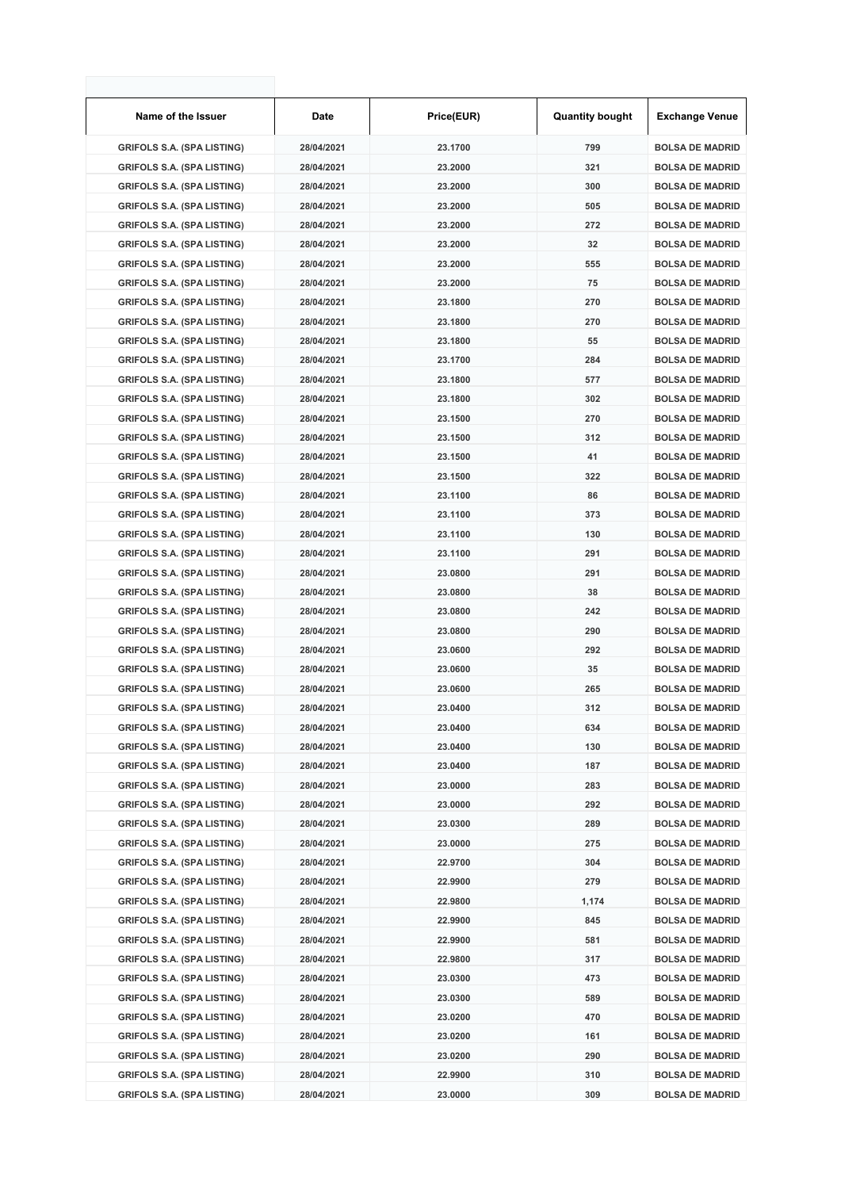| Name of the Issuer | Date | Price(EUR) | Quantity bought | Exchange Venue |
|---|---|---|---|---|
| GRIFOLS S.A. (SPA LISTING) | 28/04/2021 | 23.1700 | 799 | BOLSA DE MADRID |
| GRIFOLS S.A. (SPA LISTING) | 28/04/2021 | 23.2000 | 321 | BOLSA DE MADRID |
| GRIFOLS S.A. (SPA LISTING) | 28/04/2021 | 23.2000 | 300 | BOLSA DE MADRID |
| GRIFOLS S.A. (SPA LISTING) | 28/04/2021 | 23.2000 | 505 | BOLSA DE MADRID |
| GRIFOLS S.A. (SPA LISTING) | 28/04/2021 | 23.2000 | 272 | BOLSA DE MADRID |
| GRIFOLS S.A. (SPA LISTING) | 28/04/2021 | 23.2000 | 32 | BOLSA DE MADRID |
| GRIFOLS S.A. (SPA LISTING) | 28/04/2021 | 23.2000 | 555 | BOLSA DE MADRID |
| GRIFOLS S.A. (SPA LISTING) | 28/04/2021 | 23.2000 | 75 | BOLSA DE MADRID |
| GRIFOLS S.A. (SPA LISTING) | 28/04/2021 | 23.1800 | 270 | BOLSA DE MADRID |
| GRIFOLS S.A. (SPA LISTING) | 28/04/2021 | 23.1800 | 270 | BOLSA DE MADRID |
| GRIFOLS S.A. (SPA LISTING) | 28/04/2021 | 23.1800 | 55 | BOLSA DE MADRID |
| GRIFOLS S.A. (SPA LISTING) | 28/04/2021 | 23.1700 | 284 | BOLSA DE MADRID |
| GRIFOLS S.A. (SPA LISTING) | 28/04/2021 | 23.1800 | 577 | BOLSA DE MADRID |
| GRIFOLS S.A. (SPA LISTING) | 28/04/2021 | 23.1800 | 302 | BOLSA DE MADRID |
| GRIFOLS S.A. (SPA LISTING) | 28/04/2021 | 23.1500 | 270 | BOLSA DE MADRID |
| GRIFOLS S.A. (SPA LISTING) | 28/04/2021 | 23.1500 | 312 | BOLSA DE MADRID |
| GRIFOLS S.A. (SPA LISTING) | 28/04/2021 | 23.1500 | 41 | BOLSA DE MADRID |
| GRIFOLS S.A. (SPA LISTING) | 28/04/2021 | 23.1500 | 322 | BOLSA DE MADRID |
| GRIFOLS S.A. (SPA LISTING) | 28/04/2021 | 23.1100 | 86 | BOLSA DE MADRID |
| GRIFOLS S.A. (SPA LISTING) | 28/04/2021 | 23.1100 | 373 | BOLSA DE MADRID |
| GRIFOLS S.A. (SPA LISTING) | 28/04/2021 | 23.1100 | 130 | BOLSA DE MADRID |
| GRIFOLS S.A. (SPA LISTING) | 28/04/2021 | 23.1100 | 291 | BOLSA DE MADRID |
| GRIFOLS S.A. (SPA LISTING) | 28/04/2021 | 23.0800 | 291 | BOLSA DE MADRID |
| GRIFOLS S.A. (SPA LISTING) | 28/04/2021 | 23.0800 | 38 | BOLSA DE MADRID |
| GRIFOLS S.A. (SPA LISTING) | 28/04/2021 | 23.0800 | 242 | BOLSA DE MADRID |
| GRIFOLS S.A. (SPA LISTING) | 28/04/2021 | 23.0800 | 290 | BOLSA DE MADRID |
| GRIFOLS S.A. (SPA LISTING) | 28/04/2021 | 23.0600 | 292 | BOLSA DE MADRID |
| GRIFOLS S.A. (SPA LISTING) | 28/04/2021 | 23.0600 | 35 | BOLSA DE MADRID |
| GRIFOLS S.A. (SPA LISTING) | 28/04/2021 | 23.0600 | 265 | BOLSA DE MADRID |
| GRIFOLS S.A. (SPA LISTING) | 28/04/2021 | 23.0400 | 312 | BOLSA DE MADRID |
| GRIFOLS S.A. (SPA LISTING) | 28/04/2021 | 23.0400 | 634 | BOLSA DE MADRID |
| GRIFOLS S.A. (SPA LISTING) | 28/04/2021 | 23.0400 | 130 | BOLSA DE MADRID |
| GRIFOLS S.A. (SPA LISTING) | 28/04/2021 | 23.0400 | 187 | BOLSA DE MADRID |
| GRIFOLS S.A. (SPA LISTING) | 28/04/2021 | 23.0000 | 283 | BOLSA DE MADRID |
| GRIFOLS S.A. (SPA LISTING) | 28/04/2021 | 23.0000 | 292 | BOLSA DE MADRID |
| GRIFOLS S.A. (SPA LISTING) | 28/04/2021 | 23.0300 | 289 | BOLSA DE MADRID |
| GRIFOLS S.A. (SPA LISTING) | 28/04/2021 | 23.0000 | 275 | BOLSA DE MADRID |
| GRIFOLS S.A. (SPA LISTING) | 28/04/2021 | 22.9700 | 304 | BOLSA DE MADRID |
| GRIFOLS S.A. (SPA LISTING) | 28/04/2021 | 22.9900 | 279 | BOLSA DE MADRID |
| GRIFOLS S.A. (SPA LISTING) | 28/04/2021 | 22.9800 | 1,174 | BOLSA DE MADRID |
| GRIFOLS S.A. (SPA LISTING) | 28/04/2021 | 22.9900 | 845 | BOLSA DE MADRID |
| GRIFOLS S.A. (SPA LISTING) | 28/04/2021 | 22.9900 | 581 | BOLSA DE MADRID |
| GRIFOLS S.A. (SPA LISTING) | 28/04/2021 | 22.9800 | 317 | BOLSA DE MADRID |
| GRIFOLS S.A. (SPA LISTING) | 28/04/2021 | 23.0300 | 473 | BOLSA DE MADRID |
| GRIFOLS S.A. (SPA LISTING) | 28/04/2021 | 23.0300 | 589 | BOLSA DE MADRID |
| GRIFOLS S.A. (SPA LISTING) | 28/04/2021 | 23.0200 | 470 | BOLSA DE MADRID |
| GRIFOLS S.A. (SPA LISTING) | 28/04/2021 | 23.0200 | 161 | BOLSA DE MADRID |
| GRIFOLS S.A. (SPA LISTING) | 28/04/2021 | 23.0200 | 290 | BOLSA DE MADRID |
| GRIFOLS S.A. (SPA LISTING) | 28/04/2021 | 22.9900 | 310 | BOLSA DE MADRID |
| GRIFOLS S.A. (SPA LISTING) | 28/04/2021 | 23.0000 | 309 | BOLSA DE MADRID |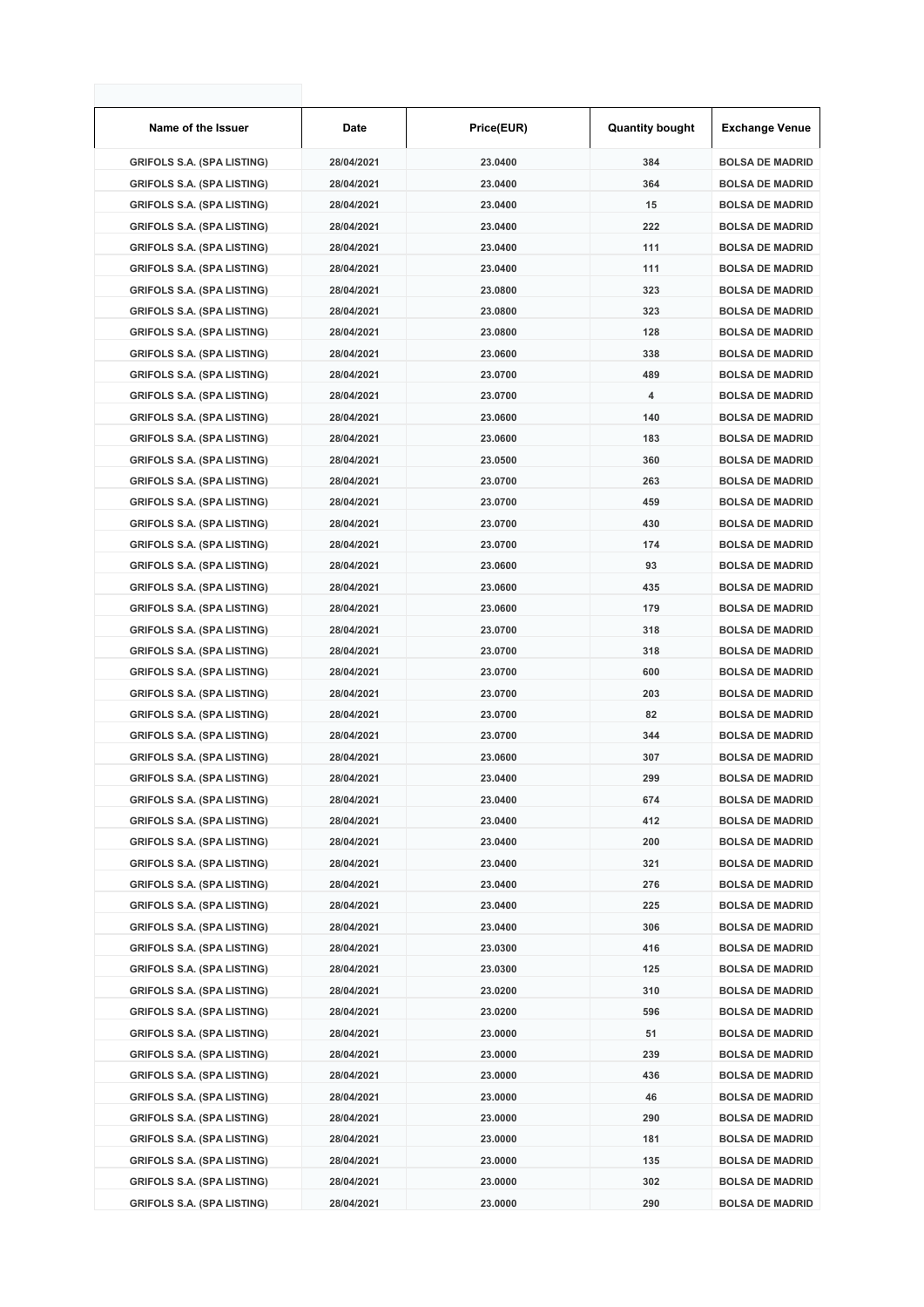| Name of the Issuer | Date | Price(EUR) | Quantity bought | Exchange Venue |
|---|---|---|---|---|
| GRIFOLS S.A. (SPA LISTING) | 28/04/2021 | 23.0400 | 384 | BOLSA DE MADRID |
| GRIFOLS S.A. (SPA LISTING) | 28/04/2021 | 23.0400 | 364 | BOLSA DE MADRID |
| GRIFOLS S.A. (SPA LISTING) | 28/04/2021 | 23.0400 | 15 | BOLSA DE MADRID |
| GRIFOLS S.A. (SPA LISTING) | 28/04/2021 | 23.0400 | 222 | BOLSA DE MADRID |
| GRIFOLS S.A. (SPA LISTING) | 28/04/2021 | 23.0400 | 111 | BOLSA DE MADRID |
| GRIFOLS S.A. (SPA LISTING) | 28/04/2021 | 23.0400 | 111 | BOLSA DE MADRID |
| GRIFOLS S.A. (SPA LISTING) | 28/04/2021 | 23.0800 | 323 | BOLSA DE MADRID |
| GRIFOLS S.A. (SPA LISTING) | 28/04/2021 | 23.0800 | 323 | BOLSA DE MADRID |
| GRIFOLS S.A. (SPA LISTING) | 28/04/2021 | 23.0800 | 128 | BOLSA DE MADRID |
| GRIFOLS S.A. (SPA LISTING) | 28/04/2021 | 23.0600 | 338 | BOLSA DE MADRID |
| GRIFOLS S.A. (SPA LISTING) | 28/04/2021 | 23.0700 | 489 | BOLSA DE MADRID |
| GRIFOLS S.A. (SPA LISTING) | 28/04/2021 | 23.0700 | 4 | BOLSA DE MADRID |
| GRIFOLS S.A. (SPA LISTING) | 28/04/2021 | 23.0600 | 140 | BOLSA DE MADRID |
| GRIFOLS S.A. (SPA LISTING) | 28/04/2021 | 23.0600 | 183 | BOLSA DE MADRID |
| GRIFOLS S.A. (SPA LISTING) | 28/04/2021 | 23.0500 | 360 | BOLSA DE MADRID |
| GRIFOLS S.A. (SPA LISTING) | 28/04/2021 | 23.0700 | 263 | BOLSA DE MADRID |
| GRIFOLS S.A. (SPA LISTING) | 28/04/2021 | 23.0700 | 459 | BOLSA DE MADRID |
| GRIFOLS S.A. (SPA LISTING) | 28/04/2021 | 23.0700 | 430 | BOLSA DE MADRID |
| GRIFOLS S.A. (SPA LISTING) | 28/04/2021 | 23.0700 | 174 | BOLSA DE MADRID |
| GRIFOLS S.A. (SPA LISTING) | 28/04/2021 | 23.0600 | 93 | BOLSA DE MADRID |
| GRIFOLS S.A. (SPA LISTING) | 28/04/2021 | 23.0600 | 435 | BOLSA DE MADRID |
| GRIFOLS S.A. (SPA LISTING) | 28/04/2021 | 23.0600 | 179 | BOLSA DE MADRID |
| GRIFOLS S.A. (SPA LISTING) | 28/04/2021 | 23.0700 | 318 | BOLSA DE MADRID |
| GRIFOLS S.A. (SPA LISTING) | 28/04/2021 | 23.0700 | 318 | BOLSA DE MADRID |
| GRIFOLS S.A. (SPA LISTING) | 28/04/2021 | 23.0700 | 600 | BOLSA DE MADRID |
| GRIFOLS S.A. (SPA LISTING) | 28/04/2021 | 23.0700 | 203 | BOLSA DE MADRID |
| GRIFOLS S.A. (SPA LISTING) | 28/04/2021 | 23.0700 | 82 | BOLSA DE MADRID |
| GRIFOLS S.A. (SPA LISTING) | 28/04/2021 | 23.0700 | 344 | BOLSA DE MADRID |
| GRIFOLS S.A. (SPA LISTING) | 28/04/2021 | 23.0600 | 307 | BOLSA DE MADRID |
| GRIFOLS S.A. (SPA LISTING) | 28/04/2021 | 23.0400 | 299 | BOLSA DE MADRID |
| GRIFOLS S.A. (SPA LISTING) | 28/04/2021 | 23.0400 | 674 | BOLSA DE MADRID |
| GRIFOLS S.A. (SPA LISTING) | 28/04/2021 | 23.0400 | 412 | BOLSA DE MADRID |
| GRIFOLS S.A. (SPA LISTING) | 28/04/2021 | 23.0400 | 200 | BOLSA DE MADRID |
| GRIFOLS S.A. (SPA LISTING) | 28/04/2021 | 23.0400 | 321 | BOLSA DE MADRID |
| GRIFOLS S.A. (SPA LISTING) | 28/04/2021 | 23.0400 | 276 | BOLSA DE MADRID |
| GRIFOLS S.A. (SPA LISTING) | 28/04/2021 | 23.0400 | 225 | BOLSA DE MADRID |
| GRIFOLS S.A. (SPA LISTING) | 28/04/2021 | 23.0400 | 306 | BOLSA DE MADRID |
| GRIFOLS S.A. (SPA LISTING) | 28/04/2021 | 23.0300 | 416 | BOLSA DE MADRID |
| GRIFOLS S.A. (SPA LISTING) | 28/04/2021 | 23.0300 | 125 | BOLSA DE MADRID |
| GRIFOLS S.A. (SPA LISTING) | 28/04/2021 | 23.0200 | 310 | BOLSA DE MADRID |
| GRIFOLS S.A. (SPA LISTING) | 28/04/2021 | 23.0200 | 596 | BOLSA DE MADRID |
| GRIFOLS S.A. (SPA LISTING) | 28/04/2021 | 23.0000 | 51 | BOLSA DE MADRID |
| GRIFOLS S.A. (SPA LISTING) | 28/04/2021 | 23.0000 | 239 | BOLSA DE MADRID |
| GRIFOLS S.A. (SPA LISTING) | 28/04/2021 | 23.0000 | 436 | BOLSA DE MADRID |
| GRIFOLS S.A. (SPA LISTING) | 28/04/2021 | 23.0000 | 46 | BOLSA DE MADRID |
| GRIFOLS S.A. (SPA LISTING) | 28/04/2021 | 23.0000 | 290 | BOLSA DE MADRID |
| GRIFOLS S.A. (SPA LISTING) | 28/04/2021 | 23.0000 | 181 | BOLSA DE MADRID |
| GRIFOLS S.A. (SPA LISTING) | 28/04/2021 | 23.0000 | 135 | BOLSA DE MADRID |
| GRIFOLS S.A. (SPA LISTING) | 28/04/2021 | 23.0000 | 302 | BOLSA DE MADRID |
| GRIFOLS S.A. (SPA LISTING) | 28/04/2021 | 23.0000 | 290 | BOLSA DE MADRID |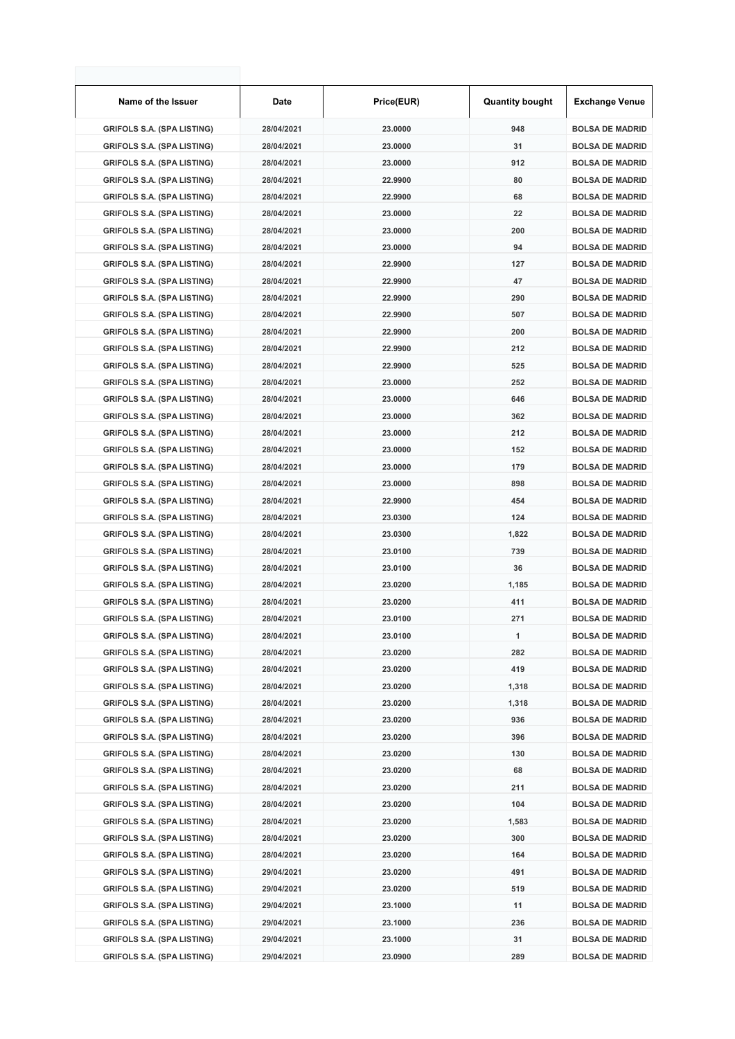| Name of the Issuer | Date | Price(EUR) | Quantity bought | Exchange Venue |
|---|---|---|---|---|
| GRIFOLS S.A. (SPA LISTING) | 28/04/2021 | 23.0000 | 948 | BOLSA DE MADRID |
| GRIFOLS S.A. (SPA LISTING) | 28/04/2021 | 23.0000 | 31 | BOLSA DE MADRID |
| GRIFOLS S.A. (SPA LISTING) | 28/04/2021 | 23.0000 | 912 | BOLSA DE MADRID |
| GRIFOLS S.A. (SPA LISTING) | 28/04/2021 | 22.9900 | 80 | BOLSA DE MADRID |
| GRIFOLS S.A. (SPA LISTING) | 28/04/2021 | 22.9900 | 68 | BOLSA DE MADRID |
| GRIFOLS S.A. (SPA LISTING) | 28/04/2021 | 23.0000 | 22 | BOLSA DE MADRID |
| GRIFOLS S.A. (SPA LISTING) | 28/04/2021 | 23.0000 | 200 | BOLSA DE MADRID |
| GRIFOLS S.A. (SPA LISTING) | 28/04/2021 | 23.0000 | 94 | BOLSA DE MADRID |
| GRIFOLS S.A. (SPA LISTING) | 28/04/2021 | 22.9900 | 127 | BOLSA DE MADRID |
| GRIFOLS S.A. (SPA LISTING) | 28/04/2021 | 22.9900 | 47 | BOLSA DE MADRID |
| GRIFOLS S.A. (SPA LISTING) | 28/04/2021 | 22.9900 | 290 | BOLSA DE MADRID |
| GRIFOLS S.A. (SPA LISTING) | 28/04/2021 | 22.9900 | 507 | BOLSA DE MADRID |
| GRIFOLS S.A. (SPA LISTING) | 28/04/2021 | 22.9900 | 200 | BOLSA DE MADRID |
| GRIFOLS S.A. (SPA LISTING) | 28/04/2021 | 22.9900 | 212 | BOLSA DE MADRID |
| GRIFOLS S.A. (SPA LISTING) | 28/04/2021 | 22.9900 | 525 | BOLSA DE MADRID |
| GRIFOLS S.A. (SPA LISTING) | 28/04/2021 | 23.0000 | 252 | BOLSA DE MADRID |
| GRIFOLS S.A. (SPA LISTING) | 28/04/2021 | 23.0000 | 646 | BOLSA DE MADRID |
| GRIFOLS S.A. (SPA LISTING) | 28/04/2021 | 23.0000 | 362 | BOLSA DE MADRID |
| GRIFOLS S.A. (SPA LISTING) | 28/04/2021 | 23.0000 | 212 | BOLSA DE MADRID |
| GRIFOLS S.A. (SPA LISTING) | 28/04/2021 | 23.0000 | 152 | BOLSA DE MADRID |
| GRIFOLS S.A. (SPA LISTING) | 28/04/2021 | 23.0000 | 179 | BOLSA DE MADRID |
| GRIFOLS S.A. (SPA LISTING) | 28/04/2021 | 23.0000 | 898 | BOLSA DE MADRID |
| GRIFOLS S.A. (SPA LISTING) | 28/04/2021 | 22.9900 | 454 | BOLSA DE MADRID |
| GRIFOLS S.A. (SPA LISTING) | 28/04/2021 | 23.0300 | 124 | BOLSA DE MADRID |
| GRIFOLS S.A. (SPA LISTING) | 28/04/2021 | 23.0300 | 1,822 | BOLSA DE MADRID |
| GRIFOLS S.A. (SPA LISTING) | 28/04/2021 | 23.0100 | 739 | BOLSA DE MADRID |
| GRIFOLS S.A. (SPA LISTING) | 28/04/2021 | 23.0100 | 36 | BOLSA DE MADRID |
| GRIFOLS S.A. (SPA LISTING) | 28/04/2021 | 23.0200 | 1,185 | BOLSA DE MADRID |
| GRIFOLS S.A. (SPA LISTING) | 28/04/2021 | 23.0200 | 411 | BOLSA DE MADRID |
| GRIFOLS S.A. (SPA LISTING) | 28/04/2021 | 23.0100 | 271 | BOLSA DE MADRID |
| GRIFOLS S.A. (SPA LISTING) | 28/04/2021 | 23.0100 | 1 | BOLSA DE MADRID |
| GRIFOLS S.A. (SPA LISTING) | 28/04/2021 | 23.0200 | 282 | BOLSA DE MADRID |
| GRIFOLS S.A. (SPA LISTING) | 28/04/2021 | 23.0200 | 419 | BOLSA DE MADRID |
| GRIFOLS S.A. (SPA LISTING) | 28/04/2021 | 23.0200 | 1,318 | BOLSA DE MADRID |
| GRIFOLS S.A. (SPA LISTING) | 28/04/2021 | 23.0200 | 1,318 | BOLSA DE MADRID |
| GRIFOLS S.A. (SPA LISTING) | 28/04/2021 | 23.0200 | 936 | BOLSA DE MADRID |
| GRIFOLS S.A. (SPA LISTING) | 28/04/2021 | 23.0200 | 396 | BOLSA DE MADRID |
| GRIFOLS S.A. (SPA LISTING) | 28/04/2021 | 23.0200 | 130 | BOLSA DE MADRID |
| GRIFOLS S.A. (SPA LISTING) | 28/04/2021 | 23.0200 | 68 | BOLSA DE MADRID |
| GRIFOLS S.A. (SPA LISTING) | 28/04/2021 | 23.0200 | 211 | BOLSA DE MADRID |
| GRIFOLS S.A. (SPA LISTING) | 28/04/2021 | 23.0200 | 104 | BOLSA DE MADRID |
| GRIFOLS S.A. (SPA LISTING) | 28/04/2021 | 23.0200 | 1,583 | BOLSA DE MADRID |
| GRIFOLS S.A. (SPA LISTING) | 28/04/2021 | 23.0200 | 300 | BOLSA DE MADRID |
| GRIFOLS S.A. (SPA LISTING) | 28/04/2021 | 23.0200 | 164 | BOLSA DE MADRID |
| GRIFOLS S.A. (SPA LISTING) | 29/04/2021 | 23.0200 | 491 | BOLSA DE MADRID |
| GRIFOLS S.A. (SPA LISTING) | 29/04/2021 | 23.0200 | 519 | BOLSA DE MADRID |
| GRIFOLS S.A. (SPA LISTING) | 29/04/2021 | 23.1000 | 11 | BOLSA DE MADRID |
| GRIFOLS S.A. (SPA LISTING) | 29/04/2021 | 23.1000 | 236 | BOLSA DE MADRID |
| GRIFOLS S.A. (SPA LISTING) | 29/04/2021 | 23.1000 | 31 | BOLSA DE MADRID |
| GRIFOLS S.A. (SPA LISTING) | 29/04/2021 | 23.0900 | 289 | BOLSA DE MADRID |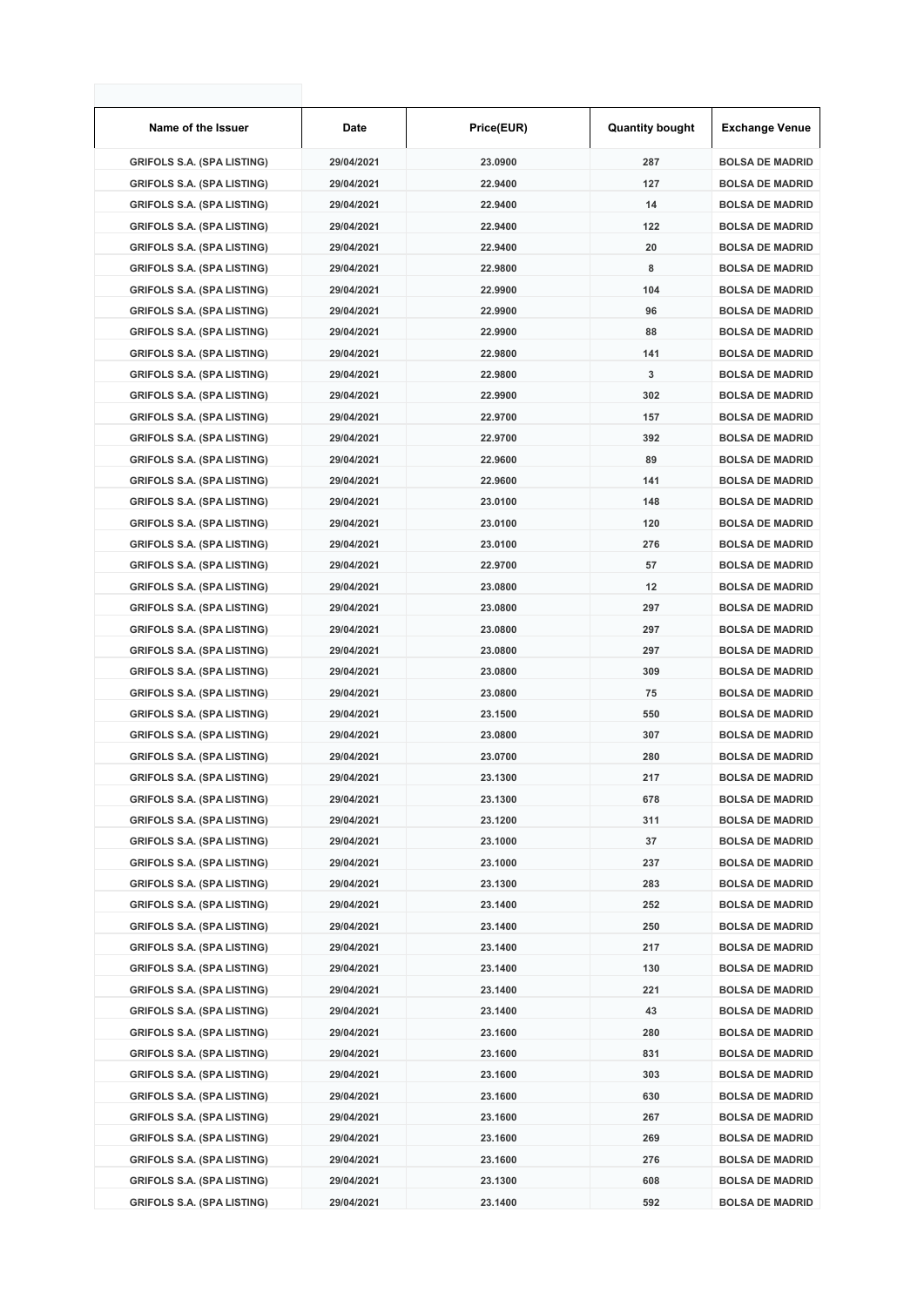| Name of the Issuer | Date | Price(EUR) | Quantity bought | Exchange Venue |
|---|---|---|---|---|
| GRIFOLS S.A. (SPA LISTING) | 29/04/2021 | 23.0900 | 287 | BOLSA DE MADRID |
| GRIFOLS S.A. (SPA LISTING) | 29/04/2021 | 22.9400 | 127 | BOLSA DE MADRID |
| GRIFOLS S.A. (SPA LISTING) | 29/04/2021 | 22.9400 | 14 | BOLSA DE MADRID |
| GRIFOLS S.A. (SPA LISTING) | 29/04/2021 | 22.9400 | 122 | BOLSA DE MADRID |
| GRIFOLS S.A. (SPA LISTING) | 29/04/2021 | 22.9400 | 20 | BOLSA DE MADRID |
| GRIFOLS S.A. (SPA LISTING) | 29/04/2021 | 22.9800 | 8 | BOLSA DE MADRID |
| GRIFOLS S.A. (SPA LISTING) | 29/04/2021 | 22.9900 | 104 | BOLSA DE MADRID |
| GRIFOLS S.A. (SPA LISTING) | 29/04/2021 | 22.9900 | 96 | BOLSA DE MADRID |
| GRIFOLS S.A. (SPA LISTING) | 29/04/2021 | 22.9900 | 88 | BOLSA DE MADRID |
| GRIFOLS S.A. (SPA LISTING) | 29/04/2021 | 22.9800 | 141 | BOLSA DE MADRID |
| GRIFOLS S.A. (SPA LISTING) | 29/04/2021 | 22.9800 | 3 | BOLSA DE MADRID |
| GRIFOLS S.A. (SPA LISTING) | 29/04/2021 | 22.9900 | 302 | BOLSA DE MADRID |
| GRIFOLS S.A. (SPA LISTING) | 29/04/2021 | 22.9700 | 157 | BOLSA DE MADRID |
| GRIFOLS S.A. (SPA LISTING) | 29/04/2021 | 22.9700 | 392 | BOLSA DE MADRID |
| GRIFOLS S.A. (SPA LISTING) | 29/04/2021 | 22.9600 | 89 | BOLSA DE MADRID |
| GRIFOLS S.A. (SPA LISTING) | 29/04/2021 | 22.9600 | 141 | BOLSA DE MADRID |
| GRIFOLS S.A. (SPA LISTING) | 29/04/2021 | 23.0100 | 148 | BOLSA DE MADRID |
| GRIFOLS S.A. (SPA LISTING) | 29/04/2021 | 23.0100 | 120 | BOLSA DE MADRID |
| GRIFOLS S.A. (SPA LISTING) | 29/04/2021 | 23.0100 | 276 | BOLSA DE MADRID |
| GRIFOLS S.A. (SPA LISTING) | 29/04/2021 | 22.9700 | 57 | BOLSA DE MADRID |
| GRIFOLS S.A. (SPA LISTING) | 29/04/2021 | 23.0800 | 12 | BOLSA DE MADRID |
| GRIFOLS S.A. (SPA LISTING) | 29/04/2021 | 23.0800 | 297 | BOLSA DE MADRID |
| GRIFOLS S.A. (SPA LISTING) | 29/04/2021 | 23.0800 | 297 | BOLSA DE MADRID |
| GRIFOLS S.A. (SPA LISTING) | 29/04/2021 | 23.0800 | 297 | BOLSA DE MADRID |
| GRIFOLS S.A. (SPA LISTING) | 29/04/2021 | 23.0800 | 309 | BOLSA DE MADRID |
| GRIFOLS S.A. (SPA LISTING) | 29/04/2021 | 23.0800 | 75 | BOLSA DE MADRID |
| GRIFOLS S.A. (SPA LISTING) | 29/04/2021 | 23.1500 | 550 | BOLSA DE MADRID |
| GRIFOLS S.A. (SPA LISTING) | 29/04/2021 | 23.0800 | 307 | BOLSA DE MADRID |
| GRIFOLS S.A. (SPA LISTING) | 29/04/2021 | 23.0700 | 280 | BOLSA DE MADRID |
| GRIFOLS S.A. (SPA LISTING) | 29/04/2021 | 23.1300 | 217 | BOLSA DE MADRID |
| GRIFOLS S.A. (SPA LISTING) | 29/04/2021 | 23.1300 | 678 | BOLSA DE MADRID |
| GRIFOLS S.A. (SPA LISTING) | 29/04/2021 | 23.1200 | 311 | BOLSA DE MADRID |
| GRIFOLS S.A. (SPA LISTING) | 29/04/2021 | 23.1000 | 37 | BOLSA DE MADRID |
| GRIFOLS S.A. (SPA LISTING) | 29/04/2021 | 23.1000 | 237 | BOLSA DE MADRID |
| GRIFOLS S.A. (SPA LISTING) | 29/04/2021 | 23.1300 | 283 | BOLSA DE MADRID |
| GRIFOLS S.A. (SPA LISTING) | 29/04/2021 | 23.1400 | 252 | BOLSA DE MADRID |
| GRIFOLS S.A. (SPA LISTING) | 29/04/2021 | 23.1400 | 250 | BOLSA DE MADRID |
| GRIFOLS S.A. (SPA LISTING) | 29/04/2021 | 23.1400 | 217 | BOLSA DE MADRID |
| GRIFOLS S.A. (SPA LISTING) | 29/04/2021 | 23.1400 | 130 | BOLSA DE MADRID |
| GRIFOLS S.A. (SPA LISTING) | 29/04/2021 | 23.1400 | 221 | BOLSA DE MADRID |
| GRIFOLS S.A. (SPA LISTING) | 29/04/2021 | 23.1400 | 43 | BOLSA DE MADRID |
| GRIFOLS S.A. (SPA LISTING) | 29/04/2021 | 23.1600 | 280 | BOLSA DE MADRID |
| GRIFOLS S.A. (SPA LISTING) | 29/04/2021 | 23.1600 | 831 | BOLSA DE MADRID |
| GRIFOLS S.A. (SPA LISTING) | 29/04/2021 | 23.1600 | 303 | BOLSA DE MADRID |
| GRIFOLS S.A. (SPA LISTING) | 29/04/2021 | 23.1600 | 630 | BOLSA DE MADRID |
| GRIFOLS S.A. (SPA LISTING) | 29/04/2021 | 23.1600 | 267 | BOLSA DE MADRID |
| GRIFOLS S.A. (SPA LISTING) | 29/04/2021 | 23.1600 | 269 | BOLSA DE MADRID |
| GRIFOLS S.A. (SPA LISTING) | 29/04/2021 | 23.1600 | 276 | BOLSA DE MADRID |
| GRIFOLS S.A. (SPA LISTING) | 29/04/2021 | 23.1300 | 608 | BOLSA DE MADRID |
| GRIFOLS S.A. (SPA LISTING) | 29/04/2021 | 23.1400 | 592 | BOLSA DE MADRID |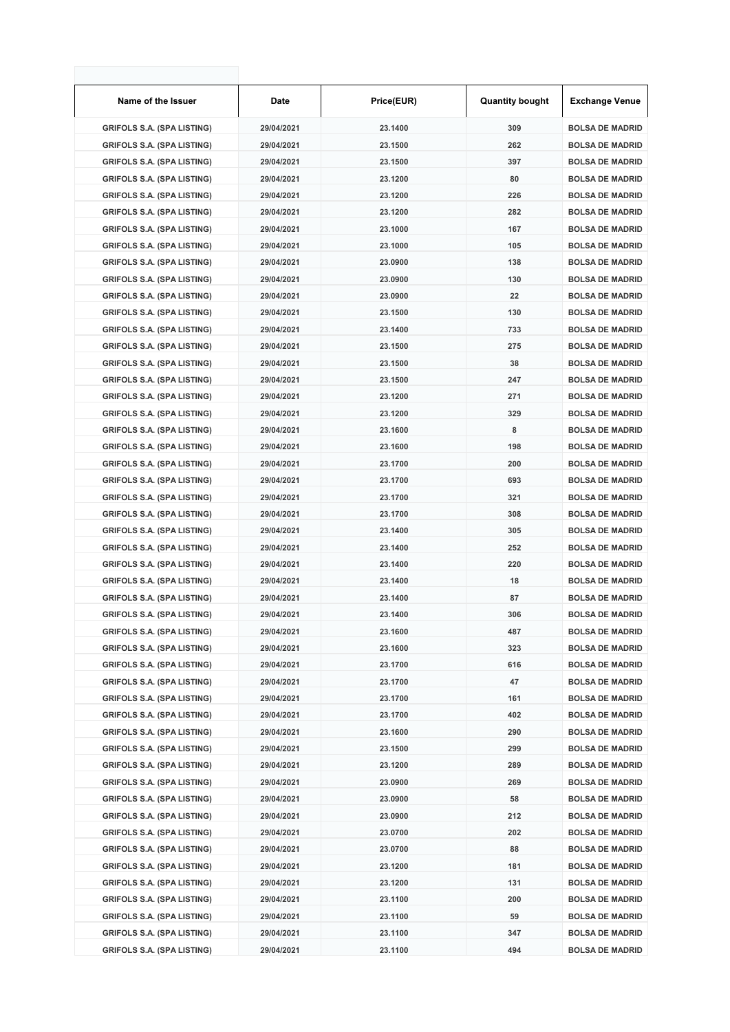| Name of the Issuer | Date | Price(EUR) | Quantity bought | Exchange Venue |
| --- | --- | --- | --- | --- |
| GRIFOLS S.A. (SPA LISTING) | 29/04/2021 | 23.1400 | 309 | BOLSA DE MADRID |
| GRIFOLS S.A. (SPA LISTING) | 29/04/2021 | 23.1500 | 262 | BOLSA DE MADRID |
| GRIFOLS S.A. (SPA LISTING) | 29/04/2021 | 23.1500 | 397 | BOLSA DE MADRID |
| GRIFOLS S.A. (SPA LISTING) | 29/04/2021 | 23.1200 | 80 | BOLSA DE MADRID |
| GRIFOLS S.A. (SPA LISTING) | 29/04/2021 | 23.1200 | 226 | BOLSA DE MADRID |
| GRIFOLS S.A. (SPA LISTING) | 29/04/2021 | 23.1200 | 282 | BOLSA DE MADRID |
| GRIFOLS S.A. (SPA LISTING) | 29/04/2021 | 23.1000 | 167 | BOLSA DE MADRID |
| GRIFOLS S.A. (SPA LISTING) | 29/04/2021 | 23.1000 | 105 | BOLSA DE MADRID |
| GRIFOLS S.A. (SPA LISTING) | 29/04/2021 | 23.0900 | 138 | BOLSA DE MADRID |
| GRIFOLS S.A. (SPA LISTING) | 29/04/2021 | 23.0900 | 130 | BOLSA DE MADRID |
| GRIFOLS S.A. (SPA LISTING) | 29/04/2021 | 23.0900 | 22 | BOLSA DE MADRID |
| GRIFOLS S.A. (SPA LISTING) | 29/04/2021 | 23.1500 | 130 | BOLSA DE MADRID |
| GRIFOLS S.A. (SPA LISTING) | 29/04/2021 | 23.1400 | 733 | BOLSA DE MADRID |
| GRIFOLS S.A. (SPA LISTING) | 29/04/2021 | 23.1500 | 275 | BOLSA DE MADRID |
| GRIFOLS S.A. (SPA LISTING) | 29/04/2021 | 23.1500 | 38 | BOLSA DE MADRID |
| GRIFOLS S.A. (SPA LISTING) | 29/04/2021 | 23.1500 | 247 | BOLSA DE MADRID |
| GRIFOLS S.A. (SPA LISTING) | 29/04/2021 | 23.1200 | 271 | BOLSA DE MADRID |
| GRIFOLS S.A. (SPA LISTING) | 29/04/2021 | 23.1200 | 329 | BOLSA DE MADRID |
| GRIFOLS S.A. (SPA LISTING) | 29/04/2021 | 23.1600 | 8 | BOLSA DE MADRID |
| GRIFOLS S.A. (SPA LISTING) | 29/04/2021 | 23.1600 | 198 | BOLSA DE MADRID |
| GRIFOLS S.A. (SPA LISTING) | 29/04/2021 | 23.1700 | 200 | BOLSA DE MADRID |
| GRIFOLS S.A. (SPA LISTING) | 29/04/2021 | 23.1700 | 693 | BOLSA DE MADRID |
| GRIFOLS S.A. (SPA LISTING) | 29/04/2021 | 23.1700 | 321 | BOLSA DE MADRID |
| GRIFOLS S.A. (SPA LISTING) | 29/04/2021 | 23.1700 | 308 | BOLSA DE MADRID |
| GRIFOLS S.A. (SPA LISTING) | 29/04/2021 | 23.1400 | 305 | BOLSA DE MADRID |
| GRIFOLS S.A. (SPA LISTING) | 29/04/2021 | 23.1400 | 252 | BOLSA DE MADRID |
| GRIFOLS S.A. (SPA LISTING) | 29/04/2021 | 23.1400 | 220 | BOLSA DE MADRID |
| GRIFOLS S.A. (SPA LISTING) | 29/04/2021 | 23.1400 | 18 | BOLSA DE MADRID |
| GRIFOLS S.A. (SPA LISTING) | 29/04/2021 | 23.1400 | 87 | BOLSA DE MADRID |
| GRIFOLS S.A. (SPA LISTING) | 29/04/2021 | 23.1400 | 306 | BOLSA DE MADRID |
| GRIFOLS S.A. (SPA LISTING) | 29/04/2021 | 23.1600 | 487 | BOLSA DE MADRID |
| GRIFOLS S.A. (SPA LISTING) | 29/04/2021 | 23.1600 | 323 | BOLSA DE MADRID |
| GRIFOLS S.A. (SPA LISTING) | 29/04/2021 | 23.1700 | 616 | BOLSA DE MADRID |
| GRIFOLS S.A. (SPA LISTING) | 29/04/2021 | 23.1700 | 47 | BOLSA DE MADRID |
| GRIFOLS S.A. (SPA LISTING) | 29/04/2021 | 23.1700 | 161 | BOLSA DE MADRID |
| GRIFOLS S.A. (SPA LISTING) | 29/04/2021 | 23.1700 | 402 | BOLSA DE MADRID |
| GRIFOLS S.A. (SPA LISTING) | 29/04/2021 | 23.1600 | 290 | BOLSA DE MADRID |
| GRIFOLS S.A. (SPA LISTING) | 29/04/2021 | 23.1500 | 299 | BOLSA DE MADRID |
| GRIFOLS S.A. (SPA LISTING) | 29/04/2021 | 23.1200 | 289 | BOLSA DE MADRID |
| GRIFOLS S.A. (SPA LISTING) | 29/04/2021 | 23.0900 | 269 | BOLSA DE MADRID |
| GRIFOLS S.A. (SPA LISTING) | 29/04/2021 | 23.0900 | 58 | BOLSA DE MADRID |
| GRIFOLS S.A. (SPA LISTING) | 29/04/2021 | 23.0900 | 212 | BOLSA DE MADRID |
| GRIFOLS S.A. (SPA LISTING) | 29/04/2021 | 23.0700 | 202 | BOLSA DE MADRID |
| GRIFOLS S.A. (SPA LISTING) | 29/04/2021 | 23.0700 | 88 | BOLSA DE MADRID |
| GRIFOLS S.A. (SPA LISTING) | 29/04/2021 | 23.1200 | 181 | BOLSA DE MADRID |
| GRIFOLS S.A. (SPA LISTING) | 29/04/2021 | 23.1200 | 131 | BOLSA DE MADRID |
| GRIFOLS S.A. (SPA LISTING) | 29/04/2021 | 23.1100 | 200 | BOLSA DE MADRID |
| GRIFOLS S.A. (SPA LISTING) | 29/04/2021 | 23.1100 | 59 | BOLSA DE MADRID |
| GRIFOLS S.A. (SPA LISTING) | 29/04/2021 | 23.1100 | 347 | BOLSA DE MADRID |
| GRIFOLS S.A. (SPA LISTING) | 29/04/2021 | 23.1100 | 494 | BOLSA DE MADRID |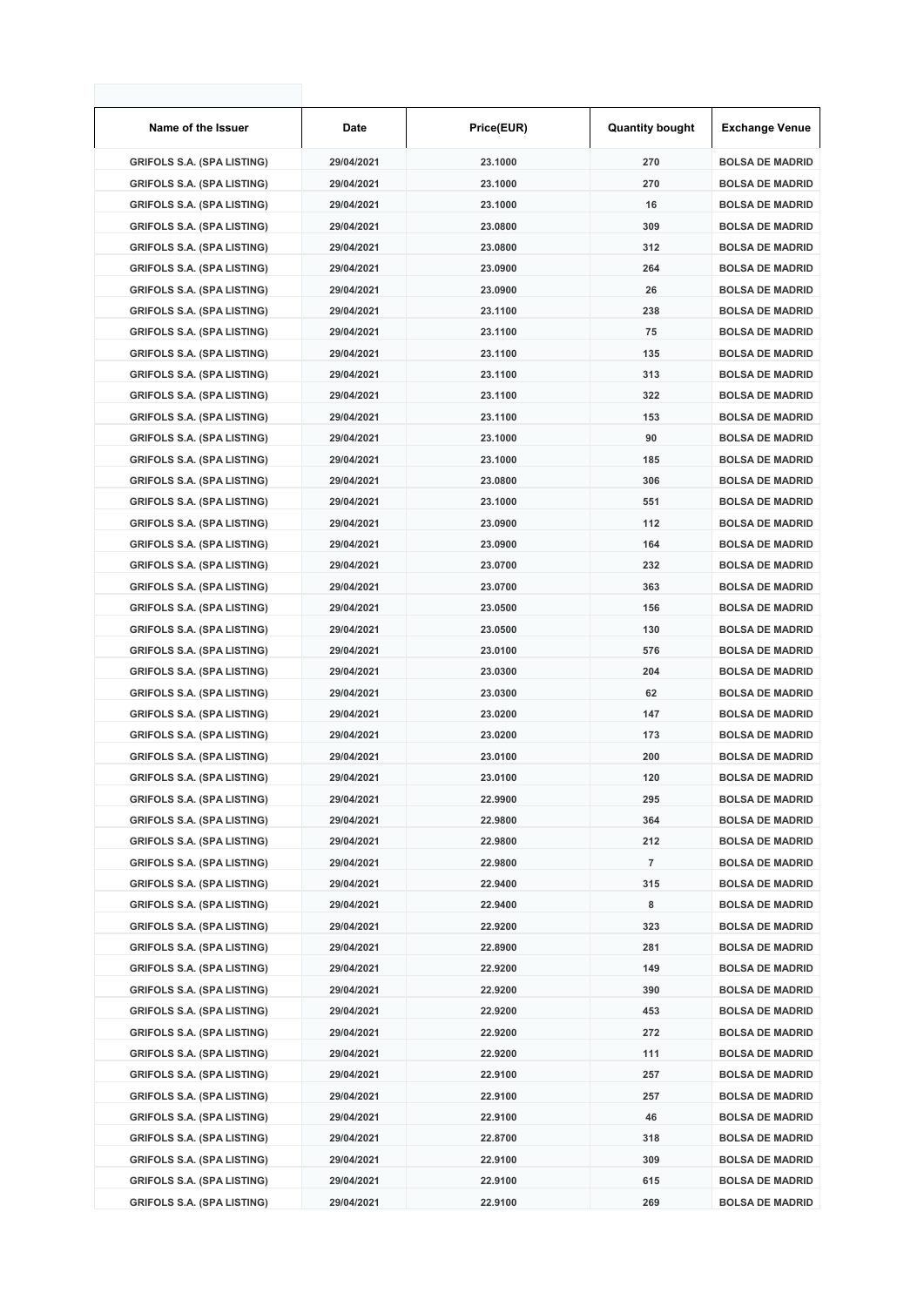| Name of the Issuer | Date | Price(EUR) | Quantity bought | Exchange Venue |
| --- | --- | --- | --- | --- |
| GRIFOLS S.A. (SPA LISTING) | 29/04/2021 | 23.1000 | 270 | BOLSA DE MADRID |
| GRIFOLS S.A. (SPA LISTING) | 29/04/2021 | 23.1000 | 270 | BOLSA DE MADRID |
| GRIFOLS S.A. (SPA LISTING) | 29/04/2021 | 23.1000 | 16 | BOLSA DE MADRID |
| GRIFOLS S.A. (SPA LISTING) | 29/04/2021 | 23.0800 | 309 | BOLSA DE MADRID |
| GRIFOLS S.A. (SPA LISTING) | 29/04/2021 | 23.0800 | 312 | BOLSA DE MADRID |
| GRIFOLS S.A. (SPA LISTING) | 29/04/2021 | 23.0900 | 264 | BOLSA DE MADRID |
| GRIFOLS S.A. (SPA LISTING) | 29/04/2021 | 23.0900 | 26 | BOLSA DE MADRID |
| GRIFOLS S.A. (SPA LISTING) | 29/04/2021 | 23.1100 | 238 | BOLSA DE MADRID |
| GRIFOLS S.A. (SPA LISTING) | 29/04/2021 | 23.1100 | 75 | BOLSA DE MADRID |
| GRIFOLS S.A. (SPA LISTING) | 29/04/2021 | 23.1100 | 135 | BOLSA DE MADRID |
| GRIFOLS S.A. (SPA LISTING) | 29/04/2021 | 23.1100 | 313 | BOLSA DE MADRID |
| GRIFOLS S.A. (SPA LISTING) | 29/04/2021 | 23.1100 | 322 | BOLSA DE MADRID |
| GRIFOLS S.A. (SPA LISTING) | 29/04/2021 | 23.1100 | 153 | BOLSA DE MADRID |
| GRIFOLS S.A. (SPA LISTING) | 29/04/2021 | 23.1000 | 90 | BOLSA DE MADRID |
| GRIFOLS S.A. (SPA LISTING) | 29/04/2021 | 23.1000 | 185 | BOLSA DE MADRID |
| GRIFOLS S.A. (SPA LISTING) | 29/04/2021 | 23.0800 | 306 | BOLSA DE MADRID |
| GRIFOLS S.A. (SPA LISTING) | 29/04/2021 | 23.1000 | 551 | BOLSA DE MADRID |
| GRIFOLS S.A. (SPA LISTING) | 29/04/2021 | 23.0900 | 112 | BOLSA DE MADRID |
| GRIFOLS S.A. (SPA LISTING) | 29/04/2021 | 23.0900 | 164 | BOLSA DE MADRID |
| GRIFOLS S.A. (SPA LISTING) | 29/04/2021 | 23.0700 | 232 | BOLSA DE MADRID |
| GRIFOLS S.A. (SPA LISTING) | 29/04/2021 | 23.0700 | 363 | BOLSA DE MADRID |
| GRIFOLS S.A. (SPA LISTING) | 29/04/2021 | 23.0500 | 156 | BOLSA DE MADRID |
| GRIFOLS S.A. (SPA LISTING) | 29/04/2021 | 23.0500 | 130 | BOLSA DE MADRID |
| GRIFOLS S.A. (SPA LISTING) | 29/04/2021 | 23.0100 | 576 | BOLSA DE MADRID |
| GRIFOLS S.A. (SPA LISTING) | 29/04/2021 | 23.0300 | 204 | BOLSA DE MADRID |
| GRIFOLS S.A. (SPA LISTING) | 29/04/2021 | 23.0300 | 62 | BOLSA DE MADRID |
| GRIFOLS S.A. (SPA LISTING) | 29/04/2021 | 23.0200 | 147 | BOLSA DE MADRID |
| GRIFOLS S.A. (SPA LISTING) | 29/04/2021 | 23.0200 | 173 | BOLSA DE MADRID |
| GRIFOLS S.A. (SPA LISTING) | 29/04/2021 | 23.0100 | 200 | BOLSA DE MADRID |
| GRIFOLS S.A. (SPA LISTING) | 29/04/2021 | 23.0100 | 120 | BOLSA DE MADRID |
| GRIFOLS S.A. (SPA LISTING) | 29/04/2021 | 22.9900 | 295 | BOLSA DE MADRID |
| GRIFOLS S.A. (SPA LISTING) | 29/04/2021 | 22.9800 | 364 | BOLSA DE MADRID |
| GRIFOLS S.A. (SPA LISTING) | 29/04/2021 | 22.9800 | 212 | BOLSA DE MADRID |
| GRIFOLS S.A. (SPA LISTING) | 29/04/2021 | 22.9800 | 7 | BOLSA DE MADRID |
| GRIFOLS S.A. (SPA LISTING) | 29/04/2021 | 22.9400 | 315 | BOLSA DE MADRID |
| GRIFOLS S.A. (SPA LISTING) | 29/04/2021 | 22.9400 | 8 | BOLSA DE MADRID |
| GRIFOLS S.A. (SPA LISTING) | 29/04/2021 | 22.9200 | 323 | BOLSA DE MADRID |
| GRIFOLS S.A. (SPA LISTING) | 29/04/2021 | 22.8900 | 281 | BOLSA DE MADRID |
| GRIFOLS S.A. (SPA LISTING) | 29/04/2021 | 22.9200 | 149 | BOLSA DE MADRID |
| GRIFOLS S.A. (SPA LISTING) | 29/04/2021 | 22.9200 | 390 | BOLSA DE MADRID |
| GRIFOLS S.A. (SPA LISTING) | 29/04/2021 | 22.9200 | 453 | BOLSA DE MADRID |
| GRIFOLS S.A. (SPA LISTING) | 29/04/2021 | 22.9200 | 272 | BOLSA DE MADRID |
| GRIFOLS S.A. (SPA LISTING) | 29/04/2021 | 22.9200 | 111 | BOLSA DE MADRID |
| GRIFOLS S.A. (SPA LISTING) | 29/04/2021 | 22.9100 | 257 | BOLSA DE MADRID |
| GRIFOLS S.A. (SPA LISTING) | 29/04/2021 | 22.9100 | 257 | BOLSA DE MADRID |
| GRIFOLS S.A. (SPA LISTING) | 29/04/2021 | 22.9100 | 46 | BOLSA DE MADRID |
| GRIFOLS S.A. (SPA LISTING) | 29/04/2021 | 22.8700 | 318 | BOLSA DE MADRID |
| GRIFOLS S.A. (SPA LISTING) | 29/04/2021 | 22.9100 | 309 | BOLSA DE MADRID |
| GRIFOLS S.A. (SPA LISTING) | 29/04/2021 | 22.9100 | 615 | BOLSA DE MADRID |
| GRIFOLS S.A. (SPA LISTING) | 29/04/2021 | 22.9100 | 269 | BOLSA DE MADRID |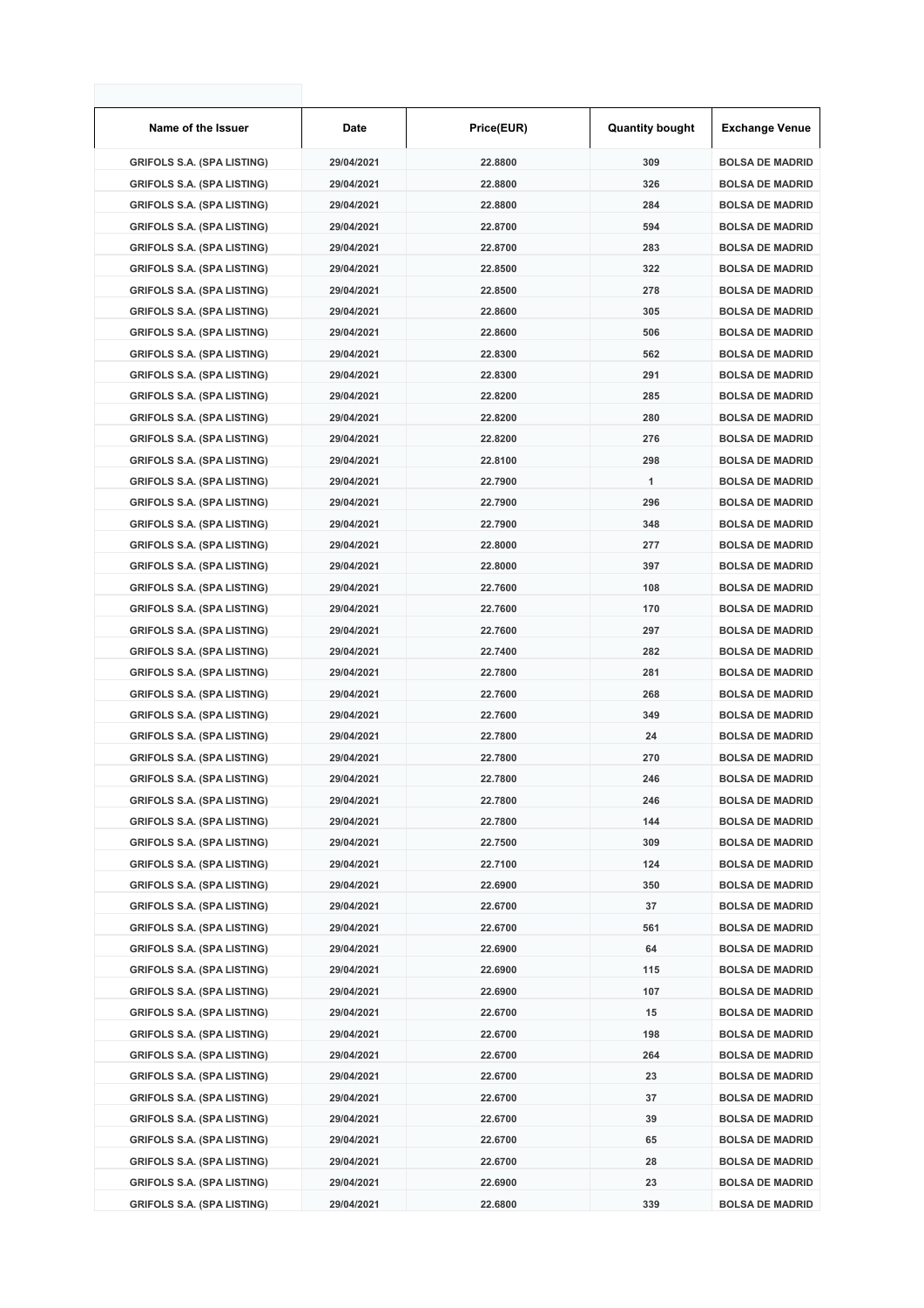| Name of the Issuer | Date | Price(EUR) | Quantity bought | Exchange Venue |
|---|---|---|---|---|
| GRIFOLS S.A. (SPA LISTING) | 29/04/2021 | 22.8800 | 309 | BOLSA DE MADRID |
| GRIFOLS S.A. (SPA LISTING) | 29/04/2021 | 22.8800 | 326 | BOLSA DE MADRID |
| GRIFOLS S.A. (SPA LISTING) | 29/04/2021 | 22.8800 | 284 | BOLSA DE MADRID |
| GRIFOLS S.A. (SPA LISTING) | 29/04/2021 | 22.8700 | 594 | BOLSA DE MADRID |
| GRIFOLS S.A. (SPA LISTING) | 29/04/2021 | 22.8700 | 283 | BOLSA DE MADRID |
| GRIFOLS S.A. (SPA LISTING) | 29/04/2021 | 22.8500 | 322 | BOLSA DE MADRID |
| GRIFOLS S.A. (SPA LISTING) | 29/04/2021 | 22.8500 | 278 | BOLSA DE MADRID |
| GRIFOLS S.A. (SPA LISTING) | 29/04/2021 | 22.8600 | 305 | BOLSA DE MADRID |
| GRIFOLS S.A. (SPA LISTING) | 29/04/2021 | 22.8600 | 506 | BOLSA DE MADRID |
| GRIFOLS S.A. (SPA LISTING) | 29/04/2021 | 22.8300 | 562 | BOLSA DE MADRID |
| GRIFOLS S.A. (SPA LISTING) | 29/04/2021 | 22.8300 | 291 | BOLSA DE MADRID |
| GRIFOLS S.A. (SPA LISTING) | 29/04/2021 | 22.8200 | 285 | BOLSA DE MADRID |
| GRIFOLS S.A. (SPA LISTING) | 29/04/2021 | 22.8200 | 280 | BOLSA DE MADRID |
| GRIFOLS S.A. (SPA LISTING) | 29/04/2021 | 22.8200 | 276 | BOLSA DE MADRID |
| GRIFOLS S.A. (SPA LISTING) | 29/04/2021 | 22.8100 | 298 | BOLSA DE MADRID |
| GRIFOLS S.A. (SPA LISTING) | 29/04/2021 | 22.7900 | 1 | BOLSA DE MADRID |
| GRIFOLS S.A. (SPA LISTING) | 29/04/2021 | 22.7900 | 296 | BOLSA DE MADRID |
| GRIFOLS S.A. (SPA LISTING) | 29/04/2021 | 22.7900 | 348 | BOLSA DE MADRID |
| GRIFOLS S.A. (SPA LISTING) | 29/04/2021 | 22.8000 | 277 | BOLSA DE MADRID |
| GRIFOLS S.A. (SPA LISTING) | 29/04/2021 | 22.8000 | 397 | BOLSA DE MADRID |
| GRIFOLS S.A. (SPA LISTING) | 29/04/2021 | 22.7600 | 108 | BOLSA DE MADRID |
| GRIFOLS S.A. (SPA LISTING) | 29/04/2021 | 22.7600 | 170 | BOLSA DE MADRID |
| GRIFOLS S.A. (SPA LISTING) | 29/04/2021 | 22.7600 | 297 | BOLSA DE MADRID |
| GRIFOLS S.A. (SPA LISTING) | 29/04/2021 | 22.7400 | 282 | BOLSA DE MADRID |
| GRIFOLS S.A. (SPA LISTING) | 29/04/2021 | 22.7800 | 281 | BOLSA DE MADRID |
| GRIFOLS S.A. (SPA LISTING) | 29/04/2021 | 22.7600 | 268 | BOLSA DE MADRID |
| GRIFOLS S.A. (SPA LISTING) | 29/04/2021 | 22.7600 | 349 | BOLSA DE MADRID |
| GRIFOLS S.A. (SPA LISTING) | 29/04/2021 | 22.7800 | 24 | BOLSA DE MADRID |
| GRIFOLS S.A. (SPA LISTING) | 29/04/2021 | 22.7800 | 270 | BOLSA DE MADRID |
| GRIFOLS S.A. (SPA LISTING) | 29/04/2021 | 22.7800 | 246 | BOLSA DE MADRID |
| GRIFOLS S.A. (SPA LISTING) | 29/04/2021 | 22.7800 | 246 | BOLSA DE MADRID |
| GRIFOLS S.A. (SPA LISTING) | 29/04/2021 | 22.7800 | 144 | BOLSA DE MADRID |
| GRIFOLS S.A. (SPA LISTING) | 29/04/2021 | 22.7500 | 309 | BOLSA DE MADRID |
| GRIFOLS S.A. (SPA LISTING) | 29/04/2021 | 22.7100 | 124 | BOLSA DE MADRID |
| GRIFOLS S.A. (SPA LISTING) | 29/04/2021 | 22.6900 | 350 | BOLSA DE MADRID |
| GRIFOLS S.A. (SPA LISTING) | 29/04/2021 | 22.6700 | 37 | BOLSA DE MADRID |
| GRIFOLS S.A. (SPA LISTING) | 29/04/2021 | 22.6700 | 561 | BOLSA DE MADRID |
| GRIFOLS S.A. (SPA LISTING) | 29/04/2021 | 22.6900 | 64 | BOLSA DE MADRID |
| GRIFOLS S.A. (SPA LISTING) | 29/04/2021 | 22.6900 | 115 | BOLSA DE MADRID |
| GRIFOLS S.A. (SPA LISTING) | 29/04/2021 | 22.6900 | 107 | BOLSA DE MADRID |
| GRIFOLS S.A. (SPA LISTING) | 29/04/2021 | 22.6700 | 15 | BOLSA DE MADRID |
| GRIFOLS S.A. (SPA LISTING) | 29/04/2021 | 22.6700 | 198 | BOLSA DE MADRID |
| GRIFOLS S.A. (SPA LISTING) | 29/04/2021 | 22.6700 | 264 | BOLSA DE MADRID |
| GRIFOLS S.A. (SPA LISTING) | 29/04/2021 | 22.6700 | 23 | BOLSA DE MADRID |
| GRIFOLS S.A. (SPA LISTING) | 29/04/2021 | 22.6700 | 37 | BOLSA DE MADRID |
| GRIFOLS S.A. (SPA LISTING) | 29/04/2021 | 22.6700 | 39 | BOLSA DE MADRID |
| GRIFOLS S.A. (SPA LISTING) | 29/04/2021 | 22.6700 | 65 | BOLSA DE MADRID |
| GRIFOLS S.A. (SPA LISTING) | 29/04/2021 | 22.6700 | 28 | BOLSA DE MADRID |
| GRIFOLS S.A. (SPA LISTING) | 29/04/2021 | 22.6900 | 23 | BOLSA DE MADRID |
| GRIFOLS S.A. (SPA LISTING) | 29/04/2021 | 22.6800 | 339 | BOLSA DE MADRID |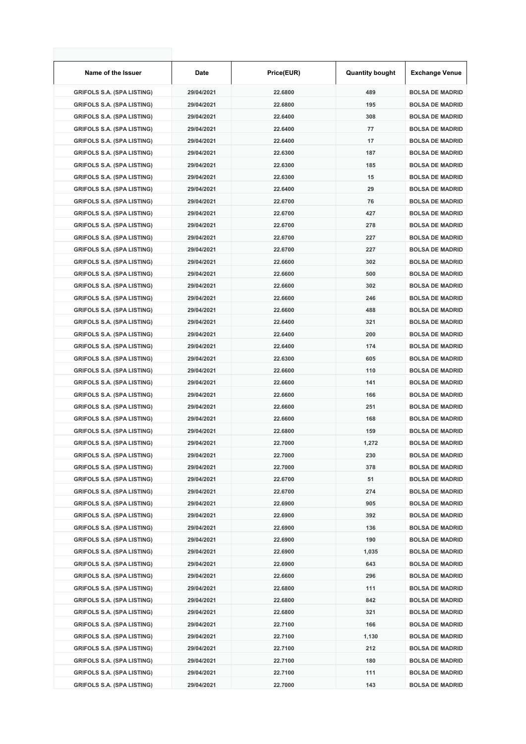| Name of the Issuer | Date | Price(EUR) | Quantity bought | Exchange Venue |
|---|---|---|---|---|
| GRIFOLS S.A. (SPA LISTING) | 29/04/2021 | 22.6800 | 489 | BOLSA DE MADRID |
| GRIFOLS S.A. (SPA LISTING) | 29/04/2021 | 22.6800 | 195 | BOLSA DE MADRID |
| GRIFOLS S.A. (SPA LISTING) | 29/04/2021 | 22.6400 | 308 | BOLSA DE MADRID |
| GRIFOLS S.A. (SPA LISTING) | 29/04/2021 | 22.6400 | 77 | BOLSA DE MADRID |
| GRIFOLS S.A. (SPA LISTING) | 29/04/2021 | 22.6400 | 17 | BOLSA DE MADRID |
| GRIFOLS S.A. (SPA LISTING) | 29/04/2021 | 22.6300 | 187 | BOLSA DE MADRID |
| GRIFOLS S.A. (SPA LISTING) | 29/04/2021 | 22.6300 | 185 | BOLSA DE MADRID |
| GRIFOLS S.A. (SPA LISTING) | 29/04/2021 | 22.6300 | 15 | BOLSA DE MADRID |
| GRIFOLS S.A. (SPA LISTING) | 29/04/2021 | 22.6400 | 29 | BOLSA DE MADRID |
| GRIFOLS S.A. (SPA LISTING) | 29/04/2021 | 22.6700 | 76 | BOLSA DE MADRID |
| GRIFOLS S.A. (SPA LISTING) | 29/04/2021 | 22.6700 | 427 | BOLSA DE MADRID |
| GRIFOLS S.A. (SPA LISTING) | 29/04/2021 | 22.6700 | 278 | BOLSA DE MADRID |
| GRIFOLS S.A. (SPA LISTING) | 29/04/2021 | 22.6700 | 227 | BOLSA DE MADRID |
| GRIFOLS S.A. (SPA LISTING) | 29/04/2021 | 22.6700 | 227 | BOLSA DE MADRID |
| GRIFOLS S.A. (SPA LISTING) | 29/04/2021 | 22.6600 | 302 | BOLSA DE MADRID |
| GRIFOLS S.A. (SPA LISTING) | 29/04/2021 | 22.6600 | 500 | BOLSA DE MADRID |
| GRIFOLS S.A. (SPA LISTING) | 29/04/2021 | 22.6600 | 302 | BOLSA DE MADRID |
| GRIFOLS S.A. (SPA LISTING) | 29/04/2021 | 22.6600 | 246 | BOLSA DE MADRID |
| GRIFOLS S.A. (SPA LISTING) | 29/04/2021 | 22.6600 | 488 | BOLSA DE MADRID |
| GRIFOLS S.A. (SPA LISTING) | 29/04/2021 | 22.6400 | 321 | BOLSA DE MADRID |
| GRIFOLS S.A. (SPA LISTING) | 29/04/2021 | 22.6400 | 200 | BOLSA DE MADRID |
| GRIFOLS S.A. (SPA LISTING) | 29/04/2021 | 22.6400 | 174 | BOLSA DE MADRID |
| GRIFOLS S.A. (SPA LISTING) | 29/04/2021 | 22.6300 | 605 | BOLSA DE MADRID |
| GRIFOLS S.A. (SPA LISTING) | 29/04/2021 | 22.6600 | 110 | BOLSA DE MADRID |
| GRIFOLS S.A. (SPA LISTING) | 29/04/2021 | 22.6600 | 141 | BOLSA DE MADRID |
| GRIFOLS S.A. (SPA LISTING) | 29/04/2021 | 22.6600 | 166 | BOLSA DE MADRID |
| GRIFOLS S.A. (SPA LISTING) | 29/04/2021 | 22.6600 | 251 | BOLSA DE MADRID |
| GRIFOLS S.A. (SPA LISTING) | 29/04/2021 | 22.6600 | 168 | BOLSA DE MADRID |
| GRIFOLS S.A. (SPA LISTING) | 29/04/2021 | 22.6800 | 159 | BOLSA DE MADRID |
| GRIFOLS S.A. (SPA LISTING) | 29/04/2021 | 22.7000 | 1,272 | BOLSA DE MADRID |
| GRIFOLS S.A. (SPA LISTING) | 29/04/2021 | 22.7000 | 230 | BOLSA DE MADRID |
| GRIFOLS S.A. (SPA LISTING) | 29/04/2021 | 22.7000 | 378 | BOLSA DE MADRID |
| GRIFOLS S.A. (SPA LISTING) | 29/04/2021 | 22.6700 | 51 | BOLSA DE MADRID |
| GRIFOLS S.A. (SPA LISTING) | 29/04/2021 | 22.6700 | 274 | BOLSA DE MADRID |
| GRIFOLS S.A. (SPA LISTING) | 29/04/2021 | 22.6900 | 905 | BOLSA DE MADRID |
| GRIFOLS S.A. (SPA LISTING) | 29/04/2021 | 22.6900 | 392 | BOLSA DE MADRID |
| GRIFOLS S.A. (SPA LISTING) | 29/04/2021 | 22.6900 | 136 | BOLSA DE MADRID |
| GRIFOLS S.A. (SPA LISTING) | 29/04/2021 | 22.6900 | 190 | BOLSA DE MADRID |
| GRIFOLS S.A. (SPA LISTING) | 29/04/2021 | 22.6900 | 1,035 | BOLSA DE MADRID |
| GRIFOLS S.A. (SPA LISTING) | 29/04/2021 | 22.6900 | 643 | BOLSA DE MADRID |
| GRIFOLS S.A. (SPA LISTING) | 29/04/2021 | 22.6600 | 296 | BOLSA DE MADRID |
| GRIFOLS S.A. (SPA LISTING) | 29/04/2021 | 22.6800 | 111 | BOLSA DE MADRID |
| GRIFOLS S.A. (SPA LISTING) | 29/04/2021 | 22.6800 | 842 | BOLSA DE MADRID |
| GRIFOLS S.A. (SPA LISTING) | 29/04/2021 | 22.6800 | 321 | BOLSA DE MADRID |
| GRIFOLS S.A. (SPA LISTING) | 29/04/2021 | 22.7100 | 166 | BOLSA DE MADRID |
| GRIFOLS S.A. (SPA LISTING) | 29/04/2021 | 22.7100 | 1,130 | BOLSA DE MADRID |
| GRIFOLS S.A. (SPA LISTING) | 29/04/2021 | 22.7100 | 212 | BOLSA DE MADRID |
| GRIFOLS S.A. (SPA LISTING) | 29/04/2021 | 22.7100 | 180 | BOLSA DE MADRID |
| GRIFOLS S.A. (SPA LISTING) | 29/04/2021 | 22.7100 | 111 | BOLSA DE MADRID |
| GRIFOLS S.A. (SPA LISTING) | 29/04/2021 | 22.7000 | 143 | BOLSA DE MADRID |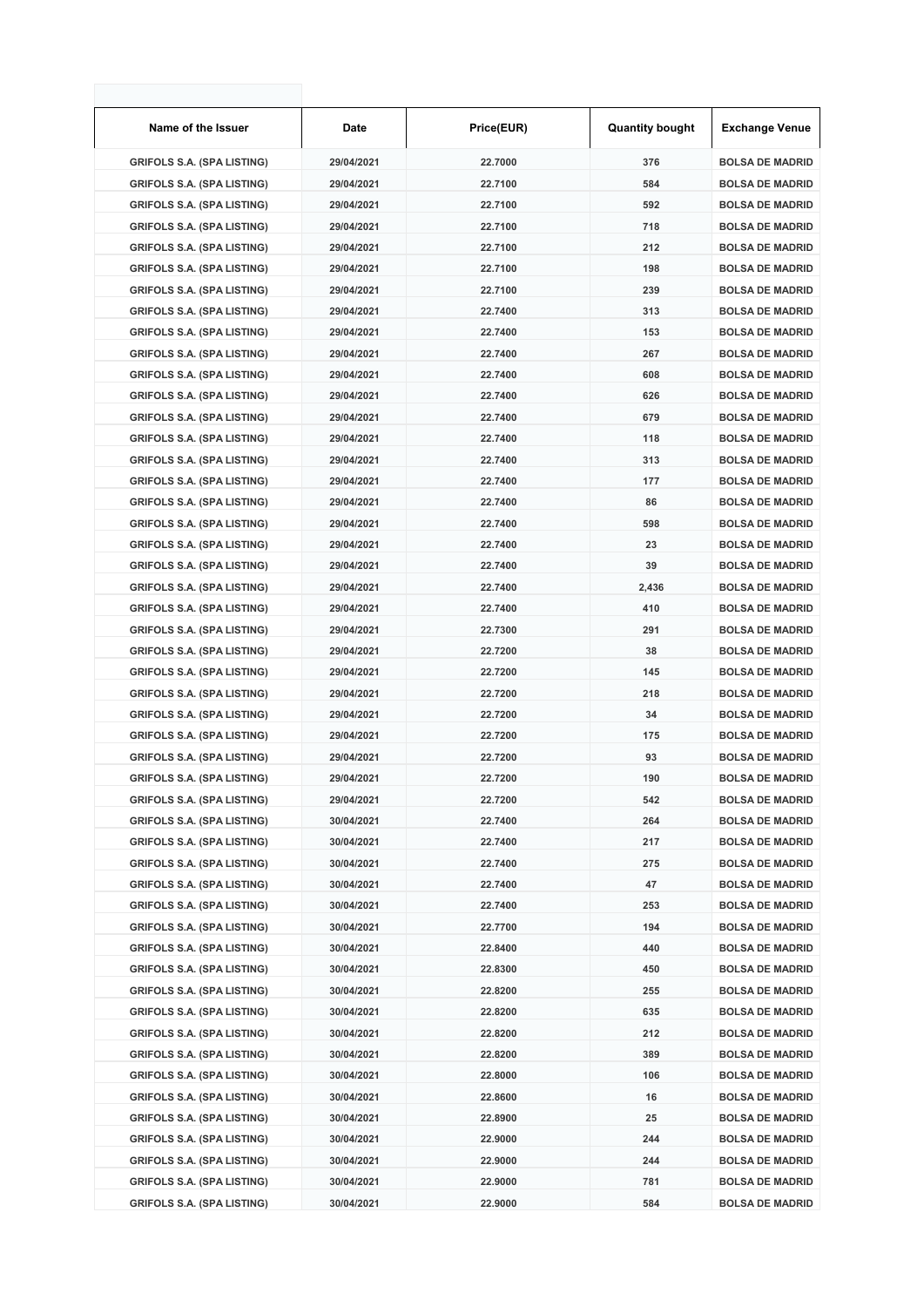| Name of the Issuer | Date | Price(EUR) | Quantity bought | Exchange Venue |
|---|---|---|---|---|
| GRIFOLS S.A. (SPA LISTING) | 29/04/2021 | 22.7000 | 376 | BOLSA DE MADRID |
| GRIFOLS S.A. (SPA LISTING) | 29/04/2021 | 22.7100 | 584 | BOLSA DE MADRID |
| GRIFOLS S.A. (SPA LISTING) | 29/04/2021 | 22.7100 | 592 | BOLSA DE MADRID |
| GRIFOLS S.A. (SPA LISTING) | 29/04/2021 | 22.7100 | 718 | BOLSA DE MADRID |
| GRIFOLS S.A. (SPA LISTING) | 29/04/2021 | 22.7100 | 212 | BOLSA DE MADRID |
| GRIFOLS S.A. (SPA LISTING) | 29/04/2021 | 22.7100 | 198 | BOLSA DE MADRID |
| GRIFOLS S.A. (SPA LISTING) | 29/04/2021 | 22.7100 | 239 | BOLSA DE MADRID |
| GRIFOLS S.A. (SPA LISTING) | 29/04/2021 | 22.7400 | 313 | BOLSA DE MADRID |
| GRIFOLS S.A. (SPA LISTING) | 29/04/2021 | 22.7400 | 153 | BOLSA DE MADRID |
| GRIFOLS S.A. (SPA LISTING) | 29/04/2021 | 22.7400 | 267 | BOLSA DE MADRID |
| GRIFOLS S.A. (SPA LISTING) | 29/04/2021 | 22.7400 | 608 | BOLSA DE MADRID |
| GRIFOLS S.A. (SPA LISTING) | 29/04/2021 | 22.7400 | 626 | BOLSA DE MADRID |
| GRIFOLS S.A. (SPA LISTING) | 29/04/2021 | 22.7400 | 679 | BOLSA DE MADRID |
| GRIFOLS S.A. (SPA LISTING) | 29/04/2021 | 22.7400 | 118 | BOLSA DE MADRID |
| GRIFOLS S.A. (SPA LISTING) | 29/04/2021 | 22.7400 | 313 | BOLSA DE MADRID |
| GRIFOLS S.A. (SPA LISTING) | 29/04/2021 | 22.7400 | 177 | BOLSA DE MADRID |
| GRIFOLS S.A. (SPA LISTING) | 29/04/2021 | 22.7400 | 86 | BOLSA DE MADRID |
| GRIFOLS S.A. (SPA LISTING) | 29/04/2021 | 22.7400 | 598 | BOLSA DE MADRID |
| GRIFOLS S.A. (SPA LISTING) | 29/04/2021 | 22.7400 | 23 | BOLSA DE MADRID |
| GRIFOLS S.A. (SPA LISTING) | 29/04/2021 | 22.7400 | 39 | BOLSA DE MADRID |
| GRIFOLS S.A. (SPA LISTING) | 29/04/2021 | 22.7400 | 2,436 | BOLSA DE MADRID |
| GRIFOLS S.A. (SPA LISTING) | 29/04/2021 | 22.7400 | 410 | BOLSA DE MADRID |
| GRIFOLS S.A. (SPA LISTING) | 29/04/2021 | 22.7300 | 291 | BOLSA DE MADRID |
| GRIFOLS S.A. (SPA LISTING) | 29/04/2021 | 22.7200 | 38 | BOLSA DE MADRID |
| GRIFOLS S.A. (SPA LISTING) | 29/04/2021 | 22.7200 | 145 | BOLSA DE MADRID |
| GRIFOLS S.A. (SPA LISTING) | 29/04/2021 | 22.7200 | 218 | BOLSA DE MADRID |
| GRIFOLS S.A. (SPA LISTING) | 29/04/2021 | 22.7200 | 34 | BOLSA DE MADRID |
| GRIFOLS S.A. (SPA LISTING) | 29/04/2021 | 22.7200 | 175 | BOLSA DE MADRID |
| GRIFOLS S.A. (SPA LISTING) | 29/04/2021 | 22.7200 | 93 | BOLSA DE MADRID |
| GRIFOLS S.A. (SPA LISTING) | 29/04/2021 | 22.7200 | 190 | BOLSA DE MADRID |
| GRIFOLS S.A. (SPA LISTING) | 29/04/2021 | 22.7200 | 542 | BOLSA DE MADRID |
| GRIFOLS S.A. (SPA LISTING) | 30/04/2021 | 22.7400 | 264 | BOLSA DE MADRID |
| GRIFOLS S.A. (SPA LISTING) | 30/04/2021 | 22.7400 | 217 | BOLSA DE MADRID |
| GRIFOLS S.A. (SPA LISTING) | 30/04/2021 | 22.7400 | 275 | BOLSA DE MADRID |
| GRIFOLS S.A. (SPA LISTING) | 30/04/2021 | 22.7400 | 47 | BOLSA DE MADRID |
| GRIFOLS S.A. (SPA LISTING) | 30/04/2021 | 22.7400 | 253 | BOLSA DE MADRID |
| GRIFOLS S.A. (SPA LISTING) | 30/04/2021 | 22.7700 | 194 | BOLSA DE MADRID |
| GRIFOLS S.A. (SPA LISTING) | 30/04/2021 | 22.8400 | 440 | BOLSA DE MADRID |
| GRIFOLS S.A. (SPA LISTING) | 30/04/2021 | 22.8300 | 450 | BOLSA DE MADRID |
| GRIFOLS S.A. (SPA LISTING) | 30/04/2021 | 22.8200 | 255 | BOLSA DE MADRID |
| GRIFOLS S.A. (SPA LISTING) | 30/04/2021 | 22.8200 | 635 | BOLSA DE MADRID |
| GRIFOLS S.A. (SPA LISTING) | 30/04/2021 | 22.8200 | 212 | BOLSA DE MADRID |
| GRIFOLS S.A. (SPA LISTING) | 30/04/2021 | 22.8200 | 389 | BOLSA DE MADRID |
| GRIFOLS S.A. (SPA LISTING) | 30/04/2021 | 22.8000 | 106 | BOLSA DE MADRID |
| GRIFOLS S.A. (SPA LISTING) | 30/04/2021 | 22.8600 | 16 | BOLSA DE MADRID |
| GRIFOLS S.A. (SPA LISTING) | 30/04/2021 | 22.8900 | 25 | BOLSA DE MADRID |
| GRIFOLS S.A. (SPA LISTING) | 30/04/2021 | 22.9000 | 244 | BOLSA DE MADRID |
| GRIFOLS S.A. (SPA LISTING) | 30/04/2021 | 22.9000 | 244 | BOLSA DE MADRID |
| GRIFOLS S.A. (SPA LISTING) | 30/04/2021 | 22.9000 | 781 | BOLSA DE MADRID |
| GRIFOLS S.A. (SPA LISTING) | 30/04/2021 | 22.9000 | 584 | BOLSA DE MADRID |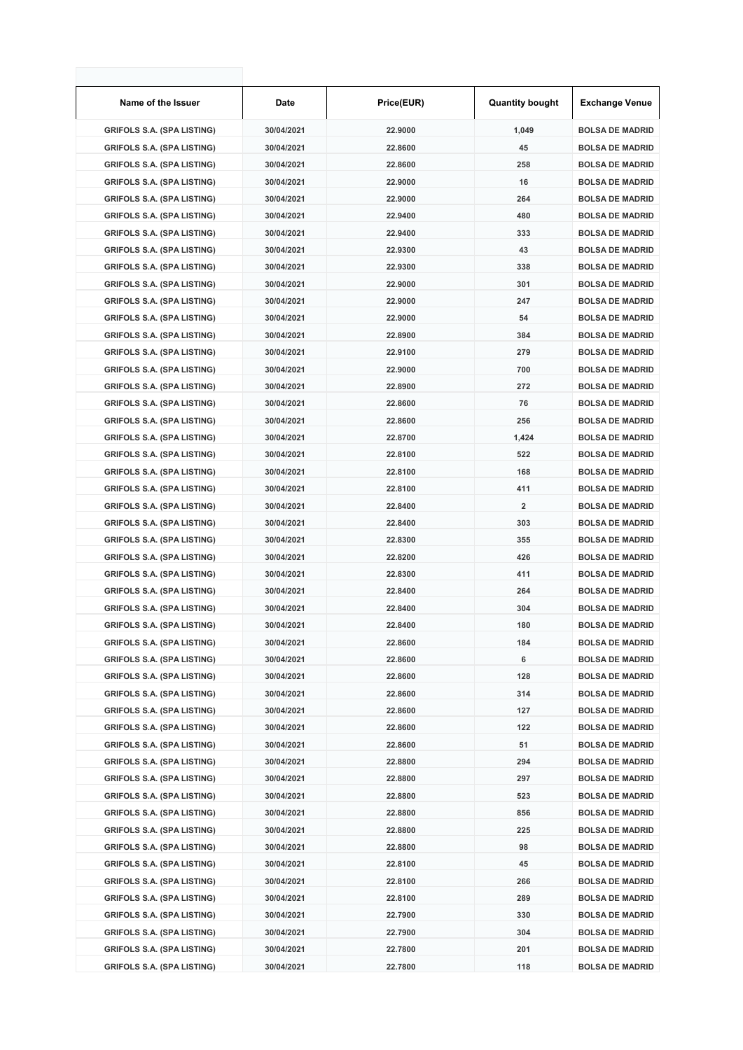| Name of the Issuer | Date | Price(EUR) | Quantity bought | Exchange Venue |
|---|---|---|---|---|
| GRIFOLS S.A. (SPA LISTING) | 30/04/2021 | 22.9000 | 1,049 | BOLSA DE MADRID |
| GRIFOLS S.A. (SPA LISTING) | 30/04/2021 | 22.8600 | 45 | BOLSA DE MADRID |
| GRIFOLS S.A. (SPA LISTING) | 30/04/2021 | 22.8600 | 258 | BOLSA DE MADRID |
| GRIFOLS S.A. (SPA LISTING) | 30/04/2021 | 22.9000 | 16 | BOLSA DE MADRID |
| GRIFOLS S.A. (SPA LISTING) | 30/04/2021 | 22.9000 | 264 | BOLSA DE MADRID |
| GRIFOLS S.A. (SPA LISTING) | 30/04/2021 | 22.9400 | 480 | BOLSA DE MADRID |
| GRIFOLS S.A. (SPA LISTING) | 30/04/2021 | 22.9400 | 333 | BOLSA DE MADRID |
| GRIFOLS S.A. (SPA LISTING) | 30/04/2021 | 22.9300 | 43 | BOLSA DE MADRID |
| GRIFOLS S.A. (SPA LISTING) | 30/04/2021 | 22.9300 | 338 | BOLSA DE MADRID |
| GRIFOLS S.A. (SPA LISTING) | 30/04/2021 | 22.9000 | 301 | BOLSA DE MADRID |
| GRIFOLS S.A. (SPA LISTING) | 30/04/2021 | 22.9000 | 247 | BOLSA DE MADRID |
| GRIFOLS S.A. (SPA LISTING) | 30/04/2021 | 22.9000 | 54 | BOLSA DE MADRID |
| GRIFOLS S.A. (SPA LISTING) | 30/04/2021 | 22.8900 | 384 | BOLSA DE MADRID |
| GRIFOLS S.A. (SPA LISTING) | 30/04/2021 | 22.9100 | 279 | BOLSA DE MADRID |
| GRIFOLS S.A. (SPA LISTING) | 30/04/2021 | 22.9000 | 700 | BOLSA DE MADRID |
| GRIFOLS S.A. (SPA LISTING) | 30/04/2021 | 22.8900 | 272 | BOLSA DE MADRID |
| GRIFOLS S.A. (SPA LISTING) | 30/04/2021 | 22.8600 | 76 | BOLSA DE MADRID |
| GRIFOLS S.A. (SPA LISTING) | 30/04/2021 | 22.8600 | 256 | BOLSA DE MADRID |
| GRIFOLS S.A. (SPA LISTING) | 30/04/2021 | 22.8700 | 1,424 | BOLSA DE MADRID |
| GRIFOLS S.A. (SPA LISTING) | 30/04/2021 | 22.8100 | 522 | BOLSA DE MADRID |
| GRIFOLS S.A. (SPA LISTING) | 30/04/2021 | 22.8100 | 168 | BOLSA DE MADRID |
| GRIFOLS S.A. (SPA LISTING) | 30/04/2021 | 22.8100 | 411 | BOLSA DE MADRID |
| GRIFOLS S.A. (SPA LISTING) | 30/04/2021 | 22.8400 | 2 | BOLSA DE MADRID |
| GRIFOLS S.A. (SPA LISTING) | 30/04/2021 | 22.8400 | 303 | BOLSA DE MADRID |
| GRIFOLS S.A. (SPA LISTING) | 30/04/2021 | 22.8300 | 355 | BOLSA DE MADRID |
| GRIFOLS S.A. (SPA LISTING) | 30/04/2021 | 22.8200 | 426 | BOLSA DE MADRID |
| GRIFOLS S.A. (SPA LISTING) | 30/04/2021 | 22.8300 | 411 | BOLSA DE MADRID |
| GRIFOLS S.A. (SPA LISTING) | 30/04/2021 | 22.8400 | 264 | BOLSA DE MADRID |
| GRIFOLS S.A. (SPA LISTING) | 30/04/2021 | 22.8400 | 304 | BOLSA DE MADRID |
| GRIFOLS S.A. (SPA LISTING) | 30/04/2021 | 22.8400 | 180 | BOLSA DE MADRID |
| GRIFOLS S.A. (SPA LISTING) | 30/04/2021 | 22.8600 | 184 | BOLSA DE MADRID |
| GRIFOLS S.A. (SPA LISTING) | 30/04/2021 | 22.8600 | 6 | BOLSA DE MADRID |
| GRIFOLS S.A. (SPA LISTING) | 30/04/2021 | 22.8600 | 128 | BOLSA DE MADRID |
| GRIFOLS S.A. (SPA LISTING) | 30/04/2021 | 22.8600 | 314 | BOLSA DE MADRID |
| GRIFOLS S.A. (SPA LISTING) | 30/04/2021 | 22.8600 | 127 | BOLSA DE MADRID |
| GRIFOLS S.A. (SPA LISTING) | 30/04/2021 | 22.8600 | 122 | BOLSA DE MADRID |
| GRIFOLS S.A. (SPA LISTING) | 30/04/2021 | 22.8600 | 51 | BOLSA DE MADRID |
| GRIFOLS S.A. (SPA LISTING) | 30/04/2021 | 22.8800 | 294 | BOLSA DE MADRID |
| GRIFOLS S.A. (SPA LISTING) | 30/04/2021 | 22.8800 | 297 | BOLSA DE MADRID |
| GRIFOLS S.A. (SPA LISTING) | 30/04/2021 | 22.8800 | 523 | BOLSA DE MADRID |
| GRIFOLS S.A. (SPA LISTING) | 30/04/2021 | 22.8800 | 856 | BOLSA DE MADRID |
| GRIFOLS S.A. (SPA LISTING) | 30/04/2021 | 22.8800 | 225 | BOLSA DE MADRID |
| GRIFOLS S.A. (SPA LISTING) | 30/04/2021 | 22.8800 | 98 | BOLSA DE MADRID |
| GRIFOLS S.A. (SPA LISTING) | 30/04/2021 | 22.8100 | 45 | BOLSA DE MADRID |
| GRIFOLS S.A. (SPA LISTING) | 30/04/2021 | 22.8100 | 266 | BOLSA DE MADRID |
| GRIFOLS S.A. (SPA LISTING) | 30/04/2021 | 22.8100 | 289 | BOLSA DE MADRID |
| GRIFOLS S.A. (SPA LISTING) | 30/04/2021 | 22.7900 | 330 | BOLSA DE MADRID |
| GRIFOLS S.A. (SPA LISTING) | 30/04/2021 | 22.7900 | 304 | BOLSA DE MADRID |
| GRIFOLS S.A. (SPA LISTING) | 30/04/2021 | 22.7800 | 201 | BOLSA DE MADRID |
| GRIFOLS S.A. (SPA LISTING) | 30/04/2021 | 22.7800 | 118 | BOLSA DE MADRID |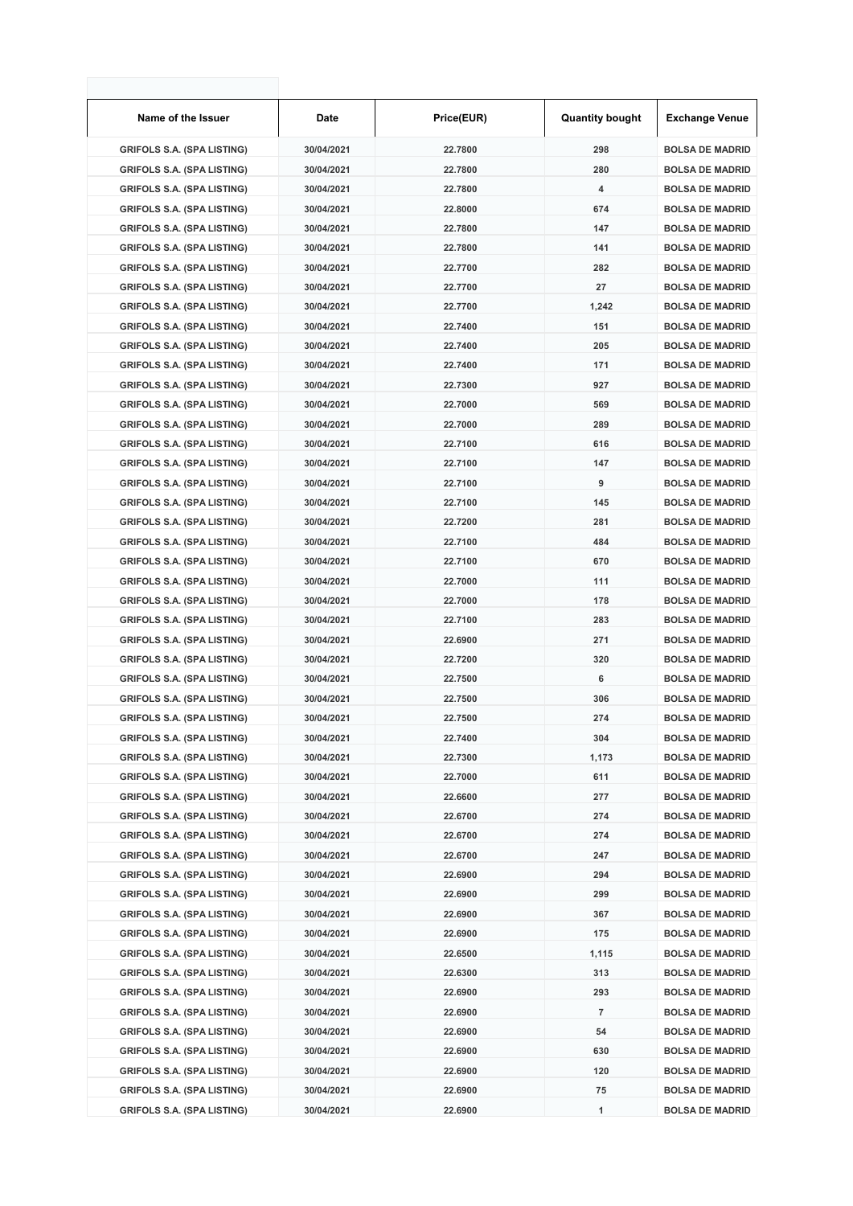| Name of the Issuer | Date | Price(EUR) | Quantity bought | Exchange Venue |
|---|---|---|---|---|
| GRIFOLS S.A. (SPA LISTING) | 30/04/2021 | 22.7800 | 298 | BOLSA DE MADRID |
| GRIFOLS S.A. (SPA LISTING) | 30/04/2021 | 22.7800 | 280 | BOLSA DE MADRID |
| GRIFOLS S.A. (SPA LISTING) | 30/04/2021 | 22.7800 | 4 | BOLSA DE MADRID |
| GRIFOLS S.A. (SPA LISTING) | 30/04/2021 | 22.8000 | 674 | BOLSA DE MADRID |
| GRIFOLS S.A. (SPA LISTING) | 30/04/2021 | 22.7800 | 147 | BOLSA DE MADRID |
| GRIFOLS S.A. (SPA LISTING) | 30/04/2021 | 22.7800 | 141 | BOLSA DE MADRID |
| GRIFOLS S.A. (SPA LISTING) | 30/04/2021 | 22.7700 | 282 | BOLSA DE MADRID |
| GRIFOLS S.A. (SPA LISTING) | 30/04/2021 | 22.7700 | 27 | BOLSA DE MADRID |
| GRIFOLS S.A. (SPA LISTING) | 30/04/2021 | 22.7700 | 1,242 | BOLSA DE MADRID |
| GRIFOLS S.A. (SPA LISTING) | 30/04/2021 | 22.7400 | 151 | BOLSA DE MADRID |
| GRIFOLS S.A. (SPA LISTING) | 30/04/2021 | 22.7400 | 205 | BOLSA DE MADRID |
| GRIFOLS S.A. (SPA LISTING) | 30/04/2021 | 22.7400 | 171 | BOLSA DE MADRID |
| GRIFOLS S.A. (SPA LISTING) | 30/04/2021 | 22.7300 | 927 | BOLSA DE MADRID |
| GRIFOLS S.A. (SPA LISTING) | 30/04/2021 | 22.7000 | 569 | BOLSA DE MADRID |
| GRIFOLS S.A. (SPA LISTING) | 30/04/2021 | 22.7000 | 289 | BOLSA DE MADRID |
| GRIFOLS S.A. (SPA LISTING) | 30/04/2021 | 22.7100 | 616 | BOLSA DE MADRID |
| GRIFOLS S.A. (SPA LISTING) | 30/04/2021 | 22.7100 | 147 | BOLSA DE MADRID |
| GRIFOLS S.A. (SPA LISTING) | 30/04/2021 | 22.7100 | 9 | BOLSA DE MADRID |
| GRIFOLS S.A. (SPA LISTING) | 30/04/2021 | 22.7100 | 145 | BOLSA DE MADRID |
| GRIFOLS S.A. (SPA LISTING) | 30/04/2021 | 22.7200 | 281 | BOLSA DE MADRID |
| GRIFOLS S.A. (SPA LISTING) | 30/04/2021 | 22.7100 | 484 | BOLSA DE MADRID |
| GRIFOLS S.A. (SPA LISTING) | 30/04/2021 | 22.7100 | 670 | BOLSA DE MADRID |
| GRIFOLS S.A. (SPA LISTING) | 30/04/2021 | 22.7000 | 111 | BOLSA DE MADRID |
| GRIFOLS S.A. (SPA LISTING) | 30/04/2021 | 22.7000 | 178 | BOLSA DE MADRID |
| GRIFOLS S.A. (SPA LISTING) | 30/04/2021 | 22.7100 | 283 | BOLSA DE MADRID |
| GRIFOLS S.A. (SPA LISTING) | 30/04/2021 | 22.6900 | 271 | BOLSA DE MADRID |
| GRIFOLS S.A. (SPA LISTING) | 30/04/2021 | 22.7200 | 320 | BOLSA DE MADRID |
| GRIFOLS S.A. (SPA LISTING) | 30/04/2021 | 22.7500 | 6 | BOLSA DE MADRID |
| GRIFOLS S.A. (SPA LISTING) | 30/04/2021 | 22.7500 | 306 | BOLSA DE MADRID |
| GRIFOLS S.A. (SPA LISTING) | 30/04/2021 | 22.7500 | 274 | BOLSA DE MADRID |
| GRIFOLS S.A. (SPA LISTING) | 30/04/2021 | 22.7400 | 304 | BOLSA DE MADRID |
| GRIFOLS S.A. (SPA LISTING) | 30/04/2021 | 22.7300 | 1,173 | BOLSA DE MADRID |
| GRIFOLS S.A. (SPA LISTING) | 30/04/2021 | 22.7000 | 611 | BOLSA DE MADRID |
| GRIFOLS S.A. (SPA LISTING) | 30/04/2021 | 22.6600 | 277 | BOLSA DE MADRID |
| GRIFOLS S.A. (SPA LISTING) | 30/04/2021 | 22.6700 | 274 | BOLSA DE MADRID |
| GRIFOLS S.A. (SPA LISTING) | 30/04/2021 | 22.6700 | 274 | BOLSA DE MADRID |
| GRIFOLS S.A. (SPA LISTING) | 30/04/2021 | 22.6700 | 247 | BOLSA DE MADRID |
| GRIFOLS S.A. (SPA LISTING) | 30/04/2021 | 22.6900 | 294 | BOLSA DE MADRID |
| GRIFOLS S.A. (SPA LISTING) | 30/04/2021 | 22.6900 | 299 | BOLSA DE MADRID |
| GRIFOLS S.A. (SPA LISTING) | 30/04/2021 | 22.6900 | 367 | BOLSA DE MADRID |
| GRIFOLS S.A. (SPA LISTING) | 30/04/2021 | 22.6900 | 175 | BOLSA DE MADRID |
| GRIFOLS S.A. (SPA LISTING) | 30/04/2021 | 22.6500 | 1,115 | BOLSA DE MADRID |
| GRIFOLS S.A. (SPA LISTING) | 30/04/2021 | 22.6300 | 313 | BOLSA DE MADRID |
| GRIFOLS S.A. (SPA LISTING) | 30/04/2021 | 22.6900 | 293 | BOLSA DE MADRID |
| GRIFOLS S.A. (SPA LISTING) | 30/04/2021 | 22.6900 | 7 | BOLSA DE MADRID |
| GRIFOLS S.A. (SPA LISTING) | 30/04/2021 | 22.6900 | 54 | BOLSA DE MADRID |
| GRIFOLS S.A. (SPA LISTING) | 30/04/2021 | 22.6900 | 630 | BOLSA DE MADRID |
| GRIFOLS S.A. (SPA LISTING) | 30/04/2021 | 22.6900 | 120 | BOLSA DE MADRID |
| GRIFOLS S.A. (SPA LISTING) | 30/04/2021 | 22.6900 | 75 | BOLSA DE MADRID |
| GRIFOLS S.A. (SPA LISTING) | 30/04/2021 | 22.6900 | 1 | BOLSA DE MADRID |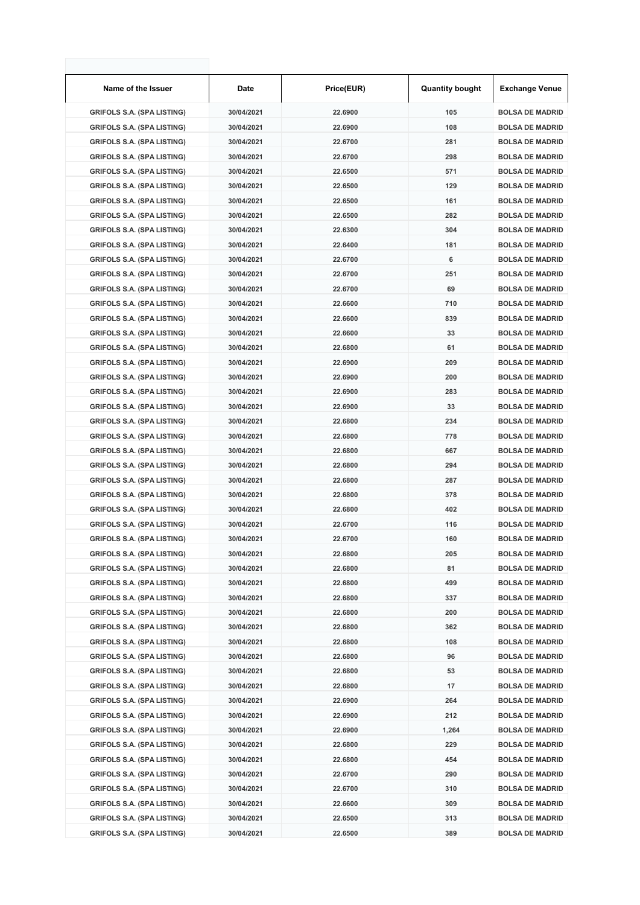| Name of the Issuer | Date | Price(EUR) | Quantity bought | Exchange Venue |
|---|---|---|---|---|
| GRIFOLS S.A. (SPA LISTING) | 30/04/2021 | 22.6900 | 105 | BOLSA DE MADRID |
| GRIFOLS S.A. (SPA LISTING) | 30/04/2021 | 22.6900 | 108 | BOLSA DE MADRID |
| GRIFOLS S.A. (SPA LISTING) | 30/04/2021 | 22.6700 | 281 | BOLSA DE MADRID |
| GRIFOLS S.A. (SPA LISTING) | 30/04/2021 | 22.6700 | 298 | BOLSA DE MADRID |
| GRIFOLS S.A. (SPA LISTING) | 30/04/2021 | 22.6500 | 571 | BOLSA DE MADRID |
| GRIFOLS S.A. (SPA LISTING) | 30/04/2021 | 22.6500 | 129 | BOLSA DE MADRID |
| GRIFOLS S.A. (SPA LISTING) | 30/04/2021 | 22.6500 | 161 | BOLSA DE MADRID |
| GRIFOLS S.A. (SPA LISTING) | 30/04/2021 | 22.6500 | 282 | BOLSA DE MADRID |
| GRIFOLS S.A. (SPA LISTING) | 30/04/2021 | 22.6300 | 304 | BOLSA DE MADRID |
| GRIFOLS S.A. (SPA LISTING) | 30/04/2021 | 22.6400 | 181 | BOLSA DE MADRID |
| GRIFOLS S.A. (SPA LISTING) | 30/04/2021 | 22.6700 | 6 | BOLSA DE MADRID |
| GRIFOLS S.A. (SPA LISTING) | 30/04/2021 | 22.6700 | 251 | BOLSA DE MADRID |
| GRIFOLS S.A. (SPA LISTING) | 30/04/2021 | 22.6700 | 69 | BOLSA DE MADRID |
| GRIFOLS S.A. (SPA LISTING) | 30/04/2021 | 22.6600 | 710 | BOLSA DE MADRID |
| GRIFOLS S.A. (SPA LISTING) | 30/04/2021 | 22.6600 | 839 | BOLSA DE MADRID |
| GRIFOLS S.A. (SPA LISTING) | 30/04/2021 | 22.6600 | 33 | BOLSA DE MADRID |
| GRIFOLS S.A. (SPA LISTING) | 30/04/2021 | 22.6800 | 61 | BOLSA DE MADRID |
| GRIFOLS S.A. (SPA LISTING) | 30/04/2021 | 22.6900 | 209 | BOLSA DE MADRID |
| GRIFOLS S.A. (SPA LISTING) | 30/04/2021 | 22.6900 | 200 | BOLSA DE MADRID |
| GRIFOLS S.A. (SPA LISTING) | 30/04/2021 | 22.6900 | 283 | BOLSA DE MADRID |
| GRIFOLS S.A. (SPA LISTING) | 30/04/2021 | 22.6900 | 33 | BOLSA DE MADRID |
| GRIFOLS S.A. (SPA LISTING) | 30/04/2021 | 22.6800 | 234 | BOLSA DE MADRID |
| GRIFOLS S.A. (SPA LISTING) | 30/04/2021 | 22.6800 | 778 | BOLSA DE MADRID |
| GRIFOLS S.A. (SPA LISTING) | 30/04/2021 | 22.6800 | 667 | BOLSA DE MADRID |
| GRIFOLS S.A. (SPA LISTING) | 30/04/2021 | 22.6800 | 294 | BOLSA DE MADRID |
| GRIFOLS S.A. (SPA LISTING) | 30/04/2021 | 22.6800 | 287 | BOLSA DE MADRID |
| GRIFOLS S.A. (SPA LISTING) | 30/04/2021 | 22.6800 | 378 | BOLSA DE MADRID |
| GRIFOLS S.A. (SPA LISTING) | 30/04/2021 | 22.6800 | 402 | BOLSA DE MADRID |
| GRIFOLS S.A. (SPA LISTING) | 30/04/2021 | 22.6700 | 116 | BOLSA DE MADRID |
| GRIFOLS S.A. (SPA LISTING) | 30/04/2021 | 22.6700 | 160 | BOLSA DE MADRID |
| GRIFOLS S.A. (SPA LISTING) | 30/04/2021 | 22.6800 | 205 | BOLSA DE MADRID |
| GRIFOLS S.A. (SPA LISTING) | 30/04/2021 | 22.6800 | 81 | BOLSA DE MADRID |
| GRIFOLS S.A. (SPA LISTING) | 30/04/2021 | 22.6800 | 499 | BOLSA DE MADRID |
| GRIFOLS S.A. (SPA LISTING) | 30/04/2021 | 22.6800 | 337 | BOLSA DE MADRID |
| GRIFOLS S.A. (SPA LISTING) | 30/04/2021 | 22.6800 | 200 | BOLSA DE MADRID |
| GRIFOLS S.A. (SPA LISTING) | 30/04/2021 | 22.6800 | 362 | BOLSA DE MADRID |
| GRIFOLS S.A. (SPA LISTING) | 30/04/2021 | 22.6800 | 108 | BOLSA DE MADRID |
| GRIFOLS S.A. (SPA LISTING) | 30/04/2021 | 22.6800 | 96 | BOLSA DE MADRID |
| GRIFOLS S.A. (SPA LISTING) | 30/04/2021 | 22.6800 | 53 | BOLSA DE MADRID |
| GRIFOLS S.A. (SPA LISTING) | 30/04/2021 | 22.6800 | 17 | BOLSA DE MADRID |
| GRIFOLS S.A. (SPA LISTING) | 30/04/2021 | 22.6900 | 264 | BOLSA DE MADRID |
| GRIFOLS S.A. (SPA LISTING) | 30/04/2021 | 22.6900 | 212 | BOLSA DE MADRID |
| GRIFOLS S.A. (SPA LISTING) | 30/04/2021 | 22.6900 | 1,264 | BOLSA DE MADRID |
| GRIFOLS S.A. (SPA LISTING) | 30/04/2021 | 22.6800 | 229 | BOLSA DE MADRID |
| GRIFOLS S.A. (SPA LISTING) | 30/04/2021 | 22.6800 | 454 | BOLSA DE MADRID |
| GRIFOLS S.A. (SPA LISTING) | 30/04/2021 | 22.6700 | 290 | BOLSA DE MADRID |
| GRIFOLS S.A. (SPA LISTING) | 30/04/2021 | 22.6700 | 310 | BOLSA DE MADRID |
| GRIFOLS S.A. (SPA LISTING) | 30/04/2021 | 22.6600 | 309 | BOLSA DE MADRID |
| GRIFOLS S.A. (SPA LISTING) | 30/04/2021 | 22.6500 | 313 | BOLSA DE MADRID |
| GRIFOLS S.A. (SPA LISTING) | 30/04/2021 | 22.6500 | 389 | BOLSA DE MADRID |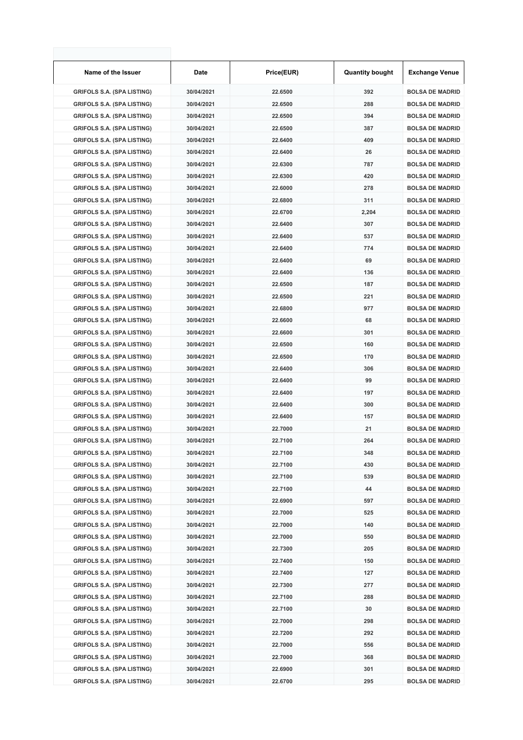| Name of the Issuer | Date | Price(EUR) | Quantity bought | Exchange Venue |
|---|---|---|---|---|
| GRIFOLS S.A. (SPA LISTING) | 30/04/2021 | 22.6500 | 392 | BOLSA DE MADRID |
| GRIFOLS S.A. (SPA LISTING) | 30/04/2021 | 22.6500 | 288 | BOLSA DE MADRID |
| GRIFOLS S.A. (SPA LISTING) | 30/04/2021 | 22.6500 | 394 | BOLSA DE MADRID |
| GRIFOLS S.A. (SPA LISTING) | 30/04/2021 | 22.6500 | 387 | BOLSA DE MADRID |
| GRIFOLS S.A. (SPA LISTING) | 30/04/2021 | 22.6400 | 409 | BOLSA DE MADRID |
| GRIFOLS S.A. (SPA LISTING) | 30/04/2021 | 22.6400 | 26 | BOLSA DE MADRID |
| GRIFOLS S.A. (SPA LISTING) | 30/04/2021 | 22.6300 | 787 | BOLSA DE MADRID |
| GRIFOLS S.A. (SPA LISTING) | 30/04/2021 | 22.6300 | 420 | BOLSA DE MADRID |
| GRIFOLS S.A. (SPA LISTING) | 30/04/2021 | 22.6000 | 278 | BOLSA DE MADRID |
| GRIFOLS S.A. (SPA LISTING) | 30/04/2021 | 22.6800 | 311 | BOLSA DE MADRID |
| GRIFOLS S.A. (SPA LISTING) | 30/04/2021 | 22.6700 | 2,204 | BOLSA DE MADRID |
| GRIFOLS S.A. (SPA LISTING) | 30/04/2021 | 22.6400 | 307 | BOLSA DE MADRID |
| GRIFOLS S.A. (SPA LISTING) | 30/04/2021 | 22.6400 | 537 | BOLSA DE MADRID |
| GRIFOLS S.A. (SPA LISTING) | 30/04/2021 | 22.6400 | 774 | BOLSA DE MADRID |
| GRIFOLS S.A. (SPA LISTING) | 30/04/2021 | 22.6400 | 69 | BOLSA DE MADRID |
| GRIFOLS S.A. (SPA LISTING) | 30/04/2021 | 22.6400 | 136 | BOLSA DE MADRID |
| GRIFOLS S.A. (SPA LISTING) | 30/04/2021 | 22.6500 | 187 | BOLSA DE MADRID |
| GRIFOLS S.A. (SPA LISTING) | 30/04/2021 | 22.6500 | 221 | BOLSA DE MADRID |
| GRIFOLS S.A. (SPA LISTING) | 30/04/2021 | 22.6800 | 977 | BOLSA DE MADRID |
| GRIFOLS S.A. (SPA LISTING) | 30/04/2021 | 22.6600 | 68 | BOLSA DE MADRID |
| GRIFOLS S.A. (SPA LISTING) | 30/04/2021 | 22.6600 | 301 | BOLSA DE MADRID |
| GRIFOLS S.A. (SPA LISTING) | 30/04/2021 | 22.6500 | 160 | BOLSA DE MADRID |
| GRIFOLS S.A. (SPA LISTING) | 30/04/2021 | 22.6500 | 170 | BOLSA DE MADRID |
| GRIFOLS S.A. (SPA LISTING) | 30/04/2021 | 22.6400 | 306 | BOLSA DE MADRID |
| GRIFOLS S.A. (SPA LISTING) | 30/04/2021 | 22.6400 | 99 | BOLSA DE MADRID |
| GRIFOLS S.A. (SPA LISTING) | 30/04/2021 | 22.6400 | 197 | BOLSA DE MADRID |
| GRIFOLS S.A. (SPA LISTING) | 30/04/2021 | 22.6400 | 300 | BOLSA DE MADRID |
| GRIFOLS S.A. (SPA LISTING) | 30/04/2021 | 22.6400 | 157 | BOLSA DE MADRID |
| GRIFOLS S.A. (SPA LISTING) | 30/04/2021 | 22.7000 | 21 | BOLSA DE MADRID |
| GRIFOLS S.A. (SPA LISTING) | 30/04/2021 | 22.7100 | 264 | BOLSA DE MADRID |
| GRIFOLS S.A. (SPA LISTING) | 30/04/2021 | 22.7100 | 348 | BOLSA DE MADRID |
| GRIFOLS S.A. (SPA LISTING) | 30/04/2021 | 22.7100 | 430 | BOLSA DE MADRID |
| GRIFOLS S.A. (SPA LISTING) | 30/04/2021 | 22.7100 | 539 | BOLSA DE MADRID |
| GRIFOLS S.A. (SPA LISTING) | 30/04/2021 | 22.7100 | 44 | BOLSA DE MADRID |
| GRIFOLS S.A. (SPA LISTING) | 30/04/2021 | 22.6900 | 597 | BOLSA DE MADRID |
| GRIFOLS S.A. (SPA LISTING) | 30/04/2021 | 22.7000 | 525 | BOLSA DE MADRID |
| GRIFOLS S.A. (SPA LISTING) | 30/04/2021 | 22.7000 | 140 | BOLSA DE MADRID |
| GRIFOLS S.A. (SPA LISTING) | 30/04/2021 | 22.7000 | 550 | BOLSA DE MADRID |
| GRIFOLS S.A. (SPA LISTING) | 30/04/2021 | 22.7300 | 205 | BOLSA DE MADRID |
| GRIFOLS S.A. (SPA LISTING) | 30/04/2021 | 22.7400 | 150 | BOLSA DE MADRID |
| GRIFOLS S.A. (SPA LISTING) | 30/04/2021 | 22.7400 | 127 | BOLSA DE MADRID |
| GRIFOLS S.A. (SPA LISTING) | 30/04/2021 | 22.7300 | 277 | BOLSA DE MADRID |
| GRIFOLS S.A. (SPA LISTING) | 30/04/2021 | 22.7100 | 288 | BOLSA DE MADRID |
| GRIFOLS S.A. (SPA LISTING) | 30/04/2021 | 22.7100 | 30 | BOLSA DE MADRID |
| GRIFOLS S.A. (SPA LISTING) | 30/04/2021 | 22.7000 | 298 | BOLSA DE MADRID |
| GRIFOLS S.A. (SPA LISTING) | 30/04/2021 | 22.7200 | 292 | BOLSA DE MADRID |
| GRIFOLS S.A. (SPA LISTING) | 30/04/2021 | 22.7000 | 556 | BOLSA DE MADRID |
| GRIFOLS S.A. (SPA LISTING) | 30/04/2021 | 22.7000 | 368 | BOLSA DE MADRID |
| GRIFOLS S.A. (SPA LISTING) | 30/04/2021 | 22.6900 | 301 | BOLSA DE MADRID |
| GRIFOLS S.A. (SPA LISTING) | 30/04/2021 | 22.6700 | 295 | BOLSA DE MADRID |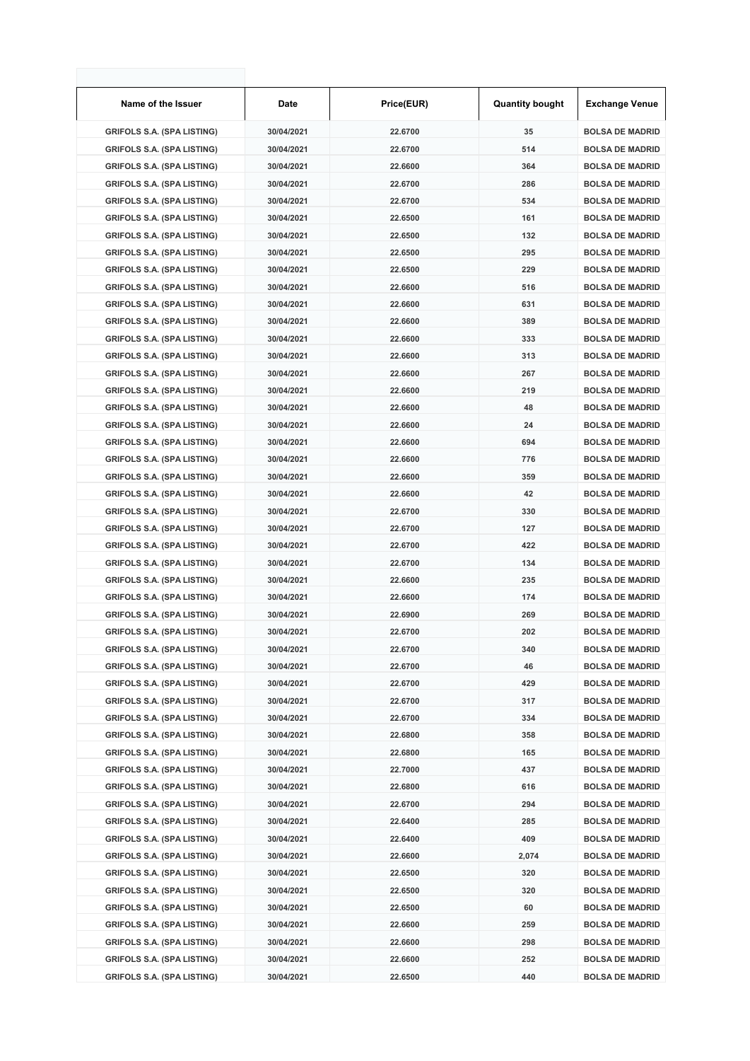| Name of the Issuer | Date | Price(EUR) | Quantity bought | Exchange Venue |
|---|---|---|---|---|
| GRIFOLS S.A. (SPA LISTING) | 30/04/2021 | 22.6700 | 35 | BOLSA DE MADRID |
| GRIFOLS S.A. (SPA LISTING) | 30/04/2021 | 22.6700 | 514 | BOLSA DE MADRID |
| GRIFOLS S.A. (SPA LISTING) | 30/04/2021 | 22.6600 | 364 | BOLSA DE MADRID |
| GRIFOLS S.A. (SPA LISTING) | 30/04/2021 | 22.6700 | 286 | BOLSA DE MADRID |
| GRIFOLS S.A. (SPA LISTING) | 30/04/2021 | 22.6700 | 534 | BOLSA DE MADRID |
| GRIFOLS S.A. (SPA LISTING) | 30/04/2021 | 22.6500 | 161 | BOLSA DE MADRID |
| GRIFOLS S.A. (SPA LISTING) | 30/04/2021 | 22.6500 | 132 | BOLSA DE MADRID |
| GRIFOLS S.A. (SPA LISTING) | 30/04/2021 | 22.6500 | 295 | BOLSA DE MADRID |
| GRIFOLS S.A. (SPA LISTING) | 30/04/2021 | 22.6500 | 229 | BOLSA DE MADRID |
| GRIFOLS S.A. (SPA LISTING) | 30/04/2021 | 22.6600 | 516 | BOLSA DE MADRID |
| GRIFOLS S.A. (SPA LISTING) | 30/04/2021 | 22.6600 | 631 | BOLSA DE MADRID |
| GRIFOLS S.A. (SPA LISTING) | 30/04/2021 | 22.6600 | 389 | BOLSA DE MADRID |
| GRIFOLS S.A. (SPA LISTING) | 30/04/2021 | 22.6600 | 333 | BOLSA DE MADRID |
| GRIFOLS S.A. (SPA LISTING) | 30/04/2021 | 22.6600 | 313 | BOLSA DE MADRID |
| GRIFOLS S.A. (SPA LISTING) | 30/04/2021 | 22.6600 | 267 | BOLSA DE MADRID |
| GRIFOLS S.A. (SPA LISTING) | 30/04/2021 | 22.6600 | 219 | BOLSA DE MADRID |
| GRIFOLS S.A. (SPA LISTING) | 30/04/2021 | 22.6600 | 48 | BOLSA DE MADRID |
| GRIFOLS S.A. (SPA LISTING) | 30/04/2021 | 22.6600 | 24 | BOLSA DE MADRID |
| GRIFOLS S.A. (SPA LISTING) | 30/04/2021 | 22.6600 | 694 | BOLSA DE MADRID |
| GRIFOLS S.A. (SPA LISTING) | 30/04/2021 | 22.6600 | 776 | BOLSA DE MADRID |
| GRIFOLS S.A. (SPA LISTING) | 30/04/2021 | 22.6600 | 359 | BOLSA DE MADRID |
| GRIFOLS S.A. (SPA LISTING) | 30/04/2021 | 22.6600 | 42 | BOLSA DE MADRID |
| GRIFOLS S.A. (SPA LISTING) | 30/04/2021 | 22.6700 | 330 | BOLSA DE MADRID |
| GRIFOLS S.A. (SPA LISTING) | 30/04/2021 | 22.6700 | 127 | BOLSA DE MADRID |
| GRIFOLS S.A. (SPA LISTING) | 30/04/2021 | 22.6700 | 422 | BOLSA DE MADRID |
| GRIFOLS S.A. (SPA LISTING) | 30/04/2021 | 22.6700 | 134 | BOLSA DE MADRID |
| GRIFOLS S.A. (SPA LISTING) | 30/04/2021 | 22.6600 | 235 | BOLSA DE MADRID |
| GRIFOLS S.A. (SPA LISTING) | 30/04/2021 | 22.6600 | 174 | BOLSA DE MADRID |
| GRIFOLS S.A. (SPA LISTING) | 30/04/2021 | 22.6900 | 269 | BOLSA DE MADRID |
| GRIFOLS S.A. (SPA LISTING) | 30/04/2021 | 22.6700 | 202 | BOLSA DE MADRID |
| GRIFOLS S.A. (SPA LISTING) | 30/04/2021 | 22.6700 | 340 | BOLSA DE MADRID |
| GRIFOLS S.A. (SPA LISTING) | 30/04/2021 | 22.6700 | 46 | BOLSA DE MADRID |
| GRIFOLS S.A. (SPA LISTING) | 30/04/2021 | 22.6700 | 429 | BOLSA DE MADRID |
| GRIFOLS S.A. (SPA LISTING) | 30/04/2021 | 22.6700 | 317 | BOLSA DE MADRID |
| GRIFOLS S.A. (SPA LISTING) | 30/04/2021 | 22.6700 | 334 | BOLSA DE MADRID |
| GRIFOLS S.A. (SPA LISTING) | 30/04/2021 | 22.6800 | 358 | BOLSA DE MADRID |
| GRIFOLS S.A. (SPA LISTING) | 30/04/2021 | 22.6800 | 165 | BOLSA DE MADRID |
| GRIFOLS S.A. (SPA LISTING) | 30/04/2021 | 22.7000 | 437 | BOLSA DE MADRID |
| GRIFOLS S.A. (SPA LISTING) | 30/04/2021 | 22.6800 | 616 | BOLSA DE MADRID |
| GRIFOLS S.A. (SPA LISTING) | 30/04/2021 | 22.6700 | 294 | BOLSA DE MADRID |
| GRIFOLS S.A. (SPA LISTING) | 30/04/2021 | 22.6400 | 285 | BOLSA DE MADRID |
| GRIFOLS S.A. (SPA LISTING) | 30/04/2021 | 22.6400 | 409 | BOLSA DE MADRID |
| GRIFOLS S.A. (SPA LISTING) | 30/04/2021 | 22.6600 | 2,074 | BOLSA DE MADRID |
| GRIFOLS S.A. (SPA LISTING) | 30/04/2021 | 22.6500 | 320 | BOLSA DE MADRID |
| GRIFOLS S.A. (SPA LISTING) | 30/04/2021 | 22.6500 | 320 | BOLSA DE MADRID |
| GRIFOLS S.A. (SPA LISTING) | 30/04/2021 | 22.6500 | 60 | BOLSA DE MADRID |
| GRIFOLS S.A. (SPA LISTING) | 30/04/2021 | 22.6600 | 259 | BOLSA DE MADRID |
| GRIFOLS S.A. (SPA LISTING) | 30/04/2021 | 22.6600 | 298 | BOLSA DE MADRID |
| GRIFOLS S.A. (SPA LISTING) | 30/04/2021 | 22.6600 | 252 | BOLSA DE MADRID |
| GRIFOLS S.A. (SPA LISTING) | 30/04/2021 | 22.6500 | 440 | BOLSA DE MADRID |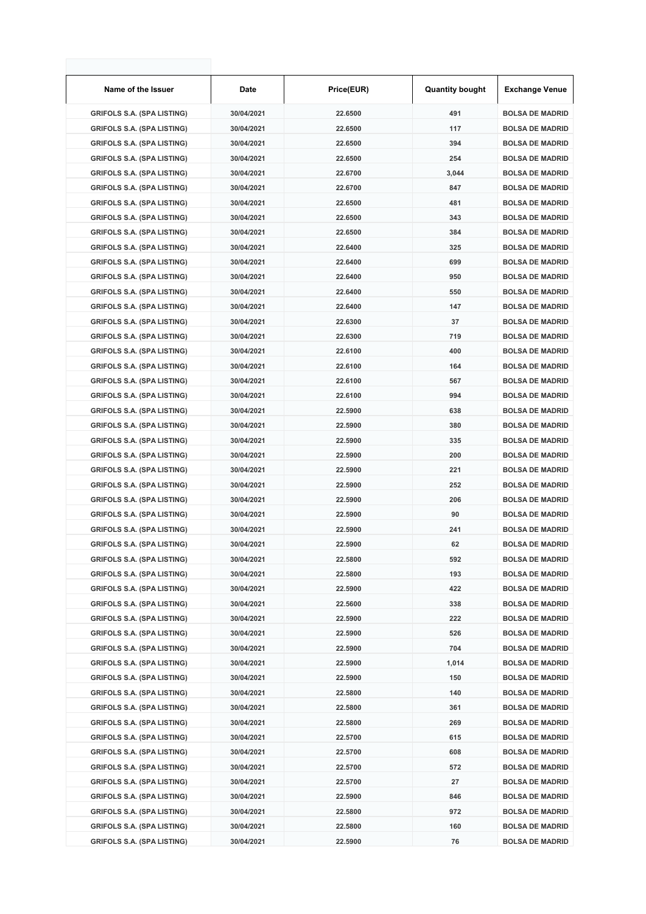| Name of the Issuer | Date | Price(EUR) | Quantity bought | Exchange Venue |
|---|---|---|---|---|
| GRIFOLS S.A. (SPA LISTING) | 30/04/2021 | 22.6500 | 491 | BOLSA DE MADRID |
| GRIFOLS S.A. (SPA LISTING) | 30/04/2021 | 22.6500 | 117 | BOLSA DE MADRID |
| GRIFOLS S.A. (SPA LISTING) | 30/04/2021 | 22.6500 | 394 | BOLSA DE MADRID |
| GRIFOLS S.A. (SPA LISTING) | 30/04/2021 | 22.6500 | 254 | BOLSA DE MADRID |
| GRIFOLS S.A. (SPA LISTING) | 30/04/2021 | 22.6700 | 3,044 | BOLSA DE MADRID |
| GRIFOLS S.A. (SPA LISTING) | 30/04/2021 | 22.6700 | 847 | BOLSA DE MADRID |
| GRIFOLS S.A. (SPA LISTING) | 30/04/2021 | 22.6500 | 481 | BOLSA DE MADRID |
| GRIFOLS S.A. (SPA LISTING) | 30/04/2021 | 22.6500 | 343 | BOLSA DE MADRID |
| GRIFOLS S.A. (SPA LISTING) | 30/04/2021 | 22.6500 | 384 | BOLSA DE MADRID |
| GRIFOLS S.A. (SPA LISTING) | 30/04/2021 | 22.6400 | 325 | BOLSA DE MADRID |
| GRIFOLS S.A. (SPA LISTING) | 30/04/2021 | 22.6400 | 699 | BOLSA DE MADRID |
| GRIFOLS S.A. (SPA LISTING) | 30/04/2021 | 22.6400 | 950 | BOLSA DE MADRID |
| GRIFOLS S.A. (SPA LISTING) | 30/04/2021 | 22.6400 | 550 | BOLSA DE MADRID |
| GRIFOLS S.A. (SPA LISTING) | 30/04/2021 | 22.6400 | 147 | BOLSA DE MADRID |
| GRIFOLS S.A. (SPA LISTING) | 30/04/2021 | 22.6300 | 37 | BOLSA DE MADRID |
| GRIFOLS S.A. (SPA LISTING) | 30/04/2021 | 22.6300 | 719 | BOLSA DE MADRID |
| GRIFOLS S.A. (SPA LISTING) | 30/04/2021 | 22.6100 | 400 | BOLSA DE MADRID |
| GRIFOLS S.A. (SPA LISTING) | 30/04/2021 | 22.6100 | 164 | BOLSA DE MADRID |
| GRIFOLS S.A. (SPA LISTING) | 30/04/2021 | 22.6100 | 567 | BOLSA DE MADRID |
| GRIFOLS S.A. (SPA LISTING) | 30/04/2021 | 22.6100 | 994 | BOLSA DE MADRID |
| GRIFOLS S.A. (SPA LISTING) | 30/04/2021 | 22.5900 | 638 | BOLSA DE MADRID |
| GRIFOLS S.A. (SPA LISTING) | 30/04/2021 | 22.5900 | 380 | BOLSA DE MADRID |
| GRIFOLS S.A. (SPA LISTING) | 30/04/2021 | 22.5900 | 335 | BOLSA DE MADRID |
| GRIFOLS S.A. (SPA LISTING) | 30/04/2021 | 22.5900 | 200 | BOLSA DE MADRID |
| GRIFOLS S.A. (SPA LISTING) | 30/04/2021 | 22.5900 | 221 | BOLSA DE MADRID |
| GRIFOLS S.A. (SPA LISTING) | 30/04/2021 | 22.5900 | 252 | BOLSA DE MADRID |
| GRIFOLS S.A. (SPA LISTING) | 30/04/2021 | 22.5900 | 206 | BOLSA DE MADRID |
| GRIFOLS S.A. (SPA LISTING) | 30/04/2021 | 22.5900 | 90 | BOLSA DE MADRID |
| GRIFOLS S.A. (SPA LISTING) | 30/04/2021 | 22.5900 | 241 | BOLSA DE MADRID |
| GRIFOLS S.A. (SPA LISTING) | 30/04/2021 | 22.5900 | 62 | BOLSA DE MADRID |
| GRIFOLS S.A. (SPA LISTING) | 30/04/2021 | 22.5800 | 592 | BOLSA DE MADRID |
| GRIFOLS S.A. (SPA LISTING) | 30/04/2021 | 22.5800 | 193 | BOLSA DE MADRID |
| GRIFOLS S.A. (SPA LISTING) | 30/04/2021 | 22.5900 | 422 | BOLSA DE MADRID |
| GRIFOLS S.A. (SPA LISTING) | 30/04/2021 | 22.5600 | 338 | BOLSA DE MADRID |
| GRIFOLS S.A. (SPA LISTING) | 30/04/2021 | 22.5900 | 222 | BOLSA DE MADRID |
| GRIFOLS S.A. (SPA LISTING) | 30/04/2021 | 22.5900 | 526 | BOLSA DE MADRID |
| GRIFOLS S.A. (SPA LISTING) | 30/04/2021 | 22.5900 | 704 | BOLSA DE MADRID |
| GRIFOLS S.A. (SPA LISTING) | 30/04/2021 | 22.5900 | 1,014 | BOLSA DE MADRID |
| GRIFOLS S.A. (SPA LISTING) | 30/04/2021 | 22.5900 | 150 | BOLSA DE MADRID |
| GRIFOLS S.A. (SPA LISTING) | 30/04/2021 | 22.5800 | 140 | BOLSA DE MADRID |
| GRIFOLS S.A. (SPA LISTING) | 30/04/2021 | 22.5800 | 361 | BOLSA DE MADRID |
| GRIFOLS S.A. (SPA LISTING) | 30/04/2021 | 22.5800 | 269 | BOLSA DE MADRID |
| GRIFOLS S.A. (SPA LISTING) | 30/04/2021 | 22.5700 | 615 | BOLSA DE MADRID |
| GRIFOLS S.A. (SPA LISTING) | 30/04/2021 | 22.5700 | 608 | BOLSA DE MADRID |
| GRIFOLS S.A. (SPA LISTING) | 30/04/2021 | 22.5700 | 572 | BOLSA DE MADRID |
| GRIFOLS S.A. (SPA LISTING) | 30/04/2021 | 22.5700 | 27 | BOLSA DE MADRID |
| GRIFOLS S.A. (SPA LISTING) | 30/04/2021 | 22.5900 | 846 | BOLSA DE MADRID |
| GRIFOLS S.A. (SPA LISTING) | 30/04/2021 | 22.5800 | 972 | BOLSA DE MADRID |
| GRIFOLS S.A. (SPA LISTING) | 30/04/2021 | 22.5800 | 160 | BOLSA DE MADRID |
| GRIFOLS S.A. (SPA LISTING) | 30/04/2021 | 22.5900 | 76 | BOLSA DE MADRID |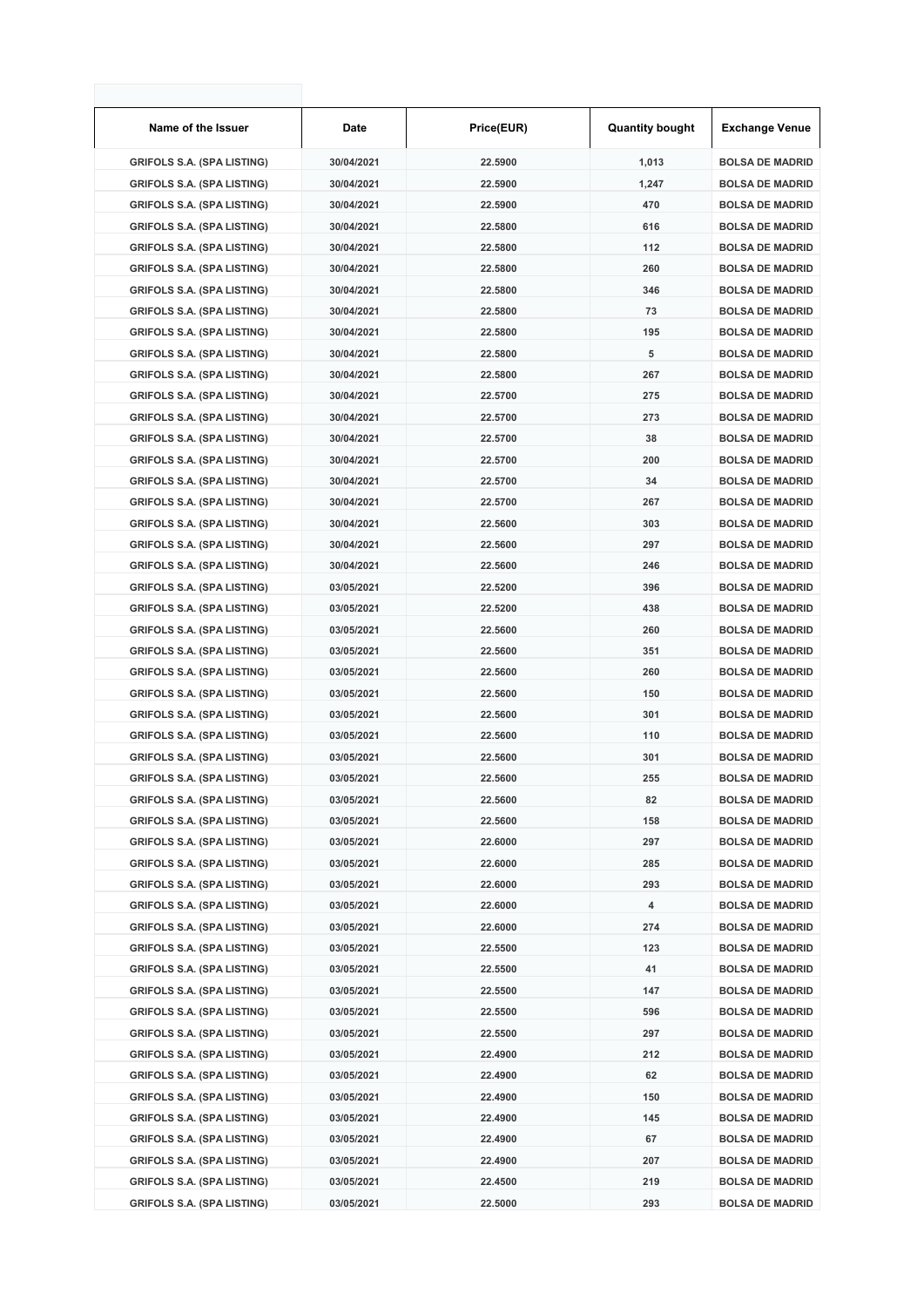| Name of the Issuer | Date | Price(EUR) | Quantity bought | Exchange Venue |
|---|---|---|---|---|
| GRIFOLS S.A. (SPA LISTING) | 30/04/2021 | 22.5900 | 1,013 | BOLSA DE MADRID |
| GRIFOLS S.A. (SPA LISTING) | 30/04/2021 | 22.5900 | 1,247 | BOLSA DE MADRID |
| GRIFOLS S.A. (SPA LISTING) | 30/04/2021 | 22.5900 | 470 | BOLSA DE MADRID |
| GRIFOLS S.A. (SPA LISTING) | 30/04/2021 | 22.5800 | 616 | BOLSA DE MADRID |
| GRIFOLS S.A. (SPA LISTING) | 30/04/2021 | 22.5800 | 112 | BOLSA DE MADRID |
| GRIFOLS S.A. (SPA LISTING) | 30/04/2021 | 22.5800 | 260 | BOLSA DE MADRID |
| GRIFOLS S.A. (SPA LISTING) | 30/04/2021 | 22.5800 | 346 | BOLSA DE MADRID |
| GRIFOLS S.A. (SPA LISTING) | 30/04/2021 | 22.5800 | 73 | BOLSA DE MADRID |
| GRIFOLS S.A. (SPA LISTING) | 30/04/2021 | 22.5800 | 195 | BOLSA DE MADRID |
| GRIFOLS S.A. (SPA LISTING) | 30/04/2021 | 22.5800 | 5 | BOLSA DE MADRID |
| GRIFOLS S.A. (SPA LISTING) | 30/04/2021 | 22.5800 | 267 | BOLSA DE MADRID |
| GRIFOLS S.A. (SPA LISTING) | 30/04/2021 | 22.5700 | 275 | BOLSA DE MADRID |
| GRIFOLS S.A. (SPA LISTING) | 30/04/2021 | 22.5700 | 273 | BOLSA DE MADRID |
| GRIFOLS S.A. (SPA LISTING) | 30/04/2021 | 22.5700 | 38 | BOLSA DE MADRID |
| GRIFOLS S.A. (SPA LISTING) | 30/04/2021 | 22.5700 | 200 | BOLSA DE MADRID |
| GRIFOLS S.A. (SPA LISTING) | 30/04/2021 | 22.5700 | 34 | BOLSA DE MADRID |
| GRIFOLS S.A. (SPA LISTING) | 30/04/2021 | 22.5700 | 267 | BOLSA DE MADRID |
| GRIFOLS S.A. (SPA LISTING) | 30/04/2021 | 22.5600 | 303 | BOLSA DE MADRID |
| GRIFOLS S.A. (SPA LISTING) | 30/04/2021 | 22.5600 | 297 | BOLSA DE MADRID |
| GRIFOLS S.A. (SPA LISTING) | 30/04/2021 | 22.5600 | 246 | BOLSA DE MADRID |
| GRIFOLS S.A. (SPA LISTING) | 03/05/2021 | 22.5200 | 396 | BOLSA DE MADRID |
| GRIFOLS S.A. (SPA LISTING) | 03/05/2021 | 22.5200 | 438 | BOLSA DE MADRID |
| GRIFOLS S.A. (SPA LISTING) | 03/05/2021 | 22.5600 | 260 | BOLSA DE MADRID |
| GRIFOLS S.A. (SPA LISTING) | 03/05/2021 | 22.5600 | 351 | BOLSA DE MADRID |
| GRIFOLS S.A. (SPA LISTING) | 03/05/2021 | 22.5600 | 260 | BOLSA DE MADRID |
| GRIFOLS S.A. (SPA LISTING) | 03/05/2021 | 22.5600 | 150 | BOLSA DE MADRID |
| GRIFOLS S.A. (SPA LISTING) | 03/05/2021 | 22.5600 | 301 | BOLSA DE MADRID |
| GRIFOLS S.A. (SPA LISTING) | 03/05/2021 | 22.5600 | 110 | BOLSA DE MADRID |
| GRIFOLS S.A. (SPA LISTING) | 03/05/2021 | 22.5600 | 301 | BOLSA DE MADRID |
| GRIFOLS S.A. (SPA LISTING) | 03/05/2021 | 22.5600 | 255 | BOLSA DE MADRID |
| GRIFOLS S.A. (SPA LISTING) | 03/05/2021 | 22.5600 | 82 | BOLSA DE MADRID |
| GRIFOLS S.A. (SPA LISTING) | 03/05/2021 | 22.5600 | 158 | BOLSA DE MADRID |
| GRIFOLS S.A. (SPA LISTING) | 03/05/2021 | 22.6000 | 297 | BOLSA DE MADRID |
| GRIFOLS S.A. (SPA LISTING) | 03/05/2021 | 22.6000 | 285 | BOLSA DE MADRID |
| GRIFOLS S.A. (SPA LISTING) | 03/05/2021 | 22.6000 | 293 | BOLSA DE MADRID |
| GRIFOLS S.A. (SPA LISTING) | 03/05/2021 | 22.6000 | 4 | BOLSA DE MADRID |
| GRIFOLS S.A. (SPA LISTING) | 03/05/2021 | 22.6000 | 274 | BOLSA DE MADRID |
| GRIFOLS S.A. (SPA LISTING) | 03/05/2021 | 22.5500 | 123 | BOLSA DE MADRID |
| GRIFOLS S.A. (SPA LISTING) | 03/05/2021 | 22.5500 | 41 | BOLSA DE MADRID |
| GRIFOLS S.A. (SPA LISTING) | 03/05/2021 | 22.5500 | 147 | BOLSA DE MADRID |
| GRIFOLS S.A. (SPA LISTING) | 03/05/2021 | 22.5500 | 596 | BOLSA DE MADRID |
| GRIFOLS S.A. (SPA LISTING) | 03/05/2021 | 22.5500 | 297 | BOLSA DE MADRID |
| GRIFOLS S.A. (SPA LISTING) | 03/05/2021 | 22.4900 | 212 | BOLSA DE MADRID |
| GRIFOLS S.A. (SPA LISTING) | 03/05/2021 | 22.4900 | 62 | BOLSA DE MADRID |
| GRIFOLS S.A. (SPA LISTING) | 03/05/2021 | 22.4900 | 150 | BOLSA DE MADRID |
| GRIFOLS S.A. (SPA LISTING) | 03/05/2021 | 22.4900 | 145 | BOLSA DE MADRID |
| GRIFOLS S.A. (SPA LISTING) | 03/05/2021 | 22.4900 | 67 | BOLSA DE MADRID |
| GRIFOLS S.A. (SPA LISTING) | 03/05/2021 | 22.4900 | 207 | BOLSA DE MADRID |
| GRIFOLS S.A. (SPA LISTING) | 03/05/2021 | 22.4500 | 219 | BOLSA DE MADRID |
| GRIFOLS S.A. (SPA LISTING) | 03/05/2021 | 22.5000 | 293 | BOLSA DE MADRID |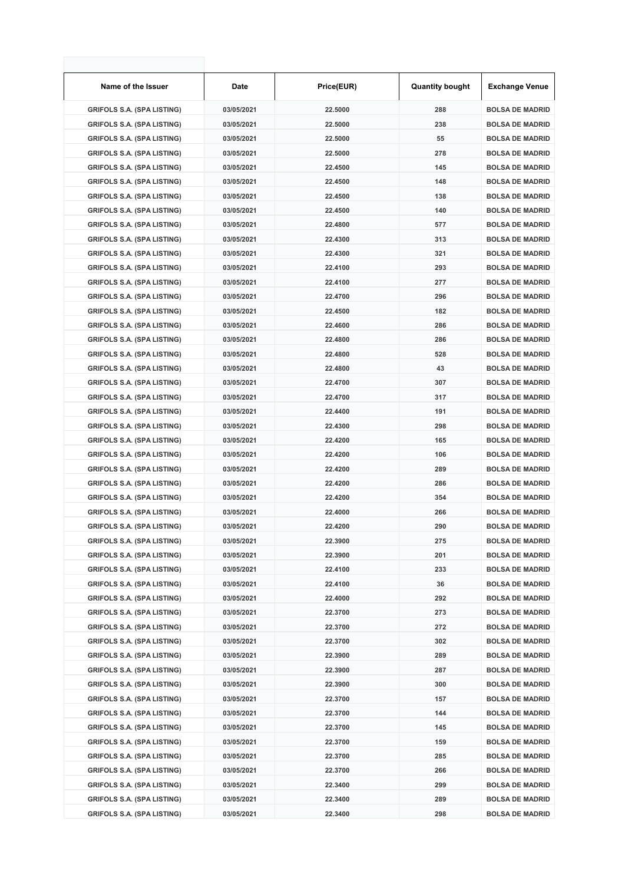| Name of the Issuer | Date | Price(EUR) | Quantity bought | Exchange Venue |
|---|---|---|---|---|
| GRIFOLS S.A. (SPA LISTING) | 03/05/2021 | 22.5000 | 288 | BOLSA DE MADRID |
| GRIFOLS S.A. (SPA LISTING) | 03/05/2021 | 22.5000 | 238 | BOLSA DE MADRID |
| GRIFOLS S.A. (SPA LISTING) | 03/05/2021 | 22.5000 | 55 | BOLSA DE MADRID |
| GRIFOLS S.A. (SPA LISTING) | 03/05/2021 | 22.5000 | 278 | BOLSA DE MADRID |
| GRIFOLS S.A. (SPA LISTING) | 03/05/2021 | 22.4500 | 145 | BOLSA DE MADRID |
| GRIFOLS S.A. (SPA LISTING) | 03/05/2021 | 22.4500 | 148 | BOLSA DE MADRID |
| GRIFOLS S.A. (SPA LISTING) | 03/05/2021 | 22.4500 | 138 | BOLSA DE MADRID |
| GRIFOLS S.A. (SPA LISTING) | 03/05/2021 | 22.4500 | 140 | BOLSA DE MADRID |
| GRIFOLS S.A. (SPA LISTING) | 03/05/2021 | 22.4800 | 577 | BOLSA DE MADRID |
| GRIFOLS S.A. (SPA LISTING) | 03/05/2021 | 22.4300 | 313 | BOLSA DE MADRID |
| GRIFOLS S.A. (SPA LISTING) | 03/05/2021 | 22.4300 | 321 | BOLSA DE MADRID |
| GRIFOLS S.A. (SPA LISTING) | 03/05/2021 | 22.4100 | 293 | BOLSA DE MADRID |
| GRIFOLS S.A. (SPA LISTING) | 03/05/2021 | 22.4100 | 277 | BOLSA DE MADRID |
| GRIFOLS S.A. (SPA LISTING) | 03/05/2021 | 22.4700 | 296 | BOLSA DE MADRID |
| GRIFOLS S.A. (SPA LISTING) | 03/05/2021 | 22.4500 | 182 | BOLSA DE MADRID |
| GRIFOLS S.A. (SPA LISTING) | 03/05/2021 | 22.4600 | 286 | BOLSA DE MADRID |
| GRIFOLS S.A. (SPA LISTING) | 03/05/2021 | 22.4800 | 286 | BOLSA DE MADRID |
| GRIFOLS S.A. (SPA LISTING) | 03/05/2021 | 22.4800 | 528 | BOLSA DE MADRID |
| GRIFOLS S.A. (SPA LISTING) | 03/05/2021 | 22.4800 | 43 | BOLSA DE MADRID |
| GRIFOLS S.A. (SPA LISTING) | 03/05/2021 | 22.4700 | 307 | BOLSA DE MADRID |
| GRIFOLS S.A. (SPA LISTING) | 03/05/2021 | 22.4700 | 317 | BOLSA DE MADRID |
| GRIFOLS S.A. (SPA LISTING) | 03/05/2021 | 22.4400 | 191 | BOLSA DE MADRID |
| GRIFOLS S.A. (SPA LISTING) | 03/05/2021 | 22.4300 | 298 | BOLSA DE MADRID |
| GRIFOLS S.A. (SPA LISTING) | 03/05/2021 | 22.4200 | 165 | BOLSA DE MADRID |
| GRIFOLS S.A. (SPA LISTING) | 03/05/2021 | 22.4200 | 106 | BOLSA DE MADRID |
| GRIFOLS S.A. (SPA LISTING) | 03/05/2021 | 22.4200 | 289 | BOLSA DE MADRID |
| GRIFOLS S.A. (SPA LISTING) | 03/05/2021 | 22.4200 | 286 | BOLSA DE MADRID |
| GRIFOLS S.A. (SPA LISTING) | 03/05/2021 | 22.4200 | 354 | BOLSA DE MADRID |
| GRIFOLS S.A. (SPA LISTING) | 03/05/2021 | 22.4000 | 266 | BOLSA DE MADRID |
| GRIFOLS S.A. (SPA LISTING) | 03/05/2021 | 22.4200 | 290 | BOLSA DE MADRID |
| GRIFOLS S.A. (SPA LISTING) | 03/05/2021 | 22.3900 | 275 | BOLSA DE MADRID |
| GRIFOLS S.A. (SPA LISTING) | 03/05/2021 | 22.3900 | 201 | BOLSA DE MADRID |
| GRIFOLS S.A. (SPA LISTING) | 03/05/2021 | 22.4100 | 233 | BOLSA DE MADRID |
| GRIFOLS S.A. (SPA LISTING) | 03/05/2021 | 22.4100 | 36 | BOLSA DE MADRID |
| GRIFOLS S.A. (SPA LISTING) | 03/05/2021 | 22.4000 | 292 | BOLSA DE MADRID |
| GRIFOLS S.A. (SPA LISTING) | 03/05/2021 | 22.3700 | 273 | BOLSA DE MADRID |
| GRIFOLS S.A. (SPA LISTING) | 03/05/2021 | 22.3700 | 272 | BOLSA DE MADRID |
| GRIFOLS S.A. (SPA LISTING) | 03/05/2021 | 22.3700 | 302 | BOLSA DE MADRID |
| GRIFOLS S.A. (SPA LISTING) | 03/05/2021 | 22.3900 | 289 | BOLSA DE MADRID |
| GRIFOLS S.A. (SPA LISTING) | 03/05/2021 | 22.3900 | 287 | BOLSA DE MADRID |
| GRIFOLS S.A. (SPA LISTING) | 03/05/2021 | 22.3900 | 300 | BOLSA DE MADRID |
| GRIFOLS S.A. (SPA LISTING) | 03/05/2021 | 22.3700 | 157 | BOLSA DE MADRID |
| GRIFOLS S.A. (SPA LISTING) | 03/05/2021 | 22.3700 | 144 | BOLSA DE MADRID |
| GRIFOLS S.A. (SPA LISTING) | 03/05/2021 | 22.3700 | 145 | BOLSA DE MADRID |
| GRIFOLS S.A. (SPA LISTING) | 03/05/2021 | 22.3700 | 159 | BOLSA DE MADRID |
| GRIFOLS S.A. (SPA LISTING) | 03/05/2021 | 22.3700 | 285 | BOLSA DE MADRID |
| GRIFOLS S.A. (SPA LISTING) | 03/05/2021 | 22.3700 | 266 | BOLSA DE MADRID |
| GRIFOLS S.A. (SPA LISTING) | 03/05/2021 | 22.3400 | 299 | BOLSA DE MADRID |
| GRIFOLS S.A. (SPA LISTING) | 03/05/2021 | 22.3400 | 289 | BOLSA DE MADRID |
| GRIFOLS S.A. (SPA LISTING) | 03/05/2021 | 22.3400 | 298 | BOLSA DE MADRID |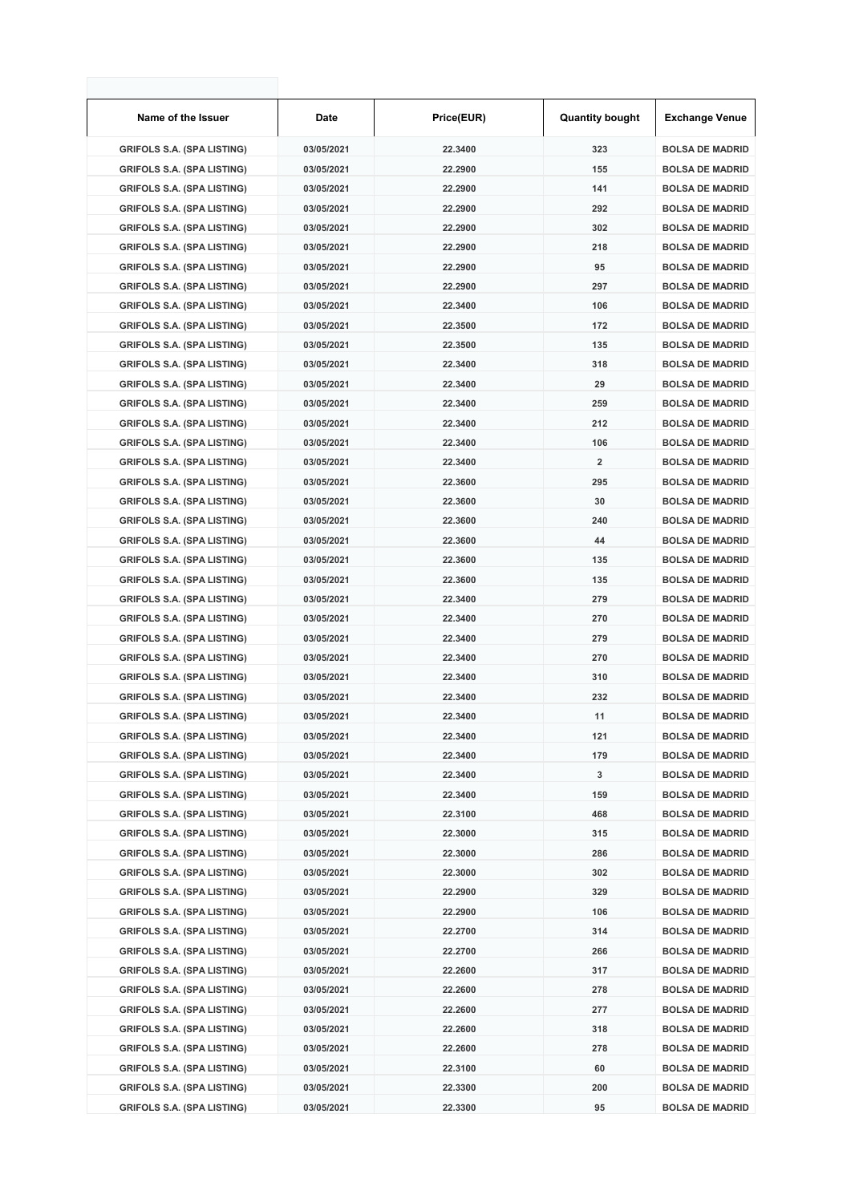| Name of the Issuer | Date | Price(EUR) | Quantity bought | Exchange Venue |
| --- | --- | --- | --- | --- |
| GRIFOLS S.A. (SPA LISTING) | 03/05/2021 | 22.3400 | 323 | BOLSA DE MADRID |
| GRIFOLS S.A. (SPA LISTING) | 03/05/2021 | 22.2900 | 155 | BOLSA DE MADRID |
| GRIFOLS S.A. (SPA LISTING) | 03/05/2021 | 22.2900 | 141 | BOLSA DE MADRID |
| GRIFOLS S.A. (SPA LISTING) | 03/05/2021 | 22.2900 | 292 | BOLSA DE MADRID |
| GRIFOLS S.A. (SPA LISTING) | 03/05/2021 | 22.2900 | 302 | BOLSA DE MADRID |
| GRIFOLS S.A. (SPA LISTING) | 03/05/2021 | 22.2900 | 218 | BOLSA DE MADRID |
| GRIFOLS S.A. (SPA LISTING) | 03/05/2021 | 22.2900 | 95 | BOLSA DE MADRID |
| GRIFOLS S.A. (SPA LISTING) | 03/05/2021 | 22.2900 | 297 | BOLSA DE MADRID |
| GRIFOLS S.A. (SPA LISTING) | 03/05/2021 | 22.3400 | 106 | BOLSA DE MADRID |
| GRIFOLS S.A. (SPA LISTING) | 03/05/2021 | 22.3500 | 172 | BOLSA DE MADRID |
| GRIFOLS S.A. (SPA LISTING) | 03/05/2021 | 22.3500 | 135 | BOLSA DE MADRID |
| GRIFOLS S.A. (SPA LISTING) | 03/05/2021 | 22.3400 | 318 | BOLSA DE MADRID |
| GRIFOLS S.A. (SPA LISTING) | 03/05/2021 | 22.3400 | 29 | BOLSA DE MADRID |
| GRIFOLS S.A. (SPA LISTING) | 03/05/2021 | 22.3400 | 259 | BOLSA DE MADRID |
| GRIFOLS S.A. (SPA LISTING) | 03/05/2021 | 22.3400 | 212 | BOLSA DE MADRID |
| GRIFOLS S.A. (SPA LISTING) | 03/05/2021 | 22.3400 | 106 | BOLSA DE MADRID |
| GRIFOLS S.A. (SPA LISTING) | 03/05/2021 | 22.3400 | 2 | BOLSA DE MADRID |
| GRIFOLS S.A. (SPA LISTING) | 03/05/2021 | 22.3600 | 295 | BOLSA DE MADRID |
| GRIFOLS S.A. (SPA LISTING) | 03/05/2021 | 22.3600 | 30 | BOLSA DE MADRID |
| GRIFOLS S.A. (SPA LISTING) | 03/05/2021 | 22.3600 | 240 | BOLSA DE MADRID |
| GRIFOLS S.A. (SPA LISTING) | 03/05/2021 | 22.3600 | 44 | BOLSA DE MADRID |
| GRIFOLS S.A. (SPA LISTING) | 03/05/2021 | 22.3600 | 135 | BOLSA DE MADRID |
| GRIFOLS S.A. (SPA LISTING) | 03/05/2021 | 22.3600 | 135 | BOLSA DE MADRID |
| GRIFOLS S.A. (SPA LISTING) | 03/05/2021 | 22.3400 | 279 | BOLSA DE MADRID |
| GRIFOLS S.A. (SPA LISTING) | 03/05/2021 | 22.3400 | 270 | BOLSA DE MADRID |
| GRIFOLS S.A. (SPA LISTING) | 03/05/2021 | 22.3400 | 279 | BOLSA DE MADRID |
| GRIFOLS S.A. (SPA LISTING) | 03/05/2021 | 22.3400 | 270 | BOLSA DE MADRID |
| GRIFOLS S.A. (SPA LISTING) | 03/05/2021 | 22.3400 | 310 | BOLSA DE MADRID |
| GRIFOLS S.A. (SPA LISTING) | 03/05/2021 | 22.3400 | 232 | BOLSA DE MADRID |
| GRIFOLS S.A. (SPA LISTING) | 03/05/2021 | 22.3400 | 11 | BOLSA DE MADRID |
| GRIFOLS S.A. (SPA LISTING) | 03/05/2021 | 22.3400 | 121 | BOLSA DE MADRID |
| GRIFOLS S.A. (SPA LISTING) | 03/05/2021 | 22.3400 | 179 | BOLSA DE MADRID |
| GRIFOLS S.A. (SPA LISTING) | 03/05/2021 | 22.3400 | 3 | BOLSA DE MADRID |
| GRIFOLS S.A. (SPA LISTING) | 03/05/2021 | 22.3400 | 159 | BOLSA DE MADRID |
| GRIFOLS S.A. (SPA LISTING) | 03/05/2021 | 22.3100 | 468 | BOLSA DE MADRID |
| GRIFOLS S.A. (SPA LISTING) | 03/05/2021 | 22.3000 | 315 | BOLSA DE MADRID |
| GRIFOLS S.A. (SPA LISTING) | 03/05/2021 | 22.3000 | 286 | BOLSA DE MADRID |
| GRIFOLS S.A. (SPA LISTING) | 03/05/2021 | 22.3000 | 302 | BOLSA DE MADRID |
| GRIFOLS S.A. (SPA LISTING) | 03/05/2021 | 22.2900 | 329 | BOLSA DE MADRID |
| GRIFOLS S.A. (SPA LISTING) | 03/05/2021 | 22.2900 | 106 | BOLSA DE MADRID |
| GRIFOLS S.A. (SPA LISTING) | 03/05/2021 | 22.2700 | 314 | BOLSA DE MADRID |
| GRIFOLS S.A. (SPA LISTING) | 03/05/2021 | 22.2700 | 266 | BOLSA DE MADRID |
| GRIFOLS S.A. (SPA LISTING) | 03/05/2021 | 22.2600 | 317 | BOLSA DE MADRID |
| GRIFOLS S.A. (SPA LISTING) | 03/05/2021 | 22.2600 | 278 | BOLSA DE MADRID |
| GRIFOLS S.A. (SPA LISTING) | 03/05/2021 | 22.2600 | 277 | BOLSA DE MADRID |
| GRIFOLS S.A. (SPA LISTING) | 03/05/2021 | 22.2600 | 318 | BOLSA DE MADRID |
| GRIFOLS S.A. (SPA LISTING) | 03/05/2021 | 22.2600 | 278 | BOLSA DE MADRID |
| GRIFOLS S.A. (SPA LISTING) | 03/05/2021 | 22.3100 | 60 | BOLSA DE MADRID |
| GRIFOLS S.A. (SPA LISTING) | 03/05/2021 | 22.3300 | 200 | BOLSA DE MADRID |
| GRIFOLS S.A. (SPA LISTING) | 03/05/2021 | 22.3300 | 95 | BOLSA DE MADRID |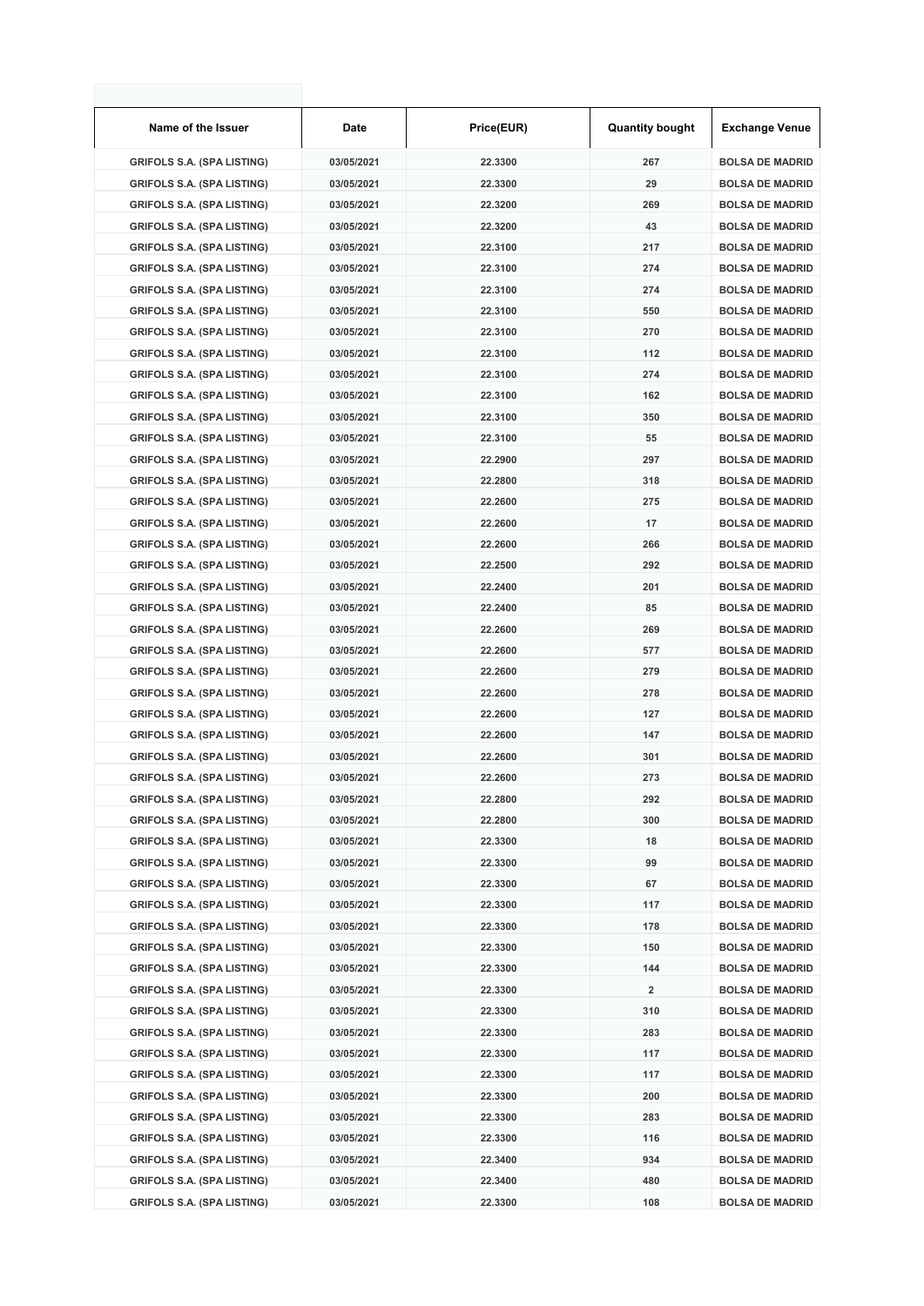| Name of the Issuer | Date | Price(EUR) | Quantity bought | Exchange Venue |
|---|---|---|---|---|
| GRIFOLS S.A. (SPA LISTING) | 03/05/2021 | 22.3300 | 267 | BOLSA DE MADRID |
| GRIFOLS S.A. (SPA LISTING) | 03/05/2021 | 22.3300 | 29 | BOLSA DE MADRID |
| GRIFOLS S.A. (SPA LISTING) | 03/05/2021 | 22.3200 | 269 | BOLSA DE MADRID |
| GRIFOLS S.A. (SPA LISTING) | 03/05/2021 | 22.3200 | 43 | BOLSA DE MADRID |
| GRIFOLS S.A. (SPA LISTING) | 03/05/2021 | 22.3100 | 217 | BOLSA DE MADRID |
| GRIFOLS S.A. (SPA LISTING) | 03/05/2021 | 22.3100 | 274 | BOLSA DE MADRID |
| GRIFOLS S.A. (SPA LISTING) | 03/05/2021 | 22.3100 | 274 | BOLSA DE MADRID |
| GRIFOLS S.A. (SPA LISTING) | 03/05/2021 | 22.3100 | 550 | BOLSA DE MADRID |
| GRIFOLS S.A. (SPA LISTING) | 03/05/2021 | 22.3100 | 270 | BOLSA DE MADRID |
| GRIFOLS S.A. (SPA LISTING) | 03/05/2021 | 22.3100 | 112 | BOLSA DE MADRID |
| GRIFOLS S.A. (SPA LISTING) | 03/05/2021 | 22.3100 | 274 | BOLSA DE MADRID |
| GRIFOLS S.A. (SPA LISTING) | 03/05/2021 | 22.3100 | 162 | BOLSA DE MADRID |
| GRIFOLS S.A. (SPA LISTING) | 03/05/2021 | 22.3100 | 350 | BOLSA DE MADRID |
| GRIFOLS S.A. (SPA LISTING) | 03/05/2021 | 22.3100 | 55 | BOLSA DE MADRID |
| GRIFOLS S.A. (SPA LISTING) | 03/05/2021 | 22.2900 | 297 | BOLSA DE MADRID |
| GRIFOLS S.A. (SPA LISTING) | 03/05/2021 | 22.2800 | 318 | BOLSA DE MADRID |
| GRIFOLS S.A. (SPA LISTING) | 03/05/2021 | 22.2600 | 275 | BOLSA DE MADRID |
| GRIFOLS S.A. (SPA LISTING) | 03/05/2021 | 22.2600 | 17 | BOLSA DE MADRID |
| GRIFOLS S.A. (SPA LISTING) | 03/05/2021 | 22.2600 | 266 | BOLSA DE MADRID |
| GRIFOLS S.A. (SPA LISTING) | 03/05/2021 | 22.2500 | 292 | BOLSA DE MADRID |
| GRIFOLS S.A. (SPA LISTING) | 03/05/2021 | 22.2400 | 201 | BOLSA DE MADRID |
| GRIFOLS S.A. (SPA LISTING) | 03/05/2021 | 22.2400 | 85 | BOLSA DE MADRID |
| GRIFOLS S.A. (SPA LISTING) | 03/05/2021 | 22.2600 | 269 | BOLSA DE MADRID |
| GRIFOLS S.A. (SPA LISTING) | 03/05/2021 | 22.2600 | 577 | BOLSA DE MADRID |
| GRIFOLS S.A. (SPA LISTING) | 03/05/2021 | 22.2600 | 279 | BOLSA DE MADRID |
| GRIFOLS S.A. (SPA LISTING) | 03/05/2021 | 22.2600 | 278 | BOLSA DE MADRID |
| GRIFOLS S.A. (SPA LISTING) | 03/05/2021 | 22.2600 | 127 | BOLSA DE MADRID |
| GRIFOLS S.A. (SPA LISTING) | 03/05/2021 | 22.2600 | 147 | BOLSA DE MADRID |
| GRIFOLS S.A. (SPA LISTING) | 03/05/2021 | 22.2600 | 301 | BOLSA DE MADRID |
| GRIFOLS S.A. (SPA LISTING) | 03/05/2021 | 22.2600 | 273 | BOLSA DE MADRID |
| GRIFOLS S.A. (SPA LISTING) | 03/05/2021 | 22.2800 | 292 | BOLSA DE MADRID |
| GRIFOLS S.A. (SPA LISTING) | 03/05/2021 | 22.2800 | 300 | BOLSA DE MADRID |
| GRIFOLS S.A. (SPA LISTING) | 03/05/2021 | 22.3300 | 18 | BOLSA DE MADRID |
| GRIFOLS S.A. (SPA LISTING) | 03/05/2021 | 22.3300 | 99 | BOLSA DE MADRID |
| GRIFOLS S.A. (SPA LISTING) | 03/05/2021 | 22.3300 | 67 | BOLSA DE MADRID |
| GRIFOLS S.A. (SPA LISTING) | 03/05/2021 | 22.3300 | 117 | BOLSA DE MADRID |
| GRIFOLS S.A. (SPA LISTING) | 03/05/2021 | 22.3300 | 178 | BOLSA DE MADRID |
| GRIFOLS S.A. (SPA LISTING) | 03/05/2021 | 22.3300 | 150 | BOLSA DE MADRID |
| GRIFOLS S.A. (SPA LISTING) | 03/05/2021 | 22.3300 | 144 | BOLSA DE MADRID |
| GRIFOLS S.A. (SPA LISTING) | 03/05/2021 | 22.3300 | 2 | BOLSA DE MADRID |
| GRIFOLS S.A. (SPA LISTING) | 03/05/2021 | 22.3300 | 310 | BOLSA DE MADRID |
| GRIFOLS S.A. (SPA LISTING) | 03/05/2021 | 22.3300 | 283 | BOLSA DE MADRID |
| GRIFOLS S.A. (SPA LISTING) | 03/05/2021 | 22.3300 | 117 | BOLSA DE MADRID |
| GRIFOLS S.A. (SPA LISTING) | 03/05/2021 | 22.3300 | 117 | BOLSA DE MADRID |
| GRIFOLS S.A. (SPA LISTING) | 03/05/2021 | 22.3300 | 200 | BOLSA DE MADRID |
| GRIFOLS S.A. (SPA LISTING) | 03/05/2021 | 22.3300 | 283 | BOLSA DE MADRID |
| GRIFOLS S.A. (SPA LISTING) | 03/05/2021 | 22.3300 | 116 | BOLSA DE MADRID |
| GRIFOLS S.A. (SPA LISTING) | 03/05/2021 | 22.3400 | 934 | BOLSA DE MADRID |
| GRIFOLS S.A. (SPA LISTING) | 03/05/2021 | 22.3400 | 480 | BOLSA DE MADRID |
| GRIFOLS S.A. (SPA LISTING) | 03/05/2021 | 22.3300 | 108 | BOLSA DE MADRID |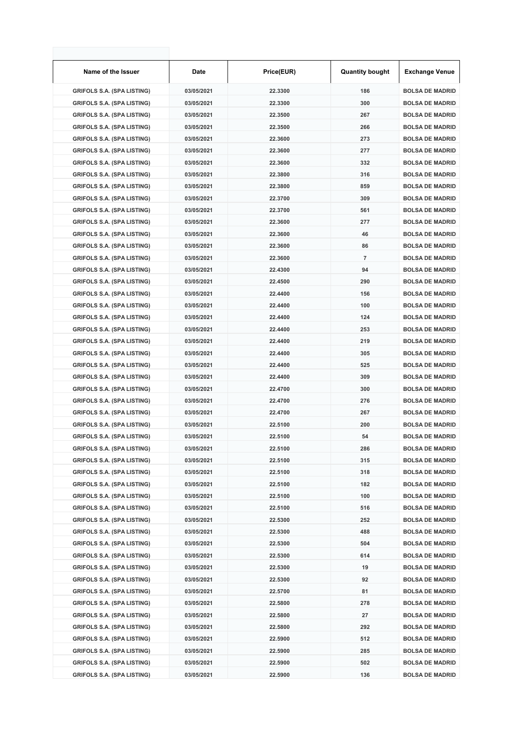| Name of the Issuer | Date | Price(EUR) | Quantity bought | Exchange Venue |
|---|---|---|---|---|
| GRIFOLS S.A. (SPA LISTING) | 03/05/2021 | 22.3300 | 186 | BOLSA DE MADRID |
| GRIFOLS S.A. (SPA LISTING) | 03/05/2021 | 22.3300 | 300 | BOLSA DE MADRID |
| GRIFOLS S.A. (SPA LISTING) | 03/05/2021 | 22.3500 | 267 | BOLSA DE MADRID |
| GRIFOLS S.A. (SPA LISTING) | 03/05/2021 | 22.3500 | 266 | BOLSA DE MADRID |
| GRIFOLS S.A. (SPA LISTING) | 03/05/2021 | 22.3600 | 273 | BOLSA DE MADRID |
| GRIFOLS S.A. (SPA LISTING) | 03/05/2021 | 22.3600 | 277 | BOLSA DE MADRID |
| GRIFOLS S.A. (SPA LISTING) | 03/05/2021 | 22.3600 | 332 | BOLSA DE MADRID |
| GRIFOLS S.A. (SPA LISTING) | 03/05/2021 | 22.3800 | 316 | BOLSA DE MADRID |
| GRIFOLS S.A. (SPA LISTING) | 03/05/2021 | 22.3800 | 859 | BOLSA DE MADRID |
| GRIFOLS S.A. (SPA LISTING) | 03/05/2021 | 22.3700 | 309 | BOLSA DE MADRID |
| GRIFOLS S.A. (SPA LISTING) | 03/05/2021 | 22.3700 | 561 | BOLSA DE MADRID |
| GRIFOLS S.A. (SPA LISTING) | 03/05/2021 | 22.3600 | 277 | BOLSA DE MADRID |
| GRIFOLS S.A. (SPA LISTING) | 03/05/2021 | 22.3600 | 46 | BOLSA DE MADRID |
| GRIFOLS S.A. (SPA LISTING) | 03/05/2021 | 22.3600 | 86 | BOLSA DE MADRID |
| GRIFOLS S.A. (SPA LISTING) | 03/05/2021 | 22.3600 | 7 | BOLSA DE MADRID |
| GRIFOLS S.A. (SPA LISTING) | 03/05/2021 | 22.4300 | 94 | BOLSA DE MADRID |
| GRIFOLS S.A. (SPA LISTING) | 03/05/2021 | 22.4500 | 290 | BOLSA DE MADRID |
| GRIFOLS S.A. (SPA LISTING) | 03/05/2021 | 22.4400 | 156 | BOLSA DE MADRID |
| GRIFOLS S.A. (SPA LISTING) | 03/05/2021 | 22.4400 | 100 | BOLSA DE MADRID |
| GRIFOLS S.A. (SPA LISTING) | 03/05/2021 | 22.4400 | 124 | BOLSA DE MADRID |
| GRIFOLS S.A. (SPA LISTING) | 03/05/2021 | 22.4400 | 253 | BOLSA DE MADRID |
| GRIFOLS S.A. (SPA LISTING) | 03/05/2021 | 22.4400 | 219 | BOLSA DE MADRID |
| GRIFOLS S.A. (SPA LISTING) | 03/05/2021 | 22.4400 | 305 | BOLSA DE MADRID |
| GRIFOLS S.A. (SPA LISTING) | 03/05/2021 | 22.4400 | 525 | BOLSA DE MADRID |
| GRIFOLS S.A. (SPA LISTING) | 03/05/2021 | 22.4400 | 309 | BOLSA DE MADRID |
| GRIFOLS S.A. (SPA LISTING) | 03/05/2021 | 22.4700 | 300 | BOLSA DE MADRID |
| GRIFOLS S.A. (SPA LISTING) | 03/05/2021 | 22.4700 | 276 | BOLSA DE MADRID |
| GRIFOLS S.A. (SPA LISTING) | 03/05/2021 | 22.4700 | 267 | BOLSA DE MADRID |
| GRIFOLS S.A. (SPA LISTING) | 03/05/2021 | 22.5100 | 200 | BOLSA DE MADRID |
| GRIFOLS S.A. (SPA LISTING) | 03/05/2021 | 22.5100 | 54 | BOLSA DE MADRID |
| GRIFOLS S.A. (SPA LISTING) | 03/05/2021 | 22.5100 | 286 | BOLSA DE MADRID |
| GRIFOLS S.A. (SPA LISTING) | 03/05/2021 | 22.5100 | 315 | BOLSA DE MADRID |
| GRIFOLS S.A. (SPA LISTING) | 03/05/2021 | 22.5100 | 318 | BOLSA DE MADRID |
| GRIFOLS S.A. (SPA LISTING) | 03/05/2021 | 22.5100 | 182 | BOLSA DE MADRID |
| GRIFOLS S.A. (SPA LISTING) | 03/05/2021 | 22.5100 | 100 | BOLSA DE MADRID |
| GRIFOLS S.A. (SPA LISTING) | 03/05/2021 | 22.5100 | 516 | BOLSA DE MADRID |
| GRIFOLS S.A. (SPA LISTING) | 03/05/2021 | 22.5300 | 252 | BOLSA DE MADRID |
| GRIFOLS S.A. (SPA LISTING) | 03/05/2021 | 22.5300 | 488 | BOLSA DE MADRID |
| GRIFOLS S.A. (SPA LISTING) | 03/05/2021 | 22.5300 | 504 | BOLSA DE MADRID |
| GRIFOLS S.A. (SPA LISTING) | 03/05/2021 | 22.5300 | 614 | BOLSA DE MADRID |
| GRIFOLS S.A. (SPA LISTING) | 03/05/2021 | 22.5300 | 19 | BOLSA DE MADRID |
| GRIFOLS S.A. (SPA LISTING) | 03/05/2021 | 22.5300 | 92 | BOLSA DE MADRID |
| GRIFOLS S.A. (SPA LISTING) | 03/05/2021 | 22.5700 | 81 | BOLSA DE MADRID |
| GRIFOLS S.A. (SPA LISTING) | 03/05/2021 | 22.5800 | 278 | BOLSA DE MADRID |
| GRIFOLS S.A. (SPA LISTING) | 03/05/2021 | 22.5800 | 27 | BOLSA DE MADRID |
| GRIFOLS S.A. (SPA LISTING) | 03/05/2021 | 22.5800 | 292 | BOLSA DE MADRID |
| GRIFOLS S.A. (SPA LISTING) | 03/05/2021 | 22.5900 | 512 | BOLSA DE MADRID |
| GRIFOLS S.A. (SPA LISTING) | 03/05/2021 | 22.5900 | 285 | BOLSA DE MADRID |
| GRIFOLS S.A. (SPA LISTING) | 03/05/2021 | 22.5900 | 502 | BOLSA DE MADRID |
| GRIFOLS S.A. (SPA LISTING) | 03/05/2021 | 22.5900 | 136 | BOLSA DE MADRID |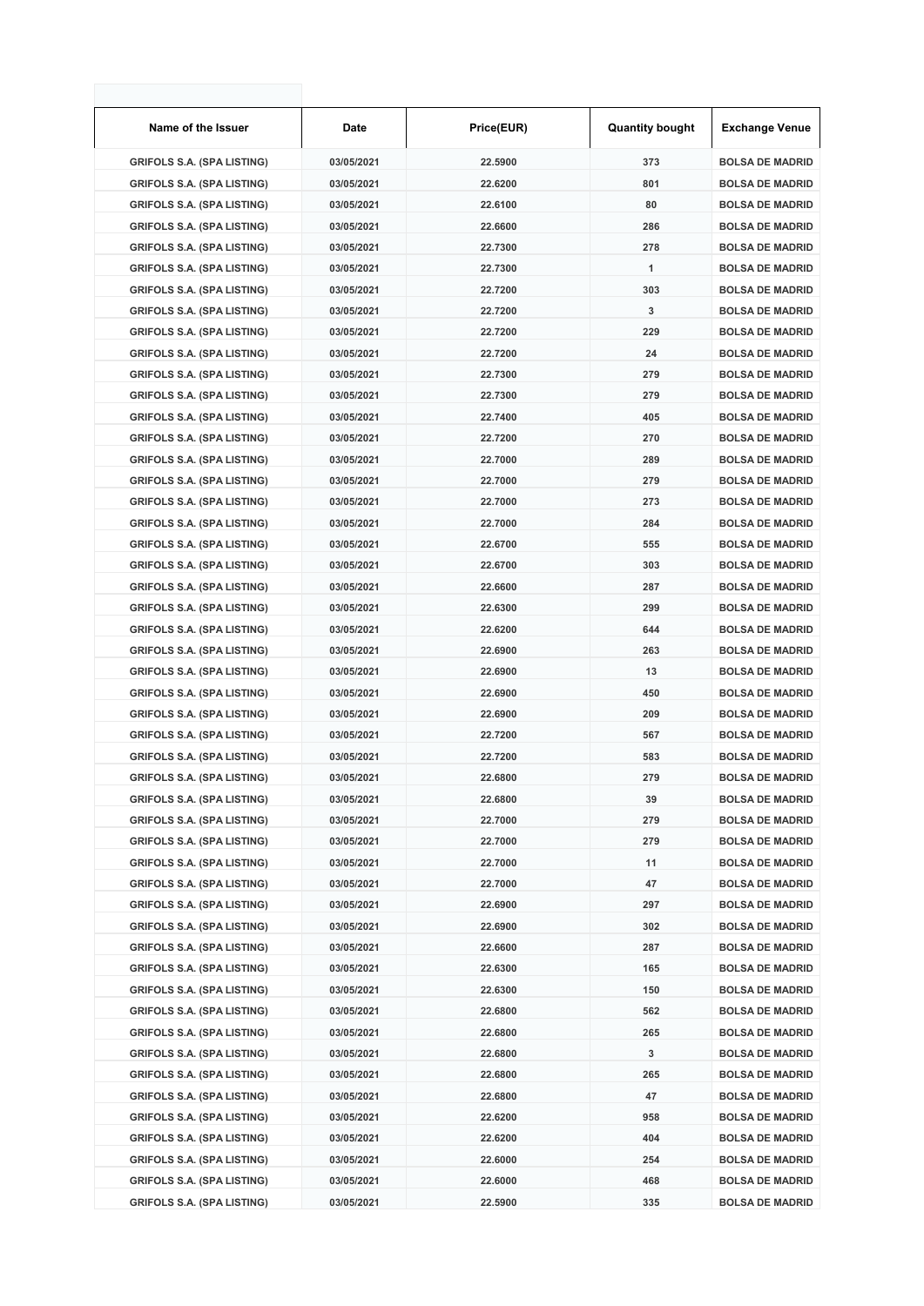| Name of the Issuer | Date | Price(EUR) | Quantity bought | Exchange Venue |
|---|---|---|---|---|
| GRIFOLS S.A. (SPA LISTING) | 03/05/2021 | 22.5900 | 373 | BOLSA DE MADRID |
| GRIFOLS S.A. (SPA LISTING) | 03/05/2021 | 22.6200 | 801 | BOLSA DE MADRID |
| GRIFOLS S.A. (SPA LISTING) | 03/05/2021 | 22.6100 | 80 | BOLSA DE MADRID |
| GRIFOLS S.A. (SPA LISTING) | 03/05/2021 | 22.6600 | 286 | BOLSA DE MADRID |
| GRIFOLS S.A. (SPA LISTING) | 03/05/2021 | 22.7300 | 278 | BOLSA DE MADRID |
| GRIFOLS S.A. (SPA LISTING) | 03/05/2021 | 22.7300 | 1 | BOLSA DE MADRID |
| GRIFOLS S.A. (SPA LISTING) | 03/05/2021 | 22.7200 | 303 | BOLSA DE MADRID |
| GRIFOLS S.A. (SPA LISTING) | 03/05/2021 | 22.7200 | 3 | BOLSA DE MADRID |
| GRIFOLS S.A. (SPA LISTING) | 03/05/2021 | 22.7200 | 229 | BOLSA DE MADRID |
| GRIFOLS S.A. (SPA LISTING) | 03/05/2021 | 22.7200 | 24 | BOLSA DE MADRID |
| GRIFOLS S.A. (SPA LISTING) | 03/05/2021 | 22.7300 | 279 | BOLSA DE MADRID |
| GRIFOLS S.A. (SPA LISTING) | 03/05/2021 | 22.7300 | 279 | BOLSA DE MADRID |
| GRIFOLS S.A. (SPA LISTING) | 03/05/2021 | 22.7400 | 405 | BOLSA DE MADRID |
| GRIFOLS S.A. (SPA LISTING) | 03/05/2021 | 22.7200 | 270 | BOLSA DE MADRID |
| GRIFOLS S.A. (SPA LISTING) | 03/05/2021 | 22.7000 | 289 | BOLSA DE MADRID |
| GRIFOLS S.A. (SPA LISTING) | 03/05/2021 | 22.7000 | 279 | BOLSA DE MADRID |
| GRIFOLS S.A. (SPA LISTING) | 03/05/2021 | 22.7000 | 273 | BOLSA DE MADRID |
| GRIFOLS S.A. (SPA LISTING) | 03/05/2021 | 22.7000 | 284 | BOLSA DE MADRID |
| GRIFOLS S.A. (SPA LISTING) | 03/05/2021 | 22.6700 | 555 | BOLSA DE MADRID |
| GRIFOLS S.A. (SPA LISTING) | 03/05/2021 | 22.6700 | 303 | BOLSA DE MADRID |
| GRIFOLS S.A. (SPA LISTING) | 03/05/2021 | 22.6600 | 287 | BOLSA DE MADRID |
| GRIFOLS S.A. (SPA LISTING) | 03/05/2021 | 22.6300 | 299 | BOLSA DE MADRID |
| GRIFOLS S.A. (SPA LISTING) | 03/05/2021 | 22.6200 | 644 | BOLSA DE MADRID |
| GRIFOLS S.A. (SPA LISTING) | 03/05/2021 | 22.6900 | 263 | BOLSA DE MADRID |
| GRIFOLS S.A. (SPA LISTING) | 03/05/2021 | 22.6900 | 13 | BOLSA DE MADRID |
| GRIFOLS S.A. (SPA LISTING) | 03/05/2021 | 22.6900 | 450 | BOLSA DE MADRID |
| GRIFOLS S.A. (SPA LISTING) | 03/05/2021 | 22.6900 | 209 | BOLSA DE MADRID |
| GRIFOLS S.A. (SPA LISTING) | 03/05/2021 | 22.7200 | 567 | BOLSA DE MADRID |
| GRIFOLS S.A. (SPA LISTING) | 03/05/2021 | 22.7200 | 583 | BOLSA DE MADRID |
| GRIFOLS S.A. (SPA LISTING) | 03/05/2021 | 22.6800 | 279 | BOLSA DE MADRID |
| GRIFOLS S.A. (SPA LISTING) | 03/05/2021 | 22.6800 | 39 | BOLSA DE MADRID |
| GRIFOLS S.A. (SPA LISTING) | 03/05/2021 | 22.7000 | 279 | BOLSA DE MADRID |
| GRIFOLS S.A. (SPA LISTING) | 03/05/2021 | 22.7000 | 279 | BOLSA DE MADRID |
| GRIFOLS S.A. (SPA LISTING) | 03/05/2021 | 22.7000 | 11 | BOLSA DE MADRID |
| GRIFOLS S.A. (SPA LISTING) | 03/05/2021 | 22.7000 | 47 | BOLSA DE MADRID |
| GRIFOLS S.A. (SPA LISTING) | 03/05/2021 | 22.6900 | 297 | BOLSA DE MADRID |
| GRIFOLS S.A. (SPA LISTING) | 03/05/2021 | 22.6900 | 302 | BOLSA DE MADRID |
| GRIFOLS S.A. (SPA LISTING) | 03/05/2021 | 22.6600 | 287 | BOLSA DE MADRID |
| GRIFOLS S.A. (SPA LISTING) | 03/05/2021 | 22.6300 | 165 | BOLSA DE MADRID |
| GRIFOLS S.A. (SPA LISTING) | 03/05/2021 | 22.6300 | 150 | BOLSA DE MADRID |
| GRIFOLS S.A. (SPA LISTING) | 03/05/2021 | 22.6800 | 562 | BOLSA DE MADRID |
| GRIFOLS S.A. (SPA LISTING) | 03/05/2021 | 22.6800 | 265 | BOLSA DE MADRID |
| GRIFOLS S.A. (SPA LISTING) | 03/05/2021 | 22.6800 | 3 | BOLSA DE MADRID |
| GRIFOLS S.A. (SPA LISTING) | 03/05/2021 | 22.6800 | 265 | BOLSA DE MADRID |
| GRIFOLS S.A. (SPA LISTING) | 03/05/2021 | 22.6800 | 47 | BOLSA DE MADRID |
| GRIFOLS S.A. (SPA LISTING) | 03/05/2021 | 22.6200 | 958 | BOLSA DE MADRID |
| GRIFOLS S.A. (SPA LISTING) | 03/05/2021 | 22.6200 | 404 | BOLSA DE MADRID |
| GRIFOLS S.A. (SPA LISTING) | 03/05/2021 | 22.6000 | 254 | BOLSA DE MADRID |
| GRIFOLS S.A. (SPA LISTING) | 03/05/2021 | 22.6000 | 468 | BOLSA DE MADRID |
| GRIFOLS S.A. (SPA LISTING) | 03/05/2021 | 22.5900 | 335 | BOLSA DE MADRID |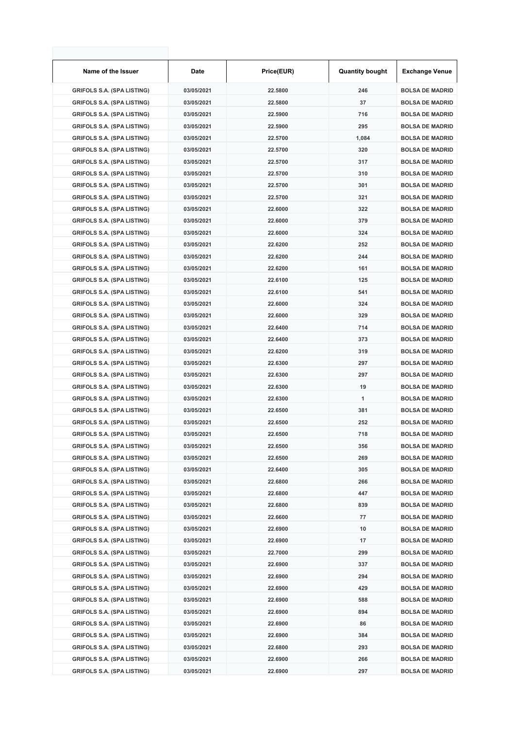| Name of the Issuer | Date | Price(EUR) | Quantity bought | Exchange Venue |
|---|---|---|---|---|
| GRIFOLS S.A. (SPA LISTING) | 03/05/2021 | 22.5800 | 246 | BOLSA DE MADRID |
| GRIFOLS S.A. (SPA LISTING) | 03/05/2021 | 22.5800 | 37 | BOLSA DE MADRID |
| GRIFOLS S.A. (SPA LISTING) | 03/05/2021 | 22.5900 | 716 | BOLSA DE MADRID |
| GRIFOLS S.A. (SPA LISTING) | 03/05/2021 | 22.5900 | 295 | BOLSA DE MADRID |
| GRIFOLS S.A. (SPA LISTING) | 03/05/2021 | 22.5700 | 1,084 | BOLSA DE MADRID |
| GRIFOLS S.A. (SPA LISTING) | 03/05/2021 | 22.5700 | 320 | BOLSA DE MADRID |
| GRIFOLS S.A. (SPA LISTING) | 03/05/2021 | 22.5700 | 317 | BOLSA DE MADRID |
| GRIFOLS S.A. (SPA LISTING) | 03/05/2021 | 22.5700 | 310 | BOLSA DE MADRID |
| GRIFOLS S.A. (SPA LISTING) | 03/05/2021 | 22.5700 | 301 | BOLSA DE MADRID |
| GRIFOLS S.A. (SPA LISTING) | 03/05/2021 | 22.5700 | 321 | BOLSA DE MADRID |
| GRIFOLS S.A. (SPA LISTING) | 03/05/2021 | 22.6000 | 322 | BOLSA DE MADRID |
| GRIFOLS S.A. (SPA LISTING) | 03/05/2021 | 22.6000 | 379 | BOLSA DE MADRID |
| GRIFOLS S.A. (SPA LISTING) | 03/05/2021 | 22.6000 | 324 | BOLSA DE MADRID |
| GRIFOLS S.A. (SPA LISTING) | 03/05/2021 | 22.6200 | 252 | BOLSA DE MADRID |
| GRIFOLS S.A. (SPA LISTING) | 03/05/2021 | 22.6200 | 244 | BOLSA DE MADRID |
| GRIFOLS S.A. (SPA LISTING) | 03/05/2021 | 22.6200 | 161 | BOLSA DE MADRID |
| GRIFOLS S.A. (SPA LISTING) | 03/05/2021 | 22.6100 | 125 | BOLSA DE MADRID |
| GRIFOLS S.A. (SPA LISTING) | 03/05/2021 | 22.6100 | 541 | BOLSA DE MADRID |
| GRIFOLS S.A. (SPA LISTING) | 03/05/2021 | 22.6000 | 324 | BOLSA DE MADRID |
| GRIFOLS S.A. (SPA LISTING) | 03/05/2021 | 22.6000 | 329 | BOLSA DE MADRID |
| GRIFOLS S.A. (SPA LISTING) | 03/05/2021 | 22.6400 | 714 | BOLSA DE MADRID |
| GRIFOLS S.A. (SPA LISTING) | 03/05/2021 | 22.6400 | 373 | BOLSA DE MADRID |
| GRIFOLS S.A. (SPA LISTING) | 03/05/2021 | 22.6200 | 319 | BOLSA DE MADRID |
| GRIFOLS S.A. (SPA LISTING) | 03/05/2021 | 22.6300 | 297 | BOLSA DE MADRID |
| GRIFOLS S.A. (SPA LISTING) | 03/05/2021 | 22.6300 | 297 | BOLSA DE MADRID |
| GRIFOLS S.A. (SPA LISTING) | 03/05/2021 | 22.6300 | 19 | BOLSA DE MADRID |
| GRIFOLS S.A. (SPA LISTING) | 03/05/2021 | 22.6300 | 1 | BOLSA DE MADRID |
| GRIFOLS S.A. (SPA LISTING) | 03/05/2021 | 22.6500 | 381 | BOLSA DE MADRID |
| GRIFOLS S.A. (SPA LISTING) | 03/05/2021 | 22.6500 | 252 | BOLSA DE MADRID |
| GRIFOLS S.A. (SPA LISTING) | 03/05/2021 | 22.6500 | 718 | BOLSA DE MADRID |
| GRIFOLS S.A. (SPA LISTING) | 03/05/2021 | 22.6500 | 356 | BOLSA DE MADRID |
| GRIFOLS S.A. (SPA LISTING) | 03/05/2021 | 22.6500 | 269 | BOLSA DE MADRID |
| GRIFOLS S.A. (SPA LISTING) | 03/05/2021 | 22.6400 | 305 | BOLSA DE MADRID |
| GRIFOLS S.A. (SPA LISTING) | 03/05/2021 | 22.6800 | 266 | BOLSA DE MADRID |
| GRIFOLS S.A. (SPA LISTING) | 03/05/2021 | 22.6800 | 447 | BOLSA DE MADRID |
| GRIFOLS S.A. (SPA LISTING) | 03/05/2021 | 22.6800 | 839 | BOLSA DE MADRID |
| GRIFOLS S.A. (SPA LISTING) | 03/05/2021 | 22.6600 | 77 | BOLSA DE MADRID |
| GRIFOLS S.A. (SPA LISTING) | 03/05/2021 | 22.6900 | 10 | BOLSA DE MADRID |
| GRIFOLS S.A. (SPA LISTING) | 03/05/2021 | 22.6900 | 17 | BOLSA DE MADRID |
| GRIFOLS S.A. (SPA LISTING) | 03/05/2021 | 22.7000 | 299 | BOLSA DE MADRID |
| GRIFOLS S.A. (SPA LISTING) | 03/05/2021 | 22.6900 | 337 | BOLSA DE MADRID |
| GRIFOLS S.A. (SPA LISTING) | 03/05/2021 | 22.6900 | 294 | BOLSA DE MADRID |
| GRIFOLS S.A. (SPA LISTING) | 03/05/2021 | 22.6900 | 429 | BOLSA DE MADRID |
| GRIFOLS S.A. (SPA LISTING) | 03/05/2021 | 22.6900 | 588 | BOLSA DE MADRID |
| GRIFOLS S.A. (SPA LISTING) | 03/05/2021 | 22.6900 | 894 | BOLSA DE MADRID |
| GRIFOLS S.A. (SPA LISTING) | 03/05/2021 | 22.6900 | 86 | BOLSA DE MADRID |
| GRIFOLS S.A. (SPA LISTING) | 03/05/2021 | 22.6900 | 384 | BOLSA DE MADRID |
| GRIFOLS S.A. (SPA LISTING) | 03/05/2021 | 22.6800 | 293 | BOLSA DE MADRID |
| GRIFOLS S.A. (SPA LISTING) | 03/05/2021 | 22.6900 | 266 | BOLSA DE MADRID |
| GRIFOLS S.A. (SPA LISTING) | 03/05/2021 | 22.6900 | 297 | BOLSA DE MADRID |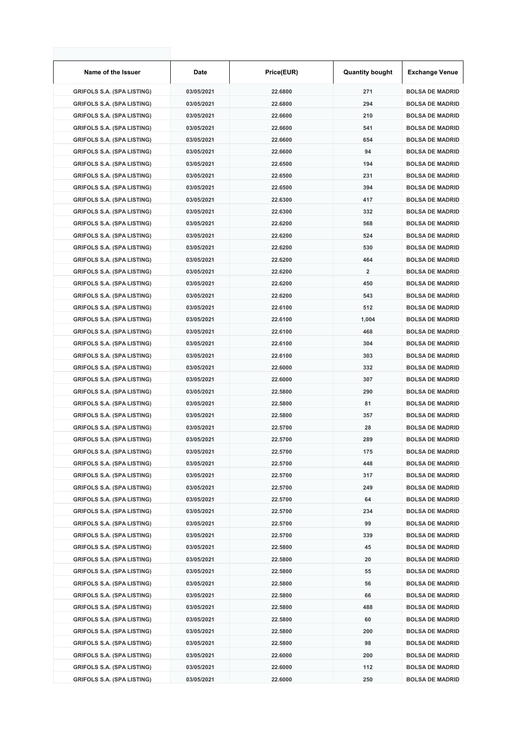| Name of the Issuer | Date | Price(EUR) | Quantity bought | Exchange Venue |
|---|---|---|---|---|
| GRIFOLS S.A. (SPA LISTING) | 03/05/2021 | 22.6800 | 271 | BOLSA DE MADRID |
| GRIFOLS S.A. (SPA LISTING) | 03/05/2021 | 22.6800 | 294 | BOLSA DE MADRID |
| GRIFOLS S.A. (SPA LISTING) | 03/05/2021 | 22.6600 | 210 | BOLSA DE MADRID |
| GRIFOLS S.A. (SPA LISTING) | 03/05/2021 | 22.6600 | 541 | BOLSA DE MADRID |
| GRIFOLS S.A. (SPA LISTING) | 03/05/2021 | 22.6600 | 654 | BOLSA DE MADRID |
| GRIFOLS S.A. (SPA LISTING) | 03/05/2021 | 22.6600 | 94 | BOLSA DE MADRID |
| GRIFOLS S.A. (SPA LISTING) | 03/05/2021 | 22.6500 | 194 | BOLSA DE MADRID |
| GRIFOLS S.A. (SPA LISTING) | 03/05/2021 | 22.6500 | 231 | BOLSA DE MADRID |
| GRIFOLS S.A. (SPA LISTING) | 03/05/2021 | 22.6500 | 394 | BOLSA DE MADRID |
| GRIFOLS S.A. (SPA LISTING) | 03/05/2021 | 22.6300 | 417 | BOLSA DE MADRID |
| GRIFOLS S.A. (SPA LISTING) | 03/05/2021 | 22.6300 | 332 | BOLSA DE MADRID |
| GRIFOLS S.A. (SPA LISTING) | 03/05/2021 | 22.6200 | 568 | BOLSA DE MADRID |
| GRIFOLS S.A. (SPA LISTING) | 03/05/2021 | 22.6200 | 524 | BOLSA DE MADRID |
| GRIFOLS S.A. (SPA LISTING) | 03/05/2021 | 22.6200 | 530 | BOLSA DE MADRID |
| GRIFOLS S.A. (SPA LISTING) | 03/05/2021 | 22.6200 | 464 | BOLSA DE MADRID |
| GRIFOLS S.A. (SPA LISTING) | 03/05/2021 | 22.6200 | 2 | BOLSA DE MADRID |
| GRIFOLS S.A. (SPA LISTING) | 03/05/2021 | 22.6200 | 450 | BOLSA DE MADRID |
| GRIFOLS S.A. (SPA LISTING) | 03/05/2021 | 22.6200 | 543 | BOLSA DE MADRID |
| GRIFOLS S.A. (SPA LISTING) | 03/05/2021 | 22.6100 | 512 | BOLSA DE MADRID |
| GRIFOLS S.A. (SPA LISTING) | 03/05/2021 | 22.6100 | 1,004 | BOLSA DE MADRID |
| GRIFOLS S.A. (SPA LISTING) | 03/05/2021 | 22.6100 | 468 | BOLSA DE MADRID |
| GRIFOLS S.A. (SPA LISTING) | 03/05/2021 | 22.6100 | 304 | BOLSA DE MADRID |
| GRIFOLS S.A. (SPA LISTING) | 03/05/2021 | 22.6100 | 303 | BOLSA DE MADRID |
| GRIFOLS S.A. (SPA LISTING) | 03/05/2021 | 22.6000 | 332 | BOLSA DE MADRID |
| GRIFOLS S.A. (SPA LISTING) | 03/05/2021 | 22.6000 | 307 | BOLSA DE MADRID |
| GRIFOLS S.A. (SPA LISTING) | 03/05/2021 | 22.5800 | 290 | BOLSA DE MADRID |
| GRIFOLS S.A. (SPA LISTING) | 03/05/2021 | 22.5800 | 81 | BOLSA DE MADRID |
| GRIFOLS S.A. (SPA LISTING) | 03/05/2021 | 22.5800 | 357 | BOLSA DE MADRID |
| GRIFOLS S.A. (SPA LISTING) | 03/05/2021 | 22.5700 | 28 | BOLSA DE MADRID |
| GRIFOLS S.A. (SPA LISTING) | 03/05/2021 | 22.5700 | 289 | BOLSA DE MADRID |
| GRIFOLS S.A. (SPA LISTING) | 03/05/2021 | 22.5700 | 175 | BOLSA DE MADRID |
| GRIFOLS S.A. (SPA LISTING) | 03/05/2021 | 22.5700 | 448 | BOLSA DE MADRID |
| GRIFOLS S.A. (SPA LISTING) | 03/05/2021 | 22.5700 | 317 | BOLSA DE MADRID |
| GRIFOLS S.A. (SPA LISTING) | 03/05/2021 | 22.5700 | 249 | BOLSA DE MADRID |
| GRIFOLS S.A. (SPA LISTING) | 03/05/2021 | 22.5700 | 64 | BOLSA DE MADRID |
| GRIFOLS S.A. (SPA LISTING) | 03/05/2021 | 22.5700 | 234 | BOLSA DE MADRID |
| GRIFOLS S.A. (SPA LISTING) | 03/05/2021 | 22.5700 | 99 | BOLSA DE MADRID |
| GRIFOLS S.A. (SPA LISTING) | 03/05/2021 | 22.5700 | 339 | BOLSA DE MADRID |
| GRIFOLS S.A. (SPA LISTING) | 03/05/2021 | 22.5800 | 45 | BOLSA DE MADRID |
| GRIFOLS S.A. (SPA LISTING) | 03/05/2021 | 22.5800 | 20 | BOLSA DE MADRID |
| GRIFOLS S.A. (SPA LISTING) | 03/05/2021 | 22.5800 | 55 | BOLSA DE MADRID |
| GRIFOLS S.A. (SPA LISTING) | 03/05/2021 | 22.5800 | 56 | BOLSA DE MADRID |
| GRIFOLS S.A. (SPA LISTING) | 03/05/2021 | 22.5800 | 66 | BOLSA DE MADRID |
| GRIFOLS S.A. (SPA LISTING) | 03/05/2021 | 22.5800 | 488 | BOLSA DE MADRID |
| GRIFOLS S.A. (SPA LISTING) | 03/05/2021 | 22.5800 | 60 | BOLSA DE MADRID |
| GRIFOLS S.A. (SPA LISTING) | 03/05/2021 | 22.5800 | 200 | BOLSA DE MADRID |
| GRIFOLS S.A. (SPA LISTING) | 03/05/2021 | 22.5800 | 98 | BOLSA DE MADRID |
| GRIFOLS S.A. (SPA LISTING) | 03/05/2021 | 22.6000 | 200 | BOLSA DE MADRID |
| GRIFOLS S.A. (SPA LISTING) | 03/05/2021 | 22.6000 | 112 | BOLSA DE MADRID |
| GRIFOLS S.A. (SPA LISTING) | 03/05/2021 | 22.6000 | 250 | BOLSA DE MADRID |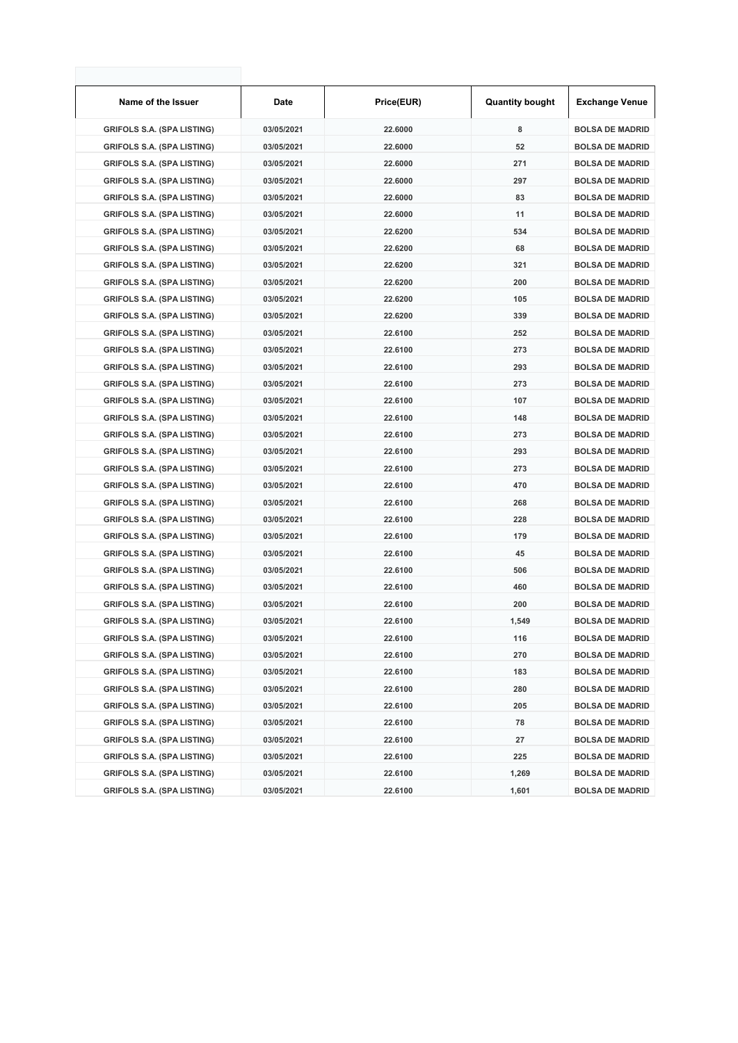| Name of the Issuer | Date | Price(EUR) | Quantity bought | Exchange Venue |
|---|---|---|---|---|
| GRIFOLS S.A. (SPA LISTING) | 03/05/2021 | 22.6000 | 8 | BOLSA DE MADRID |
| GRIFOLS S.A. (SPA LISTING) | 03/05/2021 | 22.6000 | 52 | BOLSA DE MADRID |
| GRIFOLS S.A. (SPA LISTING) | 03/05/2021 | 22.6000 | 271 | BOLSA DE MADRID |
| GRIFOLS S.A. (SPA LISTING) | 03/05/2021 | 22.6000 | 297 | BOLSA DE MADRID |
| GRIFOLS S.A. (SPA LISTING) | 03/05/2021 | 22.6000 | 83 | BOLSA DE MADRID |
| GRIFOLS S.A. (SPA LISTING) | 03/05/2021 | 22.6000 | 11 | BOLSA DE MADRID |
| GRIFOLS S.A. (SPA LISTING) | 03/05/2021 | 22.6200 | 534 | BOLSA DE MADRID |
| GRIFOLS S.A. (SPA LISTING) | 03/05/2021 | 22.6200 | 68 | BOLSA DE MADRID |
| GRIFOLS S.A. (SPA LISTING) | 03/05/2021 | 22.6200 | 321 | BOLSA DE MADRID |
| GRIFOLS S.A. (SPA LISTING) | 03/05/2021 | 22.6200 | 200 | BOLSA DE MADRID |
| GRIFOLS S.A. (SPA LISTING) | 03/05/2021 | 22.6200 | 105 | BOLSA DE MADRID |
| GRIFOLS S.A. (SPA LISTING) | 03/05/2021 | 22.6200 | 339 | BOLSA DE MADRID |
| GRIFOLS S.A. (SPA LISTING) | 03/05/2021 | 22.6100 | 252 | BOLSA DE MADRID |
| GRIFOLS S.A. (SPA LISTING) | 03/05/2021 | 22.6100 | 273 | BOLSA DE MADRID |
| GRIFOLS S.A. (SPA LISTING) | 03/05/2021 | 22.6100 | 293 | BOLSA DE MADRID |
| GRIFOLS S.A. (SPA LISTING) | 03/05/2021 | 22.6100 | 273 | BOLSA DE MADRID |
| GRIFOLS S.A. (SPA LISTING) | 03/05/2021 | 22.6100 | 107 | BOLSA DE MADRID |
| GRIFOLS S.A. (SPA LISTING) | 03/05/2021 | 22.6100 | 148 | BOLSA DE MADRID |
| GRIFOLS S.A. (SPA LISTING) | 03/05/2021 | 22.6100 | 273 | BOLSA DE MADRID |
| GRIFOLS S.A. (SPA LISTING) | 03/05/2021 | 22.6100 | 293 | BOLSA DE MADRID |
| GRIFOLS S.A. (SPA LISTING) | 03/05/2021 | 22.6100 | 273 | BOLSA DE MADRID |
| GRIFOLS S.A. (SPA LISTING) | 03/05/2021 | 22.6100 | 470 | BOLSA DE MADRID |
| GRIFOLS S.A. (SPA LISTING) | 03/05/2021 | 22.6100 | 268 | BOLSA DE MADRID |
| GRIFOLS S.A. (SPA LISTING) | 03/05/2021 | 22.6100 | 228 | BOLSA DE MADRID |
| GRIFOLS S.A. (SPA LISTING) | 03/05/2021 | 22.6100 | 179 | BOLSA DE MADRID |
| GRIFOLS S.A. (SPA LISTING) | 03/05/2021 | 22.6100 | 45 | BOLSA DE MADRID |
| GRIFOLS S.A. (SPA LISTING) | 03/05/2021 | 22.6100 | 506 | BOLSA DE MADRID |
| GRIFOLS S.A. (SPA LISTING) | 03/05/2021 | 22.6100 | 460 | BOLSA DE MADRID |
| GRIFOLS S.A. (SPA LISTING) | 03/05/2021 | 22.6100 | 200 | BOLSA DE MADRID |
| GRIFOLS S.A. (SPA LISTING) | 03/05/2021 | 22.6100 | 1,549 | BOLSA DE MADRID |
| GRIFOLS S.A. (SPA LISTING) | 03/05/2021 | 22.6100 | 116 | BOLSA DE MADRID |
| GRIFOLS S.A. (SPA LISTING) | 03/05/2021 | 22.6100 | 270 | BOLSA DE MADRID |
| GRIFOLS S.A. (SPA LISTING) | 03/05/2021 | 22.6100 | 183 | BOLSA DE MADRID |
| GRIFOLS S.A. (SPA LISTING) | 03/05/2021 | 22.6100 | 280 | BOLSA DE MADRID |
| GRIFOLS S.A. (SPA LISTING) | 03/05/2021 | 22.6100 | 205 | BOLSA DE MADRID |
| GRIFOLS S.A. (SPA LISTING) | 03/05/2021 | 22.6100 | 78 | BOLSA DE MADRID |
| GRIFOLS S.A. (SPA LISTING) | 03/05/2021 | 22.6100 | 27 | BOLSA DE MADRID |
| GRIFOLS S.A. (SPA LISTING) | 03/05/2021 | 22.6100 | 225 | BOLSA DE MADRID |
| GRIFOLS S.A. (SPA LISTING) | 03/05/2021 | 22.6100 | 1,269 | BOLSA DE MADRID |
| GRIFOLS S.A. (SPA LISTING) | 03/05/2021 | 22.6100 | 1,601 | BOLSA DE MADRID |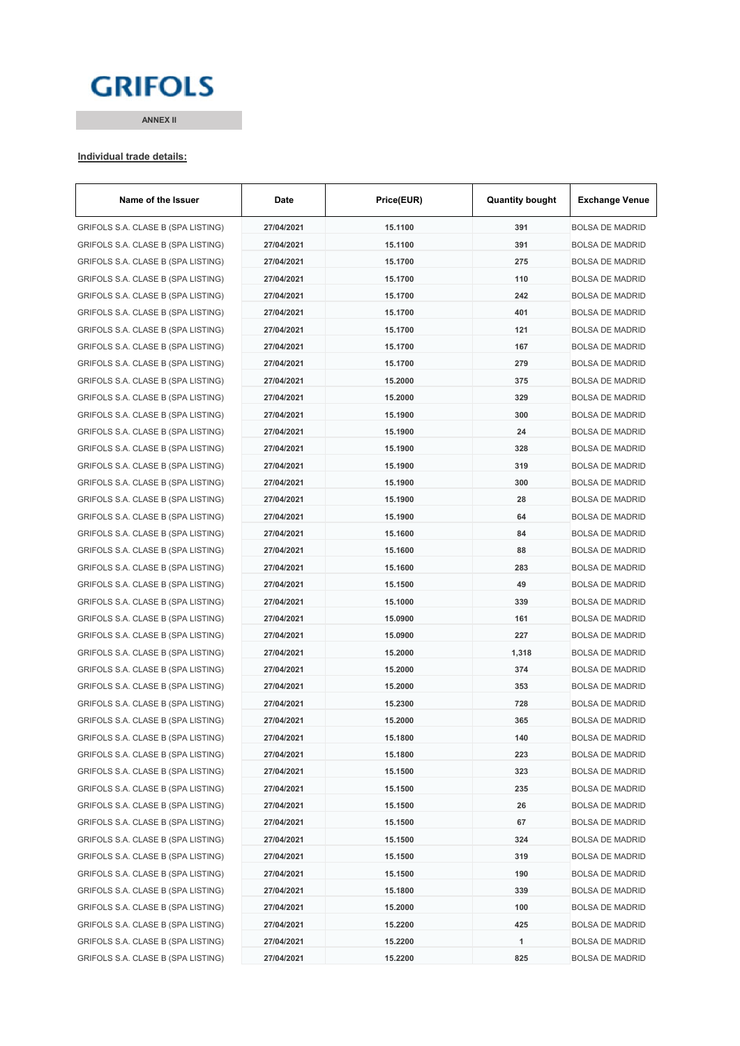**GRIFOLS**

**ANNEX II**

**Individual trade details:**

| Name of the Issuer | Date | Price(EUR) | Quantity bought | Exchange Venue |
|---|---|---|---|---|
| GRIFOLS S.A. CLASE B (SPA LISTING) | 27/04/2021 | 15.1100 | 391 | BOLSA DE MADRID |
| GRIFOLS S.A. CLASE B (SPA LISTING) | 27/04/2021 | 15.1100 | 391 | BOLSA DE MADRID |
| GRIFOLS S.A. CLASE B (SPA LISTING) | 27/04/2021 | 15.1700 | 275 | BOLSA DE MADRID |
| GRIFOLS S.A. CLASE B (SPA LISTING) | 27/04/2021 | 15.1700 | 110 | BOLSA DE MADRID |
| GRIFOLS S.A. CLASE B (SPA LISTING) | 27/04/2021 | 15.1700 | 242 | BOLSA DE MADRID |
| GRIFOLS S.A. CLASE B (SPA LISTING) | 27/04/2021 | 15.1700 | 401 | BOLSA DE MADRID |
| GRIFOLS S.A. CLASE B (SPA LISTING) | 27/04/2021 | 15.1700 | 121 | BOLSA DE MADRID |
| GRIFOLS S.A. CLASE B (SPA LISTING) | 27/04/2021 | 15.1700 | 167 | BOLSA DE MADRID |
| GRIFOLS S.A. CLASE B (SPA LISTING) | 27/04/2021 | 15.1700 | 279 | BOLSA DE MADRID |
| GRIFOLS S.A. CLASE B (SPA LISTING) | 27/04/2021 | 15.2000 | 375 | BOLSA DE MADRID |
| GRIFOLS S.A. CLASE B (SPA LISTING) | 27/04/2021 | 15.2000 | 329 | BOLSA DE MADRID |
| GRIFOLS S.A. CLASE B (SPA LISTING) | 27/04/2021 | 15.1900 | 300 | BOLSA DE MADRID |
| GRIFOLS S.A. CLASE B (SPA LISTING) | 27/04/2021 | 15.1900 | 24 | BOLSA DE MADRID |
| GRIFOLS S.A. CLASE B (SPA LISTING) | 27/04/2021 | 15.1900 | 328 | BOLSA DE MADRID |
| GRIFOLS S.A. CLASE B (SPA LISTING) | 27/04/2021 | 15.1900 | 319 | BOLSA DE MADRID |
| GRIFOLS S.A. CLASE B (SPA LISTING) | 27/04/2021 | 15.1900 | 300 | BOLSA DE MADRID |
| GRIFOLS S.A. CLASE B (SPA LISTING) | 27/04/2021 | 15.1900 | 28 | BOLSA DE MADRID |
| GRIFOLS S.A. CLASE B (SPA LISTING) | 27/04/2021 | 15.1900 | 64 | BOLSA DE MADRID |
| GRIFOLS S.A. CLASE B (SPA LISTING) | 27/04/2021 | 15.1600 | 84 | BOLSA DE MADRID |
| GRIFOLS S.A. CLASE B (SPA LISTING) | 27/04/2021 | 15.1600 | 88 | BOLSA DE MADRID |
| GRIFOLS S.A. CLASE B (SPA LISTING) | 27/04/2021 | 15.1600 | 283 | BOLSA DE MADRID |
| GRIFOLS S.A. CLASE B (SPA LISTING) | 27/04/2021 | 15.1500 | 49 | BOLSA DE MADRID |
| GRIFOLS S.A. CLASE B (SPA LISTING) | 27/04/2021 | 15.1000 | 339 | BOLSA DE MADRID |
| GRIFOLS S.A. CLASE B (SPA LISTING) | 27/04/2021 | 15.0900 | 161 | BOLSA DE MADRID |
| GRIFOLS S.A. CLASE B (SPA LISTING) | 27/04/2021 | 15.0900 | 227 | BOLSA DE MADRID |
| GRIFOLS S.A. CLASE B (SPA LISTING) | 27/04/2021 | 15.2000 | 1,318 | BOLSA DE MADRID |
| GRIFOLS S.A. CLASE B (SPA LISTING) | 27/04/2021 | 15.2000 | 374 | BOLSA DE MADRID |
| GRIFOLS S.A. CLASE B (SPA LISTING) | 27/04/2021 | 15.2000 | 353 | BOLSA DE MADRID |
| GRIFOLS S.A. CLASE B (SPA LISTING) | 27/04/2021 | 15.2300 | 728 | BOLSA DE MADRID |
| GRIFOLS S.A. CLASE B (SPA LISTING) | 27/04/2021 | 15.2000 | 365 | BOLSA DE MADRID |
| GRIFOLS S.A. CLASE B (SPA LISTING) | 27/04/2021 | 15.1800 | 140 | BOLSA DE MADRID |
| GRIFOLS S.A. CLASE B (SPA LISTING) | 27/04/2021 | 15.1800 | 223 | BOLSA DE MADRID |
| GRIFOLS S.A. CLASE B (SPA LISTING) | 27/04/2021 | 15.1500 | 323 | BOLSA DE MADRID |
| GRIFOLS S.A. CLASE B (SPA LISTING) | 27/04/2021 | 15.1500 | 235 | BOLSA DE MADRID |
| GRIFOLS S.A. CLASE B (SPA LISTING) | 27/04/2021 | 15.1500 | 26 | BOLSA DE MADRID |
| GRIFOLS S.A. CLASE B (SPA LISTING) | 27/04/2021 | 15.1500 | 67 | BOLSA DE MADRID |
| GRIFOLS S.A. CLASE B (SPA LISTING) | 27/04/2021 | 15.1500 | 324 | BOLSA DE MADRID |
| GRIFOLS S.A. CLASE B (SPA LISTING) | 27/04/2021 | 15.1500 | 319 | BOLSA DE MADRID |
| GRIFOLS S.A. CLASE B (SPA LISTING) | 27/04/2021 | 15.1500 | 190 | BOLSA DE MADRID |
| GRIFOLS S.A. CLASE B (SPA LISTING) | 27/04/2021 | 15.1800 | 339 | BOLSA DE MADRID |
| GRIFOLS S.A. CLASE B (SPA LISTING) | 27/04/2021 | 15.2000 | 100 | BOLSA DE MADRID |
| GRIFOLS S.A. CLASE B (SPA LISTING) | 27/04/2021 | 15.2200 | 425 | BOLSA DE MADRID |
| GRIFOLS S.A. CLASE B (SPA LISTING) | 27/04/2021 | 15.2200 | 1 | BOLSA DE MADRID |
| GRIFOLS S.A. CLASE B (SPA LISTING) | 27/04/2021 | 15.2200 | 825 | BOLSA DE MADRID |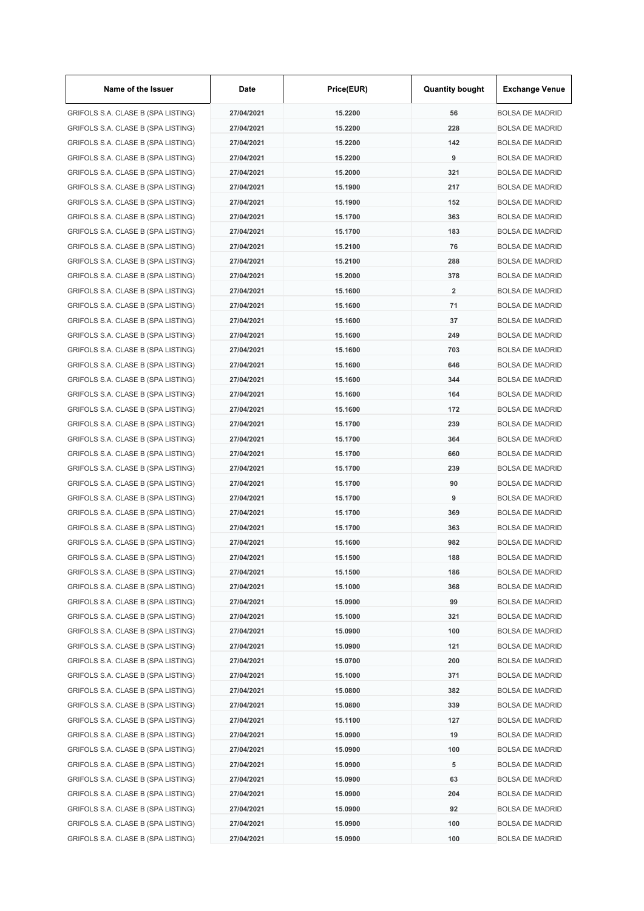| Name of the Issuer | Date | Price(EUR) | Quantity bought | Exchange Venue |
|---|---|---|---|---|
| GRIFOLS S.A. CLASE B (SPA LISTING) | 27/04/2021 | 15.2200 | 56 | BOLSA DE MADRID |
| GRIFOLS S.A. CLASE B (SPA LISTING) | 27/04/2021 | 15.2200 | 228 | BOLSA DE MADRID |
| GRIFOLS S.A. CLASE B (SPA LISTING) | 27/04/2021 | 15.2200 | 142 | BOLSA DE MADRID |
| GRIFOLS S.A. CLASE B (SPA LISTING) | 27/04/2021 | 15.2200 | 9 | BOLSA DE MADRID |
| GRIFOLS S.A. CLASE B (SPA LISTING) | 27/04/2021 | 15.2000 | 321 | BOLSA DE MADRID |
| GRIFOLS S.A. CLASE B (SPA LISTING) | 27/04/2021 | 15.1900 | 217 | BOLSA DE MADRID |
| GRIFOLS S.A. CLASE B (SPA LISTING) | 27/04/2021 | 15.1900 | 152 | BOLSA DE MADRID |
| GRIFOLS S.A. CLASE B (SPA LISTING) | 27/04/2021 | 15.1700 | 363 | BOLSA DE MADRID |
| GRIFOLS S.A. CLASE B (SPA LISTING) | 27/04/2021 | 15.1700 | 183 | BOLSA DE MADRID |
| GRIFOLS S.A. CLASE B (SPA LISTING) | 27/04/2021 | 15.2100 | 76 | BOLSA DE MADRID |
| GRIFOLS S.A. CLASE B (SPA LISTING) | 27/04/2021 | 15.2100 | 288 | BOLSA DE MADRID |
| GRIFOLS S.A. CLASE B (SPA LISTING) | 27/04/2021 | 15.2000 | 378 | BOLSA DE MADRID |
| GRIFOLS S.A. CLASE B (SPA LISTING) | 27/04/2021 | 15.1600 | 2 | BOLSA DE MADRID |
| GRIFOLS S.A. CLASE B (SPA LISTING) | 27/04/2021 | 15.1600 | 71 | BOLSA DE MADRID |
| GRIFOLS S.A. CLASE B (SPA LISTING) | 27/04/2021 | 15.1600 | 37 | BOLSA DE MADRID |
| GRIFOLS S.A. CLASE B (SPA LISTING) | 27/04/2021 | 15.1600 | 249 | BOLSA DE MADRID |
| GRIFOLS S.A. CLASE B (SPA LISTING) | 27/04/2021 | 15.1600 | 703 | BOLSA DE MADRID |
| GRIFOLS S.A. CLASE B (SPA LISTING) | 27/04/2021 | 15.1600 | 646 | BOLSA DE MADRID |
| GRIFOLS S.A. CLASE B (SPA LISTING) | 27/04/2021 | 15.1600 | 344 | BOLSA DE MADRID |
| GRIFOLS S.A. CLASE B (SPA LISTING) | 27/04/2021 | 15.1600 | 164 | BOLSA DE MADRID |
| GRIFOLS S.A. CLASE B (SPA LISTING) | 27/04/2021 | 15.1600 | 172 | BOLSA DE MADRID |
| GRIFOLS S.A. CLASE B (SPA LISTING) | 27/04/2021 | 15.1700 | 239 | BOLSA DE MADRID |
| GRIFOLS S.A. CLASE B (SPA LISTING) | 27/04/2021 | 15.1700 | 364 | BOLSA DE MADRID |
| GRIFOLS S.A. CLASE B (SPA LISTING) | 27/04/2021 | 15.1700 | 660 | BOLSA DE MADRID |
| GRIFOLS S.A. CLASE B (SPA LISTING) | 27/04/2021 | 15.1700 | 239 | BOLSA DE MADRID |
| GRIFOLS S.A. CLASE B (SPA LISTING) | 27/04/2021 | 15.1700 | 90 | BOLSA DE MADRID |
| GRIFOLS S.A. CLASE B (SPA LISTING) | 27/04/2021 | 15.1700 | 9 | BOLSA DE MADRID |
| GRIFOLS S.A. CLASE B (SPA LISTING) | 27/04/2021 | 15.1700 | 369 | BOLSA DE MADRID |
| GRIFOLS S.A. CLASE B (SPA LISTING) | 27/04/2021 | 15.1700 | 363 | BOLSA DE MADRID |
| GRIFOLS S.A. CLASE B (SPA LISTING) | 27/04/2021 | 15.1600 | 982 | BOLSA DE MADRID |
| GRIFOLS S.A. CLASE B (SPA LISTING) | 27/04/2021 | 15.1500 | 188 | BOLSA DE MADRID |
| GRIFOLS S.A. CLASE B (SPA LISTING) | 27/04/2021 | 15.1500 | 186 | BOLSA DE MADRID |
| GRIFOLS S.A. CLASE B (SPA LISTING) | 27/04/2021 | 15.1000 | 368 | BOLSA DE MADRID |
| GRIFOLS S.A. CLASE B (SPA LISTING) | 27/04/2021 | 15.0900 | 99 | BOLSA DE MADRID |
| GRIFOLS S.A. CLASE B (SPA LISTING) | 27/04/2021 | 15.1000 | 321 | BOLSA DE MADRID |
| GRIFOLS S.A. CLASE B (SPA LISTING) | 27/04/2021 | 15.0900 | 100 | BOLSA DE MADRID |
| GRIFOLS S.A. CLASE B (SPA LISTING) | 27/04/2021 | 15.0900 | 121 | BOLSA DE MADRID |
| GRIFOLS S.A. CLASE B (SPA LISTING) | 27/04/2021 | 15.0700 | 200 | BOLSA DE MADRID |
| GRIFOLS S.A. CLASE B (SPA LISTING) | 27/04/2021 | 15.1000 | 371 | BOLSA DE MADRID |
| GRIFOLS S.A. CLASE B (SPA LISTING) | 27/04/2021 | 15.0800 | 382 | BOLSA DE MADRID |
| GRIFOLS S.A. CLASE B (SPA LISTING) | 27/04/2021 | 15.0800 | 339 | BOLSA DE MADRID |
| GRIFOLS S.A. CLASE B (SPA LISTING) | 27/04/2021 | 15.1100 | 127 | BOLSA DE MADRID |
| GRIFOLS S.A. CLASE B (SPA LISTING) | 27/04/2021 | 15.0900 | 19 | BOLSA DE MADRID |
| GRIFOLS S.A. CLASE B (SPA LISTING) | 27/04/2021 | 15.0900 | 100 | BOLSA DE MADRID |
| GRIFOLS S.A. CLASE B (SPA LISTING) | 27/04/2021 | 15.0900 | 5 | BOLSA DE MADRID |
| GRIFOLS S.A. CLASE B (SPA LISTING) | 27/04/2021 | 15.0900 | 63 | BOLSA DE MADRID |
| GRIFOLS S.A. CLASE B (SPA LISTING) | 27/04/2021 | 15.0900 | 204 | BOLSA DE MADRID |
| GRIFOLS S.A. CLASE B (SPA LISTING) | 27/04/2021 | 15.0900 | 92 | BOLSA DE MADRID |
| GRIFOLS S.A. CLASE B (SPA LISTING) | 27/04/2021 | 15.0900 | 100 | BOLSA DE MADRID |
| GRIFOLS S.A. CLASE B (SPA LISTING) | 27/04/2021 | 15.0900 | 100 | BOLSA DE MADRID |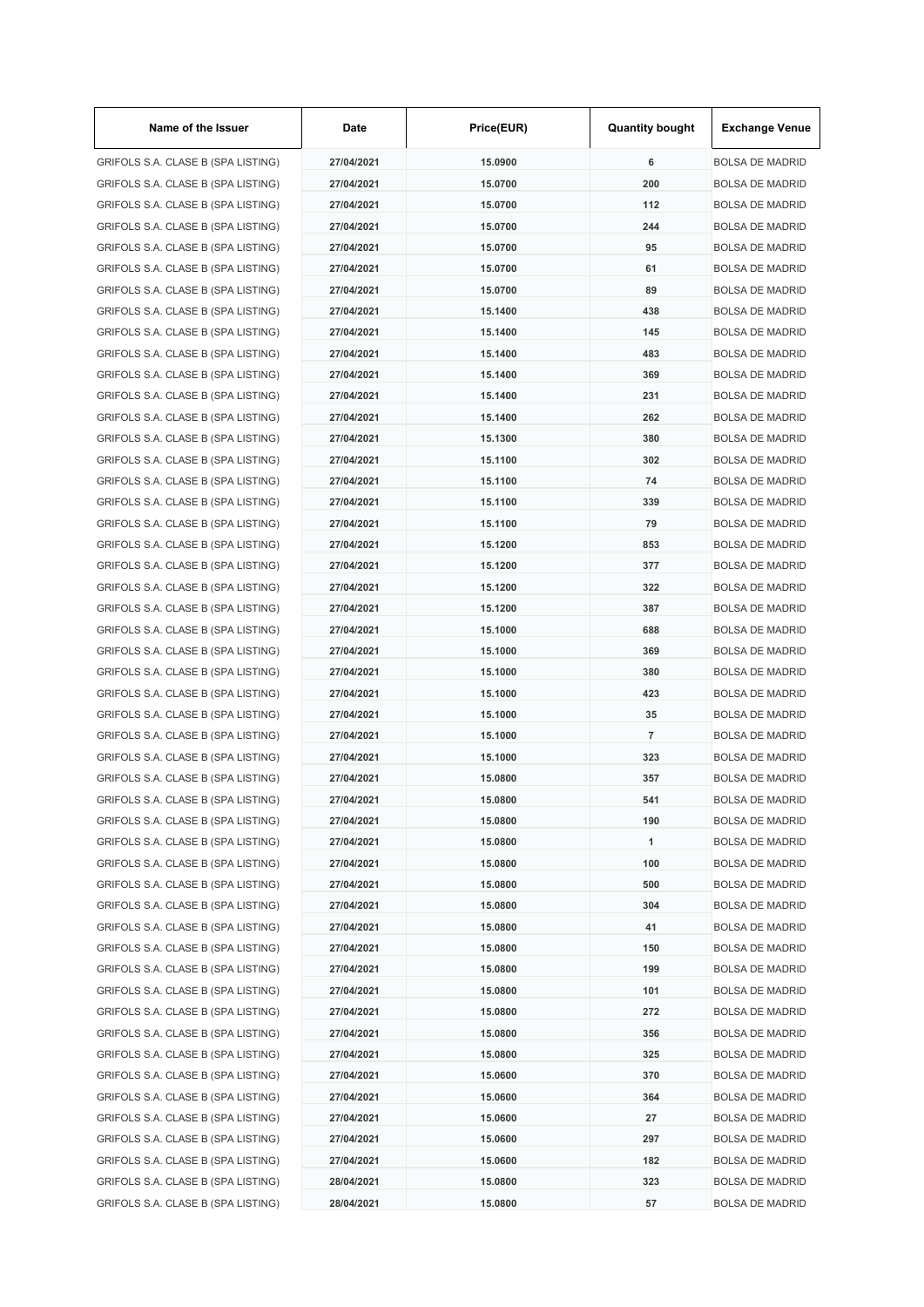| Name of the Issuer | Date | Price(EUR) | Quantity bought | Exchange Venue |
|---|---|---|---|---|
| GRIFOLS S.A. CLASE B (SPA LISTING) | 27/04/2021 | 15.0900 | 6 | BOLSA DE MADRID |
| GRIFOLS S.A. CLASE B (SPA LISTING) | 27/04/2021 | 15.0700 | 200 | BOLSA DE MADRID |
| GRIFOLS S.A. CLASE B (SPA LISTING) | 27/04/2021 | 15.0700 | 112 | BOLSA DE MADRID |
| GRIFOLS S.A. CLASE B (SPA LISTING) | 27/04/2021 | 15.0700 | 244 | BOLSA DE MADRID |
| GRIFOLS S.A. CLASE B (SPA LISTING) | 27/04/2021 | 15.0700 | 95 | BOLSA DE MADRID |
| GRIFOLS S.A. CLASE B (SPA LISTING) | 27/04/2021 | 15.0700 | 61 | BOLSA DE MADRID |
| GRIFOLS S.A. CLASE B (SPA LISTING) | 27/04/2021 | 15.0700 | 89 | BOLSA DE MADRID |
| GRIFOLS S.A. CLASE B (SPA LISTING) | 27/04/2021 | 15.1400 | 438 | BOLSA DE MADRID |
| GRIFOLS S.A. CLASE B (SPA LISTING) | 27/04/2021 | 15.1400 | 145 | BOLSA DE MADRID |
| GRIFOLS S.A. CLASE B (SPA LISTING) | 27/04/2021 | 15.1400 | 483 | BOLSA DE MADRID |
| GRIFOLS S.A. CLASE B (SPA LISTING) | 27/04/2021 | 15.1400 | 369 | BOLSA DE MADRID |
| GRIFOLS S.A. CLASE B (SPA LISTING) | 27/04/2021 | 15.1400 | 231 | BOLSA DE MADRID |
| GRIFOLS S.A. CLASE B (SPA LISTING) | 27/04/2021 | 15.1400 | 262 | BOLSA DE MADRID |
| GRIFOLS S.A. CLASE B (SPA LISTING) | 27/04/2021 | 15.1300 | 380 | BOLSA DE MADRID |
| GRIFOLS S.A. CLASE B (SPA LISTING) | 27/04/2021 | 15.1100 | 302 | BOLSA DE MADRID |
| GRIFOLS S.A. CLASE B (SPA LISTING) | 27/04/2021 | 15.1100 | 74 | BOLSA DE MADRID |
| GRIFOLS S.A. CLASE B (SPA LISTING) | 27/04/2021 | 15.1100 | 339 | BOLSA DE MADRID |
| GRIFOLS S.A. CLASE B (SPA LISTING) | 27/04/2021 | 15.1100 | 79 | BOLSA DE MADRID |
| GRIFOLS S.A. CLASE B (SPA LISTING) | 27/04/2021 | 15.1200 | 853 | BOLSA DE MADRID |
| GRIFOLS S.A. CLASE B (SPA LISTING) | 27/04/2021 | 15.1200 | 377 | BOLSA DE MADRID |
| GRIFOLS S.A. CLASE B (SPA LISTING) | 27/04/2021 | 15.1200 | 322 | BOLSA DE MADRID |
| GRIFOLS S.A. CLASE B (SPA LISTING) | 27/04/2021 | 15.1200 | 387 | BOLSA DE MADRID |
| GRIFOLS S.A. CLASE B (SPA LISTING) | 27/04/2021 | 15.1000 | 688 | BOLSA DE MADRID |
| GRIFOLS S.A. CLASE B (SPA LISTING) | 27/04/2021 | 15.1000 | 369 | BOLSA DE MADRID |
| GRIFOLS S.A. CLASE B (SPA LISTING) | 27/04/2021 | 15.1000 | 380 | BOLSA DE MADRID |
| GRIFOLS S.A. CLASE B (SPA LISTING) | 27/04/2021 | 15.1000 | 423 | BOLSA DE MADRID |
| GRIFOLS S.A. CLASE B (SPA LISTING) | 27/04/2021 | 15.1000 | 35 | BOLSA DE MADRID |
| GRIFOLS S.A. CLASE B (SPA LISTING) | 27/04/2021 | 15.1000 | 7 | BOLSA DE MADRID |
| GRIFOLS S.A. CLASE B (SPA LISTING) | 27/04/2021 | 15.1000 | 323 | BOLSA DE MADRID |
| GRIFOLS S.A. CLASE B (SPA LISTING) | 27/04/2021 | 15.0800 | 357 | BOLSA DE MADRID |
| GRIFOLS S.A. CLASE B (SPA LISTING) | 27/04/2021 | 15.0800 | 541 | BOLSA DE MADRID |
| GRIFOLS S.A. CLASE B (SPA LISTING) | 27/04/2021 | 15.0800 | 190 | BOLSA DE MADRID |
| GRIFOLS S.A. CLASE B (SPA LISTING) | 27/04/2021 | 15.0800 | 1 | BOLSA DE MADRID |
| GRIFOLS S.A. CLASE B (SPA LISTING) | 27/04/2021 | 15.0800 | 100 | BOLSA DE MADRID |
| GRIFOLS S.A. CLASE B (SPA LISTING) | 27/04/2021 | 15.0800 | 500 | BOLSA DE MADRID |
| GRIFOLS S.A. CLASE B (SPA LISTING) | 27/04/2021 | 15.0800 | 304 | BOLSA DE MADRID |
| GRIFOLS S.A. CLASE B (SPA LISTING) | 27/04/2021 | 15.0800 | 41 | BOLSA DE MADRID |
| GRIFOLS S.A. CLASE B (SPA LISTING) | 27/04/2021 | 15.0800 | 150 | BOLSA DE MADRID |
| GRIFOLS S.A. CLASE B (SPA LISTING) | 27/04/2021 | 15.0800 | 199 | BOLSA DE MADRID |
| GRIFOLS S.A. CLASE B (SPA LISTING) | 27/04/2021 | 15.0800 | 101 | BOLSA DE MADRID |
| GRIFOLS S.A. CLASE B (SPA LISTING) | 27/04/2021 | 15.0800 | 272 | BOLSA DE MADRID |
| GRIFOLS S.A. CLASE B (SPA LISTING) | 27/04/2021 | 15.0800 | 356 | BOLSA DE MADRID |
| GRIFOLS S.A. CLASE B (SPA LISTING) | 27/04/2021 | 15.0800 | 325 | BOLSA DE MADRID |
| GRIFOLS S.A. CLASE B (SPA LISTING) | 27/04/2021 | 15.0600 | 370 | BOLSA DE MADRID |
| GRIFOLS S.A. CLASE B (SPA LISTING) | 27/04/2021 | 15.0600 | 364 | BOLSA DE MADRID |
| GRIFOLS S.A. CLASE B (SPA LISTING) | 27/04/2021 | 15.0600 | 27 | BOLSA DE MADRID |
| GRIFOLS S.A. CLASE B (SPA LISTING) | 27/04/2021 | 15.0600 | 297 | BOLSA DE MADRID |
| GRIFOLS S.A. CLASE B (SPA LISTING) | 27/04/2021 | 15.0600 | 182 | BOLSA DE MADRID |
| GRIFOLS S.A. CLASE B (SPA LISTING) | 28/04/2021 | 15.0800 | 323 | BOLSA DE MADRID |
| GRIFOLS S.A. CLASE B (SPA LISTING) | 28/04/2021 | 15.0800 | 57 | BOLSA DE MADRID |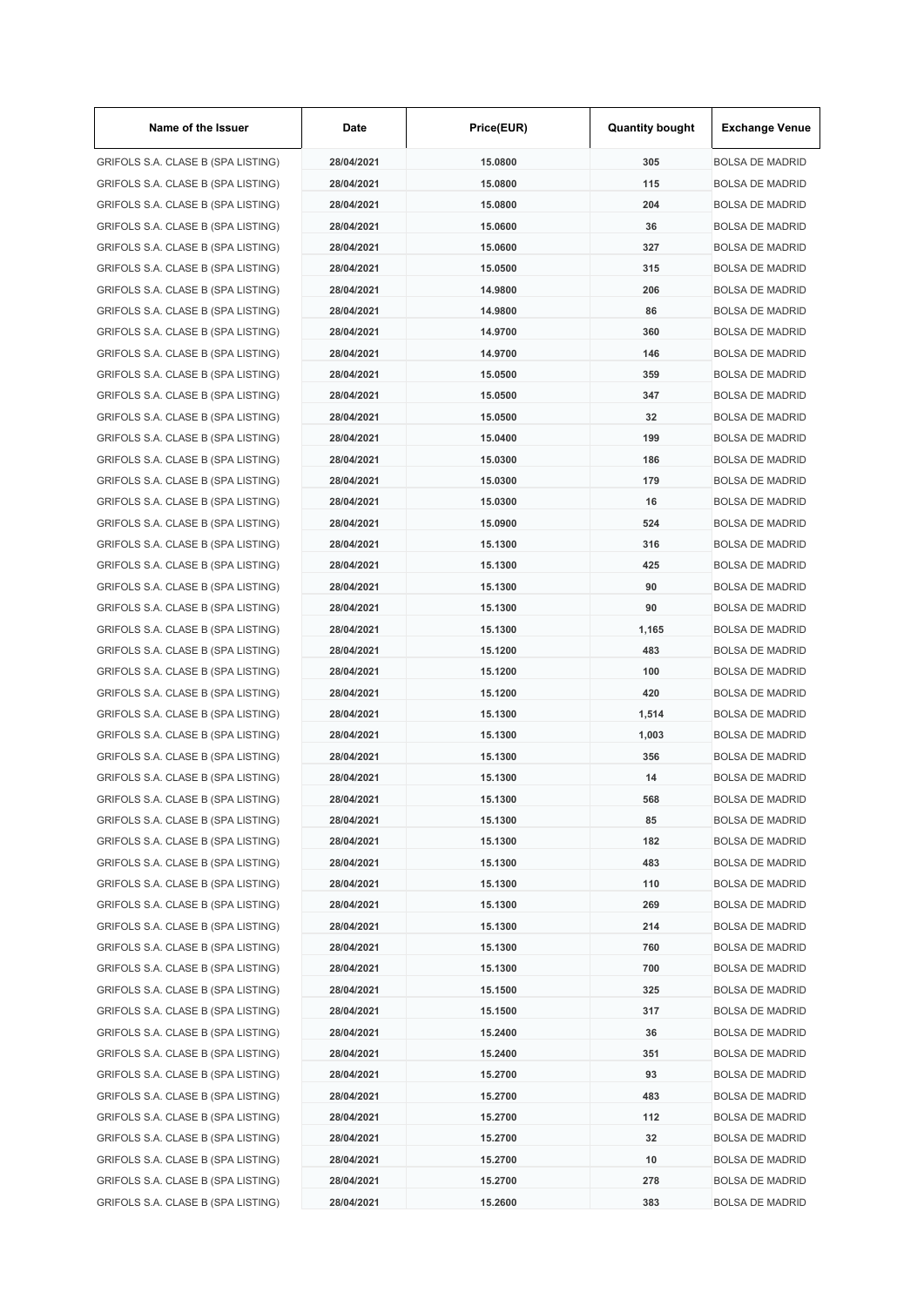| Name of the Issuer | Date | Price(EUR) | Quantity bought | Exchange Venue |
|---|---|---|---|---|
| GRIFOLS S.A. CLASE B (SPA LISTING) | 28/04/2021 | 15.0800 | 305 | BOLSA DE MADRID |
| GRIFOLS S.A. CLASE B (SPA LISTING) | 28/04/2021 | 15.0800 | 115 | BOLSA DE MADRID |
| GRIFOLS S.A. CLASE B (SPA LISTING) | 28/04/2021 | 15.0800 | 204 | BOLSA DE MADRID |
| GRIFOLS S.A. CLASE B (SPA LISTING) | 28/04/2021 | 15.0600 | 36 | BOLSA DE MADRID |
| GRIFOLS S.A. CLASE B (SPA LISTING) | 28/04/2021 | 15.0600 | 327 | BOLSA DE MADRID |
| GRIFOLS S.A. CLASE B (SPA LISTING) | 28/04/2021 | 15.0500 | 315 | BOLSA DE MADRID |
| GRIFOLS S.A. CLASE B (SPA LISTING) | 28/04/2021 | 14.9800 | 206 | BOLSA DE MADRID |
| GRIFOLS S.A. CLASE B (SPA LISTING) | 28/04/2021 | 14.9800 | 86 | BOLSA DE MADRID |
| GRIFOLS S.A. CLASE B (SPA LISTING) | 28/04/2021 | 14.9700 | 360 | BOLSA DE MADRID |
| GRIFOLS S.A. CLASE B (SPA LISTING) | 28/04/2021 | 14.9700 | 146 | BOLSA DE MADRID |
| GRIFOLS S.A. CLASE B (SPA LISTING) | 28/04/2021 | 15.0500 | 359 | BOLSA DE MADRID |
| GRIFOLS S.A. CLASE B (SPA LISTING) | 28/04/2021 | 15.0500 | 347 | BOLSA DE MADRID |
| GRIFOLS S.A. CLASE B (SPA LISTING) | 28/04/2021 | 15.0500 | 32 | BOLSA DE MADRID |
| GRIFOLS S.A. CLASE B (SPA LISTING) | 28/04/2021 | 15.0400 | 199 | BOLSA DE MADRID |
| GRIFOLS S.A. CLASE B (SPA LISTING) | 28/04/2021 | 15.0300 | 186 | BOLSA DE MADRID |
| GRIFOLS S.A. CLASE B (SPA LISTING) | 28/04/2021 | 15.0300 | 179 | BOLSA DE MADRID |
| GRIFOLS S.A. CLASE B (SPA LISTING) | 28/04/2021 | 15.0300 | 16 | BOLSA DE MADRID |
| GRIFOLS S.A. CLASE B (SPA LISTING) | 28/04/2021 | 15.0900 | 524 | BOLSA DE MADRID |
| GRIFOLS S.A. CLASE B (SPA LISTING) | 28/04/2021 | 15.1300 | 316 | BOLSA DE MADRID |
| GRIFOLS S.A. CLASE B (SPA LISTING) | 28/04/2021 | 15.1300 | 425 | BOLSA DE MADRID |
| GRIFOLS S.A. CLASE B (SPA LISTING) | 28/04/2021 | 15.1300 | 90 | BOLSA DE MADRID |
| GRIFOLS S.A. CLASE B (SPA LISTING) | 28/04/2021 | 15.1300 | 90 | BOLSA DE MADRID |
| GRIFOLS S.A. CLASE B (SPA LISTING) | 28/04/2021 | 15.1300 | 1,165 | BOLSA DE MADRID |
| GRIFOLS S.A. CLASE B (SPA LISTING) | 28/04/2021 | 15.1200 | 483 | BOLSA DE MADRID |
| GRIFOLS S.A. CLASE B (SPA LISTING) | 28/04/2021 | 15.1200 | 100 | BOLSA DE MADRID |
| GRIFOLS S.A. CLASE B (SPA LISTING) | 28/04/2021 | 15.1200 | 420 | BOLSA DE MADRID |
| GRIFOLS S.A. CLASE B (SPA LISTING) | 28/04/2021 | 15.1300 | 1,514 | BOLSA DE MADRID |
| GRIFOLS S.A. CLASE B (SPA LISTING) | 28/04/2021 | 15.1300 | 1,003 | BOLSA DE MADRID |
| GRIFOLS S.A. CLASE B (SPA LISTING) | 28/04/2021 | 15.1300 | 356 | BOLSA DE MADRID |
| GRIFOLS S.A. CLASE B (SPA LISTING) | 28/04/2021 | 15.1300 | 14 | BOLSA DE MADRID |
| GRIFOLS S.A. CLASE B (SPA LISTING) | 28/04/2021 | 15.1300 | 568 | BOLSA DE MADRID |
| GRIFOLS S.A. CLASE B (SPA LISTING) | 28/04/2021 | 15.1300 | 85 | BOLSA DE MADRID |
| GRIFOLS S.A. CLASE B (SPA LISTING) | 28/04/2021 | 15.1300 | 182 | BOLSA DE MADRID |
| GRIFOLS S.A. CLASE B (SPA LISTING) | 28/04/2021 | 15.1300 | 483 | BOLSA DE MADRID |
| GRIFOLS S.A. CLASE B (SPA LISTING) | 28/04/2021 | 15.1300 | 110 | BOLSA DE MADRID |
| GRIFOLS S.A. CLASE B (SPA LISTING) | 28/04/2021 | 15.1300 | 269 | BOLSA DE MADRID |
| GRIFOLS S.A. CLASE B (SPA LISTING) | 28/04/2021 | 15.1300 | 214 | BOLSA DE MADRID |
| GRIFOLS S.A. CLASE B (SPA LISTING) | 28/04/2021 | 15.1300 | 760 | BOLSA DE MADRID |
| GRIFOLS S.A. CLASE B (SPA LISTING) | 28/04/2021 | 15.1300 | 700 | BOLSA DE MADRID |
| GRIFOLS S.A. CLASE B (SPA LISTING) | 28/04/2021 | 15.1500 | 325 | BOLSA DE MADRID |
| GRIFOLS S.A. CLASE B (SPA LISTING) | 28/04/2021 | 15.1500 | 317 | BOLSA DE MADRID |
| GRIFOLS S.A. CLASE B (SPA LISTING) | 28/04/2021 | 15.2400 | 36 | BOLSA DE MADRID |
| GRIFOLS S.A. CLASE B (SPA LISTING) | 28/04/2021 | 15.2400 | 351 | BOLSA DE MADRID |
| GRIFOLS S.A. CLASE B (SPA LISTING) | 28/04/2021 | 15.2700 | 93 | BOLSA DE MADRID |
| GRIFOLS S.A. CLASE B (SPA LISTING) | 28/04/2021 | 15.2700 | 483 | BOLSA DE MADRID |
| GRIFOLS S.A. CLASE B (SPA LISTING) | 28/04/2021 | 15.2700 | 112 | BOLSA DE MADRID |
| GRIFOLS S.A. CLASE B (SPA LISTING) | 28/04/2021 | 15.2700 | 32 | BOLSA DE MADRID |
| GRIFOLS S.A. CLASE B (SPA LISTING) | 28/04/2021 | 15.2700 | 10 | BOLSA DE MADRID |
| GRIFOLS S.A. CLASE B (SPA LISTING) | 28/04/2021 | 15.2700 | 278 | BOLSA DE MADRID |
| GRIFOLS S.A. CLASE B (SPA LISTING) | 28/04/2021 | 15.2600 | 383 | BOLSA DE MADRID |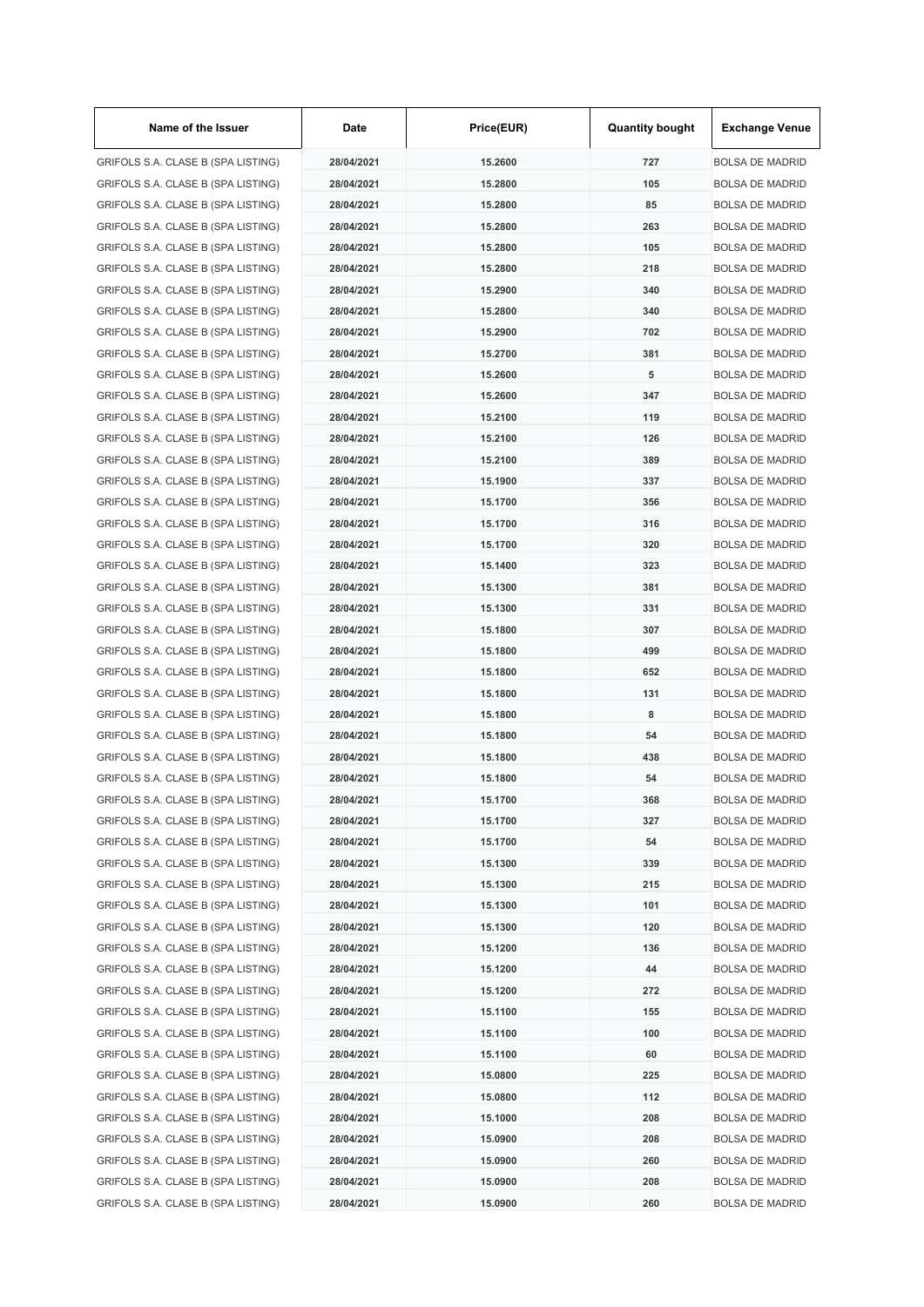| Name of the Issuer | Date | Price(EUR) | Quantity bought | Exchange Venue |
| --- | --- | --- | --- | --- |
| GRIFOLS S.A. CLASE B (SPA LISTING) | 28/04/2021 | 15.2600 | 727 | BOLSA DE MADRID |
| GRIFOLS S.A. CLASE B (SPA LISTING) | 28/04/2021 | 15.2800 | 105 | BOLSA DE MADRID |
| GRIFOLS S.A. CLASE B (SPA LISTING) | 28/04/2021 | 15.2800 | 85 | BOLSA DE MADRID |
| GRIFOLS S.A. CLASE B (SPA LISTING) | 28/04/2021 | 15.2800 | 263 | BOLSA DE MADRID |
| GRIFOLS S.A. CLASE B (SPA LISTING) | 28/04/2021 | 15.2800 | 105 | BOLSA DE MADRID |
| GRIFOLS S.A. CLASE B (SPA LISTING) | 28/04/2021 | 15.2800 | 218 | BOLSA DE MADRID |
| GRIFOLS S.A. CLASE B (SPA LISTING) | 28/04/2021 | 15.2900 | 340 | BOLSA DE MADRID |
| GRIFOLS S.A. CLASE B (SPA LISTING) | 28/04/2021 | 15.2800 | 340 | BOLSA DE MADRID |
| GRIFOLS S.A. CLASE B (SPA LISTING) | 28/04/2021 | 15.2900 | 702 | BOLSA DE MADRID |
| GRIFOLS S.A. CLASE B (SPA LISTING) | 28/04/2021 | 15.2700 | 381 | BOLSA DE MADRID |
| GRIFOLS S.A. CLASE B (SPA LISTING) | 28/04/2021 | 15.2600 | 5 | BOLSA DE MADRID |
| GRIFOLS S.A. CLASE B (SPA LISTING) | 28/04/2021 | 15.2600 | 347 | BOLSA DE MADRID |
| GRIFOLS S.A. CLASE B (SPA LISTING) | 28/04/2021 | 15.2100 | 119 | BOLSA DE MADRID |
| GRIFOLS S.A. CLASE B (SPA LISTING) | 28/04/2021 | 15.2100 | 126 | BOLSA DE MADRID |
| GRIFOLS S.A. CLASE B (SPA LISTING) | 28/04/2021 | 15.2100 | 389 | BOLSA DE MADRID |
| GRIFOLS S.A. CLASE B (SPA LISTING) | 28/04/2021 | 15.1900 | 337 | BOLSA DE MADRID |
| GRIFOLS S.A. CLASE B (SPA LISTING) | 28/04/2021 | 15.1700 | 356 | BOLSA DE MADRID |
| GRIFOLS S.A. CLASE B (SPA LISTING) | 28/04/2021 | 15.1700 | 316 | BOLSA DE MADRID |
| GRIFOLS S.A. CLASE B (SPA LISTING) | 28/04/2021 | 15.1700 | 320 | BOLSA DE MADRID |
| GRIFOLS S.A. CLASE B (SPA LISTING) | 28/04/2021 | 15.1400 | 323 | BOLSA DE MADRID |
| GRIFOLS S.A. CLASE B (SPA LISTING) | 28/04/2021 | 15.1300 | 381 | BOLSA DE MADRID |
| GRIFOLS S.A. CLASE B (SPA LISTING) | 28/04/2021 | 15.1300 | 331 | BOLSA DE MADRID |
| GRIFOLS S.A. CLASE B (SPA LISTING) | 28/04/2021 | 15.1800 | 307 | BOLSA DE MADRID |
| GRIFOLS S.A. CLASE B (SPA LISTING) | 28/04/2021 | 15.1800 | 499 | BOLSA DE MADRID |
| GRIFOLS S.A. CLASE B (SPA LISTING) | 28/04/2021 | 15.1800 | 652 | BOLSA DE MADRID |
| GRIFOLS S.A. CLASE B (SPA LISTING) | 28/04/2021 | 15.1800 | 131 | BOLSA DE MADRID |
| GRIFOLS S.A. CLASE B (SPA LISTING) | 28/04/2021 | 15.1800 | 8 | BOLSA DE MADRID |
| GRIFOLS S.A. CLASE B (SPA LISTING) | 28/04/2021 | 15.1800 | 54 | BOLSA DE MADRID |
| GRIFOLS S.A. CLASE B (SPA LISTING) | 28/04/2021 | 15.1800 | 438 | BOLSA DE MADRID |
| GRIFOLS S.A. CLASE B (SPA LISTING) | 28/04/2021 | 15.1800 | 54 | BOLSA DE MADRID |
| GRIFOLS S.A. CLASE B (SPA LISTING) | 28/04/2021 | 15.1700 | 368 | BOLSA DE MADRID |
| GRIFOLS S.A. CLASE B (SPA LISTING) | 28/04/2021 | 15.1700 | 327 | BOLSA DE MADRID |
| GRIFOLS S.A. CLASE B (SPA LISTING) | 28/04/2021 | 15.1700 | 54 | BOLSA DE MADRID |
| GRIFOLS S.A. CLASE B (SPA LISTING) | 28/04/2021 | 15.1300 | 339 | BOLSA DE MADRID |
| GRIFOLS S.A. CLASE B (SPA LISTING) | 28/04/2021 | 15.1300 | 215 | BOLSA DE MADRID |
| GRIFOLS S.A. CLASE B (SPA LISTING) | 28/04/2021 | 15.1300 | 101 | BOLSA DE MADRID |
| GRIFOLS S.A. CLASE B (SPA LISTING) | 28/04/2021 | 15.1300 | 120 | BOLSA DE MADRID |
| GRIFOLS S.A. CLASE B (SPA LISTING) | 28/04/2021 | 15.1200 | 136 | BOLSA DE MADRID |
| GRIFOLS S.A. CLASE B (SPA LISTING) | 28/04/2021 | 15.1200 | 44 | BOLSA DE MADRID |
| GRIFOLS S.A. CLASE B (SPA LISTING) | 28/04/2021 | 15.1200 | 272 | BOLSA DE MADRID |
| GRIFOLS S.A. CLASE B (SPA LISTING) | 28/04/2021 | 15.1100 | 155 | BOLSA DE MADRID |
| GRIFOLS S.A. CLASE B (SPA LISTING) | 28/04/2021 | 15.1100 | 100 | BOLSA DE MADRID |
| GRIFOLS S.A. CLASE B (SPA LISTING) | 28/04/2021 | 15.1100 | 60 | BOLSA DE MADRID |
| GRIFOLS S.A. CLASE B (SPA LISTING) | 28/04/2021 | 15.0800 | 225 | BOLSA DE MADRID |
| GRIFOLS S.A. CLASE B (SPA LISTING) | 28/04/2021 | 15.0800 | 112 | BOLSA DE MADRID |
| GRIFOLS S.A. CLASE B (SPA LISTING) | 28/04/2021 | 15.1000 | 208 | BOLSA DE MADRID |
| GRIFOLS S.A. CLASE B (SPA LISTING) | 28/04/2021 | 15.0900 | 208 | BOLSA DE MADRID |
| GRIFOLS S.A. CLASE B (SPA LISTING) | 28/04/2021 | 15.0900 | 260 | BOLSA DE MADRID |
| GRIFOLS S.A. CLASE B (SPA LISTING) | 28/04/2021 | 15.0900 | 208 | BOLSA DE MADRID |
| GRIFOLS S.A. CLASE B (SPA LISTING) | 28/04/2021 | 15.0900 | 260 | BOLSA DE MADRID |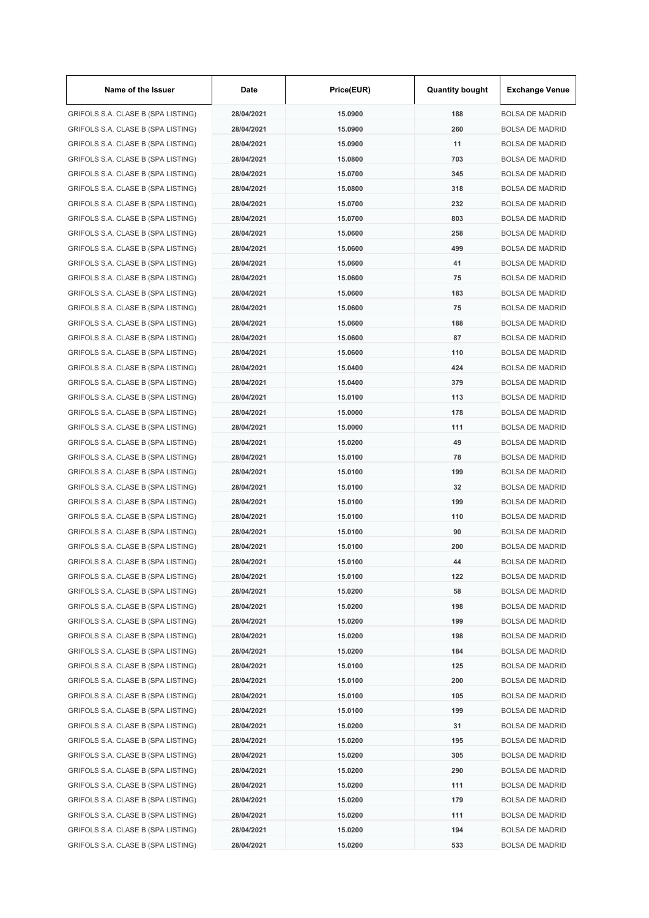| Name of the Issuer | Date | Price(EUR) | Quantity bought | Exchange Venue |
|---|---|---|---|---|
| GRIFOLS S.A. CLASE B (SPA LISTING) | 28/04/2021 | 15.0900 | 188 | BOLSA DE MADRID |
| GRIFOLS S.A. CLASE B (SPA LISTING) | 28/04/2021 | 15.0900 | 260 | BOLSA DE MADRID |
| GRIFOLS S.A. CLASE B (SPA LISTING) | 28/04/2021 | 15.0900 | 11 | BOLSA DE MADRID |
| GRIFOLS S.A. CLASE B (SPA LISTING) | 28/04/2021 | 15.0800 | 703 | BOLSA DE MADRID |
| GRIFOLS S.A. CLASE B (SPA LISTING) | 28/04/2021 | 15.0700 | 345 | BOLSA DE MADRID |
| GRIFOLS S.A. CLASE B (SPA LISTING) | 28/04/2021 | 15.0800 | 318 | BOLSA DE MADRID |
| GRIFOLS S.A. CLASE B (SPA LISTING) | 28/04/2021 | 15.0700 | 232 | BOLSA DE MADRID |
| GRIFOLS S.A. CLASE B (SPA LISTING) | 28/04/2021 | 15.0700 | 803 | BOLSA DE MADRID |
| GRIFOLS S.A. CLASE B (SPA LISTING) | 28/04/2021 | 15.0600 | 258 | BOLSA DE MADRID |
| GRIFOLS S.A. CLASE B (SPA LISTING) | 28/04/2021 | 15.0600 | 499 | BOLSA DE MADRID |
| GRIFOLS S.A. CLASE B (SPA LISTING) | 28/04/2021 | 15.0600 | 41 | BOLSA DE MADRID |
| GRIFOLS S.A. CLASE B (SPA LISTING) | 28/04/2021 | 15.0600 | 75 | BOLSA DE MADRID |
| GRIFOLS S.A. CLASE B (SPA LISTING) | 28/04/2021 | 15.0600 | 183 | BOLSA DE MADRID |
| GRIFOLS S.A. CLASE B (SPA LISTING) | 28/04/2021 | 15.0600 | 75 | BOLSA DE MADRID |
| GRIFOLS S.A. CLASE B (SPA LISTING) | 28/04/2021 | 15.0600 | 188 | BOLSA DE MADRID |
| GRIFOLS S.A. CLASE B (SPA LISTING) | 28/04/2021 | 15.0600 | 87 | BOLSA DE MADRID |
| GRIFOLS S.A. CLASE B (SPA LISTING) | 28/04/2021 | 15.0600 | 110 | BOLSA DE MADRID |
| GRIFOLS S.A. CLASE B (SPA LISTING) | 28/04/2021 | 15.0400 | 424 | BOLSA DE MADRID |
| GRIFOLS S.A. CLASE B (SPA LISTING) | 28/04/2021 | 15.0400 | 379 | BOLSA DE MADRID |
| GRIFOLS S.A. CLASE B (SPA LISTING) | 28/04/2021 | 15.0100 | 113 | BOLSA DE MADRID |
| GRIFOLS S.A. CLASE B (SPA LISTING) | 28/04/2021 | 15.0000 | 178 | BOLSA DE MADRID |
| GRIFOLS S.A. CLASE B (SPA LISTING) | 28/04/2021 | 15.0000 | 111 | BOLSA DE MADRID |
| GRIFOLS S.A. CLASE B (SPA LISTING) | 28/04/2021 | 15.0200 | 49 | BOLSA DE MADRID |
| GRIFOLS S.A. CLASE B (SPA LISTING) | 28/04/2021 | 15.0100 | 78 | BOLSA DE MADRID |
| GRIFOLS S.A. CLASE B (SPA LISTING) | 28/04/2021 | 15.0100 | 199 | BOLSA DE MADRID |
| GRIFOLS S.A. CLASE B (SPA LISTING) | 28/04/2021 | 15.0100 | 32 | BOLSA DE MADRID |
| GRIFOLS S.A. CLASE B (SPA LISTING) | 28/04/2021 | 15.0100 | 199 | BOLSA DE MADRID |
| GRIFOLS S.A. CLASE B (SPA LISTING) | 28/04/2021 | 15.0100 | 110 | BOLSA DE MADRID |
| GRIFOLS S.A. CLASE B (SPA LISTING) | 28/04/2021 | 15.0100 | 90 | BOLSA DE MADRID |
| GRIFOLS S.A. CLASE B (SPA LISTING) | 28/04/2021 | 15.0100 | 200 | BOLSA DE MADRID |
| GRIFOLS S.A. CLASE B (SPA LISTING) | 28/04/2021 | 15.0100 | 44 | BOLSA DE MADRID |
| GRIFOLS S.A. CLASE B (SPA LISTING) | 28/04/2021 | 15.0100 | 122 | BOLSA DE MADRID |
| GRIFOLS S.A. CLASE B (SPA LISTING) | 28/04/2021 | 15.0200 | 58 | BOLSA DE MADRID |
| GRIFOLS S.A. CLASE B (SPA LISTING) | 28/04/2021 | 15.0200 | 198 | BOLSA DE MADRID |
| GRIFOLS S.A. CLASE B (SPA LISTING) | 28/04/2021 | 15.0200 | 199 | BOLSA DE MADRID |
| GRIFOLS S.A. CLASE B (SPA LISTING) | 28/04/2021 | 15.0200 | 198 | BOLSA DE MADRID |
| GRIFOLS S.A. CLASE B (SPA LISTING) | 28/04/2021 | 15.0200 | 184 | BOLSA DE MADRID |
| GRIFOLS S.A. CLASE B (SPA LISTING) | 28/04/2021 | 15.0100 | 125 | BOLSA DE MADRID |
| GRIFOLS S.A. CLASE B (SPA LISTING) | 28/04/2021 | 15.0100 | 200 | BOLSA DE MADRID |
| GRIFOLS S.A. CLASE B (SPA LISTING) | 28/04/2021 | 15.0100 | 105 | BOLSA DE MADRID |
| GRIFOLS S.A. CLASE B (SPA LISTING) | 28/04/2021 | 15.0100 | 199 | BOLSA DE MADRID |
| GRIFOLS S.A. CLASE B (SPA LISTING) | 28/04/2021 | 15.0200 | 31 | BOLSA DE MADRID |
| GRIFOLS S.A. CLASE B (SPA LISTING) | 28/04/2021 | 15.0200 | 195 | BOLSA DE MADRID |
| GRIFOLS S.A. CLASE B (SPA LISTING) | 28/04/2021 | 15.0200 | 305 | BOLSA DE MADRID |
| GRIFOLS S.A. CLASE B (SPA LISTING) | 28/04/2021 | 15.0200 | 290 | BOLSA DE MADRID |
| GRIFOLS S.A. CLASE B (SPA LISTING) | 28/04/2021 | 15.0200 | 111 | BOLSA DE MADRID |
| GRIFOLS S.A. CLASE B (SPA LISTING) | 28/04/2021 | 15.0200 | 179 | BOLSA DE MADRID |
| GRIFOLS S.A. CLASE B (SPA LISTING) | 28/04/2021 | 15.0200 | 111 | BOLSA DE MADRID |
| GRIFOLS S.A. CLASE B (SPA LISTING) | 28/04/2021 | 15.0200 | 194 | BOLSA DE MADRID |
| GRIFOLS S.A. CLASE B (SPA LISTING) | 28/04/2021 | 15.0200 | 533 | BOLSA DE MADRID |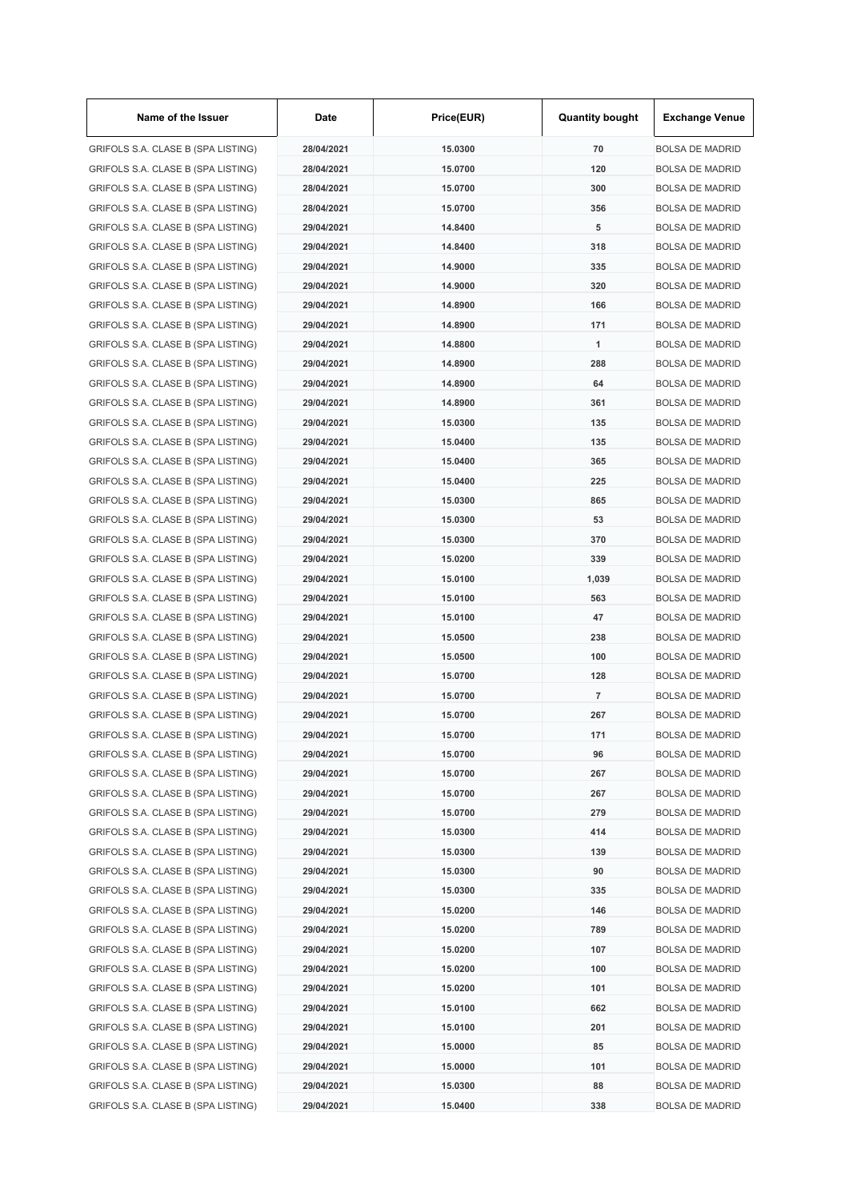| Name of the Issuer | Date | Price(EUR) | Quantity bought | Exchange Venue |
|---|---|---|---|---|
| GRIFOLS S.A. CLASE B (SPA LISTING) | 28/04/2021 | 15.0300 | 70 | BOLSA DE MADRID |
| GRIFOLS S.A. CLASE B (SPA LISTING) | 28/04/2021 | 15.0700 | 120 | BOLSA DE MADRID |
| GRIFOLS S.A. CLASE B (SPA LISTING) | 28/04/2021 | 15.0700 | 300 | BOLSA DE MADRID |
| GRIFOLS S.A. CLASE B (SPA LISTING) | 28/04/2021 | 15.0700 | 356 | BOLSA DE MADRID |
| GRIFOLS S.A. CLASE B (SPA LISTING) | 29/04/2021 | 14.8400 | 5 | BOLSA DE MADRID |
| GRIFOLS S.A. CLASE B (SPA LISTING) | 29/04/2021 | 14.8400 | 318 | BOLSA DE MADRID |
| GRIFOLS S.A. CLASE B (SPA LISTING) | 29/04/2021 | 14.9000 | 335 | BOLSA DE MADRID |
| GRIFOLS S.A. CLASE B (SPA LISTING) | 29/04/2021 | 14.9000 | 320 | BOLSA DE MADRID |
| GRIFOLS S.A. CLASE B (SPA LISTING) | 29/04/2021 | 14.8900 | 166 | BOLSA DE MADRID |
| GRIFOLS S.A. CLASE B (SPA LISTING) | 29/04/2021 | 14.8900 | 171 | BOLSA DE MADRID |
| GRIFOLS S.A. CLASE B (SPA LISTING) | 29/04/2021 | 14.8800 | 1 | BOLSA DE MADRID |
| GRIFOLS S.A. CLASE B (SPA LISTING) | 29/04/2021 | 14.8900 | 288 | BOLSA DE MADRID |
| GRIFOLS S.A. CLASE B (SPA LISTING) | 29/04/2021 | 14.8900 | 64 | BOLSA DE MADRID |
| GRIFOLS S.A. CLASE B (SPA LISTING) | 29/04/2021 | 14.8900 | 361 | BOLSA DE MADRID |
| GRIFOLS S.A. CLASE B (SPA LISTING) | 29/04/2021 | 15.0300 | 135 | BOLSA DE MADRID |
| GRIFOLS S.A. CLASE B (SPA LISTING) | 29/04/2021 | 15.0400 | 135 | BOLSA DE MADRID |
| GRIFOLS S.A. CLASE B (SPA LISTING) | 29/04/2021 | 15.0400 | 365 | BOLSA DE MADRID |
| GRIFOLS S.A. CLASE B (SPA LISTING) | 29/04/2021 | 15.0400 | 225 | BOLSA DE MADRID |
| GRIFOLS S.A. CLASE B (SPA LISTING) | 29/04/2021 | 15.0300 | 865 | BOLSA DE MADRID |
| GRIFOLS S.A. CLASE B (SPA LISTING) | 29/04/2021 | 15.0300 | 53 | BOLSA DE MADRID |
| GRIFOLS S.A. CLASE B (SPA LISTING) | 29/04/2021 | 15.0300 | 370 | BOLSA DE MADRID |
| GRIFOLS S.A. CLASE B (SPA LISTING) | 29/04/2021 | 15.0200 | 339 | BOLSA DE MADRID |
| GRIFOLS S.A. CLASE B (SPA LISTING) | 29/04/2021 | 15.0100 | 1,039 | BOLSA DE MADRID |
| GRIFOLS S.A. CLASE B (SPA LISTING) | 29/04/2021 | 15.0100 | 563 | BOLSA DE MADRID |
| GRIFOLS S.A. CLASE B (SPA LISTING) | 29/04/2021 | 15.0100 | 47 | BOLSA DE MADRID |
| GRIFOLS S.A. CLASE B (SPA LISTING) | 29/04/2021 | 15.0500 | 238 | BOLSA DE MADRID |
| GRIFOLS S.A. CLASE B (SPA LISTING) | 29/04/2021 | 15.0500 | 100 | BOLSA DE MADRID |
| GRIFOLS S.A. CLASE B (SPA LISTING) | 29/04/2021 | 15.0700 | 128 | BOLSA DE MADRID |
| GRIFOLS S.A. CLASE B (SPA LISTING) | 29/04/2021 | 15.0700 | 7 | BOLSA DE MADRID |
| GRIFOLS S.A. CLASE B (SPA LISTING) | 29/04/2021 | 15.0700 | 267 | BOLSA DE MADRID |
| GRIFOLS S.A. CLASE B (SPA LISTING) | 29/04/2021 | 15.0700 | 171 | BOLSA DE MADRID |
| GRIFOLS S.A. CLASE B (SPA LISTING) | 29/04/2021 | 15.0700 | 96 | BOLSA DE MADRID |
| GRIFOLS S.A. CLASE B (SPA LISTING) | 29/04/2021 | 15.0700 | 267 | BOLSA DE MADRID |
| GRIFOLS S.A. CLASE B (SPA LISTING) | 29/04/2021 | 15.0700 | 267 | BOLSA DE MADRID |
| GRIFOLS S.A. CLASE B (SPA LISTING) | 29/04/2021 | 15.0700 | 279 | BOLSA DE MADRID |
| GRIFOLS S.A. CLASE B (SPA LISTING) | 29/04/2021 | 15.0300 | 414 | BOLSA DE MADRID |
| GRIFOLS S.A. CLASE B (SPA LISTING) | 29/04/2021 | 15.0300 | 139 | BOLSA DE MADRID |
| GRIFOLS S.A. CLASE B (SPA LISTING) | 29/04/2021 | 15.0300 | 90 | BOLSA DE MADRID |
| GRIFOLS S.A. CLASE B (SPA LISTING) | 29/04/2021 | 15.0300 | 335 | BOLSA DE MADRID |
| GRIFOLS S.A. CLASE B (SPA LISTING) | 29/04/2021 | 15.0200 | 146 | BOLSA DE MADRID |
| GRIFOLS S.A. CLASE B (SPA LISTING) | 29/04/2021 | 15.0200 | 789 | BOLSA DE MADRID |
| GRIFOLS S.A. CLASE B (SPA LISTING) | 29/04/2021 | 15.0200 | 107 | BOLSA DE MADRID |
| GRIFOLS S.A. CLASE B (SPA LISTING) | 29/04/2021 | 15.0200 | 100 | BOLSA DE MADRID |
| GRIFOLS S.A. CLASE B (SPA LISTING) | 29/04/2021 | 15.0200 | 101 | BOLSA DE MADRID |
| GRIFOLS S.A. CLASE B (SPA LISTING) | 29/04/2021 | 15.0100 | 662 | BOLSA DE MADRID |
| GRIFOLS S.A. CLASE B (SPA LISTING) | 29/04/2021 | 15.0100 | 201 | BOLSA DE MADRID |
| GRIFOLS S.A. CLASE B (SPA LISTING) | 29/04/2021 | 15.0000 | 85 | BOLSA DE MADRID |
| GRIFOLS S.A. CLASE B (SPA LISTING) | 29/04/2021 | 15.0000 | 101 | BOLSA DE MADRID |
| GRIFOLS S.A. CLASE B (SPA LISTING) | 29/04/2021 | 15.0300 | 88 | BOLSA DE MADRID |
| GRIFOLS S.A. CLASE B (SPA LISTING) | 29/04/2021 | 15.0400 | 338 | BOLSA DE MADRID |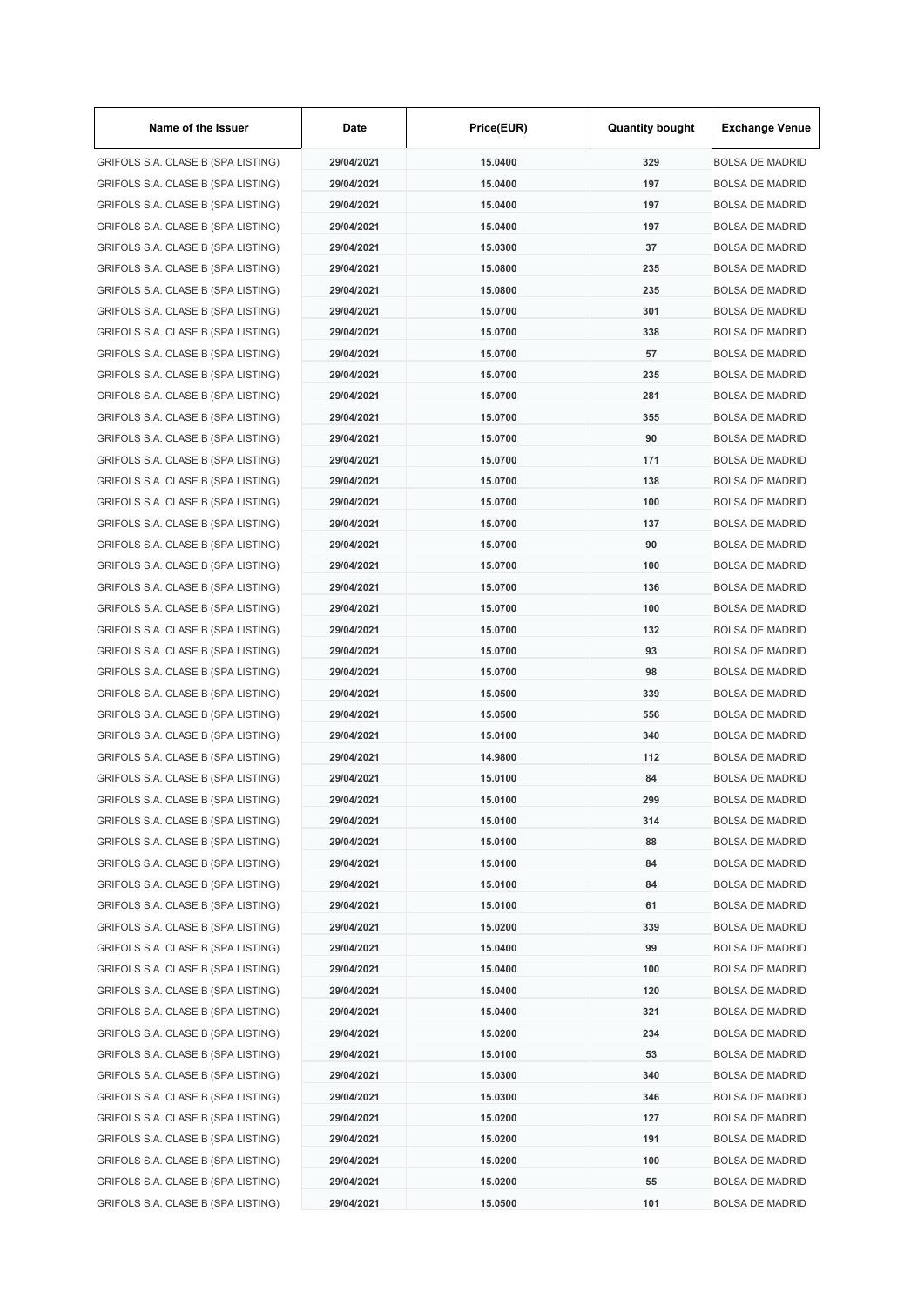| Name of the Issuer | Date | Price(EUR) | Quantity bought | Exchange Venue |
| --- | --- | --- | --- | --- |
| GRIFOLS S.A. CLASE B (SPA LISTING) | 29/04/2021 | 15.0400 | 329 | BOLSA DE MADRID |
| GRIFOLS S.A. CLASE B (SPA LISTING) | 29/04/2021 | 15.0400 | 197 | BOLSA DE MADRID |
| GRIFOLS S.A. CLASE B (SPA LISTING) | 29/04/2021 | 15.0400 | 197 | BOLSA DE MADRID |
| GRIFOLS S.A. CLASE B (SPA LISTING) | 29/04/2021 | 15.0400 | 197 | BOLSA DE MADRID |
| GRIFOLS S.A. CLASE B (SPA LISTING) | 29/04/2021 | 15.0300 | 37 | BOLSA DE MADRID |
| GRIFOLS S.A. CLASE B (SPA LISTING) | 29/04/2021 | 15.0800 | 235 | BOLSA DE MADRID |
| GRIFOLS S.A. CLASE B (SPA LISTING) | 29/04/2021 | 15.0800 | 235 | BOLSA DE MADRID |
| GRIFOLS S.A. CLASE B (SPA LISTING) | 29/04/2021 | 15.0700 | 301 | BOLSA DE MADRID |
| GRIFOLS S.A. CLASE B (SPA LISTING) | 29/04/2021 | 15.0700 | 338 | BOLSA DE MADRID |
| GRIFOLS S.A. CLASE B (SPA LISTING) | 29/04/2021 | 15.0700 | 57 | BOLSA DE MADRID |
| GRIFOLS S.A. CLASE B (SPA LISTING) | 29/04/2021 | 15.0700 | 235 | BOLSA DE MADRID |
| GRIFOLS S.A. CLASE B (SPA LISTING) | 29/04/2021 | 15.0700 | 281 | BOLSA DE MADRID |
| GRIFOLS S.A. CLASE B (SPA LISTING) | 29/04/2021 | 15.0700 | 355 | BOLSA DE MADRID |
| GRIFOLS S.A. CLASE B (SPA LISTING) | 29/04/2021 | 15.0700 | 90 | BOLSA DE MADRID |
| GRIFOLS S.A. CLASE B (SPA LISTING) | 29/04/2021 | 15.0700 | 171 | BOLSA DE MADRID |
| GRIFOLS S.A. CLASE B (SPA LISTING) | 29/04/2021 | 15.0700 | 138 | BOLSA DE MADRID |
| GRIFOLS S.A. CLASE B (SPA LISTING) | 29/04/2021 | 15.0700 | 100 | BOLSA DE MADRID |
| GRIFOLS S.A. CLASE B (SPA LISTING) | 29/04/2021 | 15.0700 | 137 | BOLSA DE MADRID |
| GRIFOLS S.A. CLASE B (SPA LISTING) | 29/04/2021 | 15.0700 | 90 | BOLSA DE MADRID |
| GRIFOLS S.A. CLASE B (SPA LISTING) | 29/04/2021 | 15.0700 | 100 | BOLSA DE MADRID |
| GRIFOLS S.A. CLASE B (SPA LISTING) | 29/04/2021 | 15.0700 | 136 | BOLSA DE MADRID |
| GRIFOLS S.A. CLASE B (SPA LISTING) | 29/04/2021 | 15.0700 | 100 | BOLSA DE MADRID |
| GRIFOLS S.A. CLASE B (SPA LISTING) | 29/04/2021 | 15.0700 | 132 | BOLSA DE MADRID |
| GRIFOLS S.A. CLASE B (SPA LISTING) | 29/04/2021 | 15.0700 | 93 | BOLSA DE MADRID |
| GRIFOLS S.A. CLASE B (SPA LISTING) | 29/04/2021 | 15.0700 | 98 | BOLSA DE MADRID |
| GRIFOLS S.A. CLASE B (SPA LISTING) | 29/04/2021 | 15.0500 | 339 | BOLSA DE MADRID |
| GRIFOLS S.A. CLASE B (SPA LISTING) | 29/04/2021 | 15.0500 | 556 | BOLSA DE MADRID |
| GRIFOLS S.A. CLASE B (SPA LISTING) | 29/04/2021 | 15.0100 | 340 | BOLSA DE MADRID |
| GRIFOLS S.A. CLASE B (SPA LISTING) | 29/04/2021 | 14.9800 | 112 | BOLSA DE MADRID |
| GRIFOLS S.A. CLASE B (SPA LISTING) | 29/04/2021 | 15.0100 | 84 | BOLSA DE MADRID |
| GRIFOLS S.A. CLASE B (SPA LISTING) | 29/04/2021 | 15.0100 | 299 | BOLSA DE MADRID |
| GRIFOLS S.A. CLASE B (SPA LISTING) | 29/04/2021 | 15.0100 | 314 | BOLSA DE MADRID |
| GRIFOLS S.A. CLASE B (SPA LISTING) | 29/04/2021 | 15.0100 | 88 | BOLSA DE MADRID |
| GRIFOLS S.A. CLASE B (SPA LISTING) | 29/04/2021 | 15.0100 | 84 | BOLSA DE MADRID |
| GRIFOLS S.A. CLASE B (SPA LISTING) | 29/04/2021 | 15.0100 | 84 | BOLSA DE MADRID |
| GRIFOLS S.A. CLASE B (SPA LISTING) | 29/04/2021 | 15.0100 | 61 | BOLSA DE MADRID |
| GRIFOLS S.A. CLASE B (SPA LISTING) | 29/04/2021 | 15.0200 | 339 | BOLSA DE MADRID |
| GRIFOLS S.A. CLASE B (SPA LISTING) | 29/04/2021 | 15.0400 | 99 | BOLSA DE MADRID |
| GRIFOLS S.A. CLASE B (SPA LISTING) | 29/04/2021 | 15.0400 | 100 | BOLSA DE MADRID |
| GRIFOLS S.A. CLASE B (SPA LISTING) | 29/04/2021 | 15.0400 | 120 | BOLSA DE MADRID |
| GRIFOLS S.A. CLASE B (SPA LISTING) | 29/04/2021 | 15.0400 | 321 | BOLSA DE MADRID |
| GRIFOLS S.A. CLASE B (SPA LISTING) | 29/04/2021 | 15.0200 | 234 | BOLSA DE MADRID |
| GRIFOLS S.A. CLASE B (SPA LISTING) | 29/04/2021 | 15.0100 | 53 | BOLSA DE MADRID |
| GRIFOLS S.A. CLASE B (SPA LISTING) | 29/04/2021 | 15.0300 | 340 | BOLSA DE MADRID |
| GRIFOLS S.A. CLASE B (SPA LISTING) | 29/04/2021 | 15.0300 | 346 | BOLSA DE MADRID |
| GRIFOLS S.A. CLASE B (SPA LISTING) | 29/04/2021 | 15.0200 | 127 | BOLSA DE MADRID |
| GRIFOLS S.A. CLASE B (SPA LISTING) | 29/04/2021 | 15.0200 | 191 | BOLSA DE MADRID |
| GRIFOLS S.A. CLASE B (SPA LISTING) | 29/04/2021 | 15.0200 | 100 | BOLSA DE MADRID |
| GRIFOLS S.A. CLASE B (SPA LISTING) | 29/04/2021 | 15.0200 | 55 | BOLSA DE MADRID |
| GRIFOLS S.A. CLASE B (SPA LISTING) | 29/04/2021 | 15.0500 | 101 | BOLSA DE MADRID |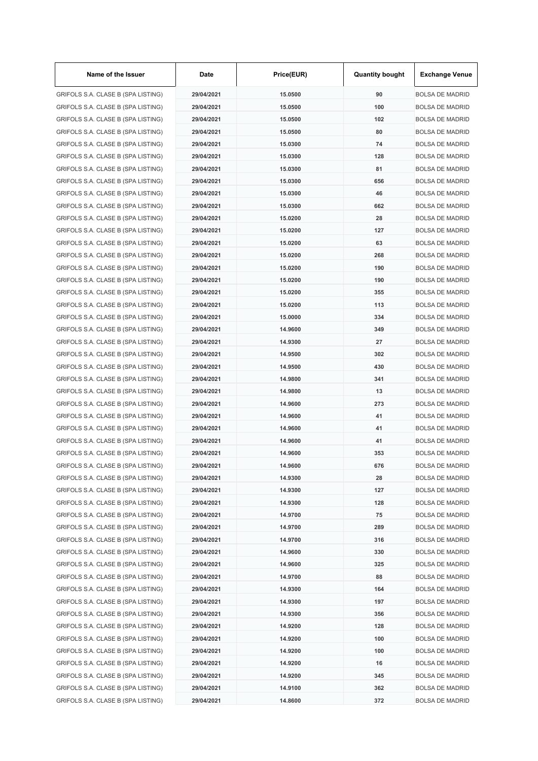| Name of the Issuer | Date | Price(EUR) | Quantity bought | Exchange Venue |
| --- | --- | --- | --- | --- |
| GRIFOLS S.A. CLASE B (SPA LISTING) | 29/04/2021 | 15.0500 | 90 | BOLSA DE MADRID |
| GRIFOLS S.A. CLASE B (SPA LISTING) | 29/04/2021 | 15.0500 | 100 | BOLSA DE MADRID |
| GRIFOLS S.A. CLASE B (SPA LISTING) | 29/04/2021 | 15.0500 | 102 | BOLSA DE MADRID |
| GRIFOLS S.A. CLASE B (SPA LISTING) | 29/04/2021 | 15.0500 | 80 | BOLSA DE MADRID |
| GRIFOLS S.A. CLASE B (SPA LISTING) | 29/04/2021 | 15.0300 | 74 | BOLSA DE MADRID |
| GRIFOLS S.A. CLASE B (SPA LISTING) | 29/04/2021 | 15.0300 | 128 | BOLSA DE MADRID |
| GRIFOLS S.A. CLASE B (SPA LISTING) | 29/04/2021 | 15.0300 | 81 | BOLSA DE MADRID |
| GRIFOLS S.A. CLASE B (SPA LISTING) | 29/04/2021 | 15.0300 | 656 | BOLSA DE MADRID |
| GRIFOLS S.A. CLASE B (SPA LISTING) | 29/04/2021 | 15.0300 | 46 | BOLSA DE MADRID |
| GRIFOLS S.A. CLASE B (SPA LISTING) | 29/04/2021 | 15.0300 | 662 | BOLSA DE MADRID |
| GRIFOLS S.A. CLASE B (SPA LISTING) | 29/04/2021 | 15.0200 | 28 | BOLSA DE MADRID |
| GRIFOLS S.A. CLASE B (SPA LISTING) | 29/04/2021 | 15.0200 | 127 | BOLSA DE MADRID |
| GRIFOLS S.A. CLASE B (SPA LISTING) | 29/04/2021 | 15.0200 | 63 | BOLSA DE MADRID |
| GRIFOLS S.A. CLASE B (SPA LISTING) | 29/04/2021 | 15.0200 | 268 | BOLSA DE MADRID |
| GRIFOLS S.A. CLASE B (SPA LISTING) | 29/04/2021 | 15.0200 | 190 | BOLSA DE MADRID |
| GRIFOLS S.A. CLASE B (SPA LISTING) | 29/04/2021 | 15.0200 | 190 | BOLSA DE MADRID |
| GRIFOLS S.A. CLASE B (SPA LISTING) | 29/04/2021 | 15.0200 | 355 | BOLSA DE MADRID |
| GRIFOLS S.A. CLASE B (SPA LISTING) | 29/04/2021 | 15.0200 | 113 | BOLSA DE MADRID |
| GRIFOLS S.A. CLASE B (SPA LISTING) | 29/04/2021 | 15.0000 | 334 | BOLSA DE MADRID |
| GRIFOLS S.A. CLASE B (SPA LISTING) | 29/04/2021 | 14.9600 | 349 | BOLSA DE MADRID |
| GRIFOLS S.A. CLASE B (SPA LISTING) | 29/04/2021 | 14.9300 | 27 | BOLSA DE MADRID |
| GRIFOLS S.A. CLASE B (SPA LISTING) | 29/04/2021 | 14.9500 | 302 | BOLSA DE MADRID |
| GRIFOLS S.A. CLASE B (SPA LISTING) | 29/04/2021 | 14.9500 | 430 | BOLSA DE MADRID |
| GRIFOLS S.A. CLASE B (SPA LISTING) | 29/04/2021 | 14.9800 | 341 | BOLSA DE MADRID |
| GRIFOLS S.A. CLASE B (SPA LISTING) | 29/04/2021 | 14.9800 | 13 | BOLSA DE MADRID |
| GRIFOLS S.A. CLASE B (SPA LISTING) | 29/04/2021 | 14.9600 | 273 | BOLSA DE MADRID |
| GRIFOLS S.A. CLASE B (SPA LISTING) | 29/04/2021 | 14.9600 | 41 | BOLSA DE MADRID |
| GRIFOLS S.A. CLASE B (SPA LISTING) | 29/04/2021 | 14.9600 | 41 | BOLSA DE MADRID |
| GRIFOLS S.A. CLASE B (SPA LISTING) | 29/04/2021 | 14.9600 | 41 | BOLSA DE MADRID |
| GRIFOLS S.A. CLASE B (SPA LISTING) | 29/04/2021 | 14.9600 | 353 | BOLSA DE MADRID |
| GRIFOLS S.A. CLASE B (SPA LISTING) | 29/04/2021 | 14.9600 | 676 | BOLSA DE MADRID |
| GRIFOLS S.A. CLASE B (SPA LISTING) | 29/04/2021 | 14.9300 | 28 | BOLSA DE MADRID |
| GRIFOLS S.A. CLASE B (SPA LISTING) | 29/04/2021 | 14.9300 | 127 | BOLSA DE MADRID |
| GRIFOLS S.A. CLASE B (SPA LISTING) | 29/04/2021 | 14.9300 | 128 | BOLSA DE MADRID |
| GRIFOLS S.A. CLASE B (SPA LISTING) | 29/04/2021 | 14.9700 | 75 | BOLSA DE MADRID |
| GRIFOLS S.A. CLASE B (SPA LISTING) | 29/04/2021 | 14.9700 | 289 | BOLSA DE MADRID |
| GRIFOLS S.A. CLASE B (SPA LISTING) | 29/04/2021 | 14.9700 | 316 | BOLSA DE MADRID |
| GRIFOLS S.A. CLASE B (SPA LISTING) | 29/04/2021 | 14.9600 | 330 | BOLSA DE MADRID |
| GRIFOLS S.A. CLASE B (SPA LISTING) | 29/04/2021 | 14.9600 | 325 | BOLSA DE MADRID |
| GRIFOLS S.A. CLASE B (SPA LISTING) | 29/04/2021 | 14.9700 | 88 | BOLSA DE MADRID |
| GRIFOLS S.A. CLASE B (SPA LISTING) | 29/04/2021 | 14.9300 | 164 | BOLSA DE MADRID |
| GRIFOLS S.A. CLASE B (SPA LISTING) | 29/04/2021 | 14.9300 | 197 | BOLSA DE MADRID |
| GRIFOLS S.A. CLASE B (SPA LISTING) | 29/04/2021 | 14.9300 | 356 | BOLSA DE MADRID |
| GRIFOLS S.A. CLASE B (SPA LISTING) | 29/04/2021 | 14.9200 | 128 | BOLSA DE MADRID |
| GRIFOLS S.A. CLASE B (SPA LISTING) | 29/04/2021 | 14.9200 | 100 | BOLSA DE MADRID |
| GRIFOLS S.A. CLASE B (SPA LISTING) | 29/04/2021 | 14.9200 | 100 | BOLSA DE MADRID |
| GRIFOLS S.A. CLASE B (SPA LISTING) | 29/04/2021 | 14.9200 | 16 | BOLSA DE MADRID |
| GRIFOLS S.A. CLASE B (SPA LISTING) | 29/04/2021 | 14.9200 | 345 | BOLSA DE MADRID |
| GRIFOLS S.A. CLASE B (SPA LISTING) | 29/04/2021 | 14.9100 | 362 | BOLSA DE MADRID |
| GRIFOLS S.A. CLASE B (SPA LISTING) | 29/04/2021 | 14.8600 | 372 | BOLSA DE MADRID |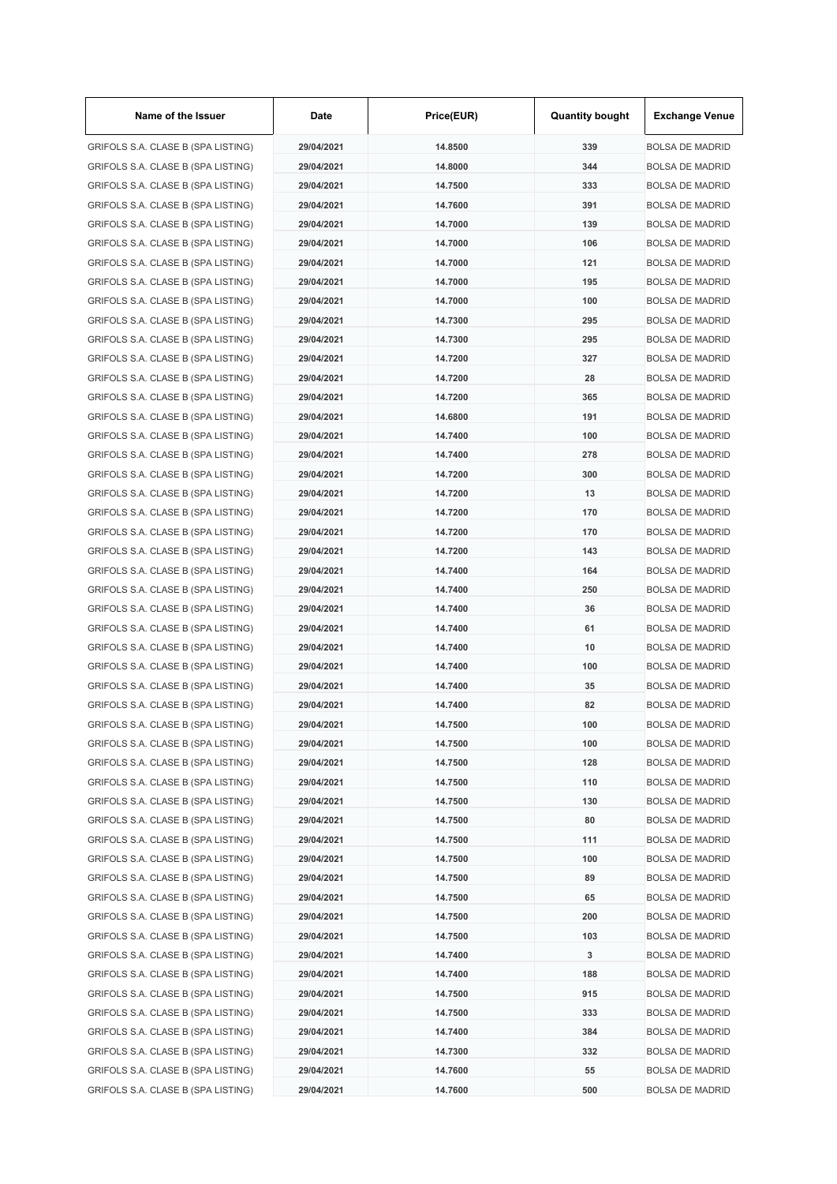| Name of the Issuer | Date | Price(EUR) | Quantity bought | Exchange Venue |
|---|---|---|---|---|
| GRIFOLS S.A. CLASE B (SPA LISTING) | 29/04/2021 | 14.8500 | 339 | BOLSA DE MADRID |
| GRIFOLS S.A. CLASE B (SPA LISTING) | 29/04/2021 | 14.8000 | 344 | BOLSA DE MADRID |
| GRIFOLS S.A. CLASE B (SPA LISTING) | 29/04/2021 | 14.7500 | 333 | BOLSA DE MADRID |
| GRIFOLS S.A. CLASE B (SPA LISTING) | 29/04/2021 | 14.7600 | 391 | BOLSA DE MADRID |
| GRIFOLS S.A. CLASE B (SPA LISTING) | 29/04/2021 | 14.7000 | 139 | BOLSA DE MADRID |
| GRIFOLS S.A. CLASE B (SPA LISTING) | 29/04/2021 | 14.7000 | 106 | BOLSA DE MADRID |
| GRIFOLS S.A. CLASE B (SPA LISTING) | 29/04/2021 | 14.7000 | 121 | BOLSA DE MADRID |
| GRIFOLS S.A. CLASE B (SPA LISTING) | 29/04/2021 | 14.7000 | 195 | BOLSA DE MADRID |
| GRIFOLS S.A. CLASE B (SPA LISTING) | 29/04/2021 | 14.7000 | 100 | BOLSA DE MADRID |
| GRIFOLS S.A. CLASE B (SPA LISTING) | 29/04/2021 | 14.7300 | 295 | BOLSA DE MADRID |
| GRIFOLS S.A. CLASE B (SPA LISTING) | 29/04/2021 | 14.7300 | 295 | BOLSA DE MADRID |
| GRIFOLS S.A. CLASE B (SPA LISTING) | 29/04/2021 | 14.7200 | 327 | BOLSA DE MADRID |
| GRIFOLS S.A. CLASE B (SPA LISTING) | 29/04/2021 | 14.7200 | 28 | BOLSA DE MADRID |
| GRIFOLS S.A. CLASE B (SPA LISTING) | 29/04/2021 | 14.7200 | 365 | BOLSA DE MADRID |
| GRIFOLS S.A. CLASE B (SPA LISTING) | 29/04/2021 | 14.6800 | 191 | BOLSA DE MADRID |
| GRIFOLS S.A. CLASE B (SPA LISTING) | 29/04/2021 | 14.7400 | 100 | BOLSA DE MADRID |
| GRIFOLS S.A. CLASE B (SPA LISTING) | 29/04/2021 | 14.7400 | 278 | BOLSA DE MADRID |
| GRIFOLS S.A. CLASE B (SPA LISTING) | 29/04/2021 | 14.7200 | 300 | BOLSA DE MADRID |
| GRIFOLS S.A. CLASE B (SPA LISTING) | 29/04/2021 | 14.7200 | 13 | BOLSA DE MADRID |
| GRIFOLS S.A. CLASE B (SPA LISTING) | 29/04/2021 | 14.7200 | 170 | BOLSA DE MADRID |
| GRIFOLS S.A. CLASE B (SPA LISTING) | 29/04/2021 | 14.7200 | 170 | BOLSA DE MADRID |
| GRIFOLS S.A. CLASE B (SPA LISTING) | 29/04/2021 | 14.7200 | 143 | BOLSA DE MADRID |
| GRIFOLS S.A. CLASE B (SPA LISTING) | 29/04/2021 | 14.7400 | 164 | BOLSA DE MADRID |
| GRIFOLS S.A. CLASE B (SPA LISTING) | 29/04/2021 | 14.7400 | 250 | BOLSA DE MADRID |
| GRIFOLS S.A. CLASE B (SPA LISTING) | 29/04/2021 | 14.7400 | 36 | BOLSA DE MADRID |
| GRIFOLS S.A. CLASE B (SPA LISTING) | 29/04/2021 | 14.7400 | 61 | BOLSA DE MADRID |
| GRIFOLS S.A. CLASE B (SPA LISTING) | 29/04/2021 | 14.7400 | 10 | BOLSA DE MADRID |
| GRIFOLS S.A. CLASE B (SPA LISTING) | 29/04/2021 | 14.7400 | 100 | BOLSA DE MADRID |
| GRIFOLS S.A. CLASE B (SPA LISTING) | 29/04/2021 | 14.7400 | 35 | BOLSA DE MADRID |
| GRIFOLS S.A. CLASE B (SPA LISTING) | 29/04/2021 | 14.7400 | 82 | BOLSA DE MADRID |
| GRIFOLS S.A. CLASE B (SPA LISTING) | 29/04/2021 | 14.7500 | 100 | BOLSA DE MADRID |
| GRIFOLS S.A. CLASE B (SPA LISTING) | 29/04/2021 | 14.7500 | 100 | BOLSA DE MADRID |
| GRIFOLS S.A. CLASE B (SPA LISTING) | 29/04/2021 | 14.7500 | 128 | BOLSA DE MADRID |
| GRIFOLS S.A. CLASE B (SPA LISTING) | 29/04/2021 | 14.7500 | 110 | BOLSA DE MADRID |
| GRIFOLS S.A. CLASE B (SPA LISTING) | 29/04/2021 | 14.7500 | 130 | BOLSA DE MADRID |
| GRIFOLS S.A. CLASE B (SPA LISTING) | 29/04/2021 | 14.7500 | 80 | BOLSA DE MADRID |
| GRIFOLS S.A. CLASE B (SPA LISTING) | 29/04/2021 | 14.7500 | 111 | BOLSA DE MADRID |
| GRIFOLS S.A. CLASE B (SPA LISTING) | 29/04/2021 | 14.7500 | 100 | BOLSA DE MADRID |
| GRIFOLS S.A. CLASE B (SPA LISTING) | 29/04/2021 | 14.7500 | 89 | BOLSA DE MADRID |
| GRIFOLS S.A. CLASE B (SPA LISTING) | 29/04/2021 | 14.7500 | 65 | BOLSA DE MADRID |
| GRIFOLS S.A. CLASE B (SPA LISTING) | 29/04/2021 | 14.7500 | 200 | BOLSA DE MADRID |
| GRIFOLS S.A. CLASE B (SPA LISTING) | 29/04/2021 | 14.7500 | 103 | BOLSA DE MADRID |
| GRIFOLS S.A. CLASE B (SPA LISTING) | 29/04/2021 | 14.7400 | 3 | BOLSA DE MADRID |
| GRIFOLS S.A. CLASE B (SPA LISTING) | 29/04/2021 | 14.7400 | 188 | BOLSA DE MADRID |
| GRIFOLS S.A. CLASE B (SPA LISTING) | 29/04/2021 | 14.7500 | 915 | BOLSA DE MADRID |
| GRIFOLS S.A. CLASE B (SPA LISTING) | 29/04/2021 | 14.7500 | 333 | BOLSA DE MADRID |
| GRIFOLS S.A. CLASE B (SPA LISTING) | 29/04/2021 | 14.7400 | 384 | BOLSA DE MADRID |
| GRIFOLS S.A. CLASE B (SPA LISTING) | 29/04/2021 | 14.7300 | 332 | BOLSA DE MADRID |
| GRIFOLS S.A. CLASE B (SPA LISTING) | 29/04/2021 | 14.7600 | 55 | BOLSA DE MADRID |
| GRIFOLS S.A. CLASE B (SPA LISTING) | 29/04/2021 | 14.7600 | 500 | BOLSA DE MADRID |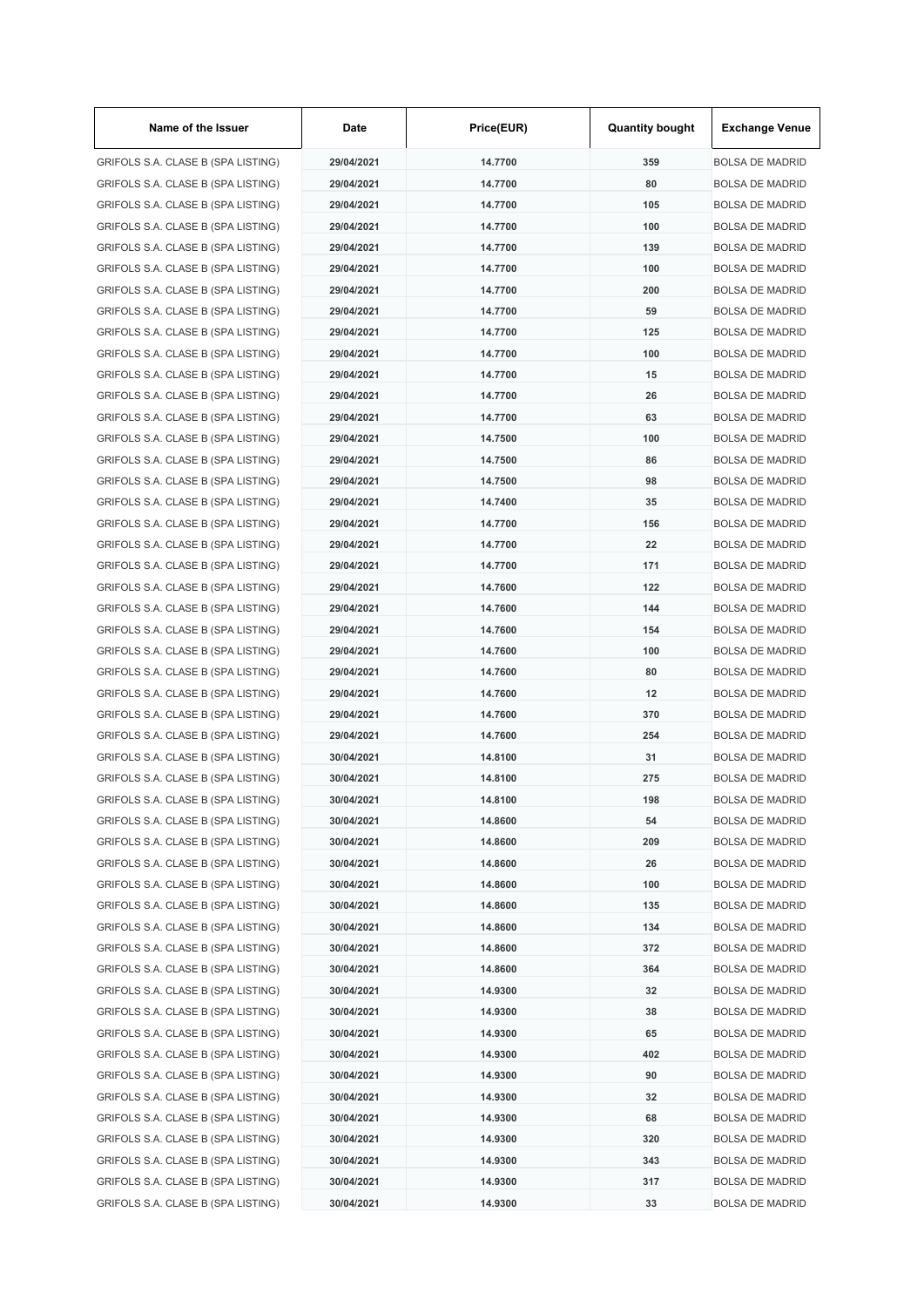| Name of the Issuer | Date | Price(EUR) | Quantity bought | Exchange Venue |
|---|---|---|---|---|
| GRIFOLS S.A. CLASE B (SPA LISTING) | 29/04/2021 | 14.7700 | 359 | BOLSA DE MADRID |
| GRIFOLS S.A. CLASE B (SPA LISTING) | 29/04/2021 | 14.7700 | 80 | BOLSA DE MADRID |
| GRIFOLS S.A. CLASE B (SPA LISTING) | 29/04/2021 | 14.7700 | 105 | BOLSA DE MADRID |
| GRIFOLS S.A. CLASE B (SPA LISTING) | 29/04/2021 | 14.7700 | 100 | BOLSA DE MADRID |
| GRIFOLS S.A. CLASE B (SPA LISTING) | 29/04/2021 | 14.7700 | 139 | BOLSA DE MADRID |
| GRIFOLS S.A. CLASE B (SPA LISTING) | 29/04/2021 | 14.7700 | 100 | BOLSA DE MADRID |
| GRIFOLS S.A. CLASE B (SPA LISTING) | 29/04/2021 | 14.7700 | 200 | BOLSA DE MADRID |
| GRIFOLS S.A. CLASE B (SPA LISTING) | 29/04/2021 | 14.7700 | 59 | BOLSA DE MADRID |
| GRIFOLS S.A. CLASE B (SPA LISTING) | 29/04/2021 | 14.7700 | 125 | BOLSA DE MADRID |
| GRIFOLS S.A. CLASE B (SPA LISTING) | 29/04/2021 | 14.7700 | 100 | BOLSA DE MADRID |
| GRIFOLS S.A. CLASE B (SPA LISTING) | 29/04/2021 | 14.7700 | 15 | BOLSA DE MADRID |
| GRIFOLS S.A. CLASE B (SPA LISTING) | 29/04/2021 | 14.7700 | 26 | BOLSA DE MADRID |
| GRIFOLS S.A. CLASE B (SPA LISTING) | 29/04/2021 | 14.7700 | 63 | BOLSA DE MADRID |
| GRIFOLS S.A. CLASE B (SPA LISTING) | 29/04/2021 | 14.7500 | 100 | BOLSA DE MADRID |
| GRIFOLS S.A. CLASE B (SPA LISTING) | 29/04/2021 | 14.7500 | 86 | BOLSA DE MADRID |
| GRIFOLS S.A. CLASE B (SPA LISTING) | 29/04/2021 | 14.7500 | 98 | BOLSA DE MADRID |
| GRIFOLS S.A. CLASE B (SPA LISTING) | 29/04/2021 | 14.7400 | 35 | BOLSA DE MADRID |
| GRIFOLS S.A. CLASE B (SPA LISTING) | 29/04/2021 | 14.7700 | 156 | BOLSA DE MADRID |
| GRIFOLS S.A. CLASE B (SPA LISTING) | 29/04/2021 | 14.7700 | 22 | BOLSA DE MADRID |
| GRIFOLS S.A. CLASE B (SPA LISTING) | 29/04/2021 | 14.7700 | 171 | BOLSA DE MADRID |
| GRIFOLS S.A. CLASE B (SPA LISTING) | 29/04/2021 | 14.7600 | 122 | BOLSA DE MADRID |
| GRIFOLS S.A. CLASE B (SPA LISTING) | 29/04/2021 | 14.7600 | 144 | BOLSA DE MADRID |
| GRIFOLS S.A. CLASE B (SPA LISTING) | 29/04/2021 | 14.7600 | 154 | BOLSA DE MADRID |
| GRIFOLS S.A. CLASE B (SPA LISTING) | 29/04/2021 | 14.7600 | 100 | BOLSA DE MADRID |
| GRIFOLS S.A. CLASE B (SPA LISTING) | 29/04/2021 | 14.7600 | 80 | BOLSA DE MADRID |
| GRIFOLS S.A. CLASE B (SPA LISTING) | 29/04/2021 | 14.7600 | 12 | BOLSA DE MADRID |
| GRIFOLS S.A. CLASE B (SPA LISTING) | 29/04/2021 | 14.7600 | 370 | BOLSA DE MADRID |
| GRIFOLS S.A. CLASE B (SPA LISTING) | 29/04/2021 | 14.7600 | 254 | BOLSA DE MADRID |
| GRIFOLS S.A. CLASE B (SPA LISTING) | 30/04/2021 | 14.8100 | 31 | BOLSA DE MADRID |
| GRIFOLS S.A. CLASE B (SPA LISTING) | 30/04/2021 | 14.8100 | 275 | BOLSA DE MADRID |
| GRIFOLS S.A. CLASE B (SPA LISTING) | 30/04/2021 | 14.8100 | 198 | BOLSA DE MADRID |
| GRIFOLS S.A. CLASE B (SPA LISTING) | 30/04/2021 | 14.8600 | 54 | BOLSA DE MADRID |
| GRIFOLS S.A. CLASE B (SPA LISTING) | 30/04/2021 | 14.8600 | 209 | BOLSA DE MADRID |
| GRIFOLS S.A. CLASE B (SPA LISTING) | 30/04/2021 | 14.8600 | 26 | BOLSA DE MADRID |
| GRIFOLS S.A. CLASE B (SPA LISTING) | 30/04/2021 | 14.8600 | 100 | BOLSA DE MADRID |
| GRIFOLS S.A. CLASE B (SPA LISTING) | 30/04/2021 | 14.8600 | 135 | BOLSA DE MADRID |
| GRIFOLS S.A. CLASE B (SPA LISTING) | 30/04/2021 | 14.8600 | 134 | BOLSA DE MADRID |
| GRIFOLS S.A. CLASE B (SPA LISTING) | 30/04/2021 | 14.8600 | 372 | BOLSA DE MADRID |
| GRIFOLS S.A. CLASE B (SPA LISTING) | 30/04/2021 | 14.8600 | 364 | BOLSA DE MADRID |
| GRIFOLS S.A. CLASE B (SPA LISTING) | 30/04/2021 | 14.9300 | 32 | BOLSA DE MADRID |
| GRIFOLS S.A. CLASE B (SPA LISTING) | 30/04/2021 | 14.9300 | 38 | BOLSA DE MADRID |
| GRIFOLS S.A. CLASE B (SPA LISTING) | 30/04/2021 | 14.9300 | 65 | BOLSA DE MADRID |
| GRIFOLS S.A. CLASE B (SPA LISTING) | 30/04/2021 | 14.9300 | 402 | BOLSA DE MADRID |
| GRIFOLS S.A. CLASE B (SPA LISTING) | 30/04/2021 | 14.9300 | 90 | BOLSA DE MADRID |
| GRIFOLS S.A. CLASE B (SPA LISTING) | 30/04/2021 | 14.9300 | 32 | BOLSA DE MADRID |
| GRIFOLS S.A. CLASE B (SPA LISTING) | 30/04/2021 | 14.9300 | 68 | BOLSA DE MADRID |
| GRIFOLS S.A. CLASE B (SPA LISTING) | 30/04/2021 | 14.9300 | 320 | BOLSA DE MADRID |
| GRIFOLS S.A. CLASE B (SPA LISTING) | 30/04/2021 | 14.9300 | 343 | BOLSA DE MADRID |
| GRIFOLS S.A. CLASE B (SPA LISTING) | 30/04/2021 | 14.9300 | 317 | BOLSA DE MADRID |
| GRIFOLS S.A. CLASE B (SPA LISTING) | 30/04/2021 | 14.9300 | 33 | BOLSA DE MADRID |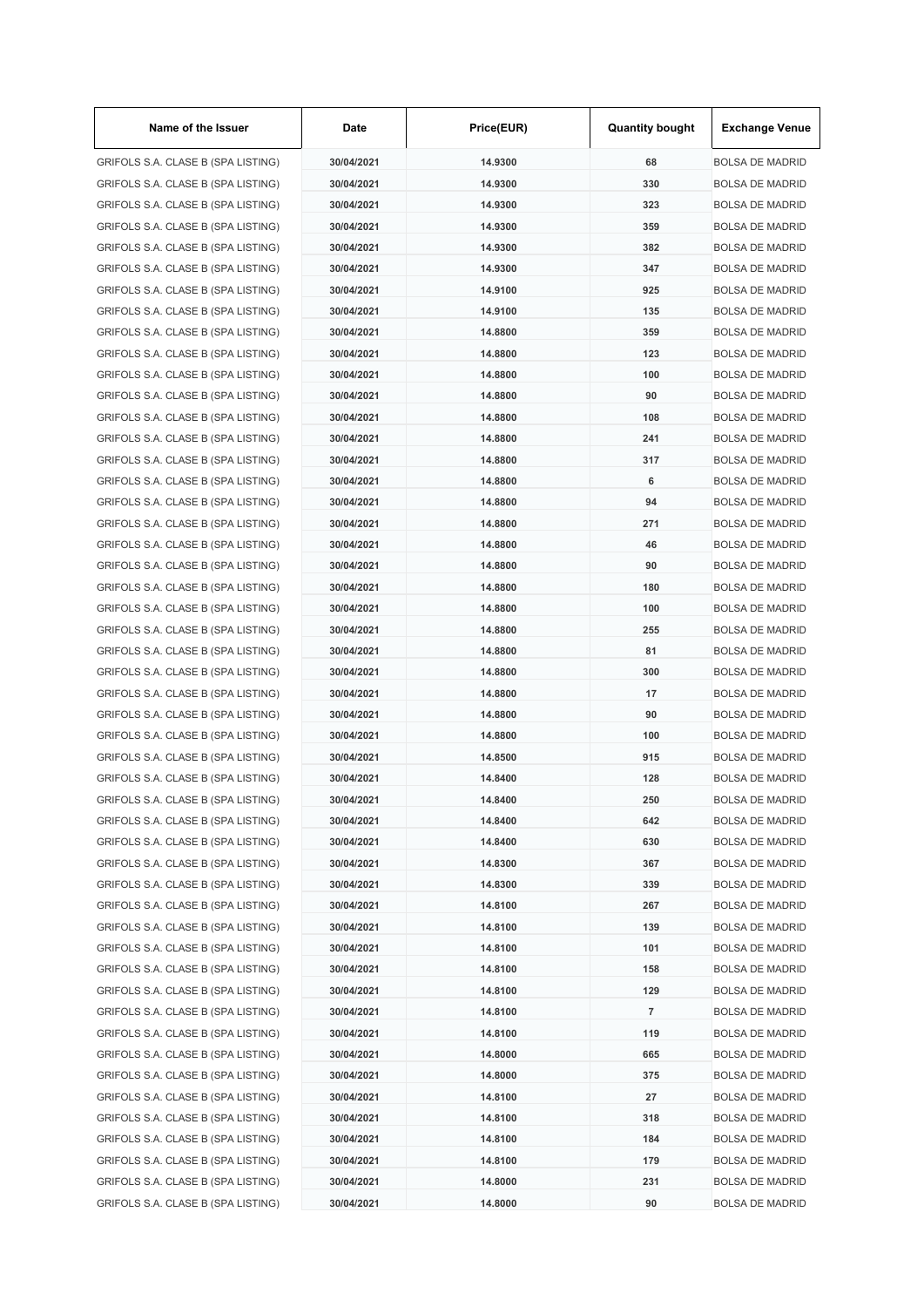| Name of the Issuer | Date | Price(EUR) | Quantity bought | Exchange Venue |
|---|---|---|---|---|
| GRIFOLS S.A. CLASE B (SPA LISTING) | 30/04/2021 | 14.9300 | 68 | BOLSA DE MADRID |
| GRIFOLS S.A. CLASE B (SPA LISTING) | 30/04/2021 | 14.9300 | 330 | BOLSA DE MADRID |
| GRIFOLS S.A. CLASE B (SPA LISTING) | 30/04/2021 | 14.9300 | 323 | BOLSA DE MADRID |
| GRIFOLS S.A. CLASE B (SPA LISTING) | 30/04/2021 | 14.9300 | 359 | BOLSA DE MADRID |
| GRIFOLS S.A. CLASE B (SPA LISTING) | 30/04/2021 | 14.9300 | 382 | BOLSA DE MADRID |
| GRIFOLS S.A. CLASE B (SPA LISTING) | 30/04/2021 | 14.9300 | 347 | BOLSA DE MADRID |
| GRIFOLS S.A. CLASE B (SPA LISTING) | 30/04/2021 | 14.9100 | 925 | BOLSA DE MADRID |
| GRIFOLS S.A. CLASE B (SPA LISTING) | 30/04/2021 | 14.9100 | 135 | BOLSA DE MADRID |
| GRIFOLS S.A. CLASE B (SPA LISTING) | 30/04/2021 | 14.8800 | 359 | BOLSA DE MADRID |
| GRIFOLS S.A. CLASE B (SPA LISTING) | 30/04/2021 | 14.8800 | 123 | BOLSA DE MADRID |
| GRIFOLS S.A. CLASE B (SPA LISTING) | 30/04/2021 | 14.8800 | 100 | BOLSA DE MADRID |
| GRIFOLS S.A. CLASE B (SPA LISTING) | 30/04/2021 | 14.8800 | 90 | BOLSA DE MADRID |
| GRIFOLS S.A. CLASE B (SPA LISTING) | 30/04/2021 | 14.8800 | 108 | BOLSA DE MADRID |
| GRIFOLS S.A. CLASE B (SPA LISTING) | 30/04/2021 | 14.8800 | 241 | BOLSA DE MADRID |
| GRIFOLS S.A. CLASE B (SPA LISTING) | 30/04/2021 | 14.8800 | 317 | BOLSA DE MADRID |
| GRIFOLS S.A. CLASE B (SPA LISTING) | 30/04/2021 | 14.8800 | 6 | BOLSA DE MADRID |
| GRIFOLS S.A. CLASE B (SPA LISTING) | 30/04/2021 | 14.8800 | 94 | BOLSA DE MADRID |
| GRIFOLS S.A. CLASE B (SPA LISTING) | 30/04/2021 | 14.8800 | 271 | BOLSA DE MADRID |
| GRIFOLS S.A. CLASE B (SPA LISTING) | 30/04/2021 | 14.8800 | 46 | BOLSA DE MADRID |
| GRIFOLS S.A. CLASE B (SPA LISTING) | 30/04/2021 | 14.8800 | 90 | BOLSA DE MADRID |
| GRIFOLS S.A. CLASE B (SPA LISTING) | 30/04/2021 | 14.8800 | 180 | BOLSA DE MADRID |
| GRIFOLS S.A. CLASE B (SPA LISTING) | 30/04/2021 | 14.8800 | 100 | BOLSA DE MADRID |
| GRIFOLS S.A. CLASE B (SPA LISTING) | 30/04/2021 | 14.8800 | 255 | BOLSA DE MADRID |
| GRIFOLS S.A. CLASE B (SPA LISTING) | 30/04/2021 | 14.8800 | 81 | BOLSA DE MADRID |
| GRIFOLS S.A. CLASE B (SPA LISTING) | 30/04/2021 | 14.8800 | 300 | BOLSA DE MADRID |
| GRIFOLS S.A. CLASE B (SPA LISTING) | 30/04/2021 | 14.8800 | 17 | BOLSA DE MADRID |
| GRIFOLS S.A. CLASE B (SPA LISTING) | 30/04/2021 | 14.8800 | 90 | BOLSA DE MADRID |
| GRIFOLS S.A. CLASE B (SPA LISTING) | 30/04/2021 | 14.8800 | 100 | BOLSA DE MADRID |
| GRIFOLS S.A. CLASE B (SPA LISTING) | 30/04/2021 | 14.8500 | 915 | BOLSA DE MADRID |
| GRIFOLS S.A. CLASE B (SPA LISTING) | 30/04/2021 | 14.8400 | 128 | BOLSA DE MADRID |
| GRIFOLS S.A. CLASE B (SPA LISTING) | 30/04/2021 | 14.8400 | 250 | BOLSA DE MADRID |
| GRIFOLS S.A. CLASE B (SPA LISTING) | 30/04/2021 | 14.8400 | 642 | BOLSA DE MADRID |
| GRIFOLS S.A. CLASE B (SPA LISTING) | 30/04/2021 | 14.8400 | 630 | BOLSA DE MADRID |
| GRIFOLS S.A. CLASE B (SPA LISTING) | 30/04/2021 | 14.8300 | 367 | BOLSA DE MADRID |
| GRIFOLS S.A. CLASE B (SPA LISTING) | 30/04/2021 | 14.8300 | 339 | BOLSA DE MADRID |
| GRIFOLS S.A. CLASE B (SPA LISTING) | 30/04/2021 | 14.8100 | 267 | BOLSA DE MADRID |
| GRIFOLS S.A. CLASE B (SPA LISTING) | 30/04/2021 | 14.8100 | 139 | BOLSA DE MADRID |
| GRIFOLS S.A. CLASE B (SPA LISTING) | 30/04/2021 | 14.8100 | 101 | BOLSA DE MADRID |
| GRIFOLS S.A. CLASE B (SPA LISTING) | 30/04/2021 | 14.8100 | 158 | BOLSA DE MADRID |
| GRIFOLS S.A. CLASE B (SPA LISTING) | 30/04/2021 | 14.8100 | 129 | BOLSA DE MADRID |
| GRIFOLS S.A. CLASE B (SPA LISTING) | 30/04/2021 | 14.8100 | 7 | BOLSA DE MADRID |
| GRIFOLS S.A. CLASE B (SPA LISTING) | 30/04/2021 | 14.8100 | 119 | BOLSA DE MADRID |
| GRIFOLS S.A. CLASE B (SPA LISTING) | 30/04/2021 | 14.8000 | 665 | BOLSA DE MADRID |
| GRIFOLS S.A. CLASE B (SPA LISTING) | 30/04/2021 | 14.8000 | 375 | BOLSA DE MADRID |
| GRIFOLS S.A. CLASE B (SPA LISTING) | 30/04/2021 | 14.8100 | 27 | BOLSA DE MADRID |
| GRIFOLS S.A. CLASE B (SPA LISTING) | 30/04/2021 | 14.8100 | 318 | BOLSA DE MADRID |
| GRIFOLS S.A. CLASE B (SPA LISTING) | 30/04/2021 | 14.8100 | 184 | BOLSA DE MADRID |
| GRIFOLS S.A. CLASE B (SPA LISTING) | 30/04/2021 | 14.8100 | 179 | BOLSA DE MADRID |
| GRIFOLS S.A. CLASE B (SPA LISTING) | 30/04/2021 | 14.8000 | 231 | BOLSA DE MADRID |
| GRIFOLS S.A. CLASE B (SPA LISTING) | 30/04/2021 | 14.8000 | 90 | BOLSA DE MADRID |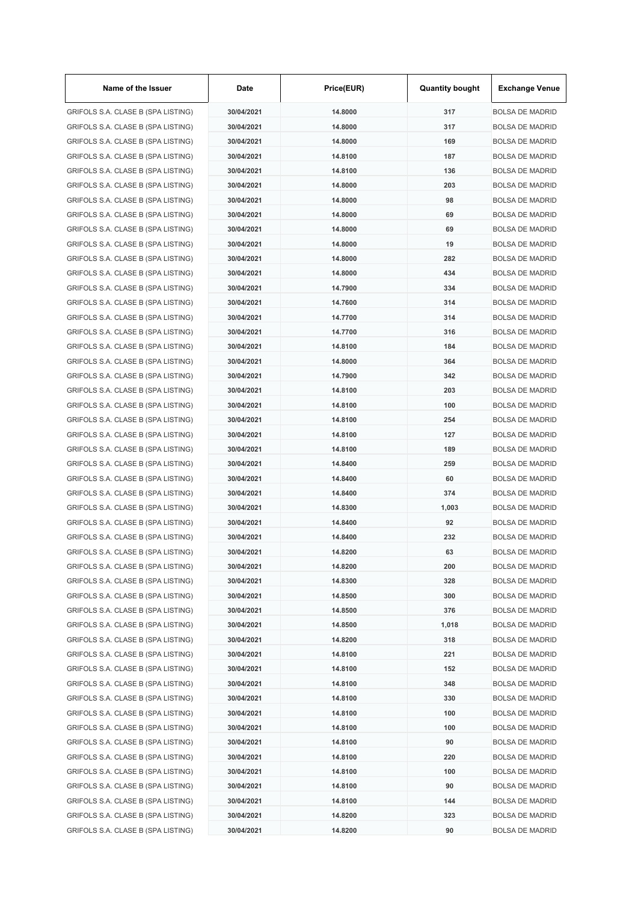| Name of the Issuer | Date | Price(EUR) | Quantity bought | Exchange Venue |
|---|---|---|---|---|
| GRIFOLS S.A. CLASE B (SPA LISTING) | 30/04/2021 | 14.8000 | 317 | BOLSA DE MADRID |
| GRIFOLS S.A. CLASE B (SPA LISTING) | 30/04/2021 | 14.8000 | 317 | BOLSA DE MADRID |
| GRIFOLS S.A. CLASE B (SPA LISTING) | 30/04/2021 | 14.8000 | 169 | BOLSA DE MADRID |
| GRIFOLS S.A. CLASE B (SPA LISTING) | 30/04/2021 | 14.8100 | 187 | BOLSA DE MADRID |
| GRIFOLS S.A. CLASE B (SPA LISTING) | 30/04/2021 | 14.8100 | 136 | BOLSA DE MADRID |
| GRIFOLS S.A. CLASE B (SPA LISTING) | 30/04/2021 | 14.8000 | 203 | BOLSA DE MADRID |
| GRIFOLS S.A. CLASE B (SPA LISTING) | 30/04/2021 | 14.8000 | 98 | BOLSA DE MADRID |
| GRIFOLS S.A. CLASE B (SPA LISTING) | 30/04/2021 | 14.8000 | 69 | BOLSA DE MADRID |
| GRIFOLS S.A. CLASE B (SPA LISTING) | 30/04/2021 | 14.8000 | 69 | BOLSA DE MADRID |
| GRIFOLS S.A. CLASE B (SPA LISTING) | 30/04/2021 | 14.8000 | 19 | BOLSA DE MADRID |
| GRIFOLS S.A. CLASE B (SPA LISTING) | 30/04/2021 | 14.8000 | 282 | BOLSA DE MADRID |
| GRIFOLS S.A. CLASE B (SPA LISTING) | 30/04/2021 | 14.8000 | 434 | BOLSA DE MADRID |
| GRIFOLS S.A. CLASE B (SPA LISTING) | 30/04/2021 | 14.7900 | 334 | BOLSA DE MADRID |
| GRIFOLS S.A. CLASE B (SPA LISTING) | 30/04/2021 | 14.7600 | 314 | BOLSA DE MADRID |
| GRIFOLS S.A. CLASE B (SPA LISTING) | 30/04/2021 | 14.7700 | 314 | BOLSA DE MADRID |
| GRIFOLS S.A. CLASE B (SPA LISTING) | 30/04/2021 | 14.7700 | 316 | BOLSA DE MADRID |
| GRIFOLS S.A. CLASE B (SPA LISTING) | 30/04/2021 | 14.8100 | 184 | BOLSA DE MADRID |
| GRIFOLS S.A. CLASE B (SPA LISTING) | 30/04/2021 | 14.8000 | 364 | BOLSA DE MADRID |
| GRIFOLS S.A. CLASE B (SPA LISTING) | 30/04/2021 | 14.7900 | 342 | BOLSA DE MADRID |
| GRIFOLS S.A. CLASE B (SPA LISTING) | 30/04/2021 | 14.8100 | 203 | BOLSA DE MADRID |
| GRIFOLS S.A. CLASE B (SPA LISTING) | 30/04/2021 | 14.8100 | 100 | BOLSA DE MADRID |
| GRIFOLS S.A. CLASE B (SPA LISTING) | 30/04/2021 | 14.8100 | 254 | BOLSA DE MADRID |
| GRIFOLS S.A. CLASE B (SPA LISTING) | 30/04/2021 | 14.8100 | 127 | BOLSA DE MADRID |
| GRIFOLS S.A. CLASE B (SPA LISTING) | 30/04/2021 | 14.8100 | 189 | BOLSA DE MADRID |
| GRIFOLS S.A. CLASE B (SPA LISTING) | 30/04/2021 | 14.8400 | 259 | BOLSA DE MADRID |
| GRIFOLS S.A. CLASE B (SPA LISTING) | 30/04/2021 | 14.8400 | 60 | BOLSA DE MADRID |
| GRIFOLS S.A. CLASE B (SPA LISTING) | 30/04/2021 | 14.8400 | 374 | BOLSA DE MADRID |
| GRIFOLS S.A. CLASE B (SPA LISTING) | 30/04/2021 | 14.8300 | 1,003 | BOLSA DE MADRID |
| GRIFOLS S.A. CLASE B (SPA LISTING) | 30/04/2021 | 14.8400 | 92 | BOLSA DE MADRID |
| GRIFOLS S.A. CLASE B (SPA LISTING) | 30/04/2021 | 14.8400 | 232 | BOLSA DE MADRID |
| GRIFOLS S.A. CLASE B (SPA LISTING) | 30/04/2021 | 14.8200 | 63 | BOLSA DE MADRID |
| GRIFOLS S.A. CLASE B (SPA LISTING) | 30/04/2021 | 14.8200 | 200 | BOLSA DE MADRID |
| GRIFOLS S.A. CLASE B (SPA LISTING) | 30/04/2021 | 14.8300 | 328 | BOLSA DE MADRID |
| GRIFOLS S.A. CLASE B (SPA LISTING) | 30/04/2021 | 14.8500 | 300 | BOLSA DE MADRID |
| GRIFOLS S.A. CLASE B (SPA LISTING) | 30/04/2021 | 14.8500 | 376 | BOLSA DE MADRID |
| GRIFOLS S.A. CLASE B (SPA LISTING) | 30/04/2021 | 14.8500 | 1,018 | BOLSA DE MADRID |
| GRIFOLS S.A. CLASE B (SPA LISTING) | 30/04/2021 | 14.8200 | 318 | BOLSA DE MADRID |
| GRIFOLS S.A. CLASE B (SPA LISTING) | 30/04/2021 | 14.8100 | 221 | BOLSA DE MADRID |
| GRIFOLS S.A. CLASE B (SPA LISTING) | 30/04/2021 | 14.8100 | 152 | BOLSA DE MADRID |
| GRIFOLS S.A. CLASE B (SPA LISTING) | 30/04/2021 | 14.8100 | 348 | BOLSA DE MADRID |
| GRIFOLS S.A. CLASE B (SPA LISTING) | 30/04/2021 | 14.8100 | 330 | BOLSA DE MADRID |
| GRIFOLS S.A. CLASE B (SPA LISTING) | 30/04/2021 | 14.8100 | 100 | BOLSA DE MADRID |
| GRIFOLS S.A. CLASE B (SPA LISTING) | 30/04/2021 | 14.8100 | 100 | BOLSA DE MADRID |
| GRIFOLS S.A. CLASE B (SPA LISTING) | 30/04/2021 | 14.8100 | 90 | BOLSA DE MADRID |
| GRIFOLS S.A. CLASE B (SPA LISTING) | 30/04/2021 | 14.8100 | 220 | BOLSA DE MADRID |
| GRIFOLS S.A. CLASE B (SPA LISTING) | 30/04/2021 | 14.8100 | 100 | BOLSA DE MADRID |
| GRIFOLS S.A. CLASE B (SPA LISTING) | 30/04/2021 | 14.8100 | 90 | BOLSA DE MADRID |
| GRIFOLS S.A. CLASE B (SPA LISTING) | 30/04/2021 | 14.8100 | 144 | BOLSA DE MADRID |
| GRIFOLS S.A. CLASE B (SPA LISTING) | 30/04/2021 | 14.8200 | 323 | BOLSA DE MADRID |
| GRIFOLS S.A. CLASE B (SPA LISTING) | 30/04/2021 | 14.8200 | 90 | BOLSA DE MADRID |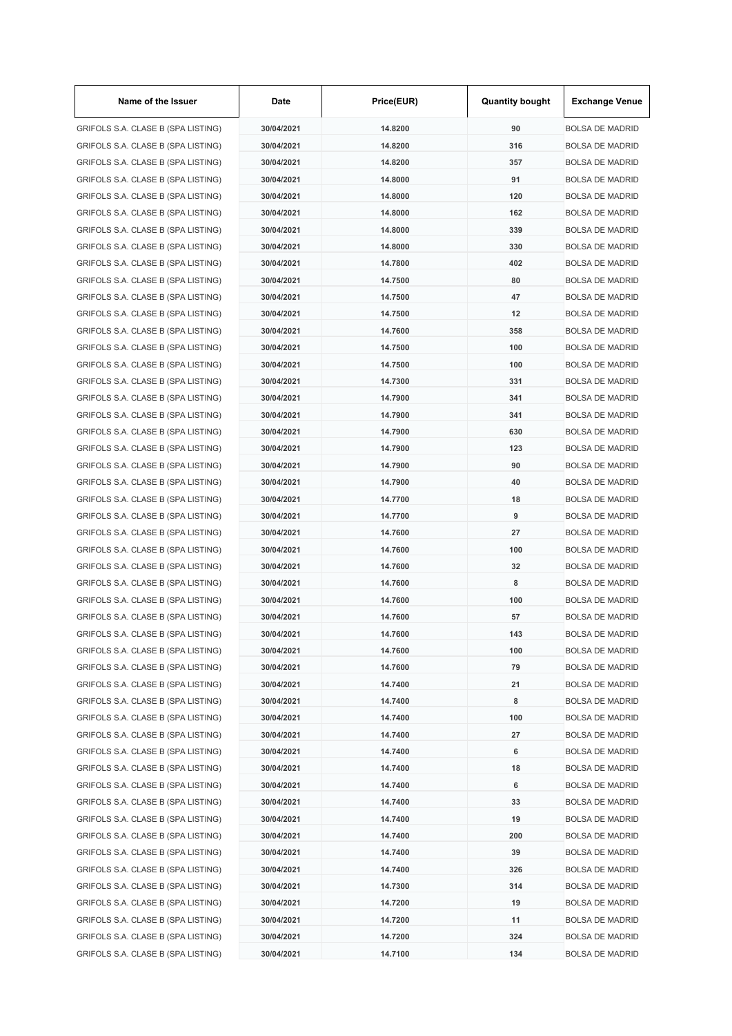| Name of the Issuer | Date | Price(EUR) | Quantity bought | Exchange Venue |
|---|---|---|---|---|
| GRIFOLS S.A. CLASE B (SPA LISTING) | 30/04/2021 | 14.8200 | 90 | BOLSA DE MADRID |
| GRIFOLS S.A. CLASE B (SPA LISTING) | 30/04/2021 | 14.8200 | 316 | BOLSA DE MADRID |
| GRIFOLS S.A. CLASE B (SPA LISTING) | 30/04/2021 | 14.8200 | 357 | BOLSA DE MADRID |
| GRIFOLS S.A. CLASE B (SPA LISTING) | 30/04/2021 | 14.8000 | 91 | BOLSA DE MADRID |
| GRIFOLS S.A. CLASE B (SPA LISTING) | 30/04/2021 | 14.8000 | 120 | BOLSA DE MADRID |
| GRIFOLS S.A. CLASE B (SPA LISTING) | 30/04/2021 | 14.8000 | 162 | BOLSA DE MADRID |
| GRIFOLS S.A. CLASE B (SPA LISTING) | 30/04/2021 | 14.8000 | 339 | BOLSA DE MADRID |
| GRIFOLS S.A. CLASE B (SPA LISTING) | 30/04/2021 | 14.8000 | 330 | BOLSA DE MADRID |
| GRIFOLS S.A. CLASE B (SPA LISTING) | 30/04/2021 | 14.7800 | 402 | BOLSA DE MADRID |
| GRIFOLS S.A. CLASE B (SPA LISTING) | 30/04/2021 | 14.7500 | 80 | BOLSA DE MADRID |
| GRIFOLS S.A. CLASE B (SPA LISTING) | 30/04/2021 | 14.7500 | 47 | BOLSA DE MADRID |
| GRIFOLS S.A. CLASE B (SPA LISTING) | 30/04/2021 | 14.7500 | 12 | BOLSA DE MADRID |
| GRIFOLS S.A. CLASE B (SPA LISTING) | 30/04/2021 | 14.7600 | 358 | BOLSA DE MADRID |
| GRIFOLS S.A. CLASE B (SPA LISTING) | 30/04/2021 | 14.7500 | 100 | BOLSA DE MADRID |
| GRIFOLS S.A. CLASE B (SPA LISTING) | 30/04/2021 | 14.7500 | 100 | BOLSA DE MADRID |
| GRIFOLS S.A. CLASE B (SPA LISTING) | 30/04/2021 | 14.7300 | 331 | BOLSA DE MADRID |
| GRIFOLS S.A. CLASE B (SPA LISTING) | 30/04/2021 | 14.7900 | 341 | BOLSA DE MADRID |
| GRIFOLS S.A. CLASE B (SPA LISTING) | 30/04/2021 | 14.7900 | 341 | BOLSA DE MADRID |
| GRIFOLS S.A. CLASE B (SPA LISTING) | 30/04/2021 | 14.7900 | 630 | BOLSA DE MADRID |
| GRIFOLS S.A. CLASE B (SPA LISTING) | 30/04/2021 | 14.7900 | 123 | BOLSA DE MADRID |
| GRIFOLS S.A. CLASE B (SPA LISTING) | 30/04/2021 | 14.7900 | 90 | BOLSA DE MADRID |
| GRIFOLS S.A. CLASE B (SPA LISTING) | 30/04/2021 | 14.7900 | 40 | BOLSA DE MADRID |
| GRIFOLS S.A. CLASE B (SPA LISTING) | 30/04/2021 | 14.7700 | 18 | BOLSA DE MADRID |
| GRIFOLS S.A. CLASE B (SPA LISTING) | 30/04/2021 | 14.7700 | 9 | BOLSA DE MADRID |
| GRIFOLS S.A. CLASE B (SPA LISTING) | 30/04/2021 | 14.7600 | 27 | BOLSA DE MADRID |
| GRIFOLS S.A. CLASE B (SPA LISTING) | 30/04/2021 | 14.7600 | 100 | BOLSA DE MADRID |
| GRIFOLS S.A. CLASE B (SPA LISTING) | 30/04/2021 | 14.7600 | 32 | BOLSA DE MADRID |
| GRIFOLS S.A. CLASE B (SPA LISTING) | 30/04/2021 | 14.7600 | 8 | BOLSA DE MADRID |
| GRIFOLS S.A. CLASE B (SPA LISTING) | 30/04/2021 | 14.7600 | 100 | BOLSA DE MADRID |
| GRIFOLS S.A. CLASE B (SPA LISTING) | 30/04/2021 | 14.7600 | 57 | BOLSA DE MADRID |
| GRIFOLS S.A. CLASE B (SPA LISTING) | 30/04/2021 | 14.7600 | 143 | BOLSA DE MADRID |
| GRIFOLS S.A. CLASE B (SPA LISTING) | 30/04/2021 | 14.7600 | 100 | BOLSA DE MADRID |
| GRIFOLS S.A. CLASE B (SPA LISTING) | 30/04/2021 | 14.7600 | 79 | BOLSA DE MADRID |
| GRIFOLS S.A. CLASE B (SPA LISTING) | 30/04/2021 | 14.7400 | 21 | BOLSA DE MADRID |
| GRIFOLS S.A. CLASE B (SPA LISTING) | 30/04/2021 | 14.7400 | 8 | BOLSA DE MADRID |
| GRIFOLS S.A. CLASE B (SPA LISTING) | 30/04/2021 | 14.7400 | 100 | BOLSA DE MADRID |
| GRIFOLS S.A. CLASE B (SPA LISTING) | 30/04/2021 | 14.7400 | 27 | BOLSA DE MADRID |
| GRIFOLS S.A. CLASE B (SPA LISTING) | 30/04/2021 | 14.7400 | 6 | BOLSA DE MADRID |
| GRIFOLS S.A. CLASE B (SPA LISTING) | 30/04/2021 | 14.7400 | 18 | BOLSA DE MADRID |
| GRIFOLS S.A. CLASE B (SPA LISTING) | 30/04/2021 | 14.7400 | 6 | BOLSA DE MADRID |
| GRIFOLS S.A. CLASE B (SPA LISTING) | 30/04/2021 | 14.7400 | 33 | BOLSA DE MADRID |
| GRIFOLS S.A. CLASE B (SPA LISTING) | 30/04/2021 | 14.7400 | 19 | BOLSA DE MADRID |
| GRIFOLS S.A. CLASE B (SPA LISTING) | 30/04/2021 | 14.7400 | 200 | BOLSA DE MADRID |
| GRIFOLS S.A. CLASE B (SPA LISTING) | 30/04/2021 | 14.7400 | 39 | BOLSA DE MADRID |
| GRIFOLS S.A. CLASE B (SPA LISTING) | 30/04/2021 | 14.7400 | 326 | BOLSA DE MADRID |
| GRIFOLS S.A. CLASE B (SPA LISTING) | 30/04/2021 | 14.7300 | 314 | BOLSA DE MADRID |
| GRIFOLS S.A. CLASE B (SPA LISTING) | 30/04/2021 | 14.7200 | 19 | BOLSA DE MADRID |
| GRIFOLS S.A. CLASE B (SPA LISTING) | 30/04/2021 | 14.7200 | 11 | BOLSA DE MADRID |
| GRIFOLS S.A. CLASE B (SPA LISTING) | 30/04/2021 | 14.7200 | 324 | BOLSA DE MADRID |
| GRIFOLS S.A. CLASE B (SPA LISTING) | 30/04/2021 | 14.7100 | 134 | BOLSA DE MADRID |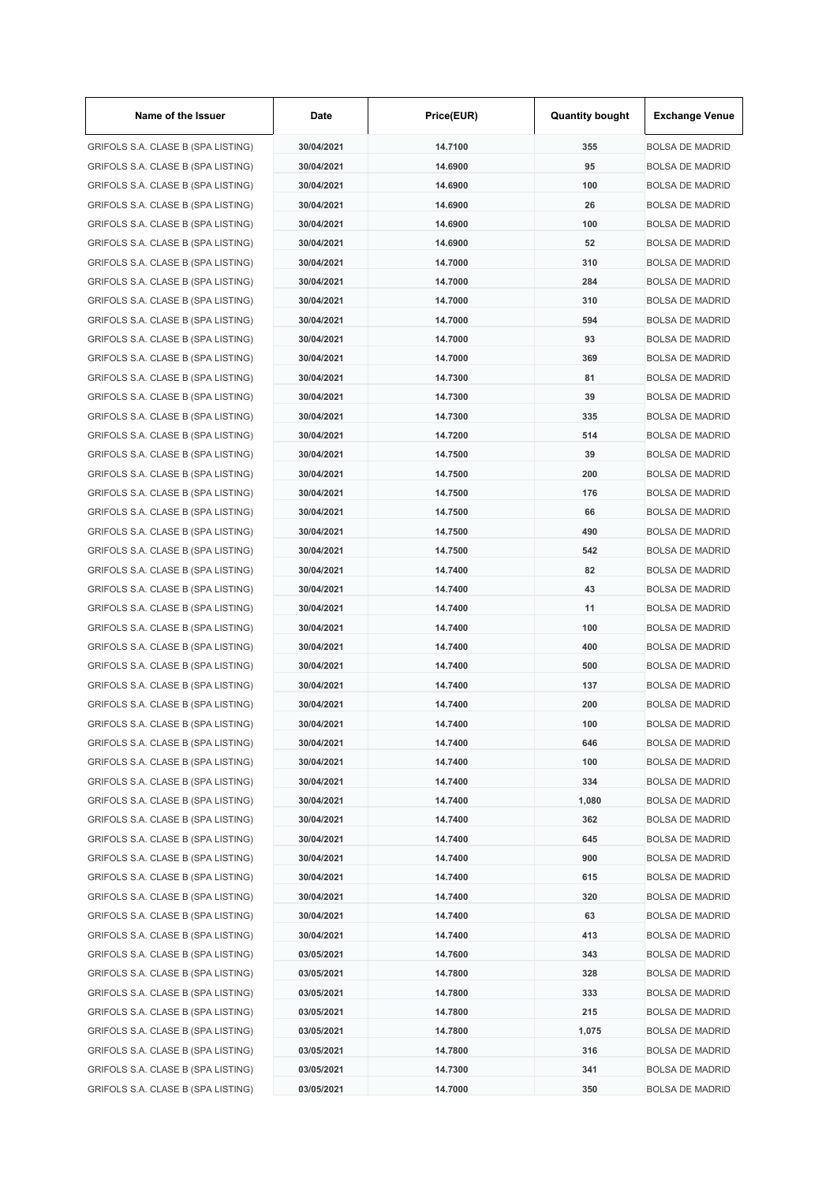| Name of the Issuer | Date | Price(EUR) | Quantity bought | Exchange Venue |
|---|---|---|---|---|
| GRIFOLS S.A. CLASE B (SPA LISTING) | 30/04/2021 | 14.7100 | 355 | BOLSA DE MADRID |
| GRIFOLS S.A. CLASE B (SPA LISTING) | 30/04/2021 | 14.6900 | 95 | BOLSA DE MADRID |
| GRIFOLS S.A. CLASE B (SPA LISTING) | 30/04/2021 | 14.6900 | 100 | BOLSA DE MADRID |
| GRIFOLS S.A. CLASE B (SPA LISTING) | 30/04/2021 | 14.6900 | 26 | BOLSA DE MADRID |
| GRIFOLS S.A. CLASE B (SPA LISTING) | 30/04/2021 | 14.6900 | 100 | BOLSA DE MADRID |
| GRIFOLS S.A. CLASE B (SPA LISTING) | 30/04/2021 | 14.6900 | 52 | BOLSA DE MADRID |
| GRIFOLS S.A. CLASE B (SPA LISTING) | 30/04/2021 | 14.7000 | 310 | BOLSA DE MADRID |
| GRIFOLS S.A. CLASE B (SPA LISTING) | 30/04/2021 | 14.7000 | 284 | BOLSA DE MADRID |
| GRIFOLS S.A. CLASE B (SPA LISTING) | 30/04/2021 | 14.7000 | 310 | BOLSA DE MADRID |
| GRIFOLS S.A. CLASE B (SPA LISTING) | 30/04/2021 | 14.7000 | 594 | BOLSA DE MADRID |
| GRIFOLS S.A. CLASE B (SPA LISTING) | 30/04/2021 | 14.7000 | 93 | BOLSA DE MADRID |
| GRIFOLS S.A. CLASE B (SPA LISTING) | 30/04/2021 | 14.7000 | 369 | BOLSA DE MADRID |
| GRIFOLS S.A. CLASE B (SPA LISTING) | 30/04/2021 | 14.7300 | 81 | BOLSA DE MADRID |
| GRIFOLS S.A. CLASE B (SPA LISTING) | 30/04/2021 | 14.7300 | 39 | BOLSA DE MADRID |
| GRIFOLS S.A. CLASE B (SPA LISTING) | 30/04/2021 | 14.7300 | 335 | BOLSA DE MADRID |
| GRIFOLS S.A. CLASE B (SPA LISTING) | 30/04/2021 | 14.7200 | 514 | BOLSA DE MADRID |
| GRIFOLS S.A. CLASE B (SPA LISTING) | 30/04/2021 | 14.7500 | 39 | BOLSA DE MADRID |
| GRIFOLS S.A. CLASE B (SPA LISTING) | 30/04/2021 | 14.7500 | 200 | BOLSA DE MADRID |
| GRIFOLS S.A. CLASE B (SPA LISTING) | 30/04/2021 | 14.7500 | 176 | BOLSA DE MADRID |
| GRIFOLS S.A. CLASE B (SPA LISTING) | 30/04/2021 | 14.7500 | 66 | BOLSA DE MADRID |
| GRIFOLS S.A. CLASE B (SPA LISTING) | 30/04/2021 | 14.7500 | 490 | BOLSA DE MADRID |
| GRIFOLS S.A. CLASE B (SPA LISTING) | 30/04/2021 | 14.7500 | 542 | BOLSA DE MADRID |
| GRIFOLS S.A. CLASE B (SPA LISTING) | 30/04/2021 | 14.7400 | 82 | BOLSA DE MADRID |
| GRIFOLS S.A. CLASE B (SPA LISTING) | 30/04/2021 | 14.7400 | 43 | BOLSA DE MADRID |
| GRIFOLS S.A. CLASE B (SPA LISTING) | 30/04/2021 | 14.7400 | 11 | BOLSA DE MADRID |
| GRIFOLS S.A. CLASE B (SPA LISTING) | 30/04/2021 | 14.7400 | 100 | BOLSA DE MADRID |
| GRIFOLS S.A. CLASE B (SPA LISTING) | 30/04/2021 | 14.7400 | 400 | BOLSA DE MADRID |
| GRIFOLS S.A. CLASE B (SPA LISTING) | 30/04/2021 | 14.7400 | 500 | BOLSA DE MADRID |
| GRIFOLS S.A. CLASE B (SPA LISTING) | 30/04/2021 | 14.7400 | 137 | BOLSA DE MADRID |
| GRIFOLS S.A. CLASE B (SPA LISTING) | 30/04/2021 | 14.7400 | 200 | BOLSA DE MADRID |
| GRIFOLS S.A. CLASE B (SPA LISTING) | 30/04/2021 | 14.7400 | 100 | BOLSA DE MADRID |
| GRIFOLS S.A. CLASE B (SPA LISTING) | 30/04/2021 | 14.7400 | 646 | BOLSA DE MADRID |
| GRIFOLS S.A. CLASE B (SPA LISTING) | 30/04/2021 | 14.7400 | 100 | BOLSA DE MADRID |
| GRIFOLS S.A. CLASE B (SPA LISTING) | 30/04/2021 | 14.7400 | 334 | BOLSA DE MADRID |
| GRIFOLS S.A. CLASE B (SPA LISTING) | 30/04/2021 | 14.7400 | 1,080 | BOLSA DE MADRID |
| GRIFOLS S.A. CLASE B (SPA LISTING) | 30/04/2021 | 14.7400 | 362 | BOLSA DE MADRID |
| GRIFOLS S.A. CLASE B (SPA LISTING) | 30/04/2021 | 14.7400 | 645 | BOLSA DE MADRID |
| GRIFOLS S.A. CLASE B (SPA LISTING) | 30/04/2021 | 14.7400 | 900 | BOLSA DE MADRID |
| GRIFOLS S.A. CLASE B (SPA LISTING) | 30/04/2021 | 14.7400 | 615 | BOLSA DE MADRID |
| GRIFOLS S.A. CLASE B (SPA LISTING) | 30/04/2021 | 14.7400 | 320 | BOLSA DE MADRID |
| GRIFOLS S.A. CLASE B (SPA LISTING) | 30/04/2021 | 14.7400 | 63 | BOLSA DE MADRID |
| GRIFOLS S.A. CLASE B (SPA LISTING) | 30/04/2021 | 14.7400 | 413 | BOLSA DE MADRID |
| GRIFOLS S.A. CLASE B (SPA LISTING) | 03/05/2021 | 14.7600 | 343 | BOLSA DE MADRID |
| GRIFOLS S.A. CLASE B (SPA LISTING) | 03/05/2021 | 14.7800 | 328 | BOLSA DE MADRID |
| GRIFOLS S.A. CLASE B (SPA LISTING) | 03/05/2021 | 14.7800 | 333 | BOLSA DE MADRID |
| GRIFOLS S.A. CLASE B (SPA LISTING) | 03/05/2021 | 14.7800 | 215 | BOLSA DE MADRID |
| GRIFOLS S.A. CLASE B (SPA LISTING) | 03/05/2021 | 14.7800 | 1,075 | BOLSA DE MADRID |
| GRIFOLS S.A. CLASE B (SPA LISTING) | 03/05/2021 | 14.7800 | 316 | BOLSA DE MADRID |
| GRIFOLS S.A. CLASE B (SPA LISTING) | 03/05/2021 | 14.7300 | 341 | BOLSA DE MADRID |
| GRIFOLS S.A. CLASE B (SPA LISTING) | 03/05/2021 | 14.7000 | 350 | BOLSA DE MADRID |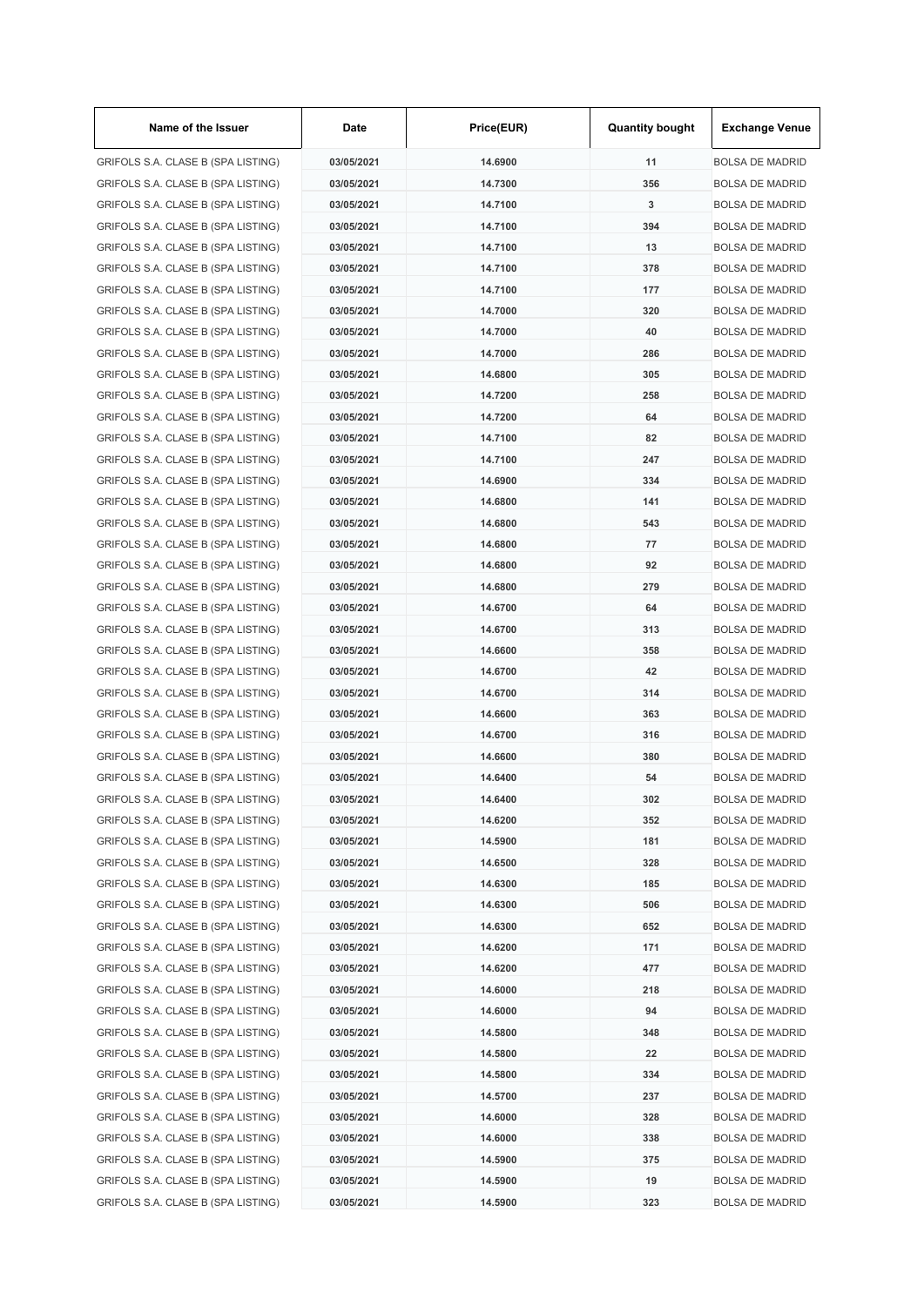| Name of the Issuer | Date | Price(EUR) | Quantity bought | Exchange Venue |
| --- | --- | --- | --- | --- |
| GRIFOLS S.A. CLASE B (SPA LISTING) | 03/05/2021 | 14.6900 | 11 | BOLSA DE MADRID |
| GRIFOLS S.A. CLASE B (SPA LISTING) | 03/05/2021 | 14.7300 | 356 | BOLSA DE MADRID |
| GRIFOLS S.A. CLASE B (SPA LISTING) | 03/05/2021 | 14.7100 | 3 | BOLSA DE MADRID |
| GRIFOLS S.A. CLASE B (SPA LISTING) | 03/05/2021 | 14.7100 | 394 | BOLSA DE MADRID |
| GRIFOLS S.A. CLASE B (SPA LISTING) | 03/05/2021 | 14.7100 | 13 | BOLSA DE MADRID |
| GRIFOLS S.A. CLASE B (SPA LISTING) | 03/05/2021 | 14.7100 | 378 | BOLSA DE MADRID |
| GRIFOLS S.A. CLASE B (SPA LISTING) | 03/05/2021 | 14.7100 | 177 | BOLSA DE MADRID |
| GRIFOLS S.A. CLASE B (SPA LISTING) | 03/05/2021 | 14.7000 | 320 | BOLSA DE MADRID |
| GRIFOLS S.A. CLASE B (SPA LISTING) | 03/05/2021 | 14.7000 | 40 | BOLSA DE MADRID |
| GRIFOLS S.A. CLASE B (SPA LISTING) | 03/05/2021 | 14.7000 | 286 | BOLSA DE MADRID |
| GRIFOLS S.A. CLASE B (SPA LISTING) | 03/05/2021 | 14.6800 | 305 | BOLSA DE MADRID |
| GRIFOLS S.A. CLASE B (SPA LISTING) | 03/05/2021 | 14.7200 | 258 | BOLSA DE MADRID |
| GRIFOLS S.A. CLASE B (SPA LISTING) | 03/05/2021 | 14.7200 | 64 | BOLSA DE MADRID |
| GRIFOLS S.A. CLASE B (SPA LISTING) | 03/05/2021 | 14.7100 | 82 | BOLSA DE MADRID |
| GRIFOLS S.A. CLASE B (SPA LISTING) | 03/05/2021 | 14.7100 | 247 | BOLSA DE MADRID |
| GRIFOLS S.A. CLASE B (SPA LISTING) | 03/05/2021 | 14.6900 | 334 | BOLSA DE MADRID |
| GRIFOLS S.A. CLASE B (SPA LISTING) | 03/05/2021 | 14.6800 | 141 | BOLSA DE MADRID |
| GRIFOLS S.A. CLASE B (SPA LISTING) | 03/05/2021 | 14.6800 | 543 | BOLSA DE MADRID |
| GRIFOLS S.A. CLASE B (SPA LISTING) | 03/05/2021 | 14.6800 | 77 | BOLSA DE MADRID |
| GRIFOLS S.A. CLASE B (SPA LISTING) | 03/05/2021 | 14.6800 | 92 | BOLSA DE MADRID |
| GRIFOLS S.A. CLASE B (SPA LISTING) | 03/05/2021 | 14.6800 | 279 | BOLSA DE MADRID |
| GRIFOLS S.A. CLASE B (SPA LISTING) | 03/05/2021 | 14.6700 | 64 | BOLSA DE MADRID |
| GRIFOLS S.A. CLASE B (SPA LISTING) | 03/05/2021 | 14.6700 | 313 | BOLSA DE MADRID |
| GRIFOLS S.A. CLASE B (SPA LISTING) | 03/05/2021 | 14.6600 | 358 | BOLSA DE MADRID |
| GRIFOLS S.A. CLASE B (SPA LISTING) | 03/05/2021 | 14.6700 | 42 | BOLSA DE MADRID |
| GRIFOLS S.A. CLASE B (SPA LISTING) | 03/05/2021 | 14.6700 | 314 | BOLSA DE MADRID |
| GRIFOLS S.A. CLASE B (SPA LISTING) | 03/05/2021 | 14.6600 | 363 | BOLSA DE MADRID |
| GRIFOLS S.A. CLASE B (SPA LISTING) | 03/05/2021 | 14.6700 | 316 | BOLSA DE MADRID |
| GRIFOLS S.A. CLASE B (SPA LISTING) | 03/05/2021 | 14.6600 | 380 | BOLSA DE MADRID |
| GRIFOLS S.A. CLASE B (SPA LISTING) | 03/05/2021 | 14.6400 | 54 | BOLSA DE MADRID |
| GRIFOLS S.A. CLASE B (SPA LISTING) | 03/05/2021 | 14.6400 | 302 | BOLSA DE MADRID |
| GRIFOLS S.A. CLASE B (SPA LISTING) | 03/05/2021 | 14.6200 | 352 | BOLSA DE MADRID |
| GRIFOLS S.A. CLASE B (SPA LISTING) | 03/05/2021 | 14.5900 | 181 | BOLSA DE MADRID |
| GRIFOLS S.A. CLASE B (SPA LISTING) | 03/05/2021 | 14.6500 | 328 | BOLSA DE MADRID |
| GRIFOLS S.A. CLASE B (SPA LISTING) | 03/05/2021 | 14.6300 | 185 | BOLSA DE MADRID |
| GRIFOLS S.A. CLASE B (SPA LISTING) | 03/05/2021 | 14.6300 | 506 | BOLSA DE MADRID |
| GRIFOLS S.A. CLASE B (SPA LISTING) | 03/05/2021 | 14.6300 | 652 | BOLSA DE MADRID |
| GRIFOLS S.A. CLASE B (SPA LISTING) | 03/05/2021 | 14.6200 | 171 | BOLSA DE MADRID |
| GRIFOLS S.A. CLASE B (SPA LISTING) | 03/05/2021 | 14.6200 | 477 | BOLSA DE MADRID |
| GRIFOLS S.A. CLASE B (SPA LISTING) | 03/05/2021 | 14.6000 | 218 | BOLSA DE MADRID |
| GRIFOLS S.A. CLASE B (SPA LISTING) | 03/05/2021 | 14.6000 | 94 | BOLSA DE MADRID |
| GRIFOLS S.A. CLASE B (SPA LISTING) | 03/05/2021 | 14.5800 | 348 | BOLSA DE MADRID |
| GRIFOLS S.A. CLASE B (SPA LISTING) | 03/05/2021 | 14.5800 | 22 | BOLSA DE MADRID |
| GRIFOLS S.A. CLASE B (SPA LISTING) | 03/05/2021 | 14.5800 | 334 | BOLSA DE MADRID |
| GRIFOLS S.A. CLASE B (SPA LISTING) | 03/05/2021 | 14.5700 | 237 | BOLSA DE MADRID |
| GRIFOLS S.A. CLASE B (SPA LISTING) | 03/05/2021 | 14.6000 | 328 | BOLSA DE MADRID |
| GRIFOLS S.A. CLASE B (SPA LISTING) | 03/05/2021 | 14.6000 | 338 | BOLSA DE MADRID |
| GRIFOLS S.A. CLASE B (SPA LISTING) | 03/05/2021 | 14.5900 | 375 | BOLSA DE MADRID |
| GRIFOLS S.A. CLASE B (SPA LISTING) | 03/05/2021 | 14.5900 | 19 | BOLSA DE MADRID |
| GRIFOLS S.A. CLASE B (SPA LISTING) | 03/05/2021 | 14.5900 | 323 | BOLSA DE MADRID |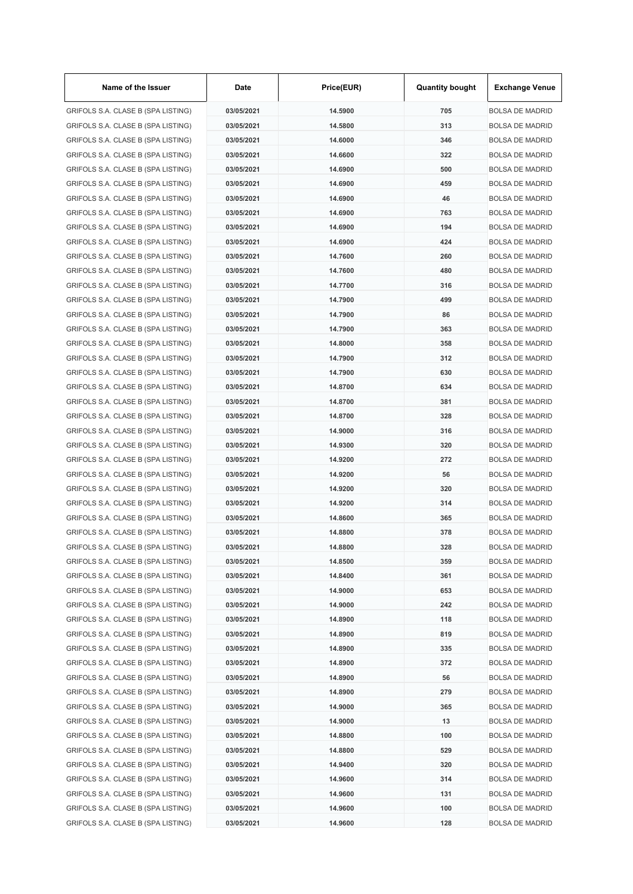| Name of the Issuer | Date | Price(EUR) | Quantity bought | Exchange Venue |
| --- | --- | --- | --- | --- |
| GRIFOLS S.A. CLASE B (SPA LISTING) | 03/05/2021 | 14.5900 | 705 | BOLSA DE MADRID |
| GRIFOLS S.A. CLASE B (SPA LISTING) | 03/05/2021 | 14.5800 | 313 | BOLSA DE MADRID |
| GRIFOLS S.A. CLASE B (SPA LISTING) | 03/05/2021 | 14.6000 | 346 | BOLSA DE MADRID |
| GRIFOLS S.A. CLASE B (SPA LISTING) | 03/05/2021 | 14.6600 | 322 | BOLSA DE MADRID |
| GRIFOLS S.A. CLASE B (SPA LISTING) | 03/05/2021 | 14.6900 | 500 | BOLSA DE MADRID |
| GRIFOLS S.A. CLASE B (SPA LISTING) | 03/05/2021 | 14.6900 | 459 | BOLSA DE MADRID |
| GRIFOLS S.A. CLASE B (SPA LISTING) | 03/05/2021 | 14.6900 | 46 | BOLSA DE MADRID |
| GRIFOLS S.A. CLASE B (SPA LISTING) | 03/05/2021 | 14.6900 | 763 | BOLSA DE MADRID |
| GRIFOLS S.A. CLASE B (SPA LISTING) | 03/05/2021 | 14.6900 | 194 | BOLSA DE MADRID |
| GRIFOLS S.A. CLASE B (SPA LISTING) | 03/05/2021 | 14.6900 | 424 | BOLSA DE MADRID |
| GRIFOLS S.A. CLASE B (SPA LISTING) | 03/05/2021 | 14.7600 | 260 | BOLSA DE MADRID |
| GRIFOLS S.A. CLASE B (SPA LISTING) | 03/05/2021 | 14.7600 | 480 | BOLSA DE MADRID |
| GRIFOLS S.A. CLASE B (SPA LISTING) | 03/05/2021 | 14.7700 | 316 | BOLSA DE MADRID |
| GRIFOLS S.A. CLASE B (SPA LISTING) | 03/05/2021 | 14.7900 | 499 | BOLSA DE MADRID |
| GRIFOLS S.A. CLASE B (SPA LISTING) | 03/05/2021 | 14.7900 | 86 | BOLSA DE MADRID |
| GRIFOLS S.A. CLASE B (SPA LISTING) | 03/05/2021 | 14.7900 | 363 | BOLSA DE MADRID |
| GRIFOLS S.A. CLASE B (SPA LISTING) | 03/05/2021 | 14.8000 | 358 | BOLSA DE MADRID |
| GRIFOLS S.A. CLASE B (SPA LISTING) | 03/05/2021 | 14.7900 | 312 | BOLSA DE MADRID |
| GRIFOLS S.A. CLASE B (SPA LISTING) | 03/05/2021 | 14.7900 | 630 | BOLSA DE MADRID |
| GRIFOLS S.A. CLASE B (SPA LISTING) | 03/05/2021 | 14.8700 | 634 | BOLSA DE MADRID |
| GRIFOLS S.A. CLASE B (SPA LISTING) | 03/05/2021 | 14.8700 | 381 | BOLSA DE MADRID |
| GRIFOLS S.A. CLASE B (SPA LISTING) | 03/05/2021 | 14.8700 | 328 | BOLSA DE MADRID |
| GRIFOLS S.A. CLASE B (SPA LISTING) | 03/05/2021 | 14.9000 | 316 | BOLSA DE MADRID |
| GRIFOLS S.A. CLASE B (SPA LISTING) | 03/05/2021 | 14.9300 | 320 | BOLSA DE MADRID |
| GRIFOLS S.A. CLASE B (SPA LISTING) | 03/05/2021 | 14.9200 | 272 | BOLSA DE MADRID |
| GRIFOLS S.A. CLASE B (SPA LISTING) | 03/05/2021 | 14.9200 | 56 | BOLSA DE MADRID |
| GRIFOLS S.A. CLASE B (SPA LISTING) | 03/05/2021 | 14.9200 | 320 | BOLSA DE MADRID |
| GRIFOLS S.A. CLASE B (SPA LISTING) | 03/05/2021 | 14.9200 | 314 | BOLSA DE MADRID |
| GRIFOLS S.A. CLASE B (SPA LISTING) | 03/05/2021 | 14.8600 | 365 | BOLSA DE MADRID |
| GRIFOLS S.A. CLASE B (SPA LISTING) | 03/05/2021 | 14.8800 | 378 | BOLSA DE MADRID |
| GRIFOLS S.A. CLASE B (SPA LISTING) | 03/05/2021 | 14.8800 | 328 | BOLSA DE MADRID |
| GRIFOLS S.A. CLASE B (SPA LISTING) | 03/05/2021 | 14.8500 | 359 | BOLSA DE MADRID |
| GRIFOLS S.A. CLASE B (SPA LISTING) | 03/05/2021 | 14.8400 | 361 | BOLSA DE MADRID |
| GRIFOLS S.A. CLASE B (SPA LISTING) | 03/05/2021 | 14.9000 | 653 | BOLSA DE MADRID |
| GRIFOLS S.A. CLASE B (SPA LISTING) | 03/05/2021 | 14.9000 | 242 | BOLSA DE MADRID |
| GRIFOLS S.A. CLASE B (SPA LISTING) | 03/05/2021 | 14.8900 | 118 | BOLSA DE MADRID |
| GRIFOLS S.A. CLASE B (SPA LISTING) | 03/05/2021 | 14.8900 | 819 | BOLSA DE MADRID |
| GRIFOLS S.A. CLASE B (SPA LISTING) | 03/05/2021 | 14.8900 | 335 | BOLSA DE MADRID |
| GRIFOLS S.A. CLASE B (SPA LISTING) | 03/05/2021 | 14.8900 | 372 | BOLSA DE MADRID |
| GRIFOLS S.A. CLASE B (SPA LISTING) | 03/05/2021 | 14.8900 | 56 | BOLSA DE MADRID |
| GRIFOLS S.A. CLASE B (SPA LISTING) | 03/05/2021 | 14.8900 | 279 | BOLSA DE MADRID |
| GRIFOLS S.A. CLASE B (SPA LISTING) | 03/05/2021 | 14.9000 | 365 | BOLSA DE MADRID |
| GRIFOLS S.A. CLASE B (SPA LISTING) | 03/05/2021 | 14.9000 | 13 | BOLSA DE MADRID |
| GRIFOLS S.A. CLASE B (SPA LISTING) | 03/05/2021 | 14.8800 | 100 | BOLSA DE MADRID |
| GRIFOLS S.A. CLASE B (SPA LISTING) | 03/05/2021 | 14.8800 | 529 | BOLSA DE MADRID |
| GRIFOLS S.A. CLASE B (SPA LISTING) | 03/05/2021 | 14.9400 | 320 | BOLSA DE MADRID |
| GRIFOLS S.A. CLASE B (SPA LISTING) | 03/05/2021 | 14.9600 | 314 | BOLSA DE MADRID |
| GRIFOLS S.A. CLASE B (SPA LISTING) | 03/05/2021 | 14.9600 | 131 | BOLSA DE MADRID |
| GRIFOLS S.A. CLASE B (SPA LISTING) | 03/05/2021 | 14.9600 | 100 | BOLSA DE MADRID |
| GRIFOLS S.A. CLASE B (SPA LISTING) | 03/05/2021 | 14.9600 | 128 | BOLSA DE MADRID |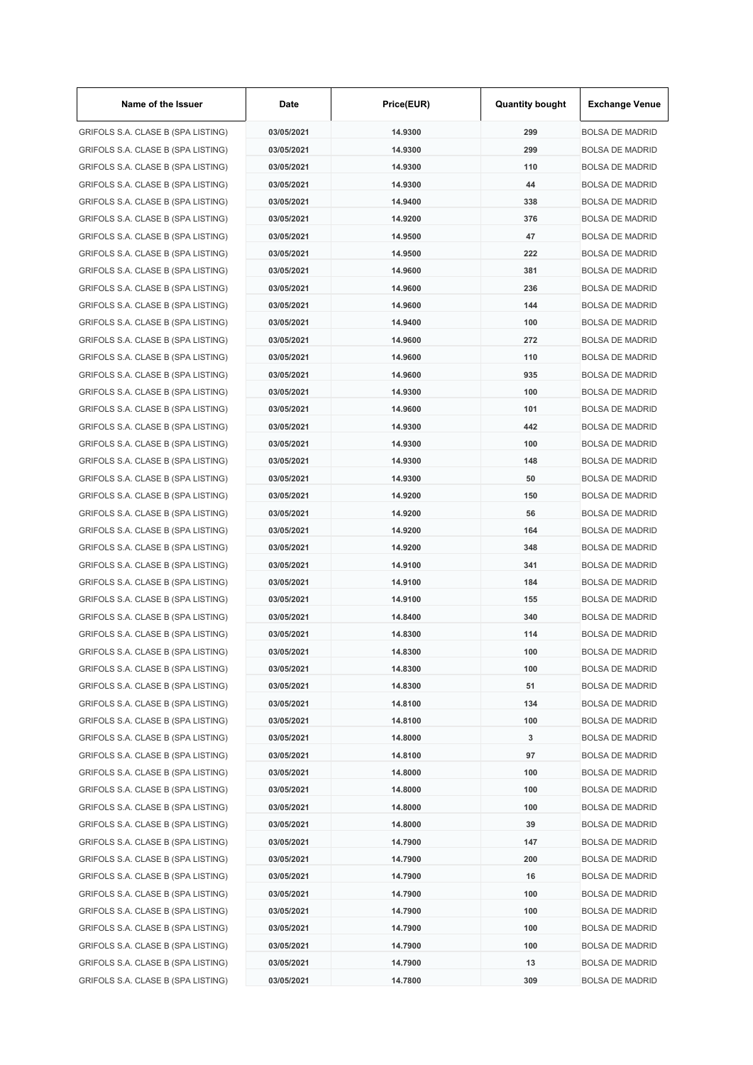| Name of the Issuer | Date | Price(EUR) | Quantity bought | Exchange Venue |
|---|---|---|---|---|
| GRIFOLS S.A. CLASE B (SPA LISTING) | 03/05/2021 | 14.9300 | 299 | BOLSA DE MADRID |
| GRIFOLS S.A. CLASE B (SPA LISTING) | 03/05/2021 | 14.9300 | 299 | BOLSA DE MADRID |
| GRIFOLS S.A. CLASE B (SPA LISTING) | 03/05/2021 | 14.9300 | 110 | BOLSA DE MADRID |
| GRIFOLS S.A. CLASE B (SPA LISTING) | 03/05/2021 | 14.9300 | 44 | BOLSA DE MADRID |
| GRIFOLS S.A. CLASE B (SPA LISTING) | 03/05/2021 | 14.9400 | 338 | BOLSA DE MADRID |
| GRIFOLS S.A. CLASE B (SPA LISTING) | 03/05/2021 | 14.9200 | 376 | BOLSA DE MADRID |
| GRIFOLS S.A. CLASE B (SPA LISTING) | 03/05/2021 | 14.9500 | 47 | BOLSA DE MADRID |
| GRIFOLS S.A. CLASE B (SPA LISTING) | 03/05/2021 | 14.9500 | 222 | BOLSA DE MADRID |
| GRIFOLS S.A. CLASE B (SPA LISTING) | 03/05/2021 | 14.9600 | 381 | BOLSA DE MADRID |
| GRIFOLS S.A. CLASE B (SPA LISTING) | 03/05/2021 | 14.9600 | 236 | BOLSA DE MADRID |
| GRIFOLS S.A. CLASE B (SPA LISTING) | 03/05/2021 | 14.9600 | 144 | BOLSA DE MADRID |
| GRIFOLS S.A. CLASE B (SPA LISTING) | 03/05/2021 | 14.9400 | 100 | BOLSA DE MADRID |
| GRIFOLS S.A. CLASE B (SPA LISTING) | 03/05/2021 | 14.9600 | 272 | BOLSA DE MADRID |
| GRIFOLS S.A. CLASE B (SPA LISTING) | 03/05/2021 | 14.9600 | 110 | BOLSA DE MADRID |
| GRIFOLS S.A. CLASE B (SPA LISTING) | 03/05/2021 | 14.9600 | 935 | BOLSA DE MADRID |
| GRIFOLS S.A. CLASE B (SPA LISTING) | 03/05/2021 | 14.9300 | 100 | BOLSA DE MADRID |
| GRIFOLS S.A. CLASE B (SPA LISTING) | 03/05/2021 | 14.9600 | 101 | BOLSA DE MADRID |
| GRIFOLS S.A. CLASE B (SPA LISTING) | 03/05/2021 | 14.9300 | 442 | BOLSA DE MADRID |
| GRIFOLS S.A. CLASE B (SPA LISTING) | 03/05/2021 | 14.9300 | 100 | BOLSA DE MADRID |
| GRIFOLS S.A. CLASE B (SPA LISTING) | 03/05/2021 | 14.9300 | 148 | BOLSA DE MADRID |
| GRIFOLS S.A. CLASE B (SPA LISTING) | 03/05/2021 | 14.9300 | 50 | BOLSA DE MADRID |
| GRIFOLS S.A. CLASE B (SPA LISTING) | 03/05/2021 | 14.9200 | 150 | BOLSA DE MADRID |
| GRIFOLS S.A. CLASE B (SPA LISTING) | 03/05/2021 | 14.9200 | 56 | BOLSA DE MADRID |
| GRIFOLS S.A. CLASE B (SPA LISTING) | 03/05/2021 | 14.9200 | 164 | BOLSA DE MADRID |
| GRIFOLS S.A. CLASE B (SPA LISTING) | 03/05/2021 | 14.9200 | 348 | BOLSA DE MADRID |
| GRIFOLS S.A. CLASE B (SPA LISTING) | 03/05/2021 | 14.9100 | 341 | BOLSA DE MADRID |
| GRIFOLS S.A. CLASE B (SPA LISTING) | 03/05/2021 | 14.9100 | 184 | BOLSA DE MADRID |
| GRIFOLS S.A. CLASE B (SPA LISTING) | 03/05/2021 | 14.9100 | 155 | BOLSA DE MADRID |
| GRIFOLS S.A. CLASE B (SPA LISTING) | 03/05/2021 | 14.8400 | 340 | BOLSA DE MADRID |
| GRIFOLS S.A. CLASE B (SPA LISTING) | 03/05/2021 | 14.8300 | 114 | BOLSA DE MADRID |
| GRIFOLS S.A. CLASE B (SPA LISTING) | 03/05/2021 | 14.8300 | 100 | BOLSA DE MADRID |
| GRIFOLS S.A. CLASE B (SPA LISTING) | 03/05/2021 | 14.8300 | 100 | BOLSA DE MADRID |
| GRIFOLS S.A. CLASE B (SPA LISTING) | 03/05/2021 | 14.8300 | 51 | BOLSA DE MADRID |
| GRIFOLS S.A. CLASE B (SPA LISTING) | 03/05/2021 | 14.8100 | 134 | BOLSA DE MADRID |
| GRIFOLS S.A. CLASE B (SPA LISTING) | 03/05/2021 | 14.8100 | 100 | BOLSA DE MADRID |
| GRIFOLS S.A. CLASE B (SPA LISTING) | 03/05/2021 | 14.8000 | 3 | BOLSA DE MADRID |
| GRIFOLS S.A. CLASE B (SPA LISTING) | 03/05/2021 | 14.8100 | 97 | BOLSA DE MADRID |
| GRIFOLS S.A. CLASE B (SPA LISTING) | 03/05/2021 | 14.8000 | 100 | BOLSA DE MADRID |
| GRIFOLS S.A. CLASE B (SPA LISTING) | 03/05/2021 | 14.8000 | 100 | BOLSA DE MADRID |
| GRIFOLS S.A. CLASE B (SPA LISTING) | 03/05/2021 | 14.8000 | 100 | BOLSA DE MADRID |
| GRIFOLS S.A. CLASE B (SPA LISTING) | 03/05/2021 | 14.8000 | 39 | BOLSA DE MADRID |
| GRIFOLS S.A. CLASE B (SPA LISTING) | 03/05/2021 | 14.7900 | 147 | BOLSA DE MADRID |
| GRIFOLS S.A. CLASE B (SPA LISTING) | 03/05/2021 | 14.7900 | 200 | BOLSA DE MADRID |
| GRIFOLS S.A. CLASE B (SPA LISTING) | 03/05/2021 | 14.7900 | 16 | BOLSA DE MADRID |
| GRIFOLS S.A. CLASE B (SPA LISTING) | 03/05/2021 | 14.7900 | 100 | BOLSA DE MADRID |
| GRIFOLS S.A. CLASE B (SPA LISTING) | 03/05/2021 | 14.7900 | 100 | BOLSA DE MADRID |
| GRIFOLS S.A. CLASE B (SPA LISTING) | 03/05/2021 | 14.7900 | 100 | BOLSA DE MADRID |
| GRIFOLS S.A. CLASE B (SPA LISTING) | 03/05/2021 | 14.7900 | 100 | BOLSA DE MADRID |
| GRIFOLS S.A. CLASE B (SPA LISTING) | 03/05/2021 | 14.7900 | 13 | BOLSA DE MADRID |
| GRIFOLS S.A. CLASE B (SPA LISTING) | 03/05/2021 | 14.7800 | 309 | BOLSA DE MADRID |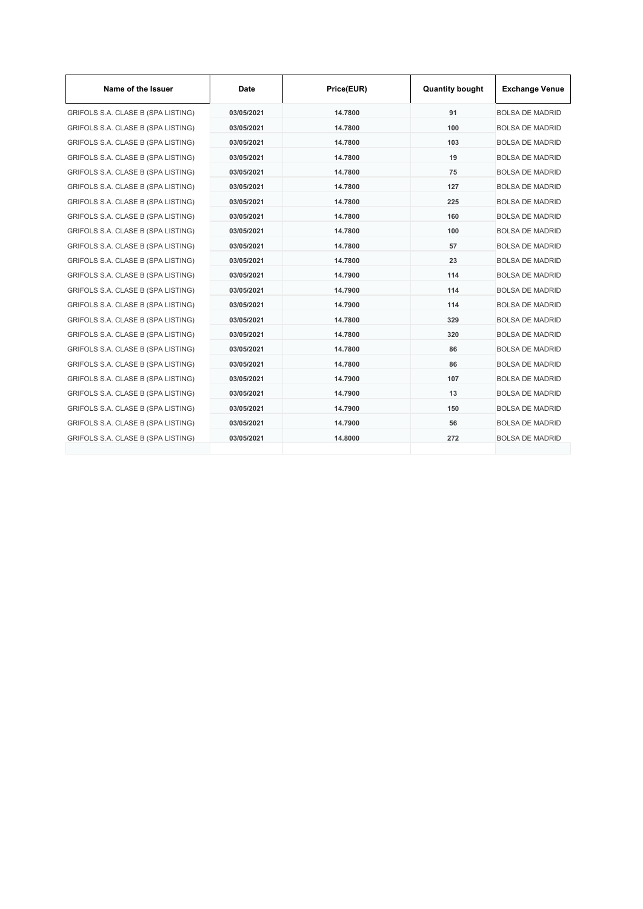| Name of the Issuer | Date | Price(EUR) | Quantity bought | Exchange Venue |
|---|---|---|---|---|
| GRIFOLS S.A. CLASE B (SPA LISTING) | 03/05/2021 | 14.7800 | 91 | BOLSA DE MADRID |
| GRIFOLS S.A. CLASE B (SPA LISTING) | 03/05/2021 | 14.7800 | 100 | BOLSA DE MADRID |
| GRIFOLS S.A. CLASE B (SPA LISTING) | 03/05/2021 | 14.7800 | 103 | BOLSA DE MADRID |
| GRIFOLS S.A. CLASE B (SPA LISTING) | 03/05/2021 | 14.7800 | 19 | BOLSA DE MADRID |
| GRIFOLS S.A. CLASE B (SPA LISTING) | 03/05/2021 | 14.7800 | 75 | BOLSA DE MADRID |
| GRIFOLS S.A. CLASE B (SPA LISTING) | 03/05/2021 | 14.7800 | 127 | BOLSA DE MADRID |
| GRIFOLS S.A. CLASE B (SPA LISTING) | 03/05/2021 | 14.7800 | 225 | BOLSA DE MADRID |
| GRIFOLS S.A. CLASE B (SPA LISTING) | 03/05/2021 | 14.7800 | 160 | BOLSA DE MADRID |
| GRIFOLS S.A. CLASE B (SPA LISTING) | 03/05/2021 | 14.7800 | 100 | BOLSA DE MADRID |
| GRIFOLS S.A. CLASE B (SPA LISTING) | 03/05/2021 | 14.7800 | 57 | BOLSA DE MADRID |
| GRIFOLS S.A. CLASE B (SPA LISTING) | 03/05/2021 | 14.7800 | 23 | BOLSA DE MADRID |
| GRIFOLS S.A. CLASE B (SPA LISTING) | 03/05/2021 | 14.7900 | 114 | BOLSA DE MADRID |
| GRIFOLS S.A. CLASE B (SPA LISTING) | 03/05/2021 | 14.7900 | 114 | BOLSA DE MADRID |
| GRIFOLS S.A. CLASE B (SPA LISTING) | 03/05/2021 | 14.7900 | 114 | BOLSA DE MADRID |
| GRIFOLS S.A. CLASE B (SPA LISTING) | 03/05/2021 | 14.7800 | 329 | BOLSA DE MADRID |
| GRIFOLS S.A. CLASE B (SPA LISTING) | 03/05/2021 | 14.7800 | 320 | BOLSA DE MADRID |
| GRIFOLS S.A. CLASE B (SPA LISTING) | 03/05/2021 | 14.7800 | 86 | BOLSA DE MADRID |
| GRIFOLS S.A. CLASE B (SPA LISTING) | 03/05/2021 | 14.7800 | 86 | BOLSA DE MADRID |
| GRIFOLS S.A. CLASE B (SPA LISTING) | 03/05/2021 | 14.7900 | 107 | BOLSA DE MADRID |
| GRIFOLS S.A. CLASE B (SPA LISTING) | 03/05/2021 | 14.7900 | 13 | BOLSA DE MADRID |
| GRIFOLS S.A. CLASE B (SPA LISTING) | 03/05/2021 | 14.7900 | 150 | BOLSA DE MADRID |
| GRIFOLS S.A. CLASE B (SPA LISTING) | 03/05/2021 | 14.7900 | 56 | BOLSA DE MADRID |
| GRIFOLS S.A. CLASE B (SPA LISTING) | 03/05/2021 | 14.8000 | 272 | BOLSA DE MADRID |